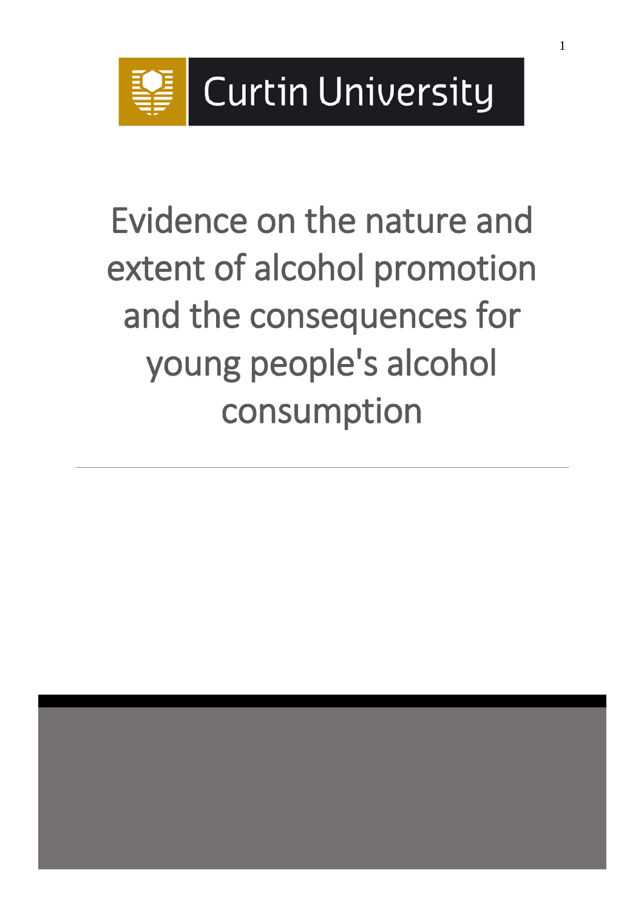Curtin University

# Evidence on the nature and extent of alcohol promotion and the consequences for young people's alcohol consumption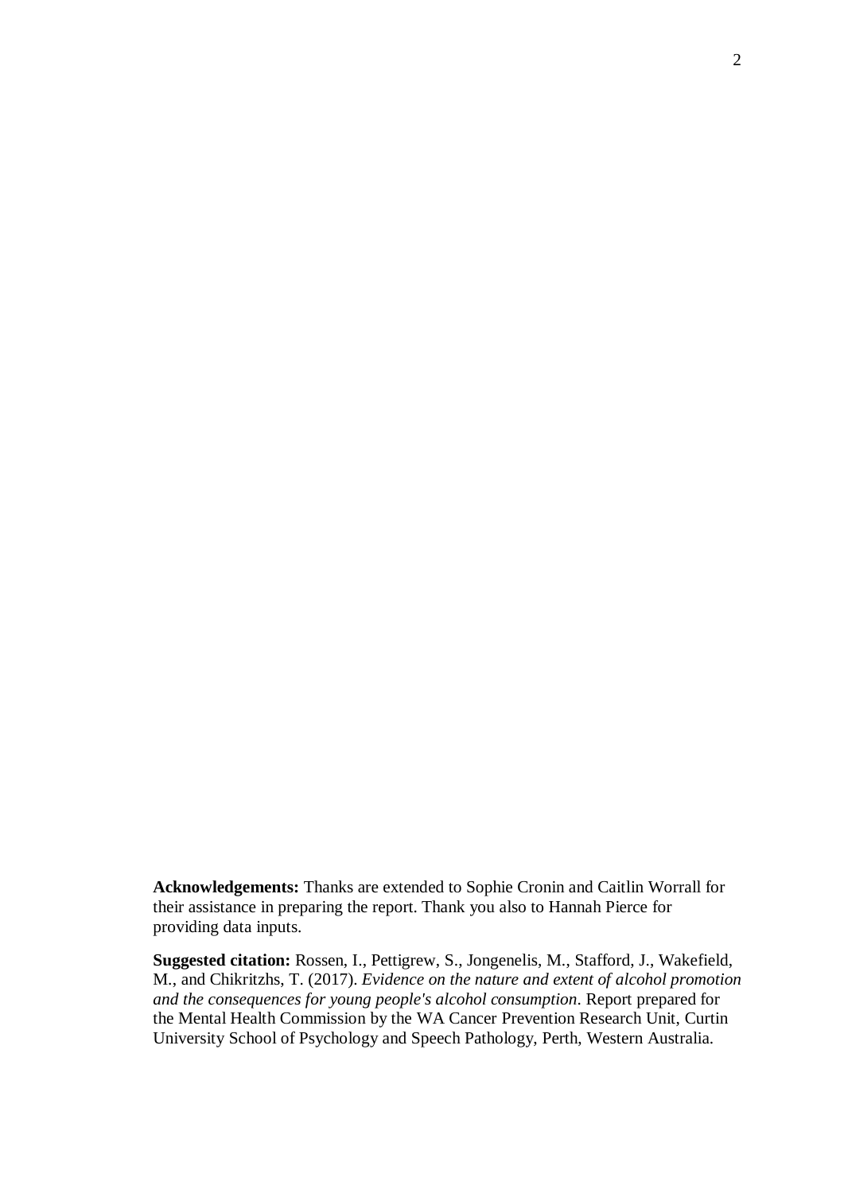**Acknowledgements:** Thanks are extended to Sophie Cronin and Caitlin Worrall for their assistance in preparing the report. Thank you also to Hannah Pierce for providing data inputs.

**Suggested citation:** Rossen, I., Pettigrew, S., Jongenelis, M., Stafford, J., Wakefield, M., and Chikritzhs, T. (2017). *Evidence on the nature and extent of alcohol promotion and the consequences for young people's alcohol consumption*. Report prepared for the Mental Health Commission by the WA Cancer Prevention Research Unit, Curtin University School of Psychology and Speech Pathology, Perth, Western Australia.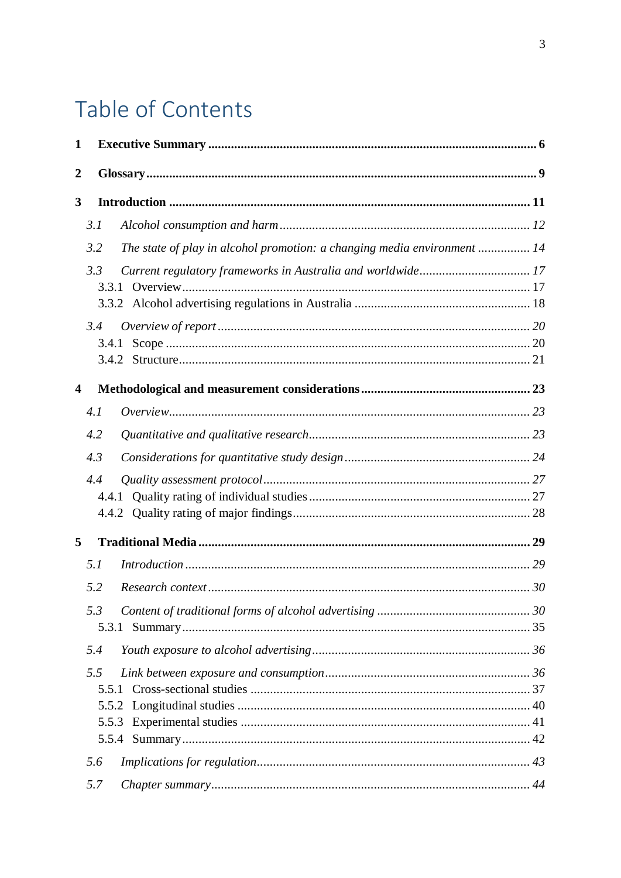# Table of Contents

**1 Executive Summary** .................................................................................................... **6**

**2 Glossary** ...................................................................................................................... **9**

**3 Introduction** ............................................................................................................. **11**

*3.1 Alcohol consumption and harm* ............................................................................ *12*

*3.2 The state of play in alcohol promotion: a changing media environment* ................ *14*

*3.3 Current regulatory frameworks in Australia and worldwide* ................................. *17*

3.3.1 Overview ........................................................................................................ 17

3.3.2 Alcohol advertising regulations in Australia ..................................................... 18

*3.4 Overview of report* .............................................................................................. *20*

3.4.1 Scope .............................................................................................................. 20

3.4.2 Structure .......................................................................................................... 21

**4 Methodological and measurement considerations** .................................................... **23**

*4.1 Overview* ............................................................................................................. *23*

*4.2 Quantitative and qualitative research* .................................................................. *23*

*4.3 Considerations for quantitative study design* ........................................................ *24*

*4.4 Quality assessment protocol* ................................................................................. *27*

4.4.1 Quality rating of individual studies .................................................................... 27

4.4.2 Quality rating of major findings ........................................................................ 28

**5 Traditional Media** ..................................................................................................... **29**

*5.1 Introduction* ......................................................................................................... *29*

*5.2 Research context* .................................................................................................. *30*

*5.3 Content of traditional forms of alcohol advertising* ............................................... *30*

5.3.1 Summary .......................................................................................................... 35

*5.4 Youth exposure to alcohol advertising* .................................................................. *36*

*5.5 Link between exposure and consumption* ............................................................. *36*

5.5.1 Cross-sectional studies ..................................................................................... 37

5.5.2 Longitudinal studies ......................................................................................... 40

5.5.3 Experimental studies ........................................................................................ 41

5.5.4 Summary .......................................................................................................... 42

*5.6 Implications for regulation* ................................................................................... *43*

*5.7 Chapter summary* ................................................................................................. *44*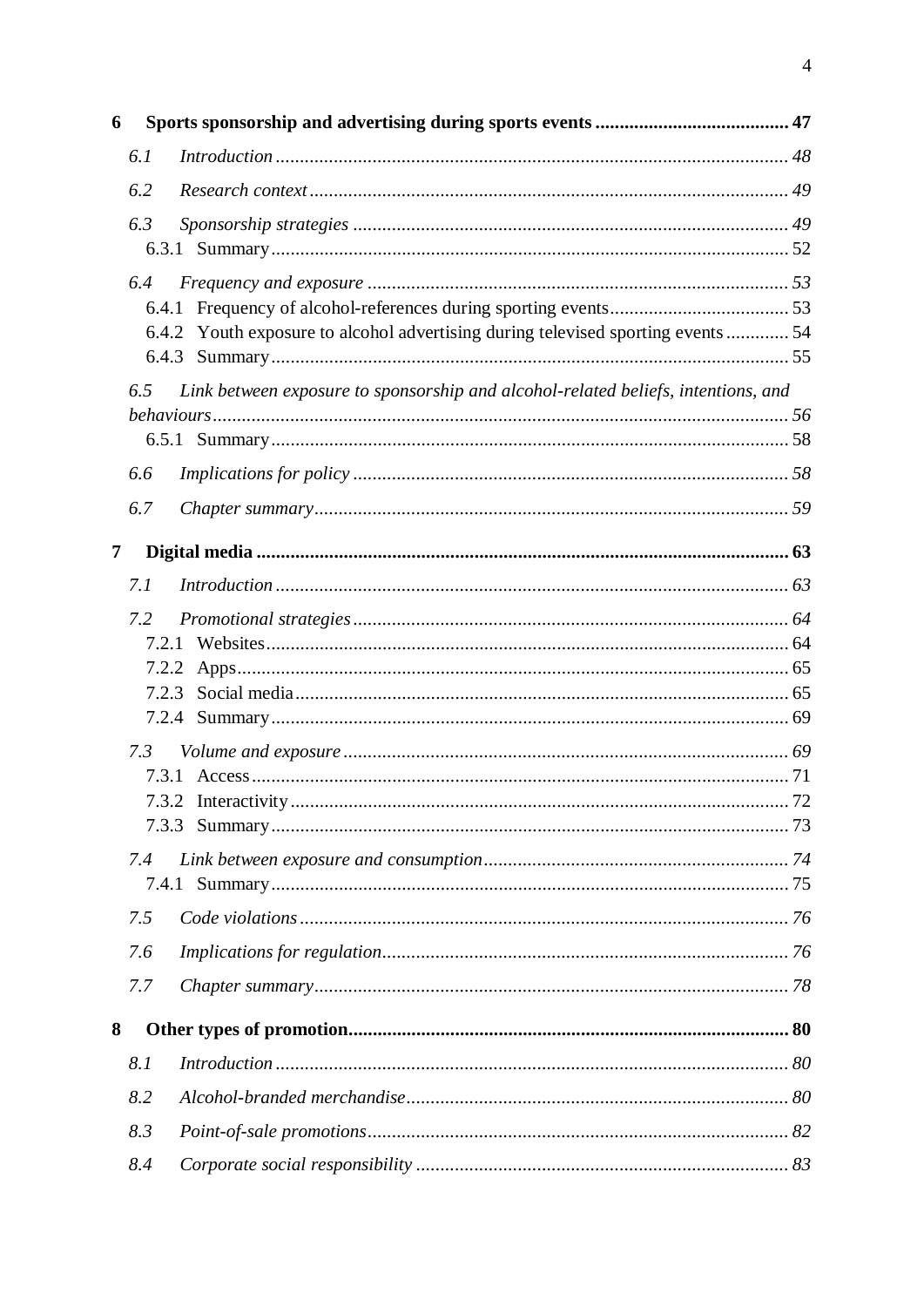**6 Sports sponsorship and advertising during sports events** ........................................ **47**

*6.1 Introduction* ........................................ *48*

*6.2 Research context* ........................................ *49*

*6.3 Sponsorship strategies* ........................................ *49*

6.3.1 Summary ........................................ 52

*6.4 Frequency and exposure* ........................................ *53*

6.4.1 Frequency of alcohol-references during sporting events ........................................ 53

6.4.2 Youth exposure to alcohol advertising during televised sporting events ........................................ 54

6.4.3 Summary ........................................ 55

*6.5 Link between exposure to sponsorship and alcohol-related beliefs, intentions, and behaviours* ........................................ *56*

6.5.1 Summary ........................................ 58

*6.6 Implications for policy* ........................................ *58*

*6.7 Chapter summary* ........................................ *59*

**7 Digital media** ........................................ **63**

*7.1 Introduction* ........................................ *63*

*7.2 Promotional strategies* ........................................ *64*

7.2.1 Websites ........................................ 64

7.2.2 Apps ........................................ 65

7.2.3 Social media ........................................ 65

7.2.4 Summary ........................................ 69

*7.3 Volume and exposure* ........................................ *69*

7.3.1 Access ........................................ 71

7.3.2 Interactivity ........................................ 72

7.3.3 Summary ........................................ 73

*7.4 Link between exposure and consumption* ........................................ *74*

7.4.1 Summary ........................................ 75

*7.5 Code violations* ........................................ *76*

*7.6 Implications for regulation* ........................................ *76*

*7.7 Chapter summary* ........................................ *78*

**8 Other types of promotion** ........................................ **80**

*8.1 Introduction* ........................................ *80*

*8.2 Alcohol-branded merchandise* ........................................ *80*

*8.3 Point-of-sale promotions* ........................................ *82*

*8.4 Corporate social responsibility* ........................................ *83*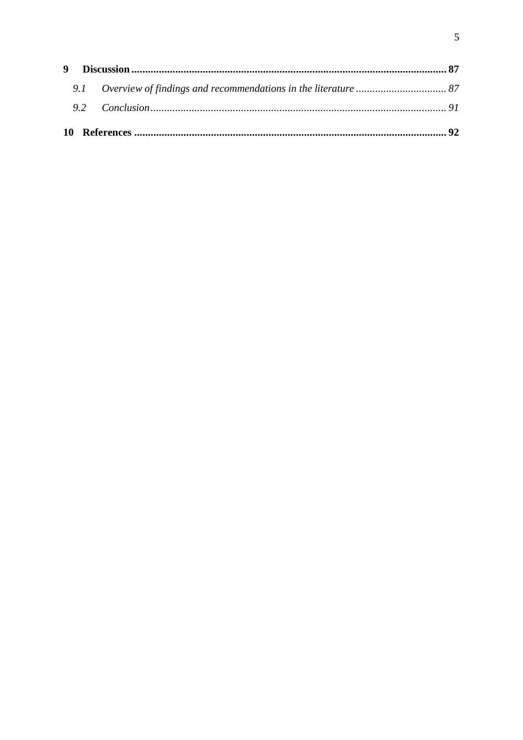**9 Discussion .................................................................................................................. 87**

*9.1 Overview of findings and recommendations in the literature ................................. 87*

*9.2 Conclusion ........................................................................................................... 91*

**10 References ................................................................................................................ 92**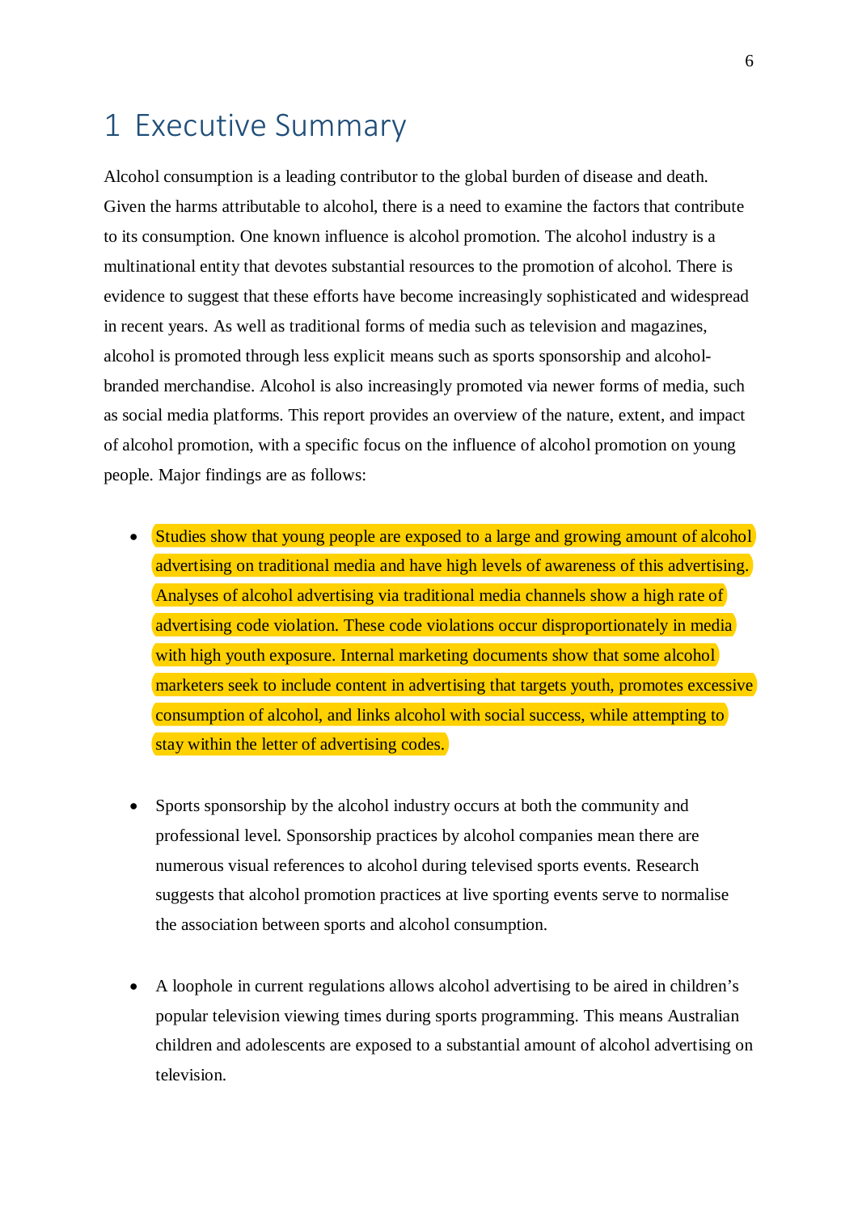# 1 Executive Summary

Alcohol consumption is a leading contributor to the global burden of disease and death. Given the harms attributable to alcohol, there is a need to examine the factors that contribute to its consumption. One known influence is alcohol promotion. The alcohol industry is a multinational entity that devotes substantial resources to the promotion of alcohol. There is evidence to suggest that these efforts have become increasingly sophisticated and widespread in recent years. As well as traditional forms of media such as television and magazines, alcohol is promoted through less explicit means such as sports sponsorship and alcohol-branded merchandise. Alcohol is also increasingly promoted via newer forms of media, such as social media platforms. This report provides an overview of the nature, extent, and impact of alcohol promotion, with a specific focus on the influence of alcohol promotion on young people. Major findings are as follows:

- Studies show that young people are exposed to a large and growing amount of alcohol advertising on traditional media and have high levels of awareness of this advertising. Analyses of alcohol advertising via traditional media channels show a high rate of advertising code violation. These code violations occur disproportionately in media with high youth exposure. Internal marketing documents show that some alcohol marketers seek to include content in advertising that targets youth, promotes excessive consumption of alcohol, and links alcohol with social success, while attempting to stay within the letter of advertising codes.

- Sports sponsorship by the alcohol industry occurs at both the community and professional level. Sponsorship practices by alcohol companies mean there are numerous visual references to alcohol during televised sports events. Research suggests that alcohol promotion practices at live sporting events serve to normalise the association between sports and alcohol consumption.

- A loophole in current regulations allows alcohol advertising to be aired in children's popular television viewing times during sports programming. This means Australian children and adolescents are exposed to a substantial amount of alcohol advertising on television.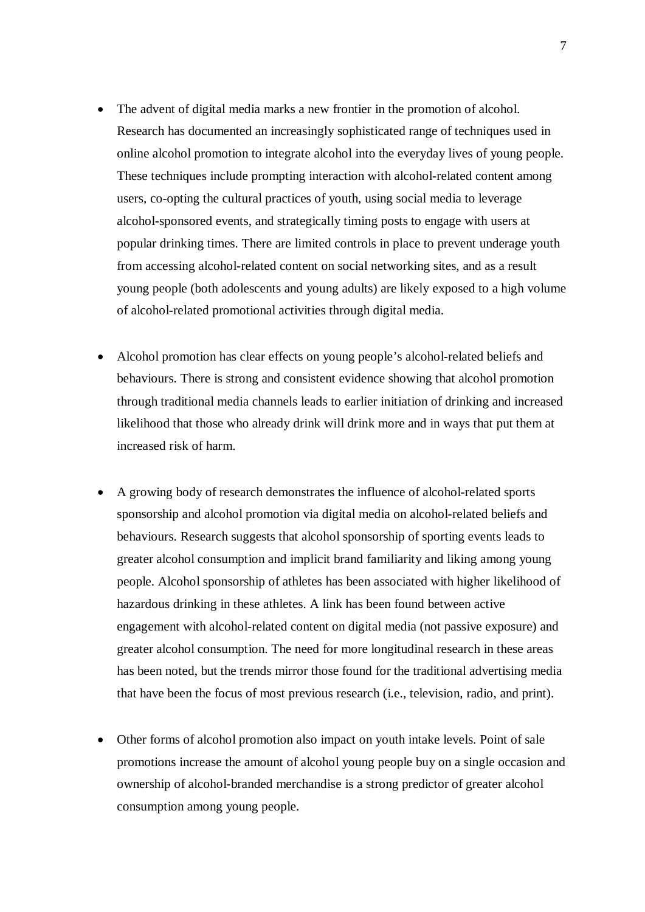- The advent of digital media marks a new frontier in the promotion of alcohol. Research has documented an increasingly sophisticated range of techniques used in online alcohol promotion to integrate alcohol into the everyday lives of young people. These techniques include prompting interaction with alcohol-related content among users, co-opting the cultural practices of youth, using social media to leverage alcohol-sponsored events, and strategically timing posts to engage with users at popular drinking times. There are limited controls in place to prevent underage youth from accessing alcohol-related content on social networking sites, and as a result young people (both adolescents and young adults) are likely exposed to a high volume of alcohol-related promotional activities through digital media.

- Alcohol promotion has clear effects on young people's alcohol-related beliefs and behaviours. There is strong and consistent evidence showing that alcohol promotion through traditional media channels leads to earlier initiation of drinking and increased likelihood that those who already drink will drink more and in ways that put them at increased risk of harm.

- A growing body of research demonstrates the influence of alcohol-related sports sponsorship and alcohol promotion via digital media on alcohol-related beliefs and behaviours. Research suggests that alcohol sponsorship of sporting events leads to greater alcohol consumption and implicit brand familiarity and liking among young people. Alcohol sponsorship of athletes has been associated with higher likelihood of hazardous drinking in these athletes. A link has been found between active engagement with alcohol-related content on digital media (not passive exposure) and greater alcohol consumption. The need for more longitudinal research in these areas has been noted, but the trends mirror those found for the traditional advertising media that have been the focus of most previous research (i.e., television, radio, and print).

- Other forms of alcohol promotion also impact on youth intake levels. Point of sale promotions increase the amount of alcohol young people buy on a single occasion and ownership of alcohol-branded merchandise is a strong predictor of greater alcohol consumption among young people.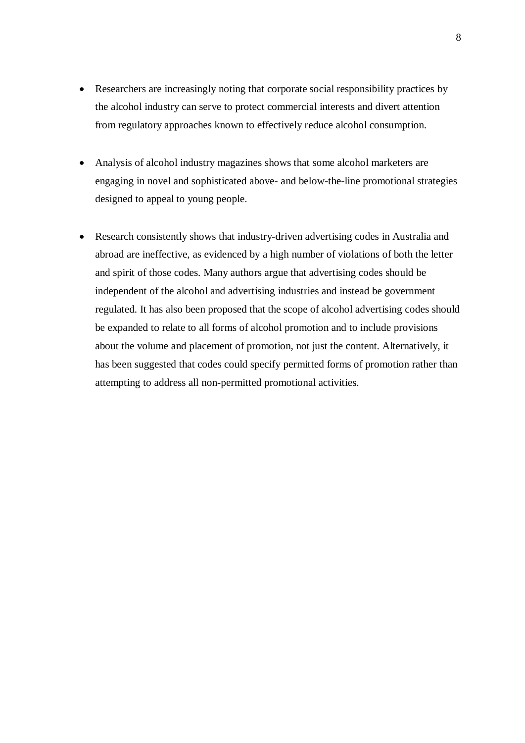- Researchers are increasingly noting that corporate social responsibility practices by the alcohol industry can serve to protect commercial interests and divert attention from regulatory approaches known to effectively reduce alcohol consumption.

- Analysis of alcohol industry magazines shows that some alcohol marketers are engaging in novel and sophisticated above- and below-the-line promotional strategies designed to appeal to young people.

- Research consistently shows that industry-driven advertising codes in Australia and abroad are ineffective, as evidenced by a high number of violations of both the letter and spirit of those codes. Many authors argue that advertising codes should be independent of the alcohol and advertising industries and instead be government regulated. It has also been proposed that the scope of alcohol advertising codes should be expanded to relate to all forms of alcohol promotion and to include provisions about the volume and placement of promotion, not just the content. Alternatively, it has been suggested that codes could specify permitted forms of promotion rather than attempting to address all non-permitted promotional activities.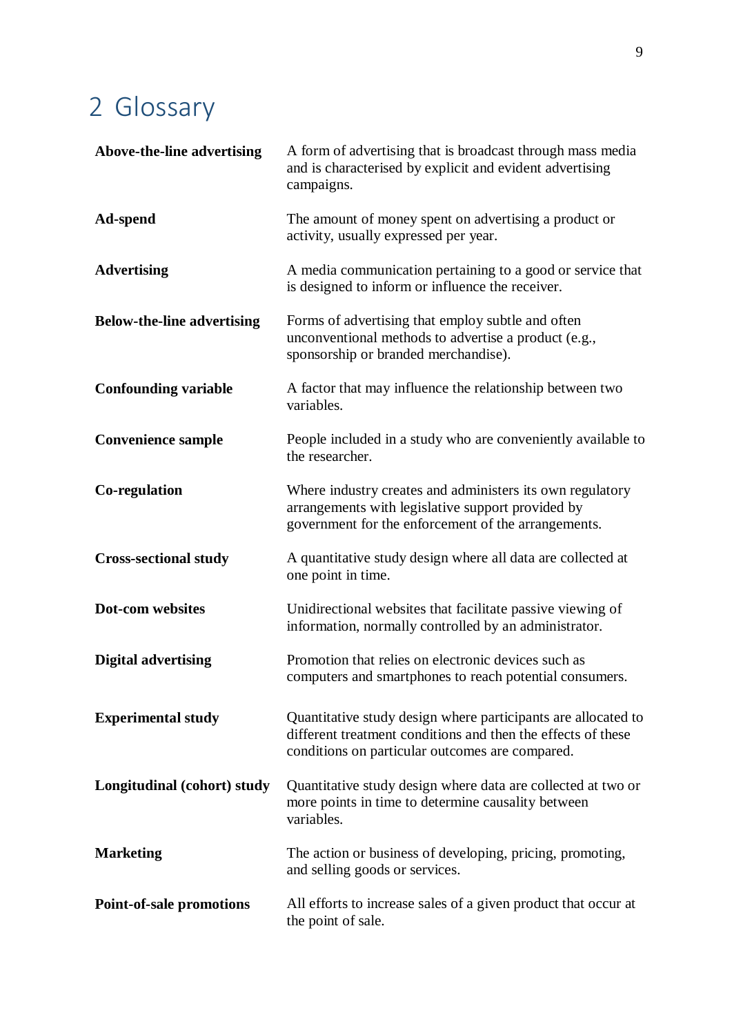# 2 Glossary

| | |
|---|---|
| **Above-the-line advertising** | A form of advertising that is broadcast through mass media and is characterised by explicit and evident advertising campaigns. |
| **Ad-spend** | The amount of money spent on advertising a product or activity, usually expressed per year. |
| **Advertising** | A media communication pertaining to a good or service that is designed to inform or influence the receiver. |
| **Below-the-line advertising** | Forms of advertising that employ subtle and often unconventional methods to advertise a product (e.g., sponsorship or branded merchandise). |
| **Confounding variable** | A factor that may influence the relationship between two variables. |
| **Convenience sample** | People included in a study who are conveniently available to the researcher. |
| **Co-regulation** | Where industry creates and administers its own regulatory arrangements with legislative support provided by government for the enforcement of the arrangements. |
| **Cross-sectional study** | A quantitative study design where all data are collected at one point in time. |
| **Dot-com websites** | Unidirectional websites that facilitate passive viewing of information, normally controlled by an administrator. |
| **Digital advertising** | Promotion that relies on electronic devices such as computers and smartphones to reach potential consumers. |
| **Experimental study** | Quantitative study design where participants are allocated to different treatment conditions and then the effects of these conditions on particular outcomes are compared. |
| **Longitudinal (cohort) study** | Quantitative study design where data are collected at two or more points in time to determine causality between variables. |
| **Marketing** | The action or business of developing, pricing, promoting, and selling goods or services. |
| **Point-of-sale promotions** | All efforts to increase sales of a given product that occur at the point of sale. |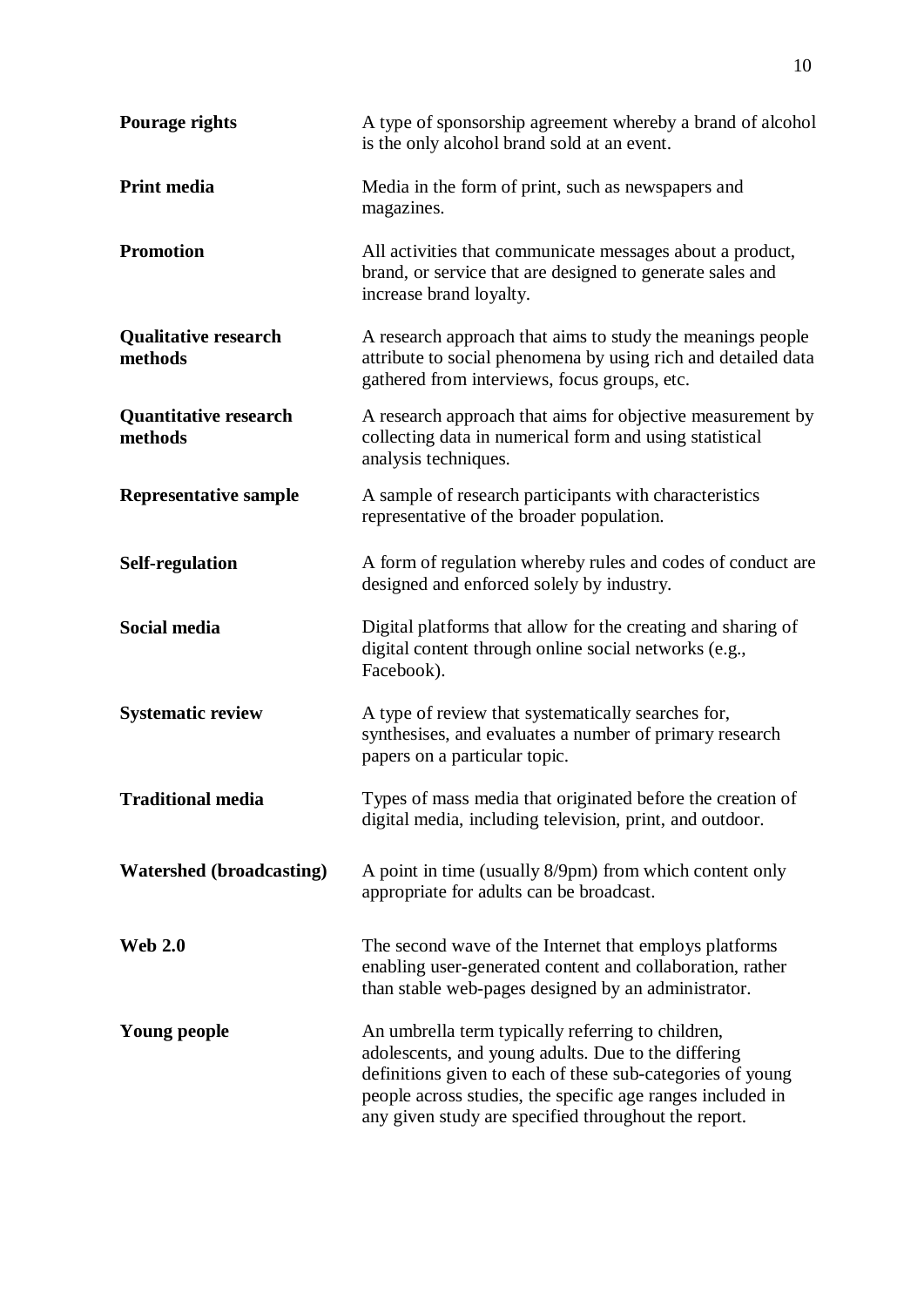| | |
|---|---|
| **Pourage rights** | A type of sponsorship agreement whereby a brand of alcohol is the only alcohol brand sold at an event. |
| **Print media** | Media in the form of print, such as newspapers and magazines. |
| **Promotion** | All activities that communicate messages about a product, brand, or service that are designed to generate sales and increase brand loyalty. |
| **Qualitative research methods** | A research approach that aims to study the meanings people attribute to social phenomena by using rich and detailed data gathered from interviews, focus groups, etc. |
| **Quantitative research methods** | A research approach that aims for objective measurement by collecting data in numerical form and using statistical analysis techniques. |
| **Representative sample** | A sample of research participants with characteristics representative of the broader population. |
| **Self-regulation** | A form of regulation whereby rules and codes of conduct are designed and enforced solely by industry. |
| **Social media** | Digital platforms that allow for the creating and sharing of digital content through online social networks (e.g., Facebook). |
| **Systematic review** | A type of review that systematically searches for, synthesises, and evaluates a number of primary research papers on a particular topic. |
| **Traditional media** | Types of mass media that originated before the creation of digital media, including television, print, and outdoor. |
| **Watershed (broadcasting)** | A point in time (usually 8/9pm) from which content only appropriate for adults can be broadcast. |
| **Web 2.0** | The second wave of the Internet that employs platforms enabling user-generated content and collaboration, rather than stable web-pages designed by an administrator. |
| **Young people** | An umbrella term typically referring to children, adolescents, and young adults. Due to the differing definitions given to each of these sub-categories of young people across studies, the specific age ranges included in any given study are specified throughout the report. |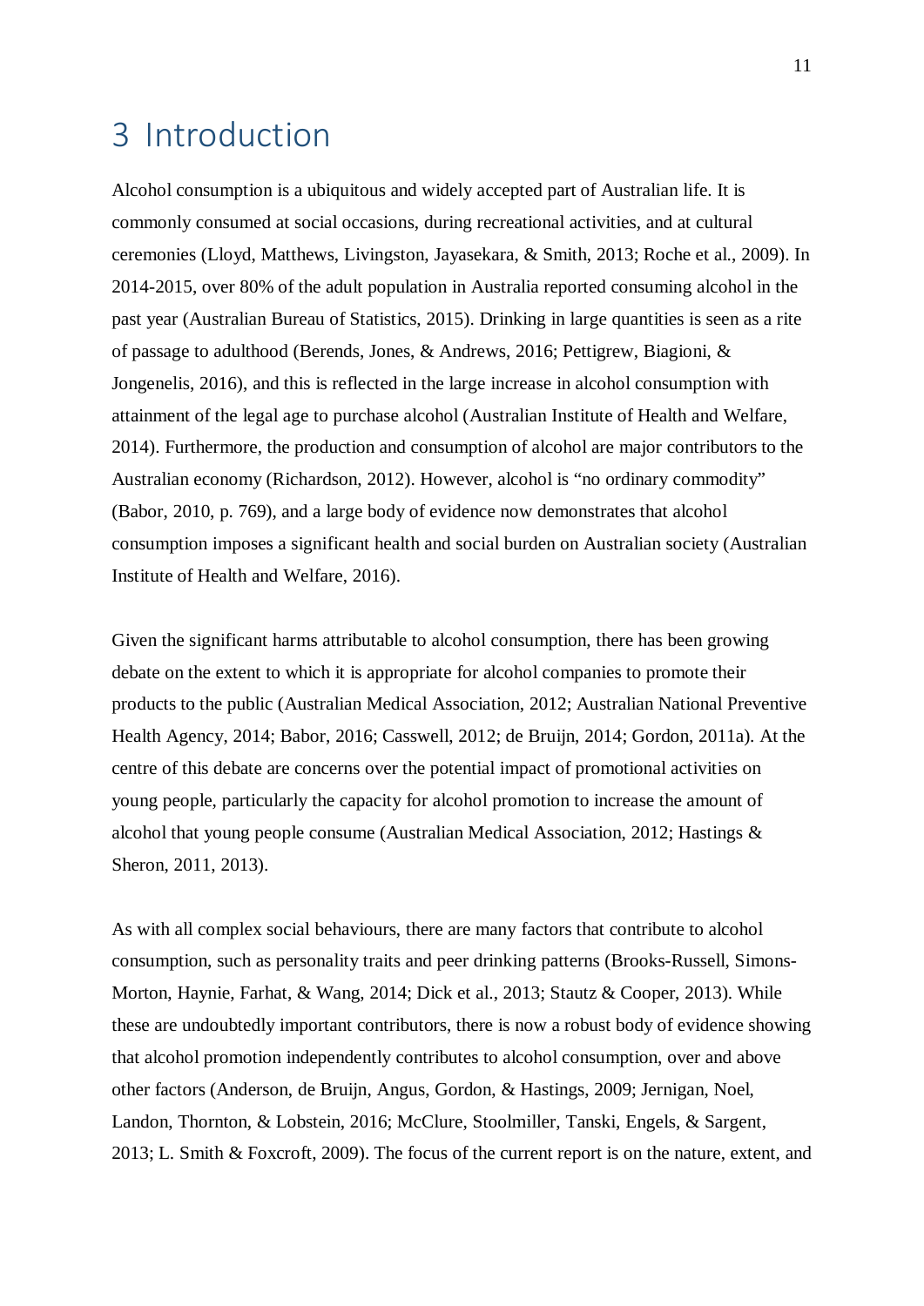# 3 Introduction

Alcohol consumption is a ubiquitous and widely accepted part of Australian life. It is commonly consumed at social occasions, during recreational activities, and at cultural ceremonies (Lloyd, Matthews, Livingston, Jayasekara, & Smith, 2013; Roche et al., 2009). In 2014-2015, over 80% of the adult population in Australia reported consuming alcohol in the past year (Australian Bureau of Statistics, 2015). Drinking in large quantities is seen as a rite of passage to adulthood (Berends, Jones, & Andrews, 2016; Pettigrew, Biagioni, & Jongenelis, 2016), and this is reflected in the large increase in alcohol consumption with attainment of the legal age to purchase alcohol (Australian Institute of Health and Welfare, 2014). Furthermore, the production and consumption of alcohol are major contributors to the Australian economy (Richardson, 2012). However, alcohol is "no ordinary commodity" (Babor, 2010, p. 769), and a large body of evidence now demonstrates that alcohol consumption imposes a significant health and social burden on Australian society (Australian Institute of Health and Welfare, 2016).

Given the significant harms attributable to alcohol consumption, there has been growing debate on the extent to which it is appropriate for alcohol companies to promote their products to the public (Australian Medical Association, 2012; Australian National Preventive Health Agency, 2014; Babor, 2016; Casswell, 2012; de Bruijn, 2014; Gordon, 2011a). At the centre of this debate are concerns over the potential impact of promotional activities on young people, particularly the capacity for alcohol promotion to increase the amount of alcohol that young people consume (Australian Medical Association, 2012; Hastings & Sheron, 2011, 2013).

As with all complex social behaviours, there are many factors that contribute to alcohol consumption, such as personality traits and peer drinking patterns (Brooks-Russell, Simons-Morton, Haynie, Farhat, & Wang, 2014; Dick et al., 2013; Stautz & Cooper, 2013). While these are undoubtedly important contributors, there is now a robust body of evidence showing that alcohol promotion independently contributes to alcohol consumption, over and above other factors (Anderson, de Bruijn, Angus, Gordon, & Hastings, 2009; Jernigan, Noel, Landon, Thornton, & Lobstein, 2016; McClure, Stoolmiller, Tanski, Engels, & Sargent, 2013; L. Smith & Foxcroft, 2009). The focus of the current report is on the nature, extent, and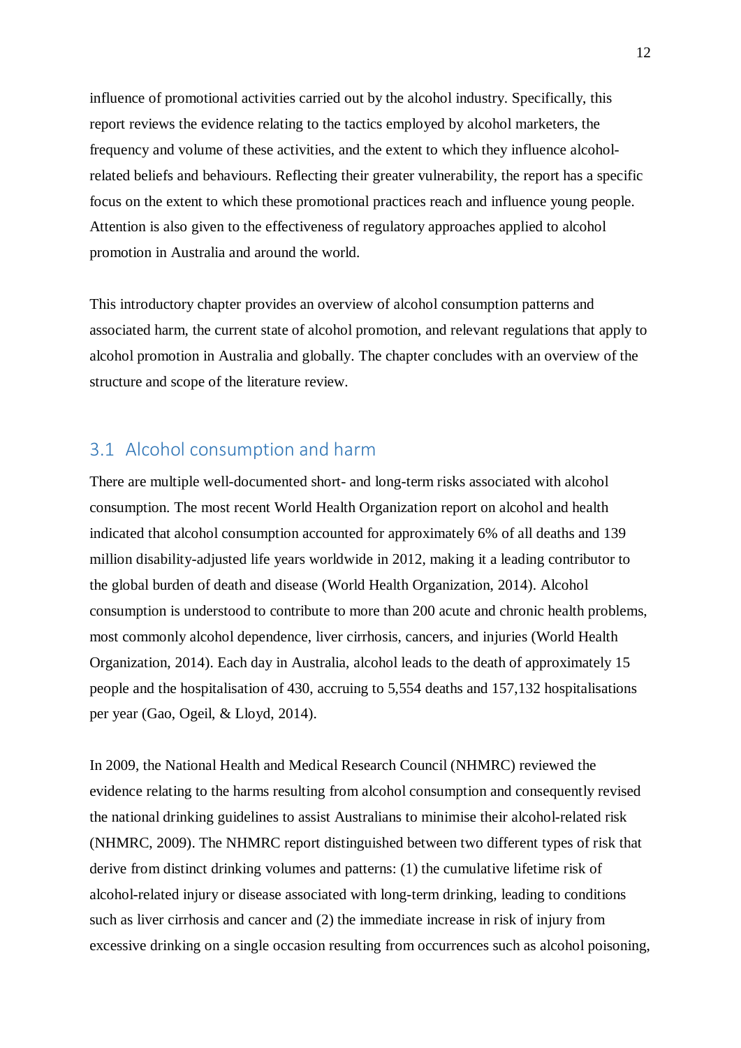influence of promotional activities carried out by the alcohol industry. Specifically, this report reviews the evidence relating to the tactics employed by alcohol marketers, the frequency and volume of these activities, and the extent to which they influence alcohol-related beliefs and behaviours. Reflecting their greater vulnerability, the report has a specific focus on the extent to which these promotional practices reach and influence young people. Attention is also given to the effectiveness of regulatory approaches applied to alcohol promotion in Australia and around the world.

This introductory chapter provides an overview of alcohol consumption patterns and associated harm, the current state of alcohol promotion, and relevant regulations that apply to alcohol promotion in Australia and globally. The chapter concludes with an overview of the structure and scope of the literature review.

## 3.1 Alcohol consumption and harm

There are multiple well-documented short- and long-term risks associated with alcohol consumption. The most recent World Health Organization report on alcohol and health indicated that alcohol consumption accounted for approximately 6% of all deaths and 139 million disability-adjusted life years worldwide in 2012, making it a leading contributor to the global burden of death and disease (World Health Organization, 2014). Alcohol consumption is understood to contribute to more than 200 acute and chronic health problems, most commonly alcohol dependence, liver cirrhosis, cancers, and injuries (World Health Organization, 2014). Each day in Australia, alcohol leads to the death of approximately 15 people and the hospitalisation of 430, accruing to 5,554 deaths and 157,132 hospitalisations per year (Gao, Ogeil, & Lloyd, 2014).

In 2009, the National Health and Medical Research Council (NHMRC) reviewed the evidence relating to the harms resulting from alcohol consumption and consequently revised the national drinking guidelines to assist Australians to minimise their alcohol-related risk (NHMRC, 2009). The NHMRC report distinguished between two different types of risk that derive from distinct drinking volumes and patterns: (1) the cumulative lifetime risk of alcohol-related injury or disease associated with long-term drinking, leading to conditions such as liver cirrhosis and cancer and (2) the immediate increase in risk of injury from excessive drinking on a single occasion resulting from occurrences such as alcohol poisoning,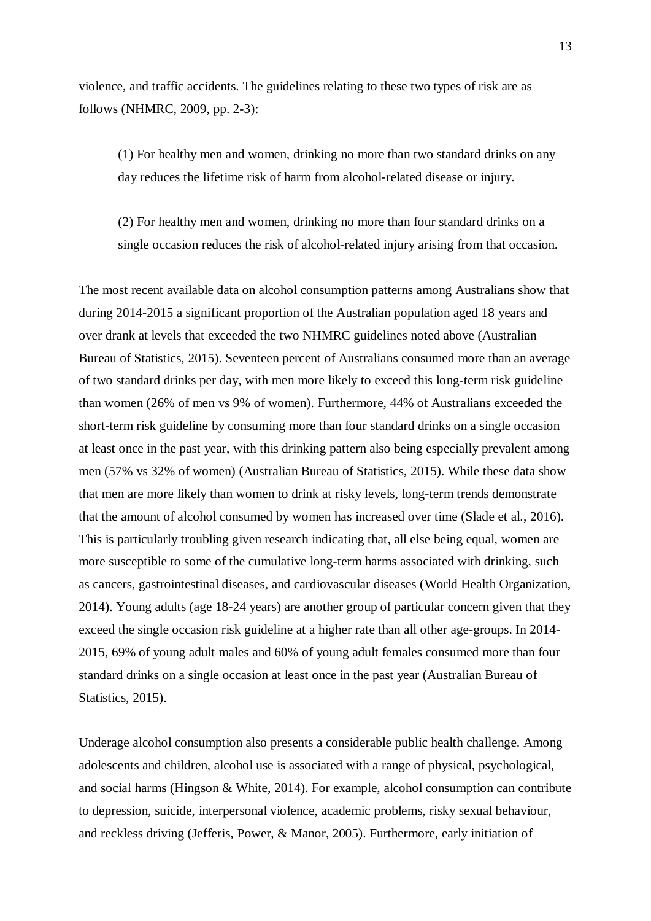violence, and traffic accidents. The guidelines relating to these two types of risk are as follows (NHMRC, 2009, pp. 2-3):

> (1) For healthy men and women, drinking no more than two standard drinks on any day reduces the lifetime risk of harm from alcohol-related disease or injury.
>
> (2) For healthy men and women, drinking no more than four standard drinks on a single occasion reduces the risk of alcohol-related injury arising from that occasion.

The most recent available data on alcohol consumption patterns among Australians show that during 2014-2015 a significant proportion of the Australian population aged 18 years and over drank at levels that exceeded the two NHMRC guidelines noted above (Australian Bureau of Statistics, 2015). Seventeen percent of Australians consumed more than an average of two standard drinks per day, with men more likely to exceed this long-term risk guideline than women (26% of men vs 9% of women). Furthermore, 44% of Australians exceeded the short-term risk guideline by consuming more than four standard drinks on a single occasion at least once in the past year, with this drinking pattern also being especially prevalent among men (57% vs 32% of women) (Australian Bureau of Statistics, 2015). While these data show that men are more likely than women to drink at risky levels, long-term trends demonstrate that the amount of alcohol consumed by women has increased over time (Slade et al., 2016). This is particularly troubling given research indicating that, all else being equal, women are more susceptible to some of the cumulative long-term harms associated with drinking, such as cancers, gastrointestinal diseases, and cardiovascular diseases (World Health Organization, 2014). Young adults (age 18-24 years) are another group of particular concern given that they exceed the single occasion risk guideline at a higher rate than all other age-groups. In 2014-2015, 69% of young adult males and 60% of young adult females consumed more than four standard drinks on a single occasion at least once in the past year (Australian Bureau of Statistics, 2015).

Underage alcohol consumption also presents a considerable public health challenge. Among adolescents and children, alcohol use is associated with a range of physical, psychological, and social harms (Hingson & White, 2014). For example, alcohol consumption can contribute to depression, suicide, interpersonal violence, academic problems, risky sexual behaviour, and reckless driving (Jefferis, Power, & Manor, 2005). Furthermore, early initiation of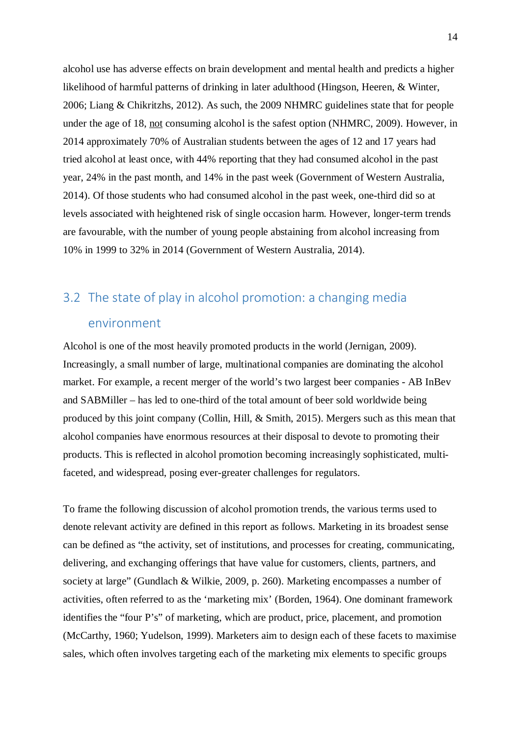alcohol use has adverse effects on brain development and mental health and predicts a higher likelihood of harmful patterns of drinking in later adulthood (Hingson, Heeren, & Winter, 2006; Liang & Chikritzhs, 2012). As such, the 2009 NHMRC guidelines state that for people under the age of 18, <u>not</u> consuming alcohol is the safest option (NHMRC, 2009). However, in 2014 approximately 70% of Australian students between the ages of 12 and 17 years had tried alcohol at least once, with 44% reporting that they had consumed alcohol in the past year, 24% in the past month, and 14% in the past week (Government of Western Australia, 2014). Of those students who had consumed alcohol in the past week, one-third did so at levels associated with heightened risk of single occasion harm. However, longer-term trends are favourable, with the number of young people abstaining from alcohol increasing from 10% in 1999 to 32% in 2014 (Government of Western Australia, 2014).

## 3.2 The state of play in alcohol promotion: a changing media environment

Alcohol is one of the most heavily promoted products in the world (Jernigan, 2009). Increasingly, a small number of large, multinational companies are dominating the alcohol market. For example, a recent merger of the world's two largest beer companies - AB InBev and SABMiller – has led to one-third of the total amount of beer sold worldwide being produced by this joint company (Collin, Hill, & Smith, 2015). Mergers such as this mean that alcohol companies have enormous resources at their disposal to devote to promoting their products. This is reflected in alcohol promotion becoming increasingly sophisticated, multi-faceted, and widespread, posing ever-greater challenges for regulators.

To frame the following discussion of alcohol promotion trends, the various terms used to denote relevant activity are defined in this report as follows. Marketing in its broadest sense can be defined as "the activity, set of institutions, and processes for creating, communicating, delivering, and exchanging offerings that have value for customers, clients, partners, and society at large" (Gundlach & Wilkie, 2009, p. 260). Marketing encompasses a number of activities, often referred to as the 'marketing mix' (Borden, 1964). One dominant framework identifies the "four P's" of marketing, which are product, price, placement, and promotion (McCarthy, 1960; Yudelson, 1999). Marketers aim to design each of these facets to maximise sales, which often involves targeting each of the marketing mix elements to specific groups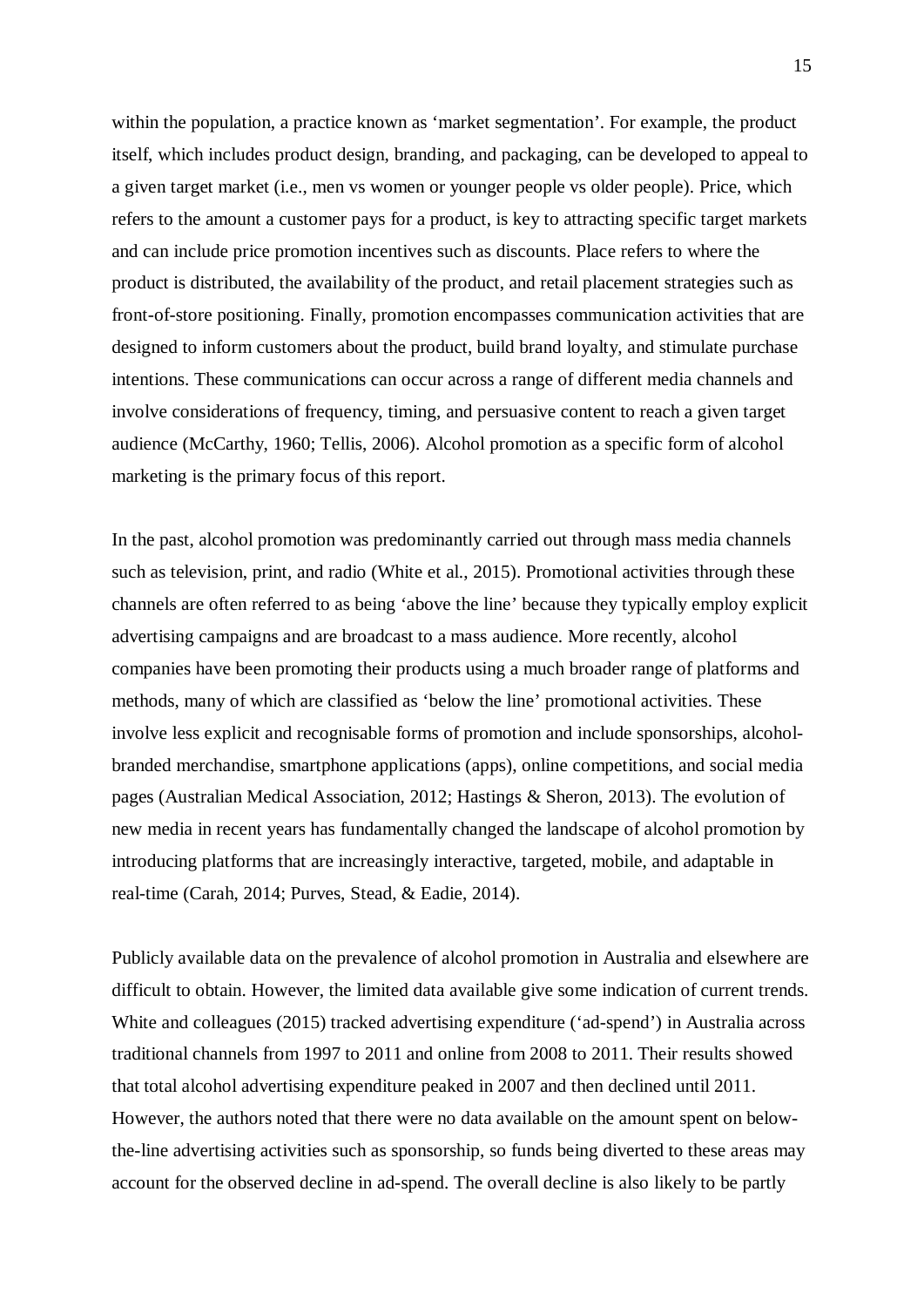within the population, a practice known as ‘market segmentation’. For example, the product itself, which includes product design, branding, and packaging, can be developed to appeal to a given target market (i.e., men vs women or younger people vs older people). Price, which refers to the amount a customer pays for a product, is key to attracting specific target markets and can include price promotion incentives such as discounts. Place refers to where the product is distributed, the availability of the product, and retail placement strategies such as front-of-store positioning. Finally, promotion encompasses communication activities that are designed to inform customers about the product, build brand loyalty, and stimulate purchase intentions. These communications can occur across a range of different media channels and involve considerations of frequency, timing, and persuasive content to reach a given target audience (McCarthy, 1960; Tellis, 2006). Alcohol promotion as a specific form of alcohol marketing is the primary focus of this report.

In the past, alcohol promotion was predominantly carried out through mass media channels such as television, print, and radio (White et al., 2015). Promotional activities through these channels are often referred to as being ‘above the line’ because they typically employ explicit advertising campaigns and are broadcast to a mass audience. More recently, alcohol companies have been promoting their products using a much broader range of platforms and methods, many of which are classified as ‘below the line’ promotional activities. These involve less explicit and recognisable forms of promotion and include sponsorships, alcohol-branded merchandise, smartphone applications (apps), online competitions, and social media pages (Australian Medical Association, 2012; Hastings & Sheron, 2013). The evolution of new media in recent years has fundamentally changed the landscape of alcohol promotion by introducing platforms that are increasingly interactive, targeted, mobile, and adaptable in real-time (Carah, 2014; Purves, Stead, & Eadie, 2014).

Publicly available data on the prevalence of alcohol promotion in Australia and elsewhere are difficult to obtain. However, the limited data available give some indication of current trends. White and colleagues (2015) tracked advertising expenditure (‘ad-spend’) in Australia across traditional channels from 1997 to 2011 and online from 2008 to 2011. Their results showed that total alcohol advertising expenditure peaked in 2007 and then declined until 2011. However, the authors noted that there were no data available on the amount spent on below-the-line advertising activities such as sponsorship, so funds being diverted to these areas may account for the observed decline in ad-spend. The overall decline is also likely to be partly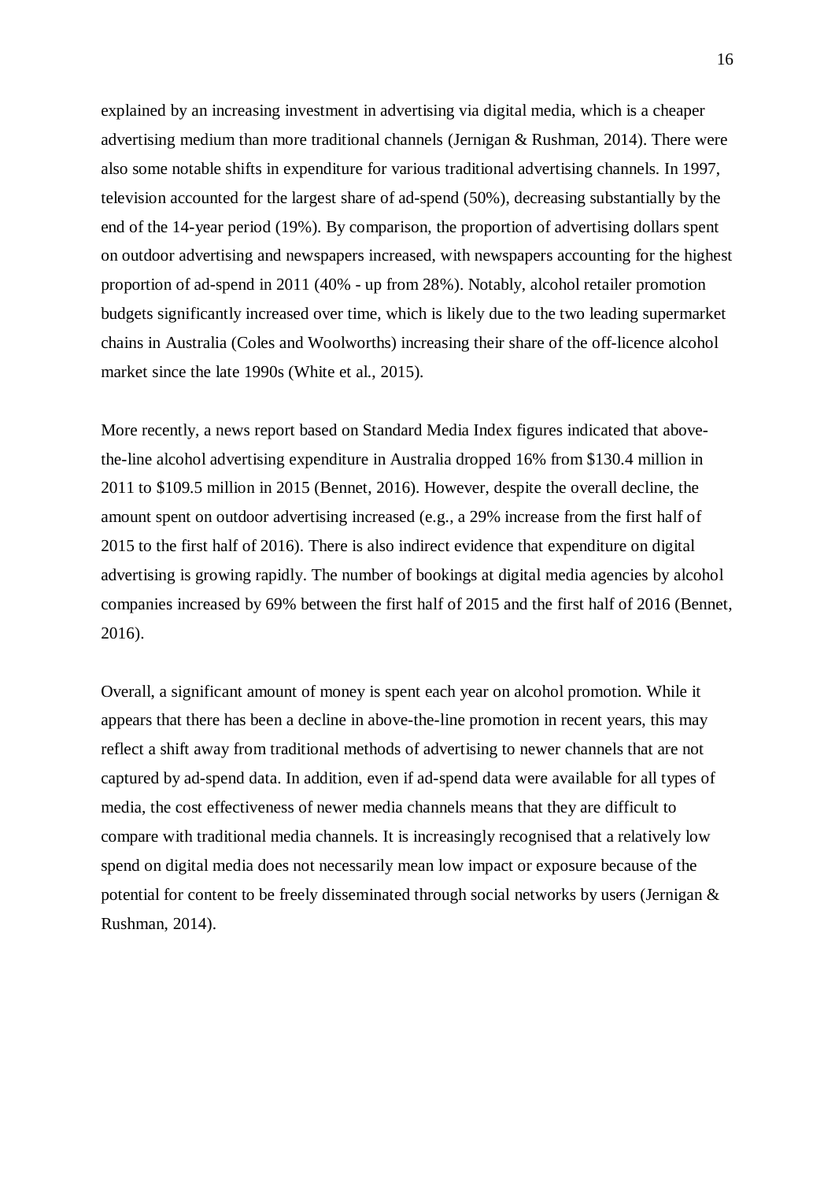explained by an increasing investment in advertising via digital media, which is a cheaper advertising medium than more traditional channels (Jernigan & Rushman, 2014). There were also some notable shifts in expenditure for various traditional advertising channels. In 1997, television accounted for the largest share of ad-spend (50%), decreasing substantially by the end of the 14-year period (19%). By comparison, the proportion of advertising dollars spent on outdoor advertising and newspapers increased, with newspapers accounting for the highest proportion of ad-spend in 2011 (40% - up from 28%). Notably, alcohol retailer promotion budgets significantly increased over time, which is likely due to the two leading supermarket chains in Australia (Coles and Woolworths) increasing their share of the off-licence alcohol market since the late 1990s (White et al., 2015).

More recently, a news report based on Standard Media Index figures indicated that above-the-line alcohol advertising expenditure in Australia dropped 16% from $130.4 million in 2011 to $109.5 million in 2015 (Bennet, 2016). However, despite the overall decline, the amount spent on outdoor advertising increased (e.g., a 29% increase from the first half of 2015 to the first half of 2016). There is also indirect evidence that expenditure on digital advertising is growing rapidly. The number of bookings at digital media agencies by alcohol companies increased by 69% between the first half of 2015 and the first half of 2016 (Bennet, 2016).

Overall, a significant amount of money is spent each year on alcohol promotion. While it appears that there has been a decline in above-the-line promotion in recent years, this may reflect a shift away from traditional methods of advertising to newer channels that are not captured by ad-spend data. In addition, even if ad-spend data were available for all types of media, the cost effectiveness of newer media channels means that they are difficult to compare with traditional media channels. It is increasingly recognised that a relatively low spend on digital media does not necessarily mean low impact or exposure because of the potential for content to be freely disseminated through social networks by users (Jernigan & Rushman, 2014).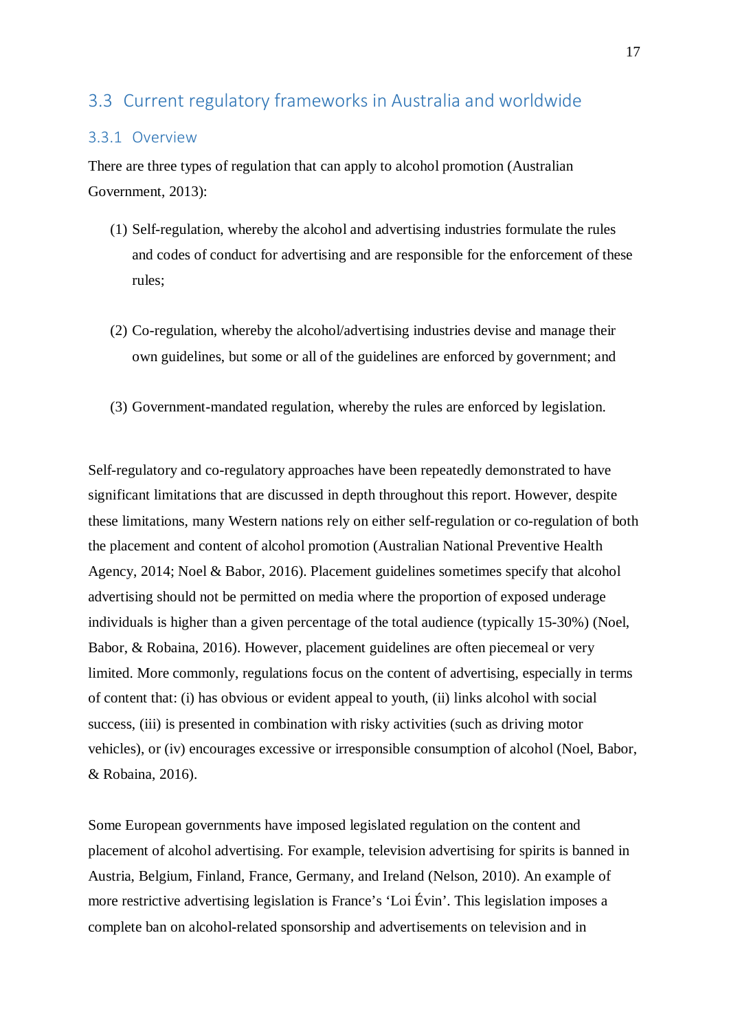## 3.3 Current regulatory frameworks in Australia and worldwide

### 3.3.1 Overview

There are three types of regulation that can apply to alcohol promotion (Australian Government, 2013):

(1) Self-regulation, whereby the alcohol and advertising industries formulate the rules and codes of conduct for advertising and are responsible for the enforcement of these rules;

(2) Co-regulation, whereby the alcohol/advertising industries devise and manage their own guidelines, but some or all of the guidelines are enforced by government; and

(3) Government-mandated regulation, whereby the rules are enforced by legislation.

Self-regulatory and co-regulatory approaches have been repeatedly demonstrated to have significant limitations that are discussed in depth throughout this report. However, despite these limitations, many Western nations rely on either self-regulation or co-regulation of both the placement and content of alcohol promotion (Australian National Preventive Health Agency, 2014; Noel & Babor, 2016). Placement guidelines sometimes specify that alcohol advertising should not be permitted on media where the proportion of exposed underage individuals is higher than a given percentage of the total audience (typically 15-30%) (Noel, Babor, & Robaina, 2016). However, placement guidelines are often piecemeal or very limited. More commonly, regulations focus on the content of advertising, especially in terms of content that: (i) has obvious or evident appeal to youth, (ii) links alcohol with social success, (iii) is presented in combination with risky activities (such as driving motor vehicles), or (iv) encourages excessive or irresponsible consumption of alcohol (Noel, Babor, & Robaina, 2016).

Some European governments have imposed legislated regulation on the content and placement of alcohol advertising. For example, television advertising for spirits is banned in Austria, Belgium, Finland, France, Germany, and Ireland (Nelson, 2010). An example of more restrictive advertising legislation is France's 'Loi Évin'. This legislation imposes a complete ban on alcohol-related sponsorship and advertisements on television and in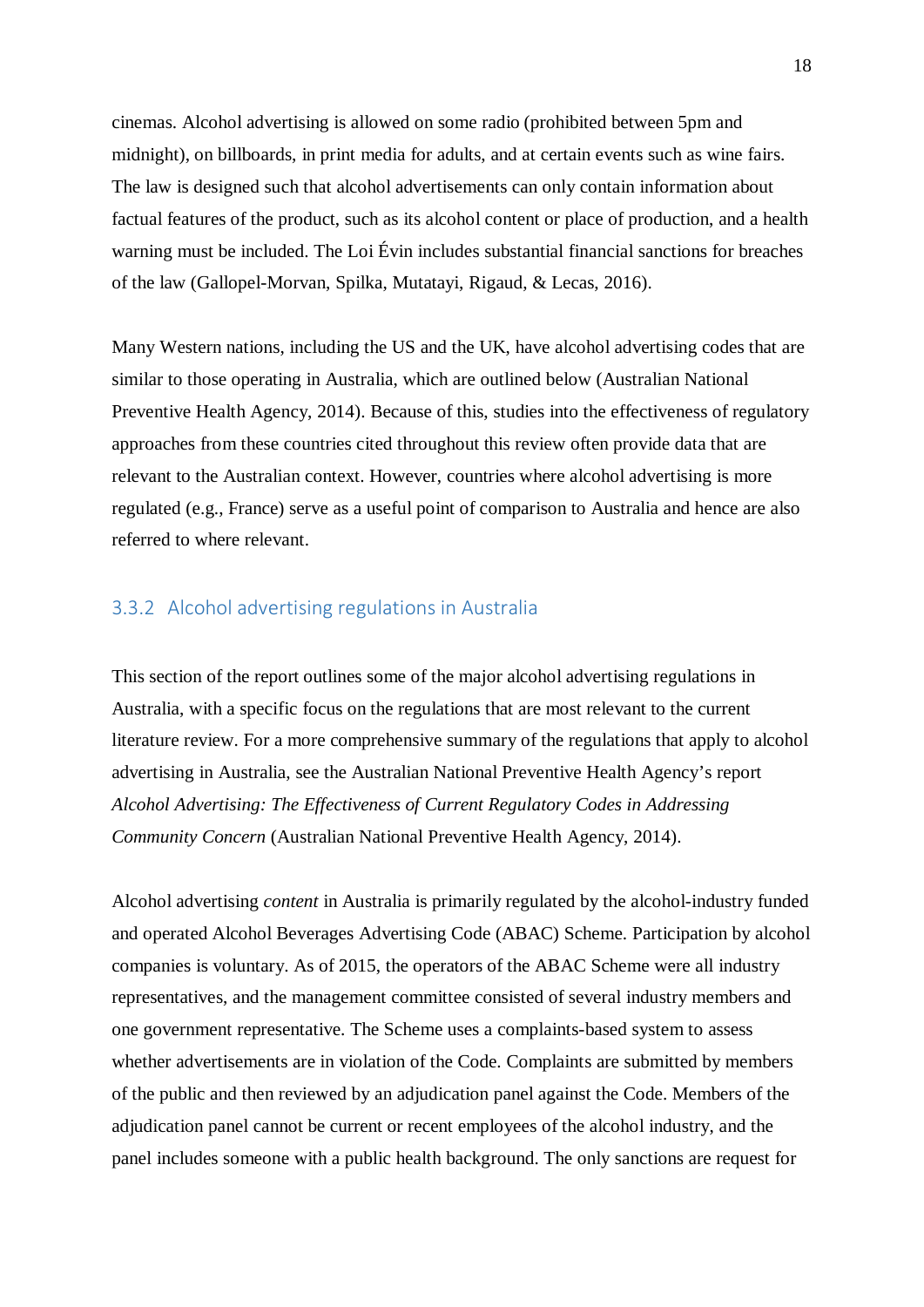cinemas. Alcohol advertising is allowed on some radio (prohibited between 5pm and midnight), on billboards, in print media for adults, and at certain events such as wine fairs. The law is designed such that alcohol advertisements can only contain information about factual features of the product, such as its alcohol content or place of production, and a health warning must be included. The Loi Évin includes substantial financial sanctions for breaches of the law (Gallopel-Morvan, Spilka, Mutatayi, Rigaud, & Lecas, 2016).

Many Western nations, including the US and the UK, have alcohol advertising codes that are similar to those operating in Australia, which are outlined below (Australian National Preventive Health Agency, 2014). Because of this, studies into the effectiveness of regulatory approaches from these countries cited throughout this review often provide data that are relevant to the Australian context. However, countries where alcohol advertising is more regulated (e.g., France) serve as a useful point of comparison to Australia and hence are also referred to where relevant.

### 3.3.2 Alcohol advertising regulations in Australia

This section of the report outlines some of the major alcohol advertising regulations in Australia, with a specific focus on the regulations that are most relevant to the current literature review. For a more comprehensive summary of the regulations that apply to alcohol advertising in Australia, see the Australian National Preventive Health Agency's report *Alcohol Advertising: The Effectiveness of Current Regulatory Codes in Addressing Community Concern* (Australian National Preventive Health Agency, 2014).

Alcohol advertising *content* in Australia is primarily regulated by the alcohol-industry funded and operated Alcohol Beverages Advertising Code (ABAC) Scheme. Participation by alcohol companies is voluntary. As of 2015, the operators of the ABAC Scheme were all industry representatives, and the management committee consisted of several industry members and one government representative. The Scheme uses a complaints-based system to assess whether advertisements are in violation of the Code. Complaints are submitted by members of the public and then reviewed by an adjudication panel against the Code. Members of the adjudication panel cannot be current or recent employees of the alcohol industry, and the panel includes someone with a public health background. The only sanctions are request for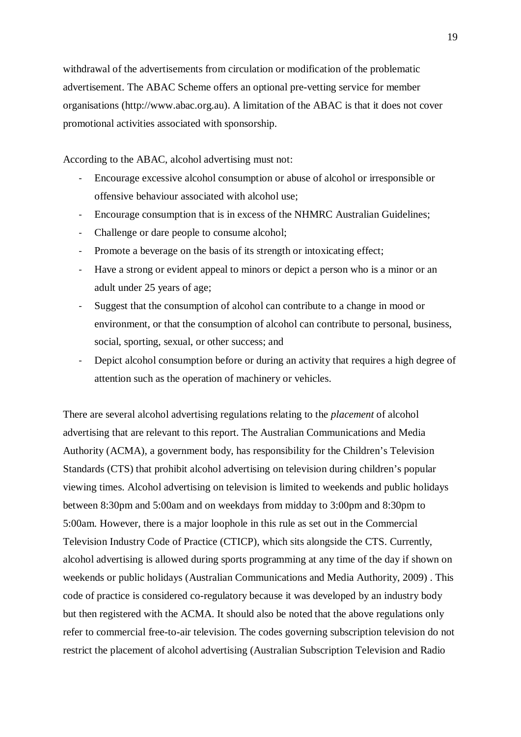withdrawal of the advertisements from circulation or modification of the problematic advertisement. The ABAC Scheme offers an optional pre-vetting service for member organisations (http://www.abac.org.au). A limitation of the ABAC is that it does not cover promotional activities associated with sponsorship.

According to the ABAC, alcohol advertising must not:

- Encourage excessive alcohol consumption or abuse of alcohol or irresponsible or offensive behaviour associated with alcohol use;
- Encourage consumption that is in excess of the NHMRC Australian Guidelines;
- Challenge or dare people to consume alcohol;
- Promote a beverage on the basis of its strength or intoxicating effect;
- Have a strong or evident appeal to minors or depict a person who is a minor or an adult under 25 years of age;
- Suggest that the consumption of alcohol can contribute to a change in mood or environment, or that the consumption of alcohol can contribute to personal, business, social, sporting, sexual, or other success; and
- Depict alcohol consumption before or during an activity that requires a high degree of attention such as the operation of machinery or vehicles.

There are several alcohol advertising regulations relating to the *placement* of alcohol advertising that are relevant to this report. The Australian Communications and Media Authority (ACMA), a government body, has responsibility for the Children's Television Standards (CTS) that prohibit alcohol advertising on television during children's popular viewing times. Alcohol advertising on television is limited to weekends and public holidays between 8:30pm and 5:00am and on weekdays from midday to 3:00pm and 8:30pm to 5:00am. However, there is a major loophole in this rule as set out in the Commercial Television Industry Code of Practice (CTICP), which sits alongside the CTS. Currently, alcohol advertising is allowed during sports programming at any time of the day if shown on weekends or public holidays (Australian Communications and Media Authority, 2009) . This code of practice is considered co-regulatory because it was developed by an industry body but then registered with the ACMA. It should also be noted that the above regulations only refer to commercial free-to-air television. The codes governing subscription television do not restrict the placement of alcohol advertising (Australian Subscription Television and Radio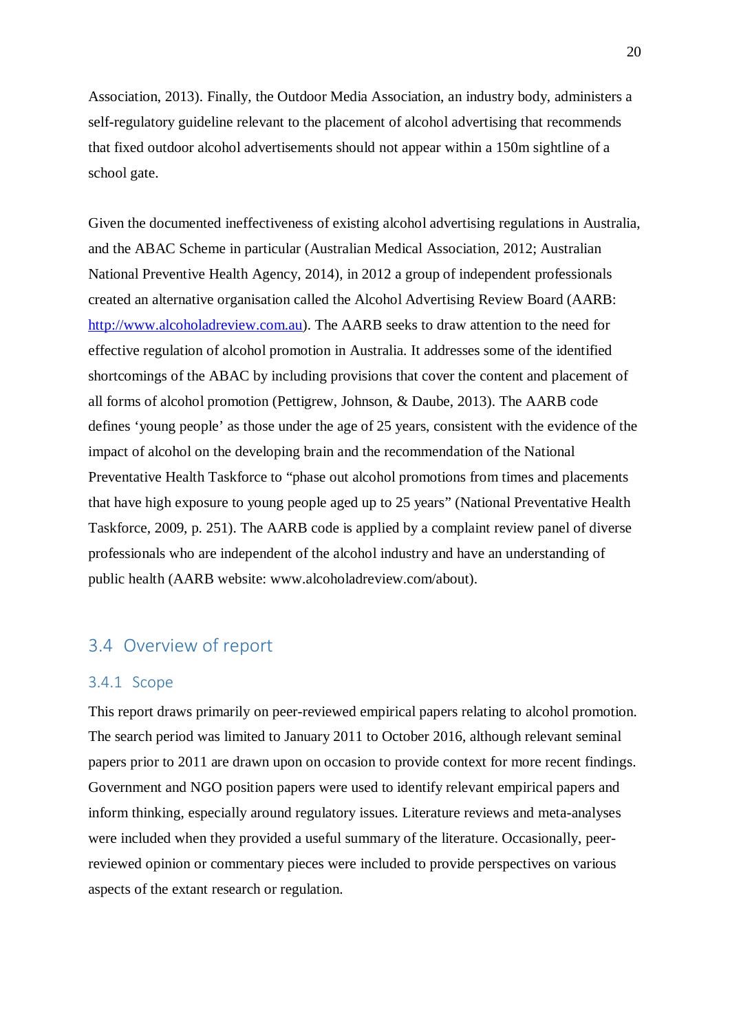Association, 2013). Finally, the Outdoor Media Association, an industry body, administers a self-regulatory guideline relevant to the placement of alcohol advertising that recommends that fixed outdoor alcohol advertisements should not appear within a 150m sightline of a school gate.

Given the documented ineffectiveness of existing alcohol advertising regulations in Australia, and the ABAC Scheme in particular (Australian Medical Association, 2012; Australian National Preventive Health Agency, 2014), in 2012 a group of independent professionals created an alternative organisation called the Alcohol Advertising Review Board (AARB: [http://www.alcoholadreview.com.au](http://www.alcoholadreview.com.au)). The AARB seeks to draw attention to the need for effective regulation of alcohol promotion in Australia. It addresses some of the identified shortcomings of the ABAC by including provisions that cover the content and placement of all forms of alcohol promotion (Pettigrew, Johnson, & Daube, 2013). The AARB code defines 'young people' as those under the age of 25 years, consistent with the evidence of the impact of alcohol on the developing brain and the recommendation of the National Preventative Health Taskforce to "phase out alcohol promotions from times and placements that have high exposure to young people aged up to 25 years" (National Preventative Health Taskforce, 2009, p. 251). The AARB code is applied by a complaint review panel of diverse professionals who are independent of the alcohol industry and have an understanding of public health (AARB website: www.alcoholadreview.com/about).

## 3.4 Overview of report

### 3.4.1 Scope

This report draws primarily on peer-reviewed empirical papers relating to alcohol promotion. The search period was limited to January 2011 to October 2016, although relevant seminal papers prior to 2011 are drawn upon on occasion to provide context for more recent findings. Government and NGO position papers were used to identify relevant empirical papers and inform thinking, especially around regulatory issues. Literature reviews and meta-analyses were included when they provided a useful summary of the literature. Occasionally, peer-reviewed opinion or commentary pieces were included to provide perspectives on various aspects of the extant research or regulation.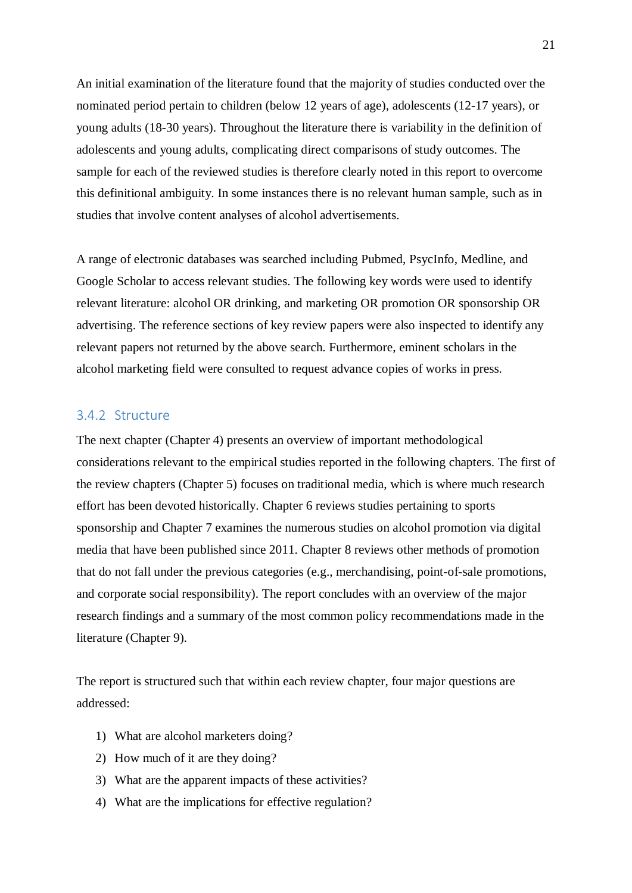An initial examination of the literature found that the majority of studies conducted over the nominated period pertain to children (below 12 years of age), adolescents (12-17 years), or young adults (18-30 years). Throughout the literature there is variability in the definition of adolescents and young adults, complicating direct comparisons of study outcomes. The sample for each of the reviewed studies is therefore clearly noted in this report to overcome this definitional ambiguity. In some instances there is no relevant human sample, such as in studies that involve content analyses of alcohol advertisements.

A range of electronic databases was searched including Pubmed, PsycInfo, Medline, and Google Scholar to access relevant studies. The following key words were used to identify relevant literature: alcohol OR drinking, and marketing OR promotion OR sponsorship OR advertising. The reference sections of key review papers were also inspected to identify any relevant papers not returned by the above search. Furthermore, eminent scholars in the alcohol marketing field were consulted to request advance copies of works in press.

### 3.4.2 Structure

The next chapter (Chapter 4) presents an overview of important methodological considerations relevant to the empirical studies reported in the following chapters. The first of the review chapters (Chapter 5) focuses on traditional media, which is where much research effort has been devoted historically. Chapter 6 reviews studies pertaining to sports sponsorship and Chapter 7 examines the numerous studies on alcohol promotion via digital media that have been published since 2011. Chapter 8 reviews other methods of promotion that do not fall under the previous categories (e.g., merchandising, point-of-sale promotions, and corporate social responsibility). The report concludes with an overview of the major research findings and a summary of the most common policy recommendations made in the literature (Chapter 9).

The report is structured such that within each review chapter, four major questions are addressed:

1) What are alcohol marketers doing?
2) How much of it are they doing?
3) What are the apparent impacts of these activities?
4) What are the implications for effective regulation?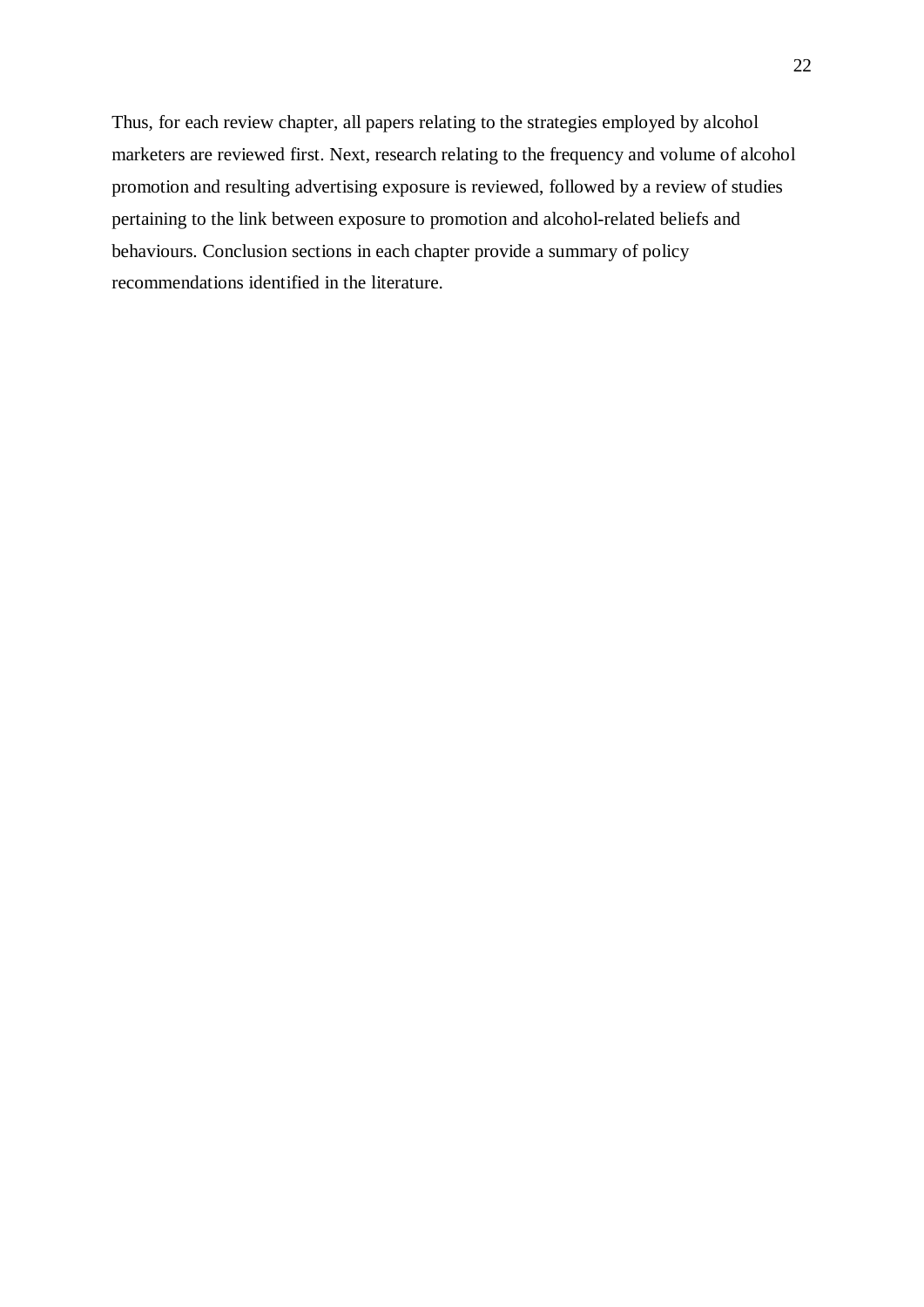Thus, for each review chapter, all papers relating to the strategies employed by alcohol marketers are reviewed first. Next, research relating to the frequency and volume of alcohol promotion and resulting advertising exposure is reviewed, followed by a review of studies pertaining to the link between exposure to promotion and alcohol-related beliefs and behaviours. Conclusion sections in each chapter provide a summary of policy recommendations identified in the literature.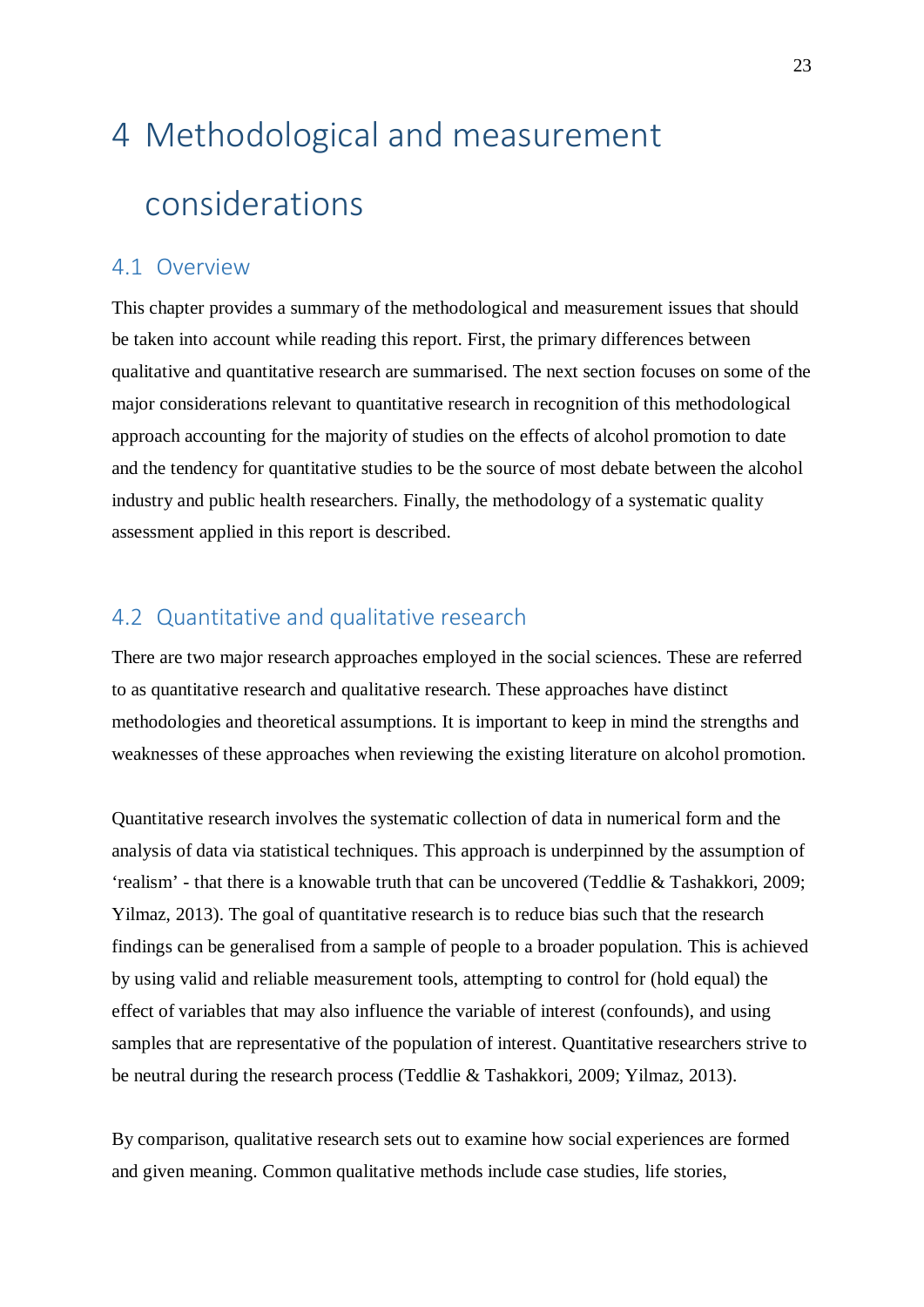# 4 Methodological and measurement considerations

## 4.1 Overview

This chapter provides a summary of the methodological and measurement issues that should be taken into account while reading this report. First, the primary differences between qualitative and quantitative research are summarised. The next section focuses on some of the major considerations relevant to quantitative research in recognition of this methodological approach accounting for the majority of studies on the effects of alcohol promotion to date and the tendency for quantitative studies to be the source of most debate between the alcohol industry and public health researchers. Finally, the methodology of a systematic quality assessment applied in this report is described.

## 4.2 Quantitative and qualitative research

There are two major research approaches employed in the social sciences. These are referred to as quantitative research and qualitative research. These approaches have distinct methodologies and theoretical assumptions. It is important to keep in mind the strengths and weaknesses of these approaches when reviewing the existing literature on alcohol promotion.

Quantitative research involves the systematic collection of data in numerical form and the analysis of data via statistical techniques. This approach is underpinned by the assumption of 'realism' - that there is a knowable truth that can be uncovered (Teddlie & Tashakkori, 2009; Yilmaz, 2013). The goal of quantitative research is to reduce bias such that the research findings can be generalised from a sample of people to a broader population. This is achieved by using valid and reliable measurement tools, attempting to control for (hold equal) the effect of variables that may also influence the variable of interest (confounds), and using samples that are representative of the population of interest. Quantitative researchers strive to be neutral during the research process (Teddlie & Tashakkori, 2009; Yilmaz, 2013).

By comparison, qualitative research sets out to examine how social experiences are formed and given meaning. Common qualitative methods include case studies, life stories,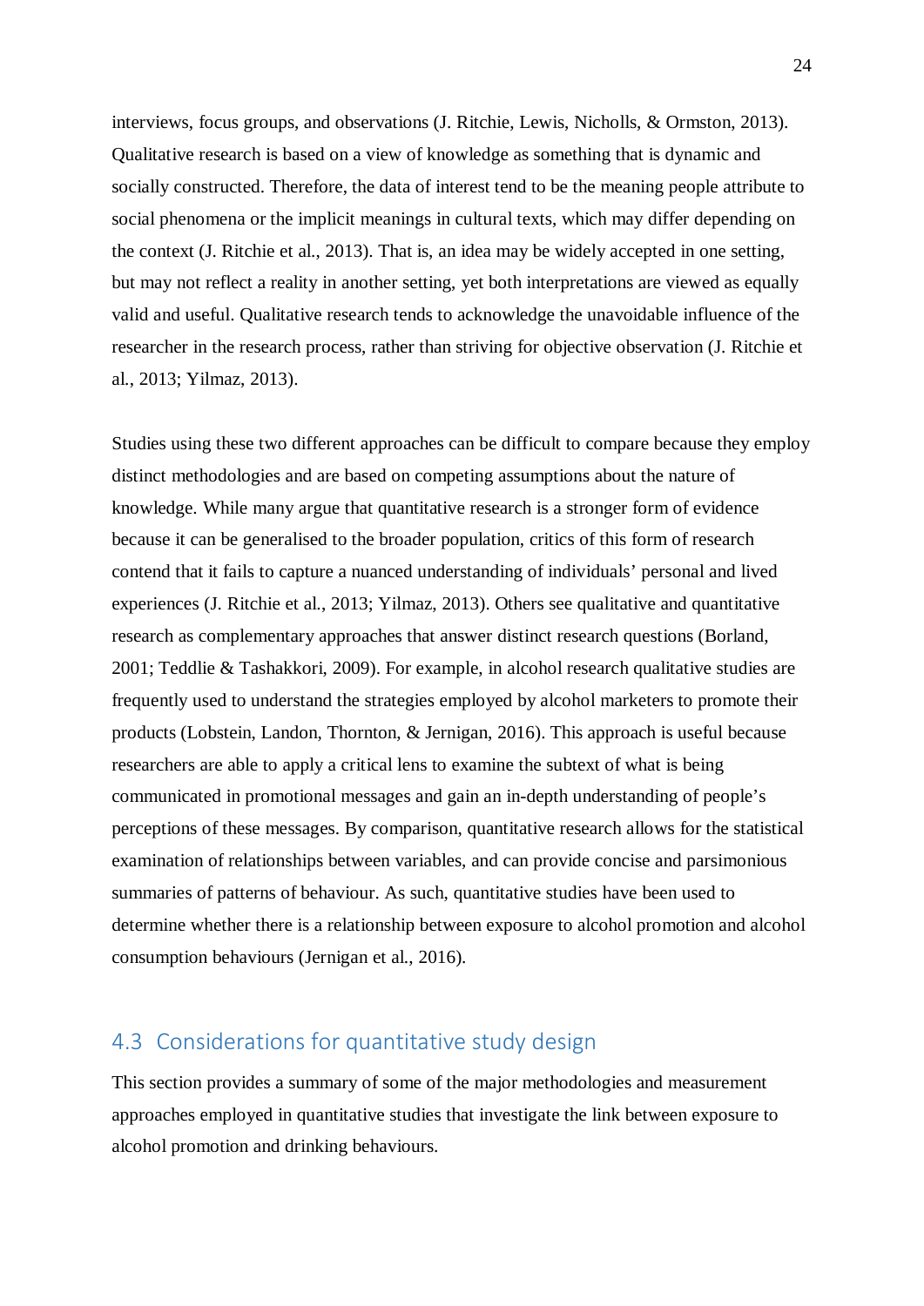interviews, focus groups, and observations (J. Ritchie, Lewis, Nicholls, & Ormston, 2013). Qualitative research is based on a view of knowledge as something that is dynamic and socially constructed. Therefore, the data of interest tend to be the meaning people attribute to social phenomena or the implicit meanings in cultural texts, which may differ depending on the context (J. Ritchie et al., 2013). That is, an idea may be widely accepted in one setting, but may not reflect a reality in another setting, yet both interpretations are viewed as equally valid and useful. Qualitative research tends to acknowledge the unavoidable influence of the researcher in the research process, rather than striving for objective observation (J. Ritchie et al., 2013; Yilmaz, 2013).

Studies using these two different approaches can be difficult to compare because they employ distinct methodologies and are based on competing assumptions about the nature of knowledge. While many argue that quantitative research is a stronger form of evidence because it can be generalised to the broader population, critics of this form of research contend that it fails to capture a nuanced understanding of individuals' personal and lived experiences (J. Ritchie et al., 2013; Yilmaz, 2013). Others see qualitative and quantitative research as complementary approaches that answer distinct research questions (Borland, 2001; Teddlie & Tashakkori, 2009). For example, in alcohol research qualitative studies are frequently used to understand the strategies employed by alcohol marketers to promote their products (Lobstein, Landon, Thornton, & Jernigan, 2016). This approach is useful because researchers are able to apply a critical lens to examine the subtext of what is being communicated in promotional messages and gain an in-depth understanding of people's perceptions of these messages. By comparison, quantitative research allows for the statistical examination of relationships between variables, and can provide concise and parsimonious summaries of patterns of behaviour. As such, quantitative studies have been used to determine whether there is a relationship between exposure to alcohol promotion and alcohol consumption behaviours (Jernigan et al., 2016).

## 4.3 Considerations for quantitative study design

This section provides a summary of some of the major methodologies and measurement approaches employed in quantitative studies that investigate the link between exposure to alcohol promotion and drinking behaviours.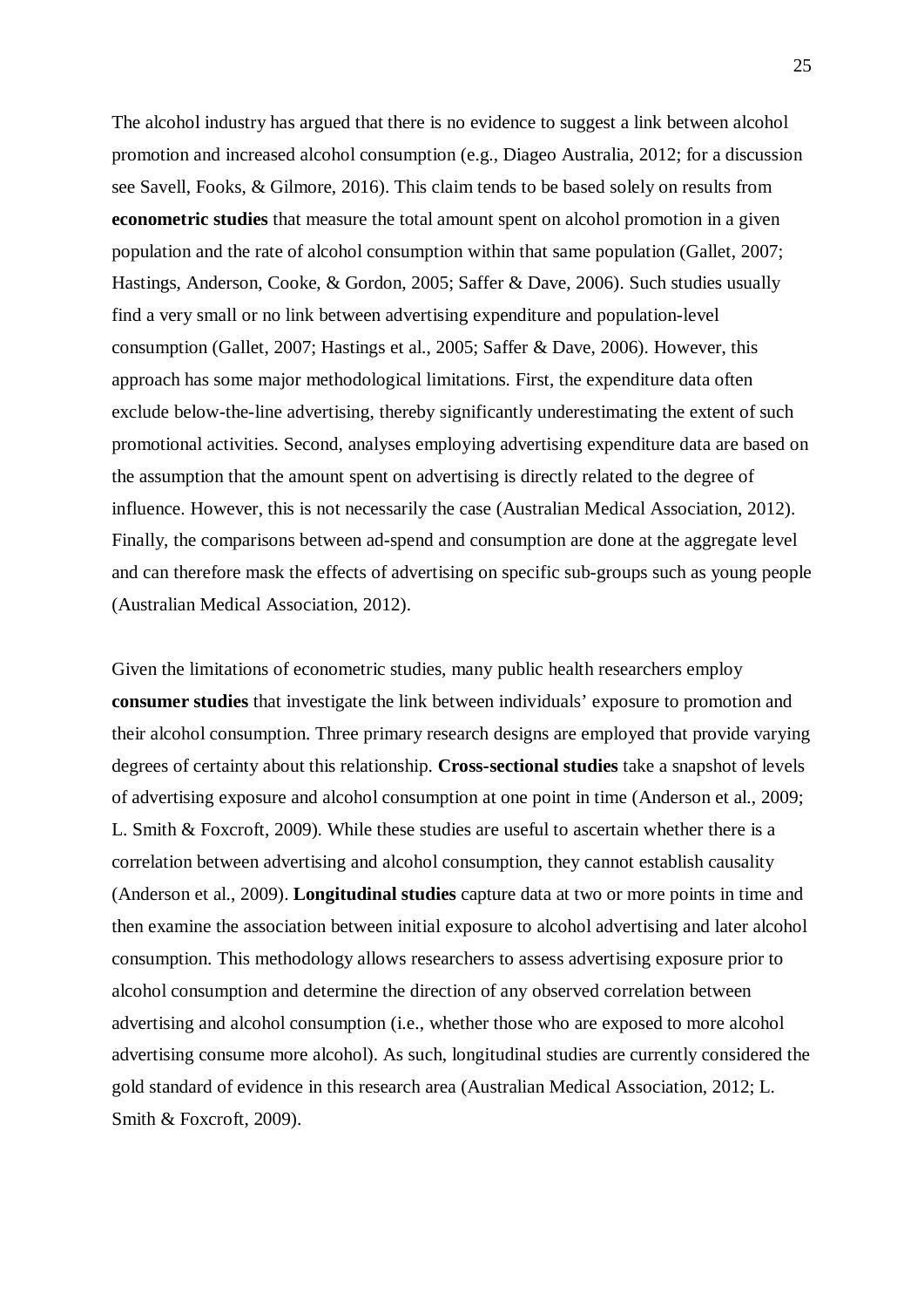The alcohol industry has argued that there is no evidence to suggest a link between alcohol promotion and increased alcohol consumption (e.g., Diageo Australia, 2012; for a discussion see Savell, Fooks, & Gilmore, 2016). This claim tends to be based solely on results from **econometric studies** that measure the total amount spent on alcohol promotion in a given population and the rate of alcohol consumption within that same population (Gallet, 2007; Hastings, Anderson, Cooke, & Gordon, 2005; Saffer & Dave, 2006). Such studies usually find a very small or no link between advertising expenditure and population-level consumption (Gallet, 2007; Hastings et al., 2005; Saffer & Dave, 2006). However, this approach has some major methodological limitations. First, the expenditure data often exclude below-the-line advertising, thereby significantly underestimating the extent of such promotional activities. Second, analyses employing advertising expenditure data are based on the assumption that the amount spent on advertising is directly related to the degree of influence. However, this is not necessarily the case (Australian Medical Association, 2012). Finally, the comparisons between ad-spend and consumption are done at the aggregate level and can therefore mask the effects of advertising on specific sub-groups such as young people (Australian Medical Association, 2012).

Given the limitations of econometric studies, many public health researchers employ **consumer studies** that investigate the link between individuals' exposure to promotion and their alcohol consumption. Three primary research designs are employed that provide varying degrees of certainty about this relationship. **Cross-sectional studies** take a snapshot of levels of advertising exposure and alcohol consumption at one point in time (Anderson et al., 2009; L. Smith & Foxcroft, 2009). While these studies are useful to ascertain whether there is a correlation between advertising and alcohol consumption, they cannot establish causality (Anderson et al., 2009). **Longitudinal studies** capture data at two or more points in time and then examine the association between initial exposure to alcohol advertising and later alcohol consumption. This methodology allows researchers to assess advertising exposure prior to alcohol consumption and determine the direction of any observed correlation between advertising and alcohol consumption (i.e., whether those who are exposed to more alcohol advertising consume more alcohol). As such, longitudinal studies are currently considered the gold standard of evidence in this research area (Australian Medical Association, 2012; L. Smith & Foxcroft, 2009).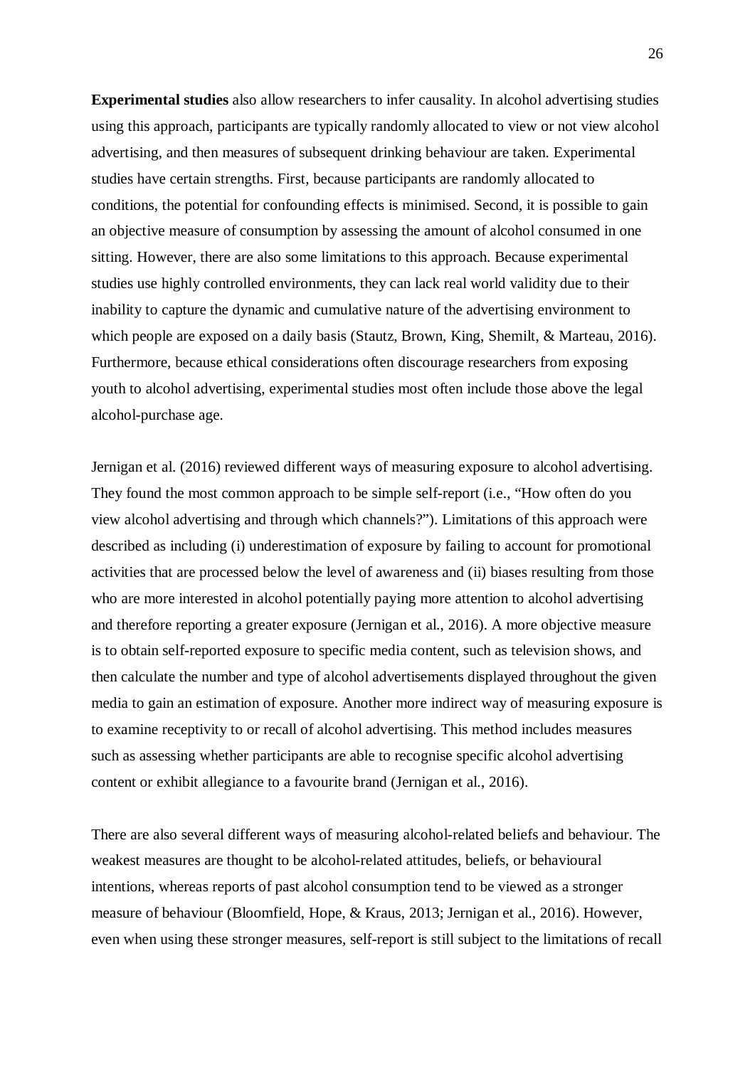**Experimental studies** also allow researchers to infer causality. In alcohol advertising studies using this approach, participants are typically randomly allocated to view or not view alcohol advertising, and then measures of subsequent drinking behaviour are taken. Experimental studies have certain strengths. First, because participants are randomly allocated to conditions, the potential for confounding effects is minimised. Second, it is possible to gain an objective measure of consumption by assessing the amount of alcohol consumed in one sitting. However, there are also some limitations to this approach. Because experimental studies use highly controlled environments, they can lack real world validity due to their inability to capture the dynamic and cumulative nature of the advertising environment to which people are exposed on a daily basis (Stautz, Brown, King, Shemilt, & Marteau, 2016). Furthermore, because ethical considerations often discourage researchers from exposing youth to alcohol advertising, experimental studies most often include those above the legal alcohol-purchase age.

Jernigan et al. (2016) reviewed different ways of measuring exposure to alcohol advertising. They found the most common approach to be simple self-report (i.e., "How often do you view alcohol advertising and through which channels?"). Limitations of this approach were described as including (i) underestimation of exposure by failing to account for promotional activities that are processed below the level of awareness and (ii) biases resulting from those who are more interested in alcohol potentially paying more attention to alcohol advertising and therefore reporting a greater exposure (Jernigan et al., 2016). A more objective measure is to obtain self-reported exposure to specific media content, such as television shows, and then calculate the number and type of alcohol advertisements displayed throughout the given media to gain an estimation of exposure. Another more indirect way of measuring exposure is to examine receptivity to or recall of alcohol advertising. This method includes measures such as assessing whether participants are able to recognise specific alcohol advertising content or exhibit allegiance to a favourite brand (Jernigan et al., 2016).

There are also several different ways of measuring alcohol-related beliefs and behaviour. The weakest measures are thought to be alcohol-related attitudes, beliefs, or behavioural intentions, whereas reports of past alcohol consumption tend to be viewed as a stronger measure of behaviour (Bloomfield, Hope, & Kraus, 2013; Jernigan et al., 2016). However, even when using these stronger measures, self-report is still subject to the limitations of recall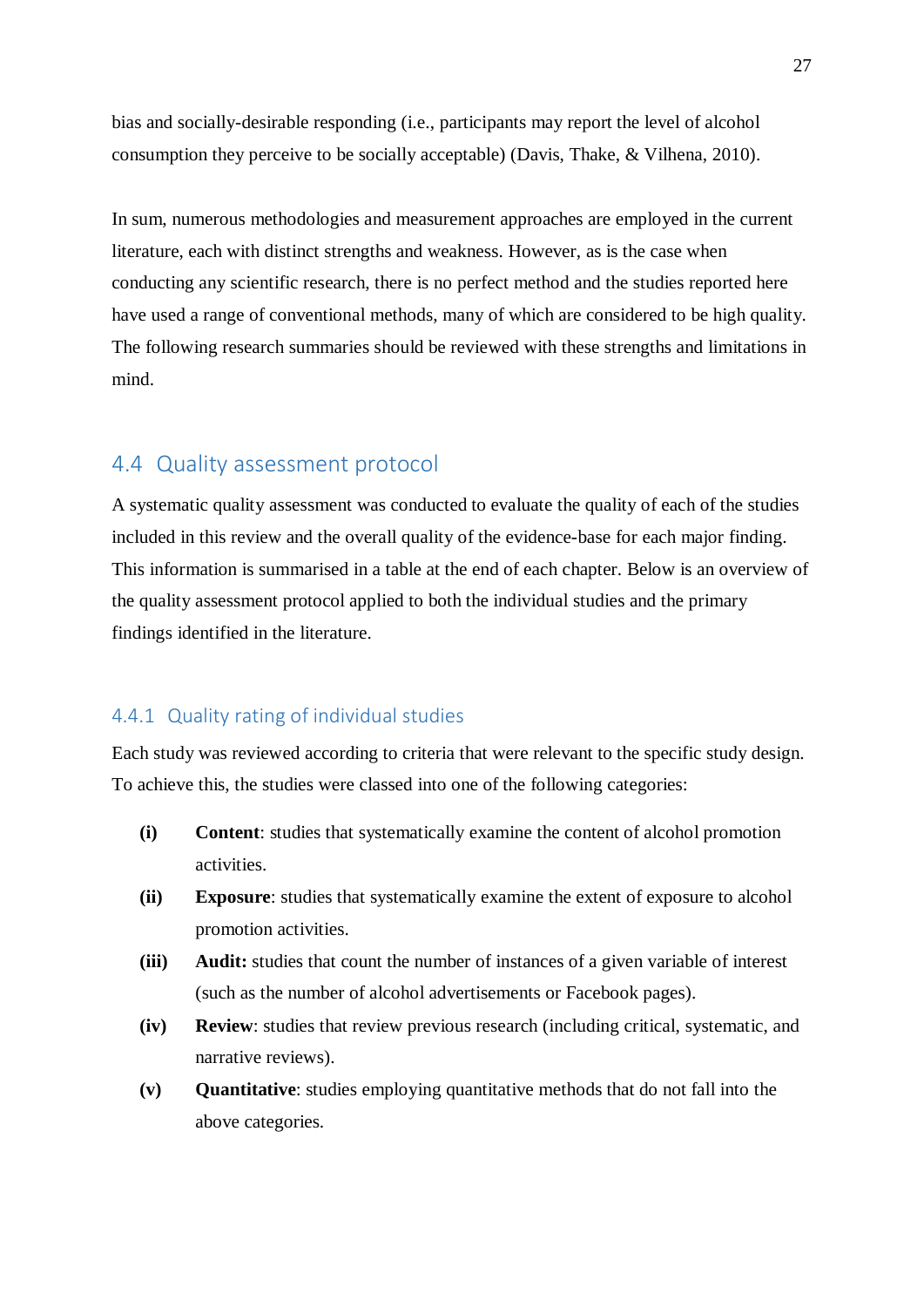bias and socially-desirable responding (i.e., participants may report the level of alcohol consumption they perceive to be socially acceptable) (Davis, Thake, & Vilhena, 2010).

In sum, numerous methodologies and measurement approaches are employed in the current literature, each with distinct strengths and weakness. However, as is the case when conducting any scientific research, there is no perfect method and the studies reported here have used a range of conventional methods, many of which are considered to be high quality. The following research summaries should be reviewed with these strengths and limitations in mind.

## 4.4 Quality assessment protocol

A systematic quality assessment was conducted to evaluate the quality of each of the studies included in this review and the overall quality of the evidence-base for each major finding. This information is summarised in a table at the end of each chapter. Below is an overview of the quality assessment protocol applied to both the individual studies and the primary findings identified in the literature.

### 4.4.1 Quality rating of individual studies

Each study was reviewed according to criteria that were relevant to the specific study design. To achieve this, the studies were classed into one of the following categories:

- **(i)** **Content**: studies that systematically examine the content of alcohol promotion activities.
- **(ii)** **Exposure**: studies that systematically examine the extent of exposure to alcohol promotion activities.
- **(iii)** **Audit:** studies that count the number of instances of a given variable of interest (such as the number of alcohol advertisements or Facebook pages).
- **(iv)** **Review**: studies that review previous research (including critical, systematic, and narrative reviews).
- **(v)** **Quantitative**: studies employing quantitative methods that do not fall into the above categories.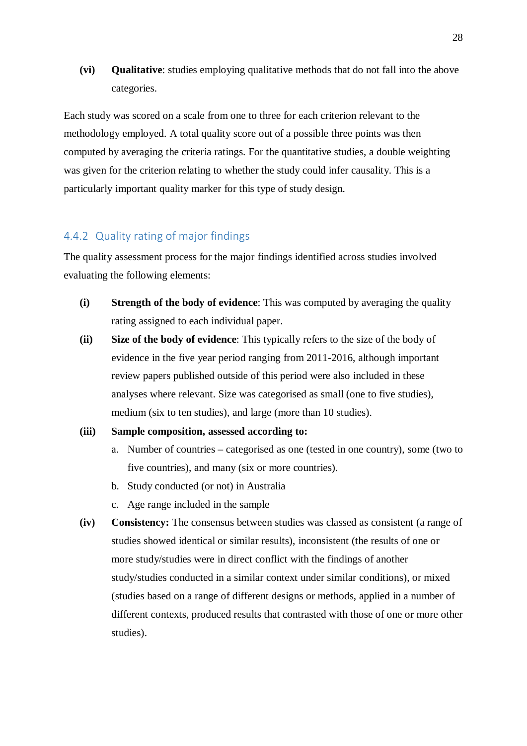**(vi)** **Qualitative**: studies employing qualitative methods that do not fall into the above categories.

Each study was scored on a scale from one to three for each criterion relevant to the methodology employed. A total quality score out of a possible three points was then computed by averaging the criteria ratings. For the quantitative studies, a double weighting was given for the criterion relating to whether the study could infer causality. This is a particularly important quality marker for this type of study design.

### 4.4.2 Quality rating of major findings

The quality assessment process for the major findings identified across studies involved evaluating the following elements:

**(i)** **Strength of the body of evidence**: This was computed by averaging the quality rating assigned to each individual paper.

**(ii)** **Size of the body of evidence**: This typically refers to the size of the body of evidence in the five year period ranging from 2011-2016, although important review papers published outside of this period were also included in these analyses where relevant. Size was categorised as small (one to five studies), medium (six to ten studies), and large (more than 10 studies).

**(iii)** **Sample composition, assessed according to:**

a. Number of countries – categorised as one (tested in one country), some (two to five countries), and many (six or more countries).

b. Study conducted (or not) in Australia

c. Age range included in the sample

**(iv)** **Consistency:** The consensus between studies was classed as consistent (a range of studies showed identical or similar results), inconsistent (the results of one or more study/studies were in direct conflict with the findings of another study/studies conducted in a similar context under similar conditions), or mixed (studies based on a range of different designs or methods, applied in a number of different contexts, produced results that contrasted with those of one or more other studies).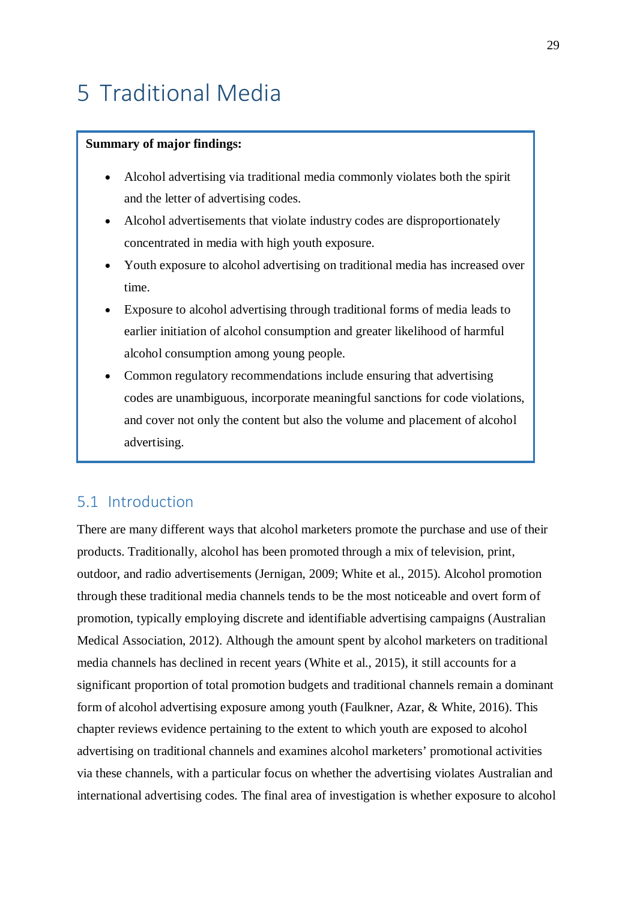# 5 Traditional Media

**Summary of major findings:**

- Alcohol advertising via traditional media commonly violates both the spirit and the letter of advertising codes.
- Alcohol advertisements that violate industry codes are disproportionately concentrated in media with high youth exposure.
- Youth exposure to alcohol advertising on traditional media has increased over time.
- Exposure to alcohol advertising through traditional forms of media leads to earlier initiation of alcohol consumption and greater likelihood of harmful alcohol consumption among young people.
- Common regulatory recommendations include ensuring that advertising codes are unambiguous, incorporate meaningful sanctions for code violations, and cover not only the content but also the volume and placement of alcohol advertising.

## 5.1 Introduction

There are many different ways that alcohol marketers promote the purchase and use of their products. Traditionally, alcohol has been promoted through a mix of television, print, outdoor, and radio advertisements (Jernigan, 2009; White et al., 2015). Alcohol promotion through these traditional media channels tends to be the most noticeable and overt form of promotion, typically employing discrete and identifiable advertising campaigns (Australian Medical Association, 2012). Although the amount spent by alcohol marketers on traditional media channels has declined in recent years (White et al., 2015), it still accounts for a significant proportion of total promotion budgets and traditional channels remain a dominant form of alcohol advertising exposure among youth (Faulkner, Azar, & White, 2016). This chapter reviews evidence pertaining to the extent to which youth are exposed to alcohol advertising on traditional channels and examines alcohol marketers' promotional activities via these channels, with a particular focus on whether the advertising violates Australian and international advertising codes. The final area of investigation is whether exposure to alcohol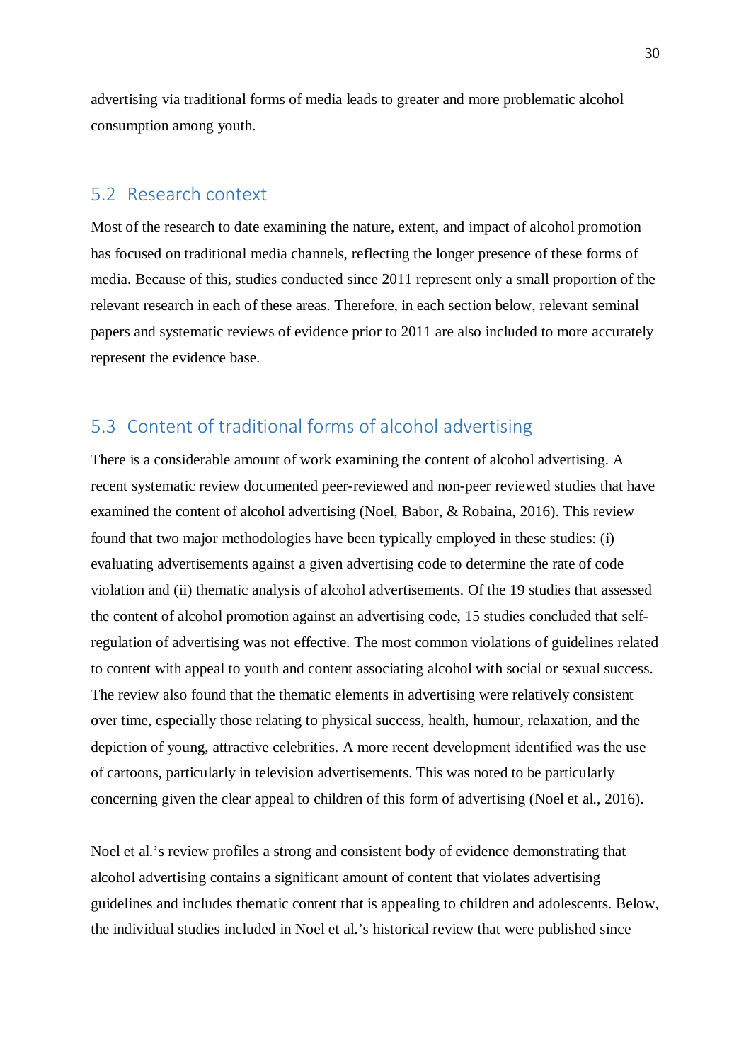advertising via traditional forms of media leads to greater and more problematic alcohol consumption among youth.

## 5.2 Research context

Most of the research to date examining the nature, extent, and impact of alcohol promotion has focused on traditional media channels, reflecting the longer presence of these forms of media. Because of this, studies conducted since 2011 represent only a small proportion of the relevant research in each of these areas. Therefore, in each section below, relevant seminal papers and systematic reviews of evidence prior to 2011 are also included to more accurately represent the evidence base.

## 5.3 Content of traditional forms of alcohol advertising

There is a considerable amount of work examining the content of alcohol advertising. A recent systematic review documented peer-reviewed and non-peer reviewed studies that have examined the content of alcohol advertising (Noel, Babor, & Robaina, 2016). This review found that two major methodologies have been typically employed in these studies: (i) evaluating advertisements against a given advertising code to determine the rate of code violation and (ii) thematic analysis of alcohol advertisements. Of the 19 studies that assessed the content of alcohol promotion against an advertising code, 15 studies concluded that self-regulation of advertising was not effective. The most common violations of guidelines related to content with appeal to youth and content associating alcohol with social or sexual success. The review also found that the thematic elements in advertising were relatively consistent over time, especially those relating to physical success, health, humour, relaxation, and the depiction of young, attractive celebrities. A more recent development identified was the use of cartoons, particularly in television advertisements. This was noted to be particularly concerning given the clear appeal to children of this form of advertising (Noel et al., 2016).

Noel et al.'s review profiles a strong and consistent body of evidence demonstrating that alcohol advertising contains a significant amount of content that violates advertising guidelines and includes thematic content that is appealing to children and adolescents. Below, the individual studies included in Noel et al.'s historical review that were published since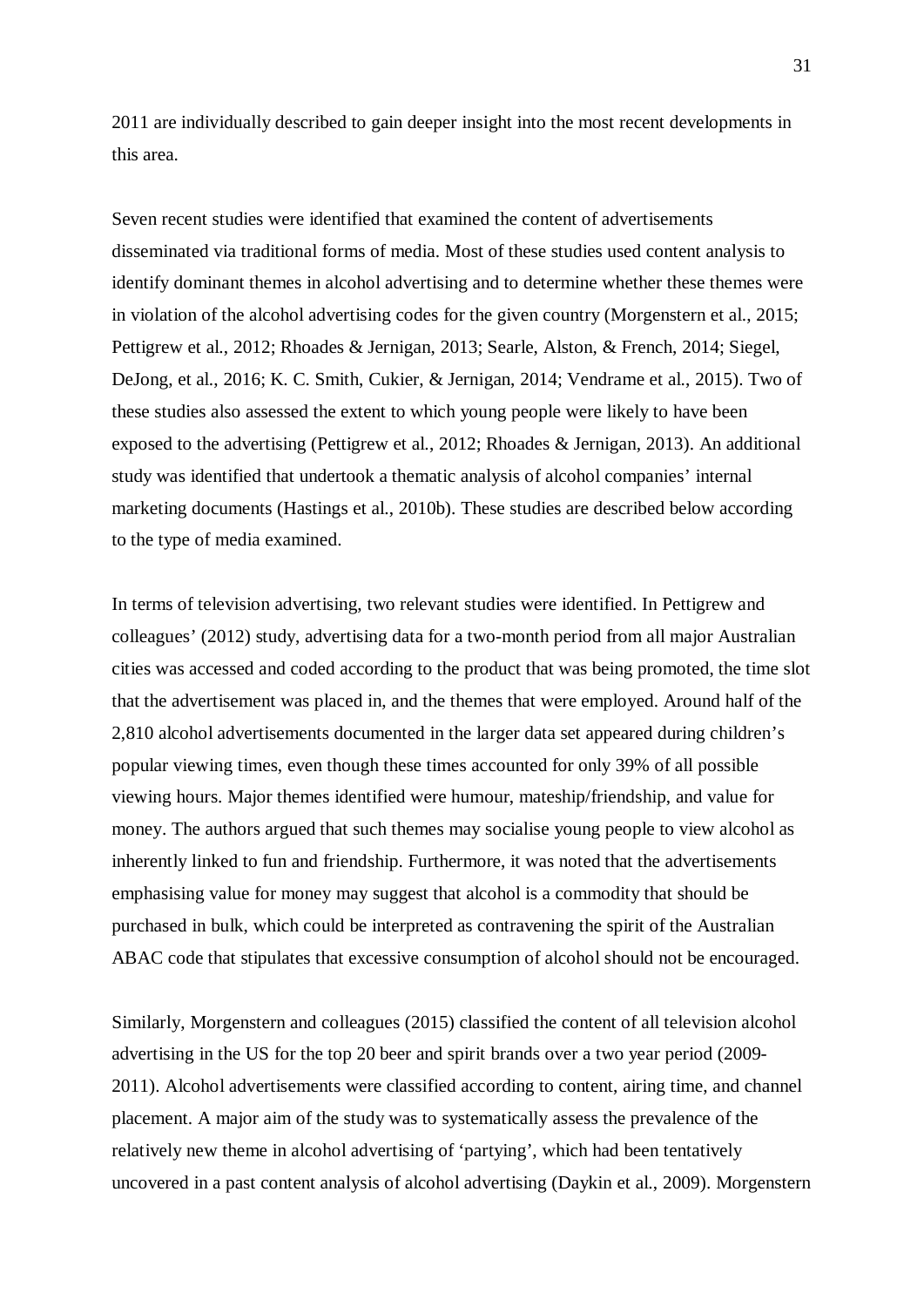2011 are individually described to gain deeper insight into the most recent developments in this area.

Seven recent studies were identified that examined the content of advertisements disseminated via traditional forms of media. Most of these studies used content analysis to identify dominant themes in alcohol advertising and to determine whether these themes were in violation of the alcohol advertising codes for the given country (Morgenstern et al., 2015; Pettigrew et al., 2012; Rhoades & Jernigan, 2013; Searle, Alston, & French, 2014; Siegel, DeJong, et al., 2016; K. C. Smith, Cukier, & Jernigan, 2014; Vendrame et al., 2015). Two of these studies also assessed the extent to which young people were likely to have been exposed to the advertising (Pettigrew et al., 2012; Rhoades & Jernigan, 2013). An additional study was identified that undertook a thematic analysis of alcohol companies' internal marketing documents (Hastings et al., 2010b). These studies are described below according to the type of media examined.

In terms of television advertising, two relevant studies were identified. In Pettigrew and colleagues' (2012) study, advertising data for a two-month period from all major Australian cities was accessed and coded according to the product that was being promoted, the time slot that the advertisement was placed in, and the themes that were employed. Around half of the 2,810 alcohol advertisements documented in the larger data set appeared during children's popular viewing times, even though these times accounted for only 39% of all possible viewing hours. Major themes identified were humour, mateship/friendship, and value for money. The authors argued that such themes may socialise young people to view alcohol as inherently linked to fun and friendship. Furthermore, it was noted that the advertisements emphasising value for money may suggest that alcohol is a commodity that should be purchased in bulk, which could be interpreted as contravening the spirit of the Australian ABAC code that stipulates that excessive consumption of alcohol should not be encouraged.

Similarly, Morgenstern and colleagues (2015) classified the content of all television alcohol advertising in the US for the top 20 beer and spirit brands over a two year period (2009-2011). Alcohol advertisements were classified according to content, airing time, and channel placement. A major aim of the study was to systematically assess the prevalence of the relatively new theme in alcohol advertising of 'partying', which had been tentatively uncovered in a past content analysis of alcohol advertising (Daykin et al., 2009). Morgenstern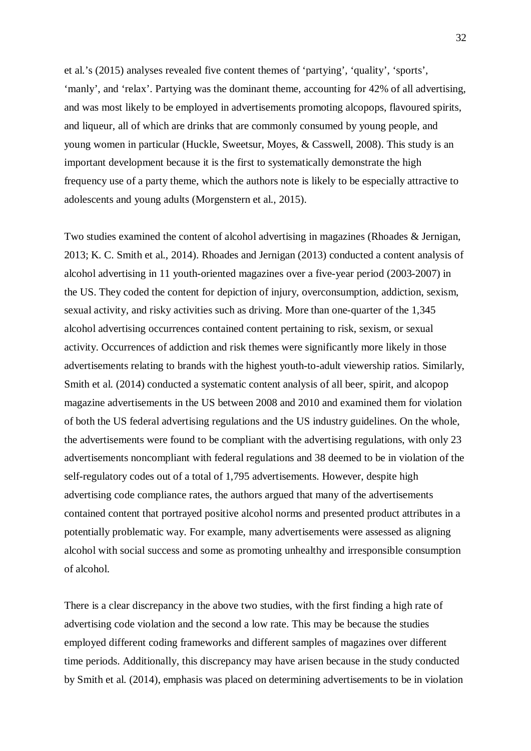et al.'s (2015) analyses revealed five content themes of 'partying', 'quality', 'sports', 'manly', and 'relax'. Partying was the dominant theme, accounting for 42% of all advertising, and was most likely to be employed in advertisements promoting alcopops, flavoured spirits, and liqueur, all of which are drinks that are commonly consumed by young people, and young women in particular (Huckle, Sweetsur, Moyes, & Casswell, 2008). This study is an important development because it is the first to systematically demonstrate the high frequency use of a party theme, which the authors note is likely to be especially attractive to adolescents and young adults (Morgenstern et al., 2015).

Two studies examined the content of alcohol advertising in magazines (Rhoades & Jernigan, 2013; K. C. Smith et al., 2014). Rhoades and Jernigan (2013) conducted a content analysis of alcohol advertising in 11 youth-oriented magazines over a five-year period (2003-2007) in the US. They coded the content for depiction of injury, overconsumption, addiction, sexism, sexual activity, and risky activities such as driving. More than one-quarter of the 1,345 alcohol advertising occurrences contained content pertaining to risk, sexism, or sexual activity. Occurrences of addiction and risk themes were significantly more likely in those advertisements relating to brands with the highest youth-to-adult viewership ratios. Similarly, Smith et al. (2014) conducted a systematic content analysis of all beer, spirit, and alcopop magazine advertisements in the US between 2008 and 2010 and examined them for violation of both the US federal advertising regulations and the US industry guidelines. On the whole, the advertisements were found to be compliant with the advertising regulations, with only 23 advertisements noncompliant with federal regulations and 38 deemed to be in violation of the self-regulatory codes out of a total of 1,795 advertisements. However, despite high advertising code compliance rates, the authors argued that many of the advertisements contained content that portrayed positive alcohol norms and presented product attributes in a potentially problematic way. For example, many advertisements were assessed as aligning alcohol with social success and some as promoting unhealthy and irresponsible consumption of alcohol.

There is a clear discrepancy in the above two studies, with the first finding a high rate of advertising code violation and the second a low rate. This may be because the studies employed different coding frameworks and different samples of magazines over different time periods. Additionally, this discrepancy may have arisen because in the study conducted by Smith et al. (2014), emphasis was placed on determining advertisements to be in violation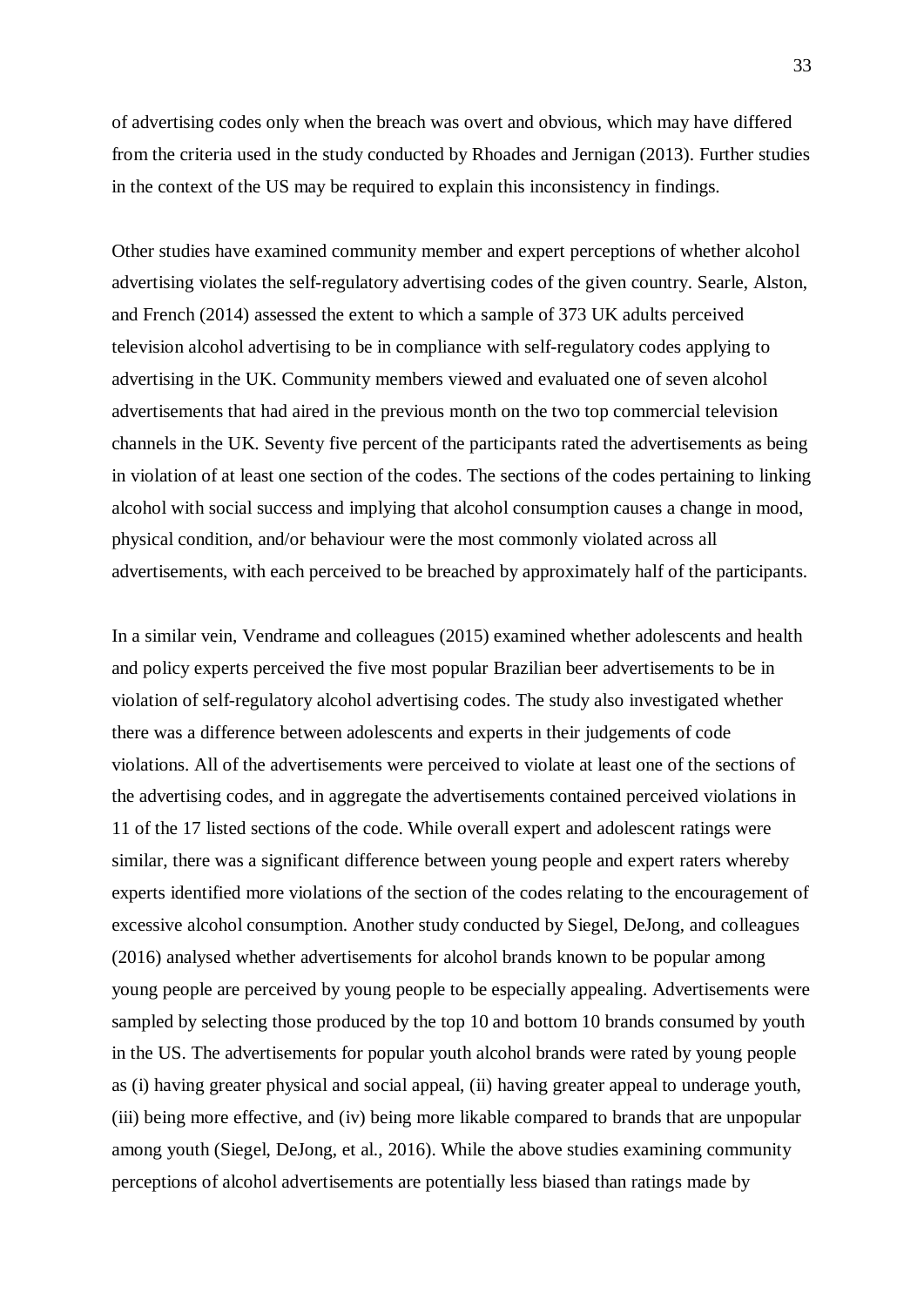of advertising codes only when the breach was overt and obvious, which may have differed from the criteria used in the study conducted by Rhoades and Jernigan (2013). Further studies in the context of the US may be required to explain this inconsistency in findings.

Other studies have examined community member and expert perceptions of whether alcohol advertising violates the self-regulatory advertising codes of the given country. Searle, Alston, and French (2014) assessed the extent to which a sample of 373 UK adults perceived television alcohol advertising to be in compliance with self-regulatory codes applying to advertising in the UK. Community members viewed and evaluated one of seven alcohol advertisements that had aired in the previous month on the two top commercial television channels in the UK. Seventy five percent of the participants rated the advertisements as being in violation of at least one section of the codes. The sections of the codes pertaining to linking alcohol with social success and implying that alcohol consumption causes a change in mood, physical condition, and/or behaviour were the most commonly violated across all advertisements, with each perceived to be breached by approximately half of the participants.

In a similar vein, Vendrame and colleagues (2015) examined whether adolescents and health and policy experts perceived the five most popular Brazilian beer advertisements to be in violation of self-regulatory alcohol advertising codes. The study also investigated whether there was a difference between adolescents and experts in their judgements of code violations. All of the advertisements were perceived to violate at least one of the sections of the advertising codes, and in aggregate the advertisements contained perceived violations in 11 of the 17 listed sections of the code. While overall expert and adolescent ratings were similar, there was a significant difference between young people and expert raters whereby experts identified more violations of the section of the codes relating to the encouragement of excessive alcohol consumption. Another study conducted by Siegel, DeJong, and colleagues (2016) analysed whether advertisements for alcohol brands known to be popular among young people are perceived by young people to be especially appealing. Advertisements were sampled by selecting those produced by the top 10 and bottom 10 brands consumed by youth in the US. The advertisements for popular youth alcohol brands were rated by young people as (i) having greater physical and social appeal, (ii) having greater appeal to underage youth, (iii) being more effective, and (iv) being more likable compared to brands that are unpopular among youth (Siegel, DeJong, et al., 2016). While the above studies examining community perceptions of alcohol advertisements are potentially less biased than ratings made by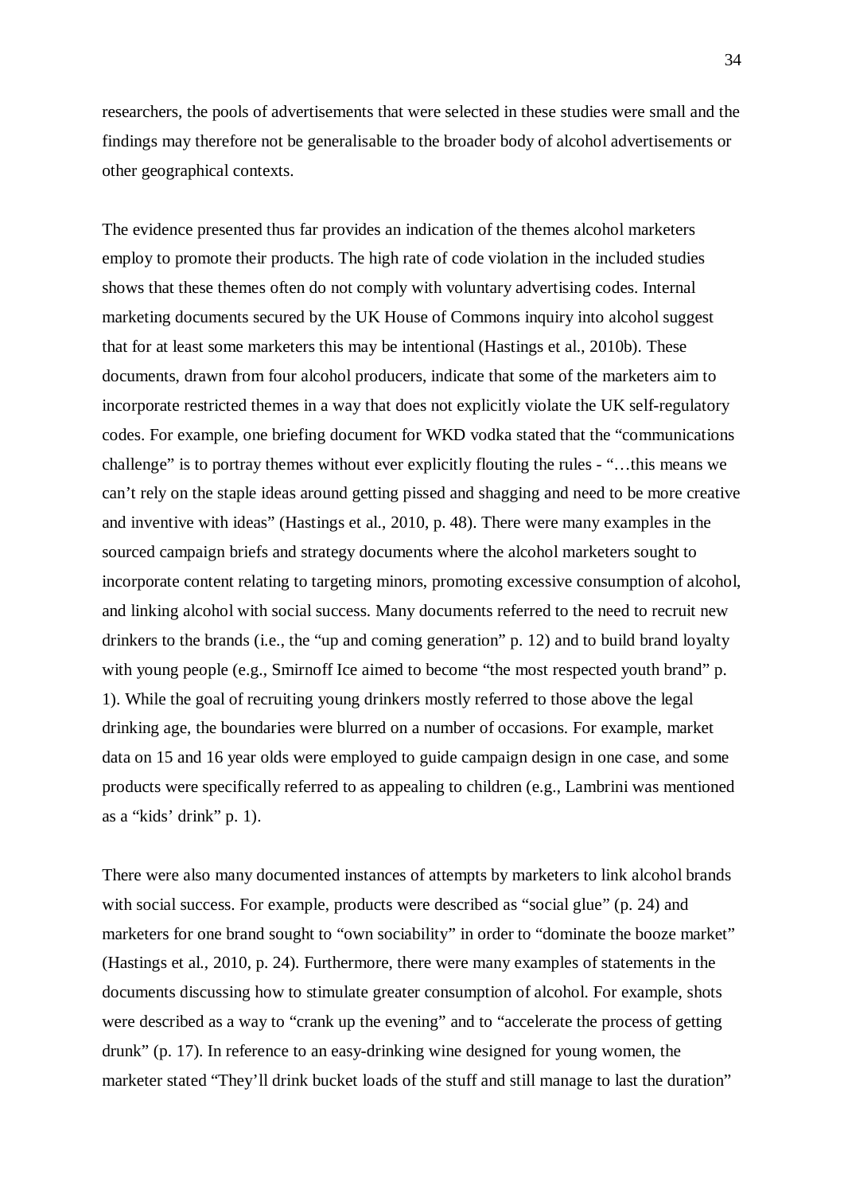researchers, the pools of advertisements that were selected in these studies were small and the findings may therefore not be generalisable to the broader body of alcohol advertisements or other geographical contexts.

The evidence presented thus far provides an indication of the themes alcohol marketers employ to promote their products. The high rate of code violation in the included studies shows that these themes often do not comply with voluntary advertising codes. Internal marketing documents secured by the UK House of Commons inquiry into alcohol suggest that for at least some marketers this may be intentional (Hastings et al., 2010b). These documents, drawn from four alcohol producers, indicate that some of the marketers aim to incorporate restricted themes in a way that does not explicitly violate the UK self-regulatory codes. For example, one briefing document for WKD vodka stated that the "communications challenge" is to portray themes without ever explicitly flouting the rules - "…this means we can't rely on the staple ideas around getting pissed and shagging and need to be more creative and inventive with ideas" (Hastings et al., 2010, p. 48). There were many examples in the sourced campaign briefs and strategy documents where the alcohol marketers sought to incorporate content relating to targeting minors, promoting excessive consumption of alcohol, and linking alcohol with social success. Many documents referred to the need to recruit new drinkers to the brands (i.e., the "up and coming generation" p. 12) and to build brand loyalty with young people (e.g., Smirnoff Ice aimed to become "the most respected youth brand" p. 1). While the goal of recruiting young drinkers mostly referred to those above the legal drinking age, the boundaries were blurred on a number of occasions. For example, market data on 15 and 16 year olds were employed to guide campaign design in one case, and some products were specifically referred to as appealing to children (e.g., Lambrini was mentioned as a "kids' drink" p. 1).

There were also many documented instances of attempts by marketers to link alcohol brands with social success. For example, products were described as "social glue" (p. 24) and marketers for one brand sought to "own sociability" in order to "dominate the booze market" (Hastings et al., 2010, p. 24). Furthermore, there were many examples of statements in the documents discussing how to stimulate greater consumption of alcohol. For example, shots were described as a way to "crank up the evening" and to "accelerate the process of getting drunk" (p. 17). In reference to an easy-drinking wine designed for young women, the marketer stated "They'll drink bucket loads of the stuff and still manage to last the duration"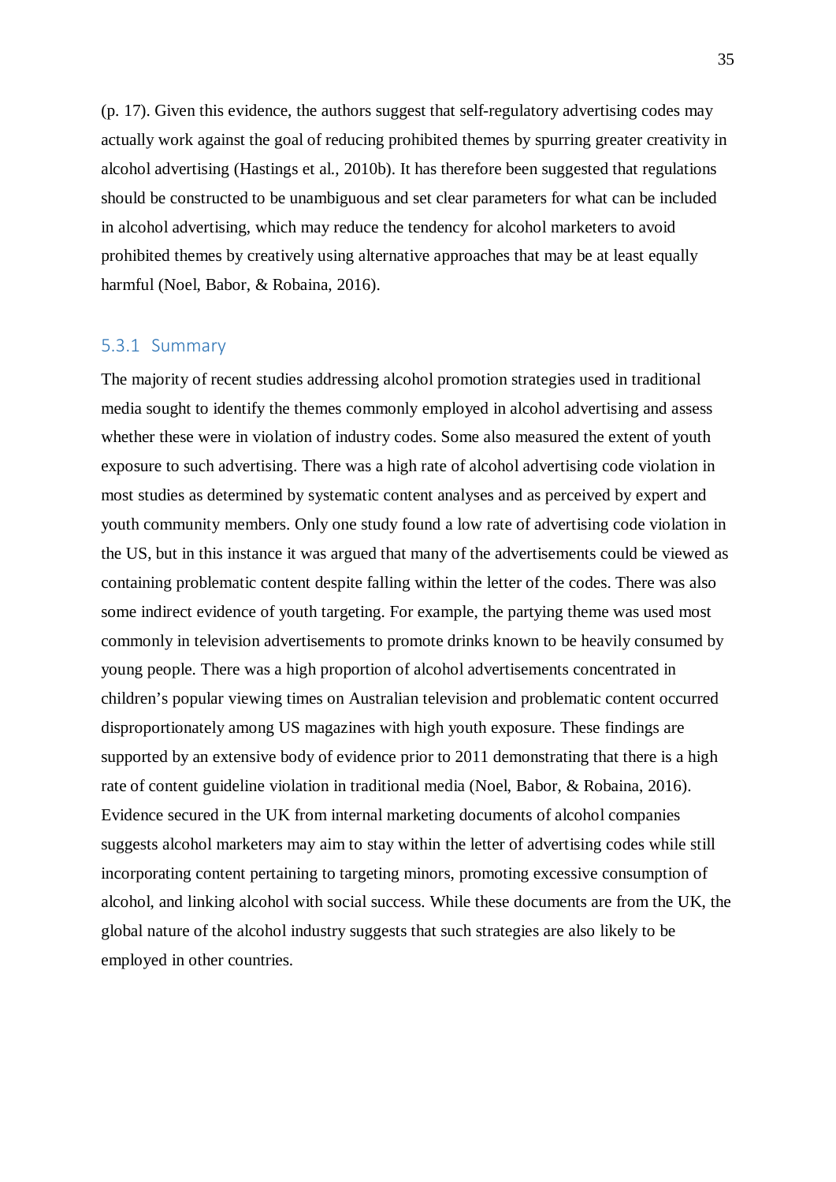(p. 17). Given this evidence, the authors suggest that self-regulatory advertising codes may actually work against the goal of reducing prohibited themes by spurring greater creativity in alcohol advertising (Hastings et al., 2010b). It has therefore been suggested that regulations should be constructed to be unambiguous and set clear parameters for what can be included in alcohol advertising, which may reduce the tendency for alcohol marketers to avoid prohibited themes by creatively using alternative approaches that may be at least equally harmful (Noel, Babor, & Robaina, 2016).

### 5.3.1 Summary

The majority of recent studies addressing alcohol promotion strategies used in traditional media sought to identify the themes commonly employed in alcohol advertising and assess whether these were in violation of industry codes. Some also measured the extent of youth exposure to such advertising. There was a high rate of alcohol advertising code violation in most studies as determined by systematic content analyses and as perceived by expert and youth community members. Only one study found a low rate of advertising code violation in the US, but in this instance it was argued that many of the advertisements could be viewed as containing problematic content despite falling within the letter of the codes. There was also some indirect evidence of youth targeting. For example, the partying theme was used most commonly in television advertisements to promote drinks known to be heavily consumed by young people. There was a high proportion of alcohol advertisements concentrated in children's popular viewing times on Australian television and problematic content occurred disproportionately among US magazines with high youth exposure. These findings are supported by an extensive body of evidence prior to 2011 demonstrating that there is a high rate of content guideline violation in traditional media (Noel, Babor, & Robaina, 2016). Evidence secured in the UK from internal marketing documents of alcohol companies suggests alcohol marketers may aim to stay within the letter of advertising codes while still incorporating content pertaining to targeting minors, promoting excessive consumption of alcohol, and linking alcohol with social success. While these documents are from the UK, the global nature of the alcohol industry suggests that such strategies are also likely to be employed in other countries.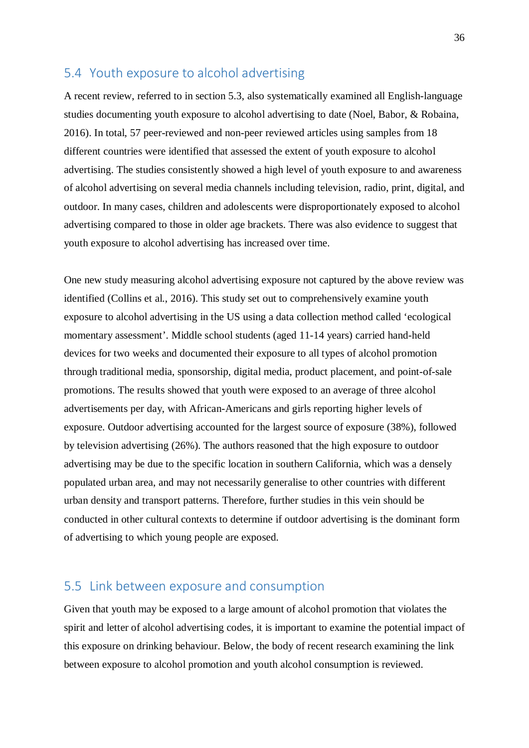## 5.4 Youth exposure to alcohol advertising

A recent review, referred to in section 5.3, also systematically examined all English-language studies documenting youth exposure to alcohol advertising to date (Noel, Babor, & Robaina, 2016). In total, 57 peer-reviewed and non-peer reviewed articles using samples from 18 different countries were identified that assessed the extent of youth exposure to alcohol advertising. The studies consistently showed a high level of youth exposure to and awareness of alcohol advertising on several media channels including television, radio, print, digital, and outdoor. In many cases, children and adolescents were disproportionately exposed to alcohol advertising compared to those in older age brackets. There was also evidence to suggest that youth exposure to alcohol advertising has increased over time.

One new study measuring alcohol advertising exposure not captured by the above review was identified (Collins et al., 2016). This study set out to comprehensively examine youth exposure to alcohol advertising in the US using a data collection method called 'ecological momentary assessment'. Middle school students (aged 11-14 years) carried hand-held devices for two weeks and documented their exposure to all types of alcohol promotion through traditional media, sponsorship, digital media, product placement, and point-of-sale promotions. The results showed that youth were exposed to an average of three alcohol advertisements per day, with African-Americans and girls reporting higher levels of exposure. Outdoor advertising accounted for the largest source of exposure (38%), followed by television advertising (26%). The authors reasoned that the high exposure to outdoor advertising may be due to the specific location in southern California, which was a densely populated urban area, and may not necessarily generalise to other countries with different urban density and transport patterns. Therefore, further studies in this vein should be conducted in other cultural contexts to determine if outdoor advertising is the dominant form of advertising to which young people are exposed.

## 5.5 Link between exposure and consumption

Given that youth may be exposed to a large amount of alcohol promotion that violates the spirit and letter of alcohol advertising codes, it is important to examine the potential impact of this exposure on drinking behaviour. Below, the body of recent research examining the link between exposure to alcohol promotion and youth alcohol consumption is reviewed.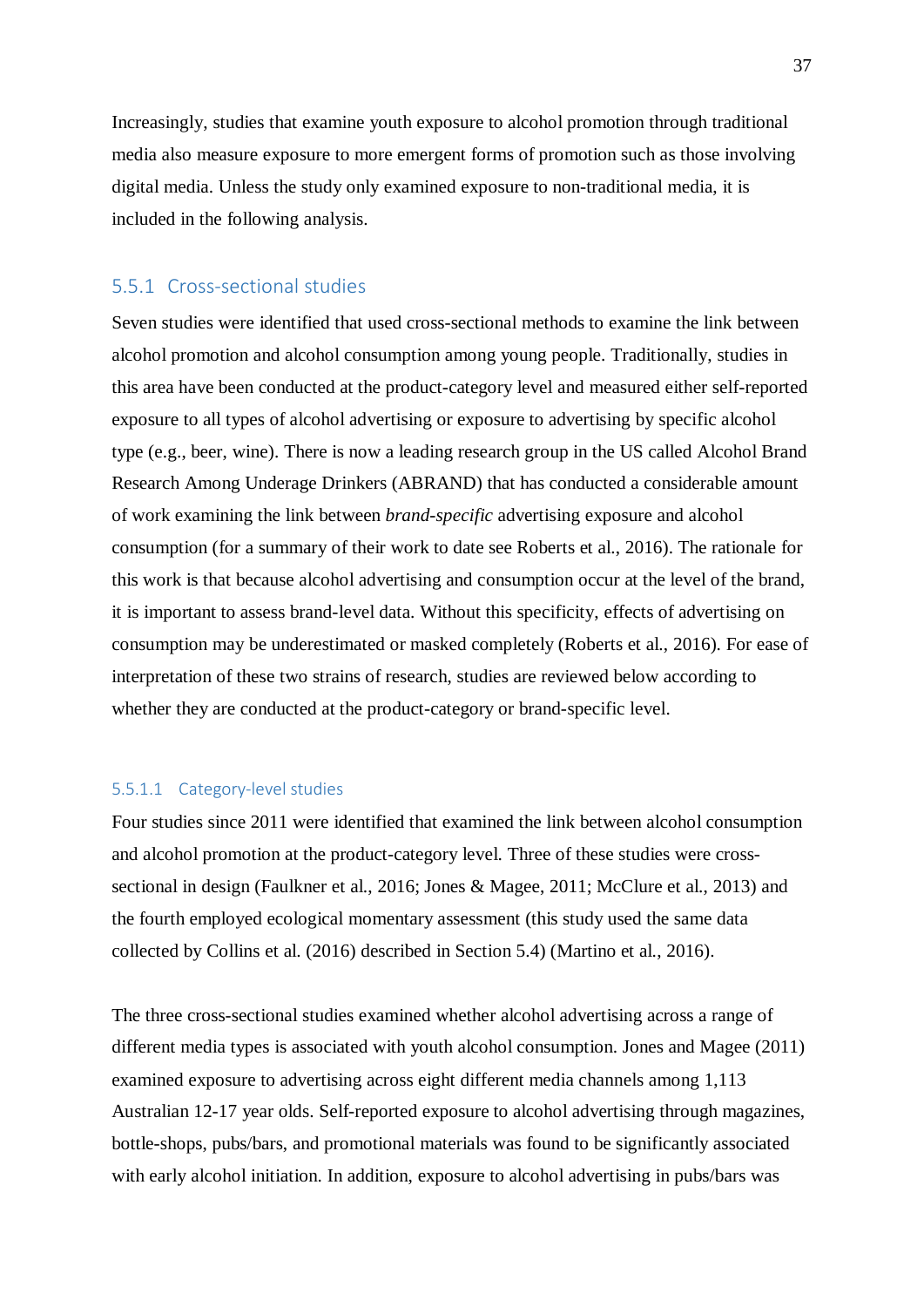Increasingly, studies that examine youth exposure to alcohol promotion through traditional media also measure exposure to more emergent forms of promotion such as those involving digital media. Unless the study only examined exposure to non-traditional media, it is included in the following analysis.

### 5.5.1 Cross-sectional studies

Seven studies were identified that used cross-sectional methods to examine the link between alcohol promotion and alcohol consumption among young people. Traditionally, studies in this area have been conducted at the product-category level and measured either self-reported exposure to all types of alcohol advertising or exposure to advertising by specific alcohol type (e.g., beer, wine). There is now a leading research group in the US called Alcohol Brand Research Among Underage Drinkers (ABRAND) that has conducted a considerable amount of work examining the link between *brand-specific* advertising exposure and alcohol consumption (for a summary of their work to date see Roberts et al., 2016). The rationale for this work is that because alcohol advertising and consumption occur at the level of the brand, it is important to assess brand-level data. Without this specificity, effects of advertising on consumption may be underestimated or masked completely (Roberts et al., 2016). For ease of interpretation of these two strains of research, studies are reviewed below according to whether they are conducted at the product-category or brand-specific level.

#### 5.5.1.1 Category-level studies

Four studies since 2011 were identified that examined the link between alcohol consumption and alcohol promotion at the product-category level. Three of these studies were cross-sectional in design (Faulkner et al., 2016; Jones & Magee, 2011; McClure et al., 2013) and the fourth employed ecological momentary assessment (this study used the same data collected by Collins et al. (2016) described in Section 5.4) (Martino et al., 2016).

The three cross-sectional studies examined whether alcohol advertising across a range of different media types is associated with youth alcohol consumption. Jones and Magee (2011) examined exposure to advertising across eight different media channels among 1,113 Australian 12-17 year olds. Self-reported exposure to alcohol advertising through magazines, bottle-shops, pubs/bars, and promotional materials was found to be significantly associated with early alcohol initiation. In addition, exposure to alcohol advertising in pubs/bars was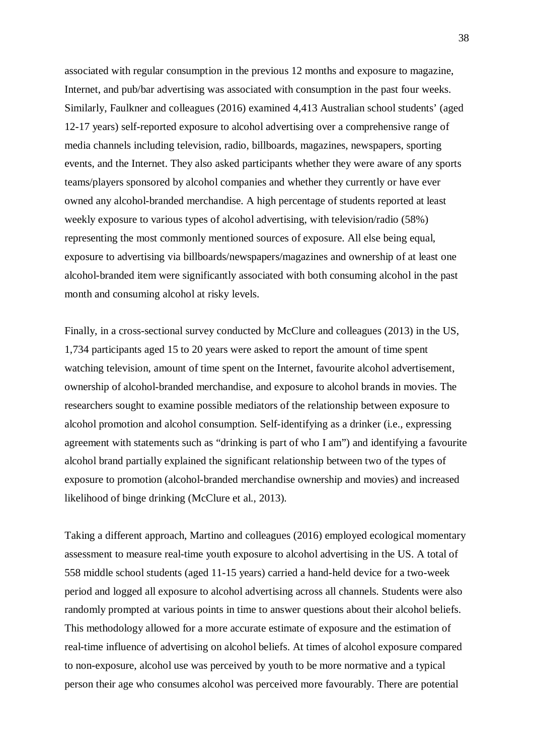associated with regular consumption in the previous 12 months and exposure to magazine, Internet, and pub/bar advertising was associated with consumption in the past four weeks. Similarly, Faulkner and colleagues (2016) examined 4,413 Australian school students' (aged 12-17 years) self-reported exposure to alcohol advertising over a comprehensive range of media channels including television, radio, billboards, magazines, newspapers, sporting events, and the Internet. They also asked participants whether they were aware of any sports teams/players sponsored by alcohol companies and whether they currently or have ever owned any alcohol-branded merchandise. A high percentage of students reported at least weekly exposure to various types of alcohol advertising, with television/radio (58%) representing the most commonly mentioned sources of exposure. All else being equal, exposure to advertising via billboards/newspapers/magazines and ownership of at least one alcohol-branded item were significantly associated with both consuming alcohol in the past month and consuming alcohol at risky levels.

Finally, in a cross-sectional survey conducted by McClure and colleagues (2013) in the US, 1,734 participants aged 15 to 20 years were asked to report the amount of time spent watching television, amount of time spent on the Internet, favourite alcohol advertisement, ownership of alcohol-branded merchandise, and exposure to alcohol brands in movies. The researchers sought to examine possible mediators of the relationship between exposure to alcohol promotion and alcohol consumption. Self-identifying as a drinker (i.e., expressing agreement with statements such as "drinking is part of who I am") and identifying a favourite alcohol brand partially explained the significant relationship between two of the types of exposure to promotion (alcohol-branded merchandise ownership and movies) and increased likelihood of binge drinking (McClure et al., 2013).

Taking a different approach, Martino and colleagues (2016) employed ecological momentary assessment to measure real-time youth exposure to alcohol advertising in the US. A total of 558 middle school students (aged 11-15 years) carried a hand-held device for a two-week period and logged all exposure to alcohol advertising across all channels. Students were also randomly prompted at various points in time to answer questions about their alcohol beliefs. This methodology allowed for a more accurate estimate of exposure and the estimation of real-time influence of advertising on alcohol beliefs. At times of alcohol exposure compared to non-exposure, alcohol use was perceived by youth to be more normative and a typical person their age who consumes alcohol was perceived more favourably. There are potential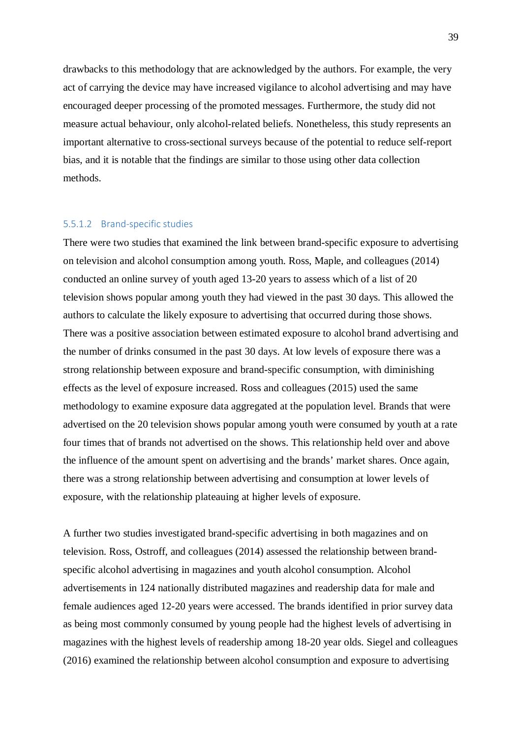drawbacks to this methodology that are acknowledged by the authors. For example, the very act of carrying the device may have increased vigilance to alcohol advertising and may have encouraged deeper processing of the promoted messages. Furthermore, the study did not measure actual behaviour, only alcohol-related beliefs. Nonetheless, this study represents an important alternative to cross-sectional surveys because of the potential to reduce self-report bias, and it is notable that the findings are similar to those using other data collection methods.

#### 5.5.1.2 Brand-specific studies

There were two studies that examined the link between brand-specific exposure to advertising on television and alcohol consumption among youth. Ross, Maple, and colleagues (2014) conducted an online survey of youth aged 13-20 years to assess which of a list of 20 television shows popular among youth they had viewed in the past 30 days. This allowed the authors to calculate the likely exposure to advertising that occurred during those shows. There was a positive association between estimated exposure to alcohol brand advertising and the number of drinks consumed in the past 30 days. At low levels of exposure there was a strong relationship between exposure and brand-specific consumption, with diminishing effects as the level of exposure increased. Ross and colleagues (2015) used the same methodology to examine exposure data aggregated at the population level. Brands that were advertised on the 20 television shows popular among youth were consumed by youth at a rate four times that of brands not advertised on the shows. This relationship held over and above the influence of the amount spent on advertising and the brands' market shares. Once again, there was a strong relationship between advertising and consumption at lower levels of exposure, with the relationship plateauing at higher levels of exposure.

A further two studies investigated brand-specific advertising in both magazines and on television. Ross, Ostroff, and colleagues (2014) assessed the relationship between brand-specific alcohol advertising in magazines and youth alcohol consumption. Alcohol advertisements in 124 nationally distributed magazines and readership data for male and female audiences aged 12-20 years were accessed. The brands identified in prior survey data as being most commonly consumed by young people had the highest levels of advertising in magazines with the highest levels of readership among 18-20 year olds. Siegel and colleagues (2016) examined the relationship between alcohol consumption and exposure to advertising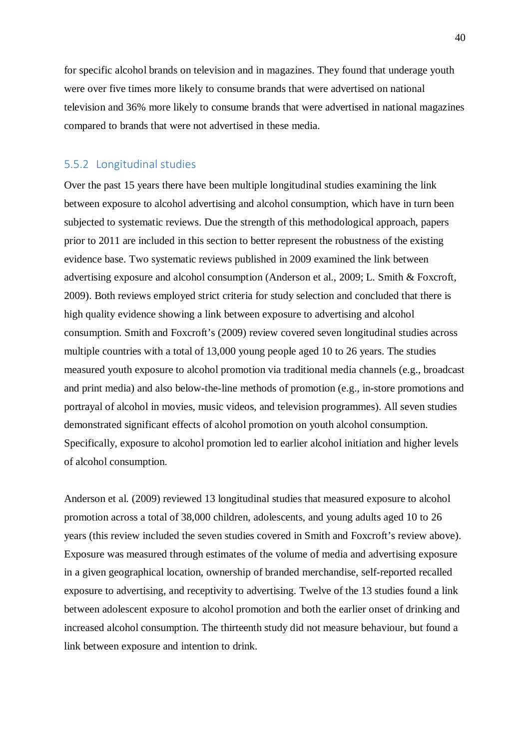for specific alcohol brands on television and in magazines. They found that underage youth were over five times more likely to consume brands that were advertised on national television and 36% more likely to consume brands that were advertised in national magazines compared to brands that were not advertised in these media.

### 5.5.2 Longitudinal studies

Over the past 15 years there have been multiple longitudinal studies examining the link between exposure to alcohol advertising and alcohol consumption, which have in turn been subjected to systematic reviews. Due the strength of this methodological approach, papers prior to 2011 are included in this section to better represent the robustness of the existing evidence base. Two systematic reviews published in 2009 examined the link between advertising exposure and alcohol consumption (Anderson et al., 2009; L. Smith & Foxcroft, 2009). Both reviews employed strict criteria for study selection and concluded that there is high quality evidence showing a link between exposure to advertising and alcohol consumption. Smith and Foxcroft's (2009) review covered seven longitudinal studies across multiple countries with a total of 13,000 young people aged 10 to 26 years. The studies measured youth exposure to alcohol promotion via traditional media channels (e.g., broadcast and print media) and also below-the-line methods of promotion (e.g., in-store promotions and portrayal of alcohol in movies, music videos, and television programmes). All seven studies demonstrated significant effects of alcohol promotion on youth alcohol consumption. Specifically, exposure to alcohol promotion led to earlier alcohol initiation and higher levels of alcohol consumption.

Anderson et al. (2009) reviewed 13 longitudinal studies that measured exposure to alcohol promotion across a total of 38,000 children, adolescents, and young adults aged 10 to 26 years (this review included the seven studies covered in Smith and Foxcroft's review above). Exposure was measured through estimates of the volume of media and advertising exposure in a given geographical location, ownership of branded merchandise, self-reported recalled exposure to advertising, and receptivity to advertising. Twelve of the 13 studies found a link between adolescent exposure to alcohol promotion and both the earlier onset of drinking and increased alcohol consumption. The thirteenth study did not measure behaviour, but found a link between exposure and intention to drink.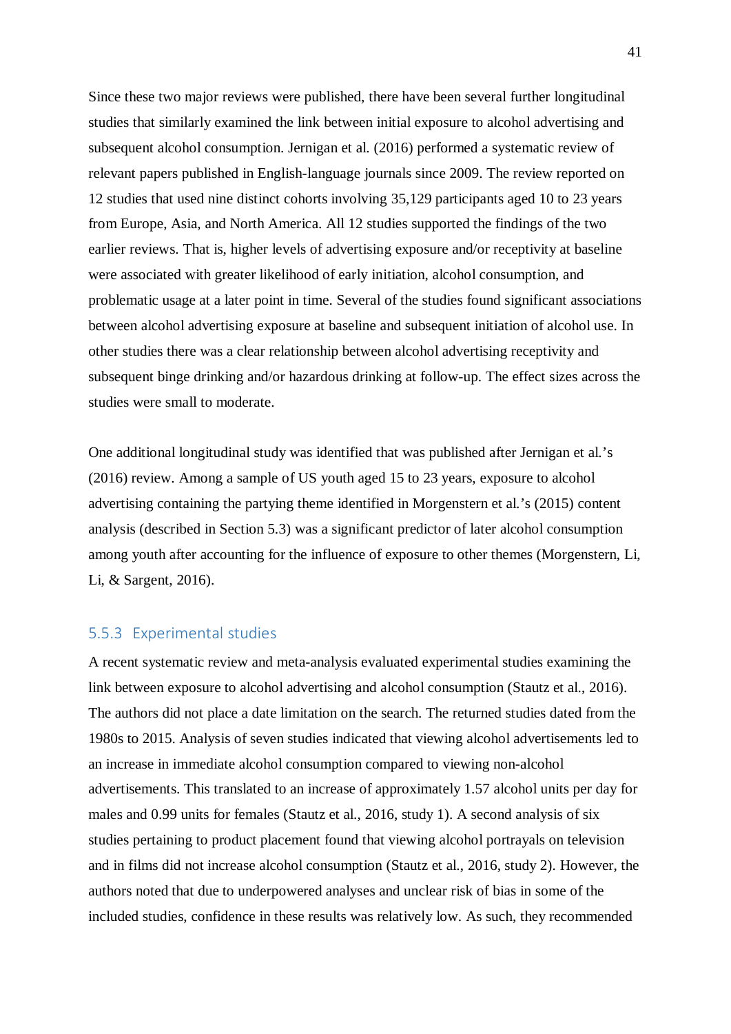Since these two major reviews were published, there have been several further longitudinal studies that similarly examined the link between initial exposure to alcohol advertising and subsequent alcohol consumption. Jernigan et al. (2016) performed a systematic review of relevant papers published in English-language journals since 2009. The review reported on 12 studies that used nine distinct cohorts involving 35,129 participants aged 10 to 23 years from Europe, Asia, and North America. All 12 studies supported the findings of the two earlier reviews. That is, higher levels of advertising exposure and/or receptivity at baseline were associated with greater likelihood of early initiation, alcohol consumption, and problematic usage at a later point in time. Several of the studies found significant associations between alcohol advertising exposure at baseline and subsequent initiation of alcohol use. In other studies there was a clear relationship between alcohol advertising receptivity and subsequent binge drinking and/or hazardous drinking at follow-up. The effect sizes across the studies were small to moderate.

One additional longitudinal study was identified that was published after Jernigan et al.'s (2016) review. Among a sample of US youth aged 15 to 23 years, exposure to alcohol advertising containing the partying theme identified in Morgenstern et al.'s (2015) content analysis (described in Section 5.3) was a significant predictor of later alcohol consumption among youth after accounting for the influence of exposure to other themes (Morgenstern, Li, Li, & Sargent, 2016).

### 5.5.3 Experimental studies

A recent systematic review and meta-analysis evaluated experimental studies examining the link between exposure to alcohol advertising and alcohol consumption (Stautz et al., 2016). The authors did not place a date limitation on the search. The returned studies dated from the 1980s to 2015. Analysis of seven studies indicated that viewing alcohol advertisements led to an increase in immediate alcohol consumption compared to viewing non-alcohol advertisements. This translated to an increase of approximately 1.57 alcohol units per day for males and 0.99 units for females (Stautz et al., 2016, study 1). A second analysis of six studies pertaining to product placement found that viewing alcohol portrayals on television and in films did not increase alcohol consumption (Stautz et al., 2016, study 2). However, the authors noted that due to underpowered analyses and unclear risk of bias in some of the included studies, confidence in these results was relatively low. As such, they recommended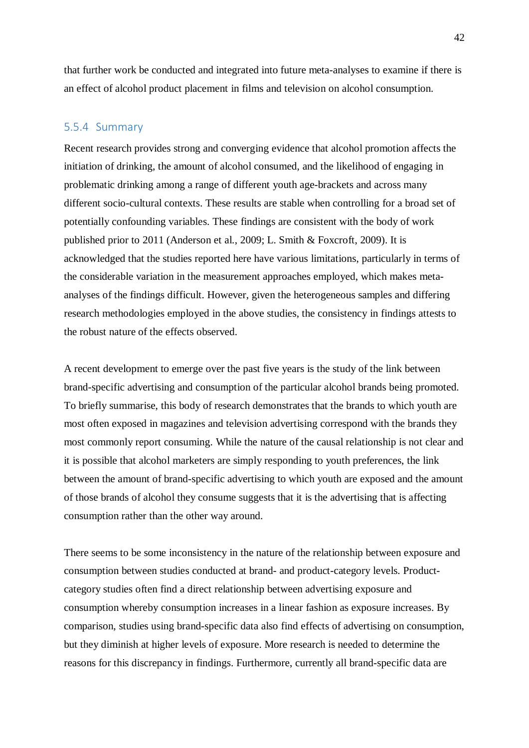that further work be conducted and integrated into future meta-analyses to examine if there is an effect of alcohol product placement in films and television on alcohol consumption.

### 5.5.4 Summary

Recent research provides strong and converging evidence that alcohol promotion affects the initiation of drinking, the amount of alcohol consumed, and the likelihood of engaging in problematic drinking among a range of different youth age-brackets and across many different socio-cultural contexts. These results are stable when controlling for a broad set of potentially confounding variables. These findings are consistent with the body of work published prior to 2011 (Anderson et al., 2009; L. Smith & Foxcroft, 2009). It is acknowledged that the studies reported here have various limitations, particularly in terms of the considerable variation in the measurement approaches employed, which makes meta-analyses of the findings difficult. However, given the heterogeneous samples and differing research methodologies employed in the above studies, the consistency in findings attests to the robust nature of the effects observed.

A recent development to emerge over the past five years is the study of the link between brand-specific advertising and consumption of the particular alcohol brands being promoted. To briefly summarise, this body of research demonstrates that the brands to which youth are most often exposed in magazines and television advertising correspond with the brands they most commonly report consuming. While the nature of the causal relationship is not clear and it is possible that alcohol marketers are simply responding to youth preferences, the link between the amount of brand-specific advertising to which youth are exposed and the amount of those brands of alcohol they consume suggests that it is the advertising that is affecting consumption rather than the other way around.

There seems to be some inconsistency in the nature of the relationship between exposure and consumption between studies conducted at brand- and product-category levels. Product-category studies often find a direct relationship between advertising exposure and consumption whereby consumption increases in a linear fashion as exposure increases. By comparison, studies using brand-specific data also find effects of advertising on consumption, but they diminish at higher levels of exposure. More research is needed to determine the reasons for this discrepancy in findings. Furthermore, currently all brand-specific data are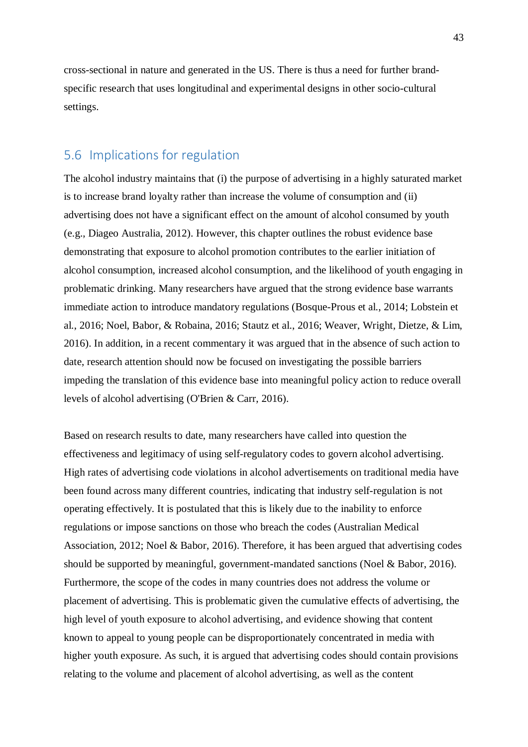cross-sectional in nature and generated in the US. There is thus a need for further brand-specific research that uses longitudinal and experimental designs in other socio-cultural settings.

## 5.6 Implications for regulation

The alcohol industry maintains that (i) the purpose of advertising in a highly saturated market is to increase brand loyalty rather than increase the volume of consumption and (ii) advertising does not have a significant effect on the amount of alcohol consumed by youth (e.g., Diageo Australia, 2012). However, this chapter outlines the robust evidence base demonstrating that exposure to alcohol promotion contributes to the earlier initiation of alcohol consumption, increased alcohol consumption, and the likelihood of youth engaging in problematic drinking. Many researchers have argued that the strong evidence base warrants immediate action to introduce mandatory regulations (Bosque-Prous et al., 2014; Lobstein et al., 2016; Noel, Babor, & Robaina, 2016; Stautz et al., 2016; Weaver, Wright, Dietze, & Lim, 2016). In addition, in a recent commentary it was argued that in the absence of such action to date, research attention should now be focused on investigating the possible barriers impeding the translation of this evidence base into meaningful policy action to reduce overall levels of alcohol advertising (O'Brien & Carr, 2016).

Based on research results to date, many researchers have called into question the effectiveness and legitimacy of using self-regulatory codes to govern alcohol advertising. High rates of advertising code violations in alcohol advertisements on traditional media have been found across many different countries, indicating that industry self-regulation is not operating effectively. It is postulated that this is likely due to the inability to enforce regulations or impose sanctions on those who breach the codes (Australian Medical Association, 2012; Noel & Babor, 2016). Therefore, it has been argued that advertising codes should be supported by meaningful, government-mandated sanctions (Noel & Babor, 2016). Furthermore, the scope of the codes in many countries does not address the volume or placement of advertising. This is problematic given the cumulative effects of advertising, the high level of youth exposure to alcohol advertising, and evidence showing that content known to appeal to young people can be disproportionately concentrated in media with higher youth exposure. As such, it is argued that advertising codes should contain provisions relating to the volume and placement of alcohol advertising, as well as the content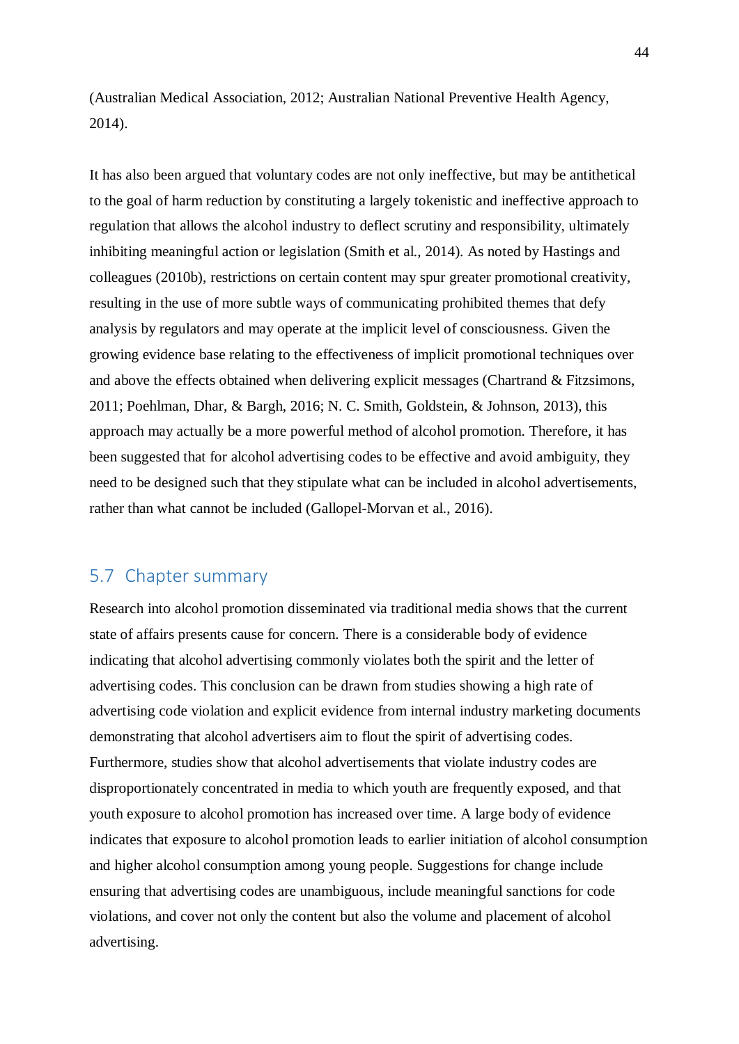(Australian Medical Association, 2012; Australian National Preventive Health Agency, 2014).

It has also been argued that voluntary codes are not only ineffective, but may be antithetical to the goal of harm reduction by constituting a largely tokenistic and ineffective approach to regulation that allows the alcohol industry to deflect scrutiny and responsibility, ultimately inhibiting meaningful action or legislation (Smith et al., 2014). As noted by Hastings and colleagues (2010b), restrictions on certain content may spur greater promotional creativity, resulting in the use of more subtle ways of communicating prohibited themes that defy analysis by regulators and may operate at the implicit level of consciousness. Given the growing evidence base relating to the effectiveness of implicit promotional techniques over and above the effects obtained when delivering explicit messages (Chartrand & Fitzsimons, 2011; Poehlman, Dhar, & Bargh, 2016; N. C. Smith, Goldstein, & Johnson, 2013), this approach may actually be a more powerful method of alcohol promotion. Therefore, it has been suggested that for alcohol advertising codes to be effective and avoid ambiguity, they need to be designed such that they stipulate what can be included in alcohol advertisements, rather than what cannot be included (Gallopel-Morvan et al., 2016).

## 5.7 Chapter summary

Research into alcohol promotion disseminated via traditional media shows that the current state of affairs presents cause for concern. There is a considerable body of evidence indicating that alcohol advertising commonly violates both the spirit and the letter of advertising codes. This conclusion can be drawn from studies showing a high rate of advertising code violation and explicit evidence from internal industry marketing documents demonstrating that alcohol advertisers aim to flout the spirit of advertising codes. Furthermore, studies show that alcohol advertisements that violate industry codes are disproportionately concentrated in media to which youth are frequently exposed, and that youth exposure to alcohol promotion has increased over time. A large body of evidence indicates that exposure to alcohol promotion leads to earlier initiation of alcohol consumption and higher alcohol consumption among young people. Suggestions for change include ensuring that advertising codes are unambiguous, include meaningful sanctions for code violations, and cover not only the content but also the volume and placement of alcohol advertising.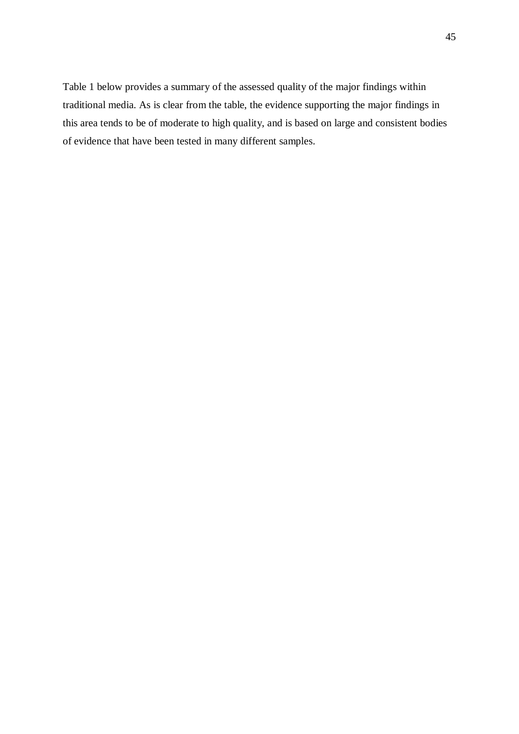Table 1 below provides a summary of the assessed quality of the major findings within traditional media. As is clear from the table, the evidence supporting the major findings in this area tends to be of moderate to high quality, and is based on large and consistent bodies of evidence that have been tested in many different samples.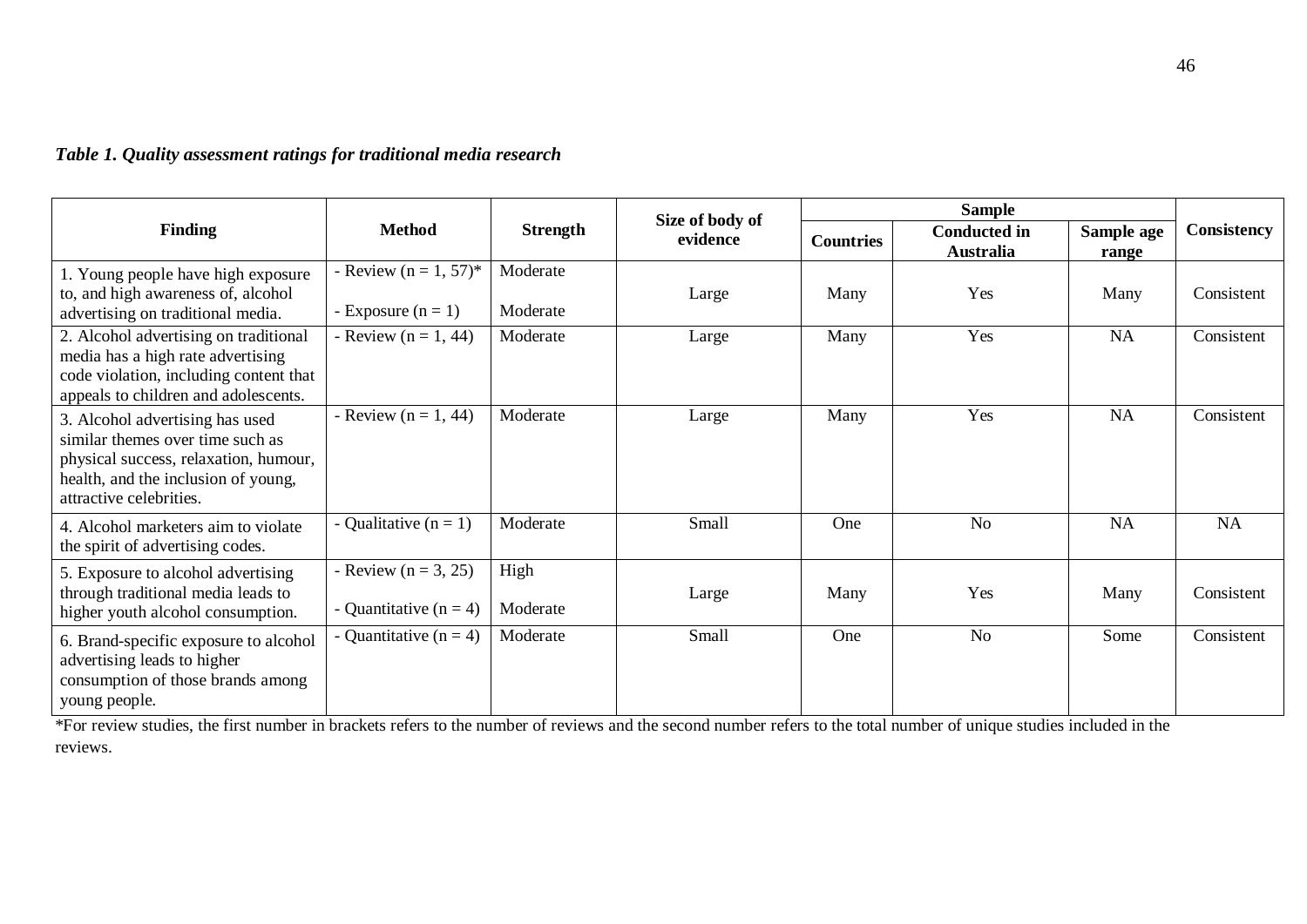*Table 1. Quality assessment ratings for traditional media research*

| Finding | Method | Strength | Size of body of evidence | Sample | | | Consistency |
|---|---|---|---|---|---|---|---|
| | | | | Countries | Conducted in Australia | Sample age range | |
| 1. Young people have high exposure to, and high awareness of, alcohol advertising on traditional media. | - Review (n = 1, 57)*<br>- Exposure (n = 1) | Moderate<br>Moderate | Large | Many | Yes | Many | Consistent |
| 2. Alcohol advertising on traditional media has a high rate advertising code violation, including content that appeals to children and adolescents. | - Review (n = 1, 44) | Moderate | Large | Many | Yes | NA | Consistent |
| 3. Alcohol advertising has used similar themes over time such as physical success, relaxation, humour, health, and the inclusion of young, attractive celebrities. | - Review (n = 1, 44) | Moderate | Large | Many | Yes | NA | Consistent |
| 4. Alcohol marketers aim to violate the spirit of advertising codes. | - Qualitative (n = 1) | Moderate | Small | One | No | NA | NA |
| 5. Exposure to alcohol advertising through traditional media leads to higher youth alcohol consumption. | - Review (n = 3, 25)<br>- Quantitative (n = 4) | High<br>Moderate | Large | Many | Yes | Many | Consistent |
| 6. Brand-specific exposure to alcohol advertising leads to higher consumption of those brands among young people. | - Quantitative (n = 4) | Moderate | Small | One | No | Some | Consistent |

*For review studies, the first number in brackets refers to the number of reviews and the second number refers to the total number of unique studies included in the reviews.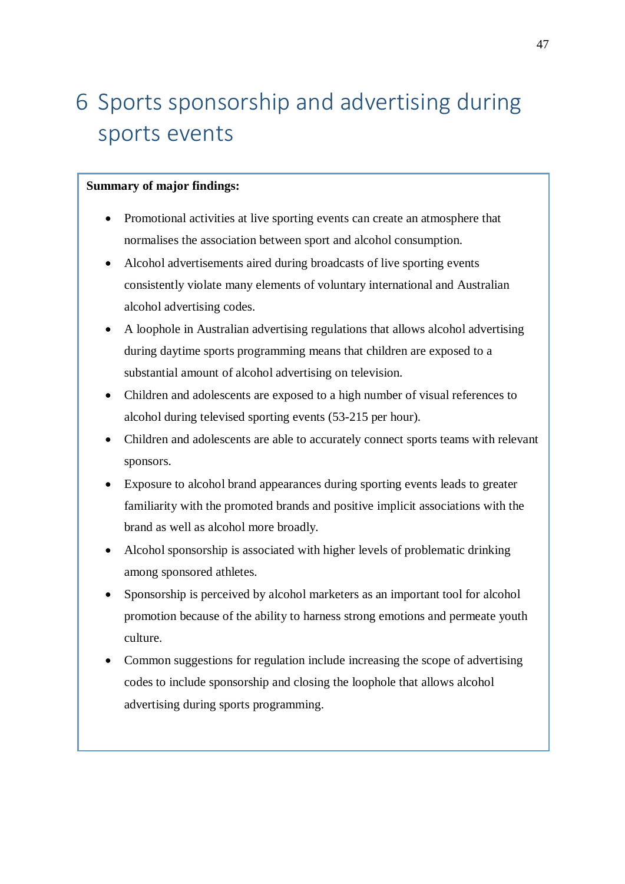# 6 Sports sponsorship and advertising during sports events

**Summary of major findings:**

- Promotional activities at live sporting events can create an atmosphere that normalises the association between sport and alcohol consumption.
- Alcohol advertisements aired during broadcasts of live sporting events consistently violate many elements of voluntary international and Australian alcohol advertising codes.
- A loophole in Australian advertising regulations that allows alcohol advertising during daytime sports programming means that children are exposed to a substantial amount of alcohol advertising on television.
- Children and adolescents are exposed to a high number of visual references to alcohol during televised sporting events (53-215 per hour).
- Children and adolescents are able to accurately connect sports teams with relevant sponsors.
- Exposure to alcohol brand appearances during sporting events leads to greater familiarity with the promoted brands and positive implicit associations with the brand as well as alcohol more broadly.
- Alcohol sponsorship is associated with higher levels of problematic drinking among sponsored athletes.
- Sponsorship is perceived by alcohol marketers as an important tool for alcohol promotion because of the ability to harness strong emotions and permeate youth culture.
- Common suggestions for regulation include increasing the scope of advertising codes to include sponsorship and closing the loophole that allows alcohol advertising during sports programming.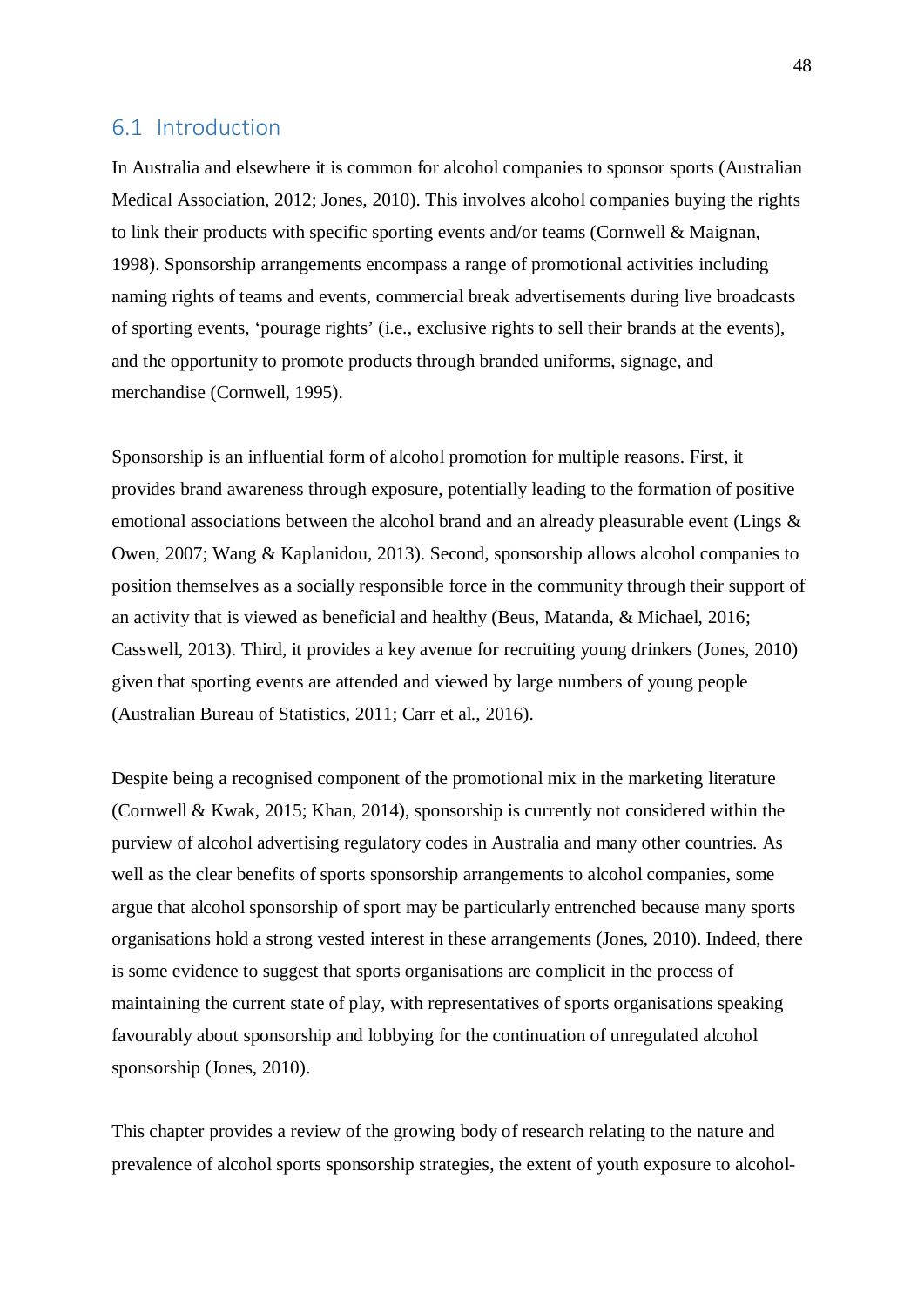## 6.1 Introduction

In Australia and elsewhere it is common for alcohol companies to sponsor sports (Australian Medical Association, 2012; Jones, 2010). This involves alcohol companies buying the rights to link their products with specific sporting events and/or teams (Cornwell & Maignan, 1998). Sponsorship arrangements encompass a range of promotional activities including naming rights of teams and events, commercial break advertisements during live broadcasts of sporting events, 'pourage rights' (i.e., exclusive rights to sell their brands at the events), and the opportunity to promote products through branded uniforms, signage, and merchandise (Cornwell, 1995).

Sponsorship is an influential form of alcohol promotion for multiple reasons. First, it provides brand awareness through exposure, potentially leading to the formation of positive emotional associations between the alcohol brand and an already pleasurable event (Lings & Owen, 2007; Wang & Kaplanidou, 2013). Second, sponsorship allows alcohol companies to position themselves as a socially responsible force in the community through their support of an activity that is viewed as beneficial and healthy (Beus, Matanda, & Michael, 2016; Casswell, 2013). Third, it provides a key avenue for recruiting young drinkers (Jones, 2010) given that sporting events are attended and viewed by large numbers of young people (Australian Bureau of Statistics, 2011; Carr et al., 2016).

Despite being a recognised component of the promotional mix in the marketing literature (Cornwell & Kwak, 2015; Khan, 2014), sponsorship is currently not considered within the purview of alcohol advertising regulatory codes in Australia and many other countries. As well as the clear benefits of sports sponsorship arrangements to alcohol companies, some argue that alcohol sponsorship of sport may be particularly entrenched because many sports organisations hold a strong vested interest in these arrangements (Jones, 2010). Indeed, there is some evidence to suggest that sports organisations are complicit in the process of maintaining the current state of play, with representatives of sports organisations speaking favourably about sponsorship and lobbying for the continuation of unregulated alcohol sponsorship (Jones, 2010).

This chapter provides a review of the growing body of research relating to the nature and prevalence of alcohol sports sponsorship strategies, the extent of youth exposure to alcohol-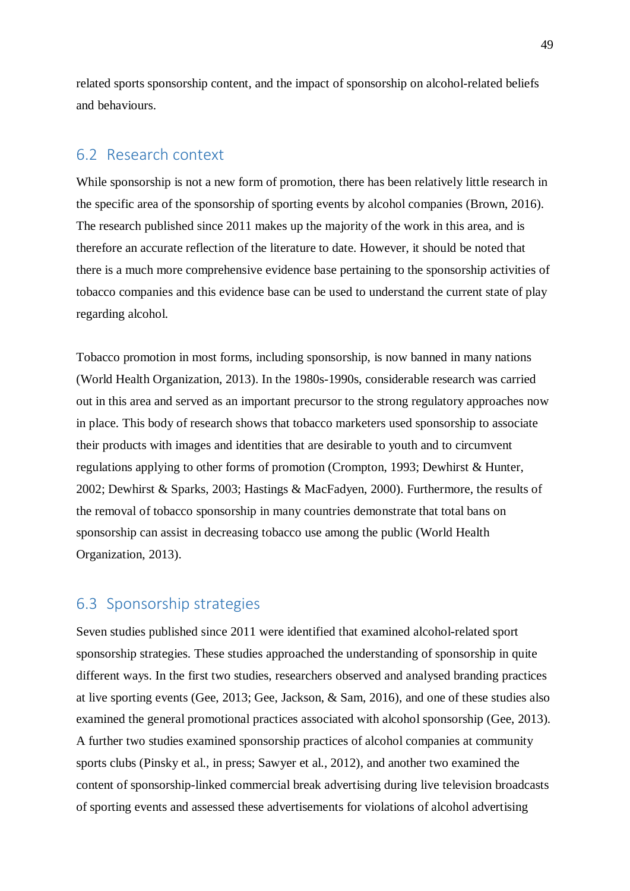related sports sponsorship content, and the impact of sponsorship on alcohol-related beliefs and behaviours.

## 6.2 Research context

While sponsorship is not a new form of promotion, there has been relatively little research in the specific area of the sponsorship of sporting events by alcohol companies (Brown, 2016). The research published since 2011 makes up the majority of the work in this area, and is therefore an accurate reflection of the literature to date. However, it should be noted that there is a much more comprehensive evidence base pertaining to the sponsorship activities of tobacco companies and this evidence base can be used to understand the current state of play regarding alcohol.

Tobacco promotion in most forms, including sponsorship, is now banned in many nations (World Health Organization, 2013). In the 1980s-1990s, considerable research was carried out in this area and served as an important precursor to the strong regulatory approaches now in place. This body of research shows that tobacco marketers used sponsorship to associate their products with images and identities that are desirable to youth and to circumvent regulations applying to other forms of promotion (Crompton, 1993; Dewhirst & Hunter, 2002; Dewhirst & Sparks, 2003; Hastings & MacFadyen, 2000). Furthermore, the results of the removal of tobacco sponsorship in many countries demonstrate that total bans on sponsorship can assist in decreasing tobacco use among the public (World Health Organization, 2013).

## 6.3 Sponsorship strategies

Seven studies published since 2011 were identified that examined alcohol-related sport sponsorship strategies. These studies approached the understanding of sponsorship in quite different ways. In the first two studies, researchers observed and analysed branding practices at live sporting events (Gee, 2013; Gee, Jackson, & Sam, 2016), and one of these studies also examined the general promotional practices associated with alcohol sponsorship (Gee, 2013). A further two studies examined sponsorship practices of alcohol companies at community sports clubs (Pinsky et al., in press; Sawyer et al., 2012), and another two examined the content of sponsorship-linked commercial break advertising during live television broadcasts of sporting events and assessed these advertisements for violations of alcohol advertising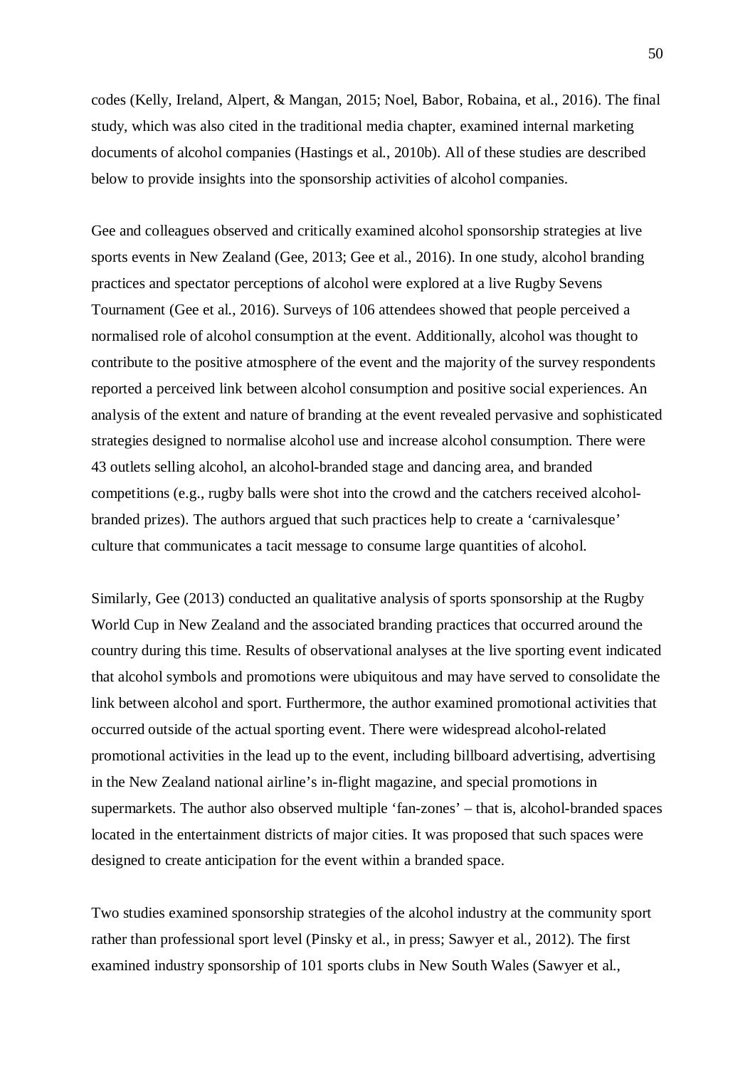codes (Kelly, Ireland, Alpert, & Mangan, 2015; Noel, Babor, Robaina, et al., 2016). The final study, which was also cited in the traditional media chapter, examined internal marketing documents of alcohol companies (Hastings et al., 2010b). All of these studies are described below to provide insights into the sponsorship activities of alcohol companies.

Gee and colleagues observed and critically examined alcohol sponsorship strategies at live sports events in New Zealand (Gee, 2013; Gee et al., 2016). In one study, alcohol branding practices and spectator perceptions of alcohol were explored at a live Rugby Sevens Tournament (Gee et al., 2016). Surveys of 106 attendees showed that people perceived a normalised role of alcohol consumption at the event. Additionally, alcohol was thought to contribute to the positive atmosphere of the event and the majority of the survey respondents reported a perceived link between alcohol consumption and positive social experiences. An analysis of the extent and nature of branding at the event revealed pervasive and sophisticated strategies designed to normalise alcohol use and increase alcohol consumption. There were 43 outlets selling alcohol, an alcohol-branded stage and dancing area, and branded competitions (e.g., rugby balls were shot into the crowd and the catchers received alcohol-branded prizes). The authors argued that such practices help to create a 'carnivalesque' culture that communicates a tacit message to consume large quantities of alcohol.

Similarly, Gee (2013) conducted an qualitative analysis of sports sponsorship at the Rugby World Cup in New Zealand and the associated branding practices that occurred around the country during this time. Results of observational analyses at the live sporting event indicated that alcohol symbols and promotions were ubiquitous and may have served to consolidate the link between alcohol and sport. Furthermore, the author examined promotional activities that occurred outside of the actual sporting event. There were widespread alcohol-related promotional activities in the lead up to the event, including billboard advertising, advertising in the New Zealand national airline's in-flight magazine, and special promotions in supermarkets. The author also observed multiple 'fan-zones' – that is, alcohol-branded spaces located in the entertainment districts of major cities. It was proposed that such spaces were designed to create anticipation for the event within a branded space.

Two studies examined sponsorship strategies of the alcohol industry at the community sport rather than professional sport level (Pinsky et al., in press; Sawyer et al., 2012). The first examined industry sponsorship of 101 sports clubs in New South Wales (Sawyer et al.,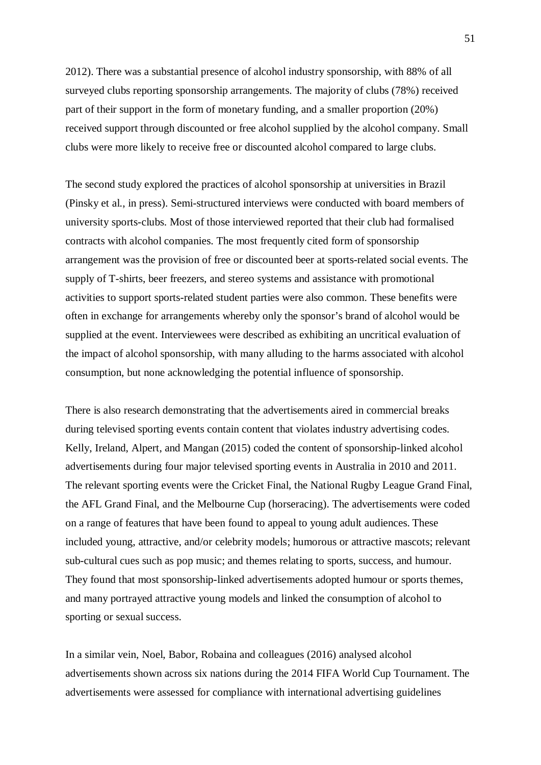2012). There was a substantial presence of alcohol industry sponsorship, with 88% of all surveyed clubs reporting sponsorship arrangements. The majority of clubs (78%) received part of their support in the form of monetary funding, and a smaller proportion (20%) received support through discounted or free alcohol supplied by the alcohol company. Small clubs were more likely to receive free or discounted alcohol compared to large clubs.

The second study explored the practices of alcohol sponsorship at universities in Brazil (Pinsky et al., in press). Semi-structured interviews were conducted with board members of university sports-clubs. Most of those interviewed reported that their club had formalised contracts with alcohol companies. The most frequently cited form of sponsorship arrangement was the provision of free or discounted beer at sports-related social events. The supply of T-shirts, beer freezers, and stereo systems and assistance with promotional activities to support sports-related student parties were also common. These benefits were often in exchange for arrangements whereby only the sponsor's brand of alcohol would be supplied at the event. Interviewees were described as exhibiting an uncritical evaluation of the impact of alcohol sponsorship, with many alluding to the harms associated with alcohol consumption, but none acknowledging the potential influence of sponsorship.

There is also research demonstrating that the advertisements aired in commercial breaks during televised sporting events contain content that violates industry advertising codes. Kelly, Ireland, Alpert, and Mangan (2015) coded the content of sponsorship-linked alcohol advertisements during four major televised sporting events in Australia in 2010 and 2011. The relevant sporting events were the Cricket Final, the National Rugby League Grand Final, the AFL Grand Final, and the Melbourne Cup (horseracing). The advertisements were coded on a range of features that have been found to appeal to young adult audiences. These included young, attractive, and/or celebrity models; humorous or attractive mascots; relevant sub-cultural cues such as pop music; and themes relating to sports, success, and humour. They found that most sponsorship-linked advertisements adopted humour or sports themes, and many portrayed attractive young models and linked the consumption of alcohol to sporting or sexual success.

In a similar vein, Noel, Babor, Robaina and colleagues (2016) analysed alcohol advertisements shown across six nations during the 2014 FIFA World Cup Tournament. The advertisements were assessed for compliance with international advertising guidelines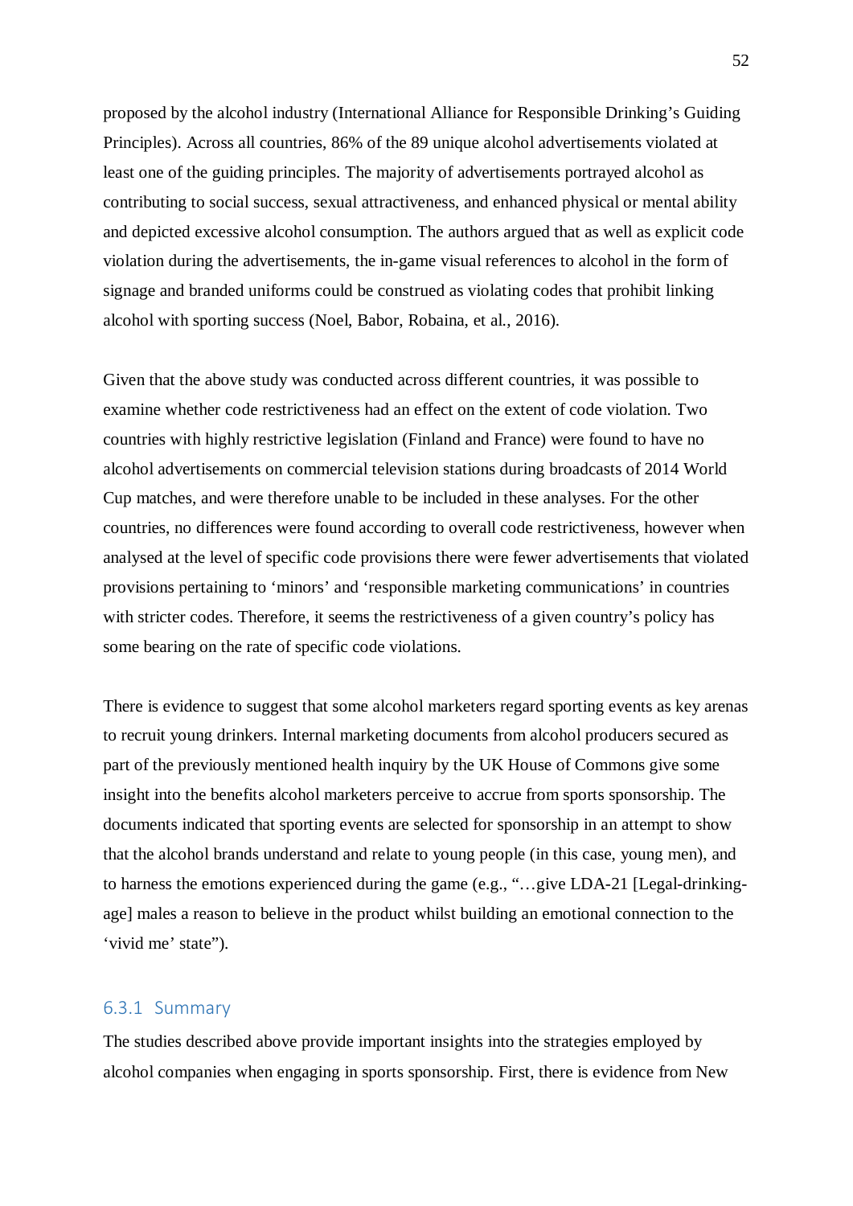proposed by the alcohol industry (International Alliance for Responsible Drinking's Guiding Principles). Across all countries, 86% of the 89 unique alcohol advertisements violated at least one of the guiding principles. The majority of advertisements portrayed alcohol as contributing to social success, sexual attractiveness, and enhanced physical or mental ability and depicted excessive alcohol consumption. The authors argued that as well as explicit code violation during the advertisements, the in-game visual references to alcohol in the form of signage and branded uniforms could be construed as violating codes that prohibit linking alcohol with sporting success (Noel, Babor, Robaina, et al., 2016).

Given that the above study was conducted across different countries, it was possible to examine whether code restrictiveness had an effect on the extent of code violation. Two countries with highly restrictive legislation (Finland and France) were found to have no alcohol advertisements on commercial television stations during broadcasts of 2014 World Cup matches, and were therefore unable to be included in these analyses. For the other countries, no differences were found according to overall code restrictiveness, however when analysed at the level of specific code provisions there were fewer advertisements that violated provisions pertaining to 'minors' and 'responsible marketing communications' in countries with stricter codes. Therefore, it seems the restrictiveness of a given country's policy has some bearing on the rate of specific code violations.

There is evidence to suggest that some alcohol marketers regard sporting events as key arenas to recruit young drinkers. Internal marketing documents from alcohol producers secured as part of the previously mentioned health inquiry by the UK House of Commons give some insight into the benefits alcohol marketers perceive to accrue from sports sponsorship. The documents indicated that sporting events are selected for sponsorship in an attempt to show that the alcohol brands understand and relate to young people (in this case, young men), and to harness the emotions experienced during the game (e.g., "…give LDA-21 [Legal-drinking-age] males a reason to believe in the product whilst building an emotional connection to the 'vivid me' state").

### 6.3.1 Summary

The studies described above provide important insights into the strategies employed by alcohol companies when engaging in sports sponsorship. First, there is evidence from New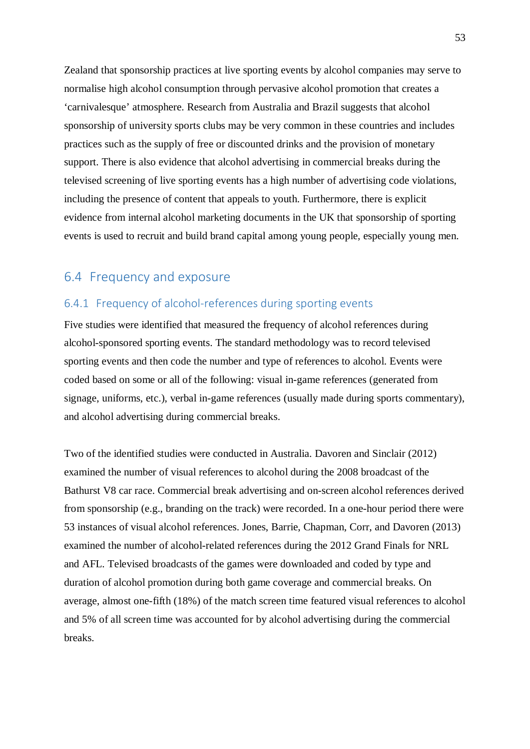Zealand that sponsorship practices at live sporting events by alcohol companies may serve to normalise high alcohol consumption through pervasive alcohol promotion that creates a ‘carnivalesque’ atmosphere. Research from Australia and Brazil suggests that alcohol sponsorship of university sports clubs may be very common in these countries and includes practices such as the supply of free or discounted drinks and the provision of monetary support. There is also evidence that alcohol advertising in commercial breaks during the televised screening of live sporting events has a high number of advertising code violations, including the presence of content that appeals to youth. Furthermore, there is explicit evidence from internal alcohol marketing documents in the UK that sponsorship of sporting events is used to recruit and build brand capital among young people, especially young men.

## 6.4 Frequency and exposure

### 6.4.1 Frequency of alcohol-references during sporting events

Five studies were identified that measured the frequency of alcohol references during alcohol-sponsored sporting events. The standard methodology was to record televised sporting events and then code the number and type of references to alcohol. Events were coded based on some or all of the following: visual in-game references (generated from signage, uniforms, etc.), verbal in-game references (usually made during sports commentary), and alcohol advertising during commercial breaks.

Two of the identified studies were conducted in Australia. Davoren and Sinclair (2012) examined the number of visual references to alcohol during the 2008 broadcast of the Bathurst V8 car race. Commercial break advertising and on-screen alcohol references derived from sponsorship (e.g., branding on the track) were recorded. In a one-hour period there were 53 instances of visual alcohol references. Jones, Barrie, Chapman, Corr, and Davoren (2013) examined the number of alcohol-related references during the 2012 Grand Finals for NRL and AFL. Televised broadcasts of the games were downloaded and coded by type and duration of alcohol promotion during both game coverage and commercial breaks. On average, almost one-fifth (18%) of the match screen time featured visual references to alcohol and 5% of all screen time was accounted for by alcohol advertising during the commercial breaks.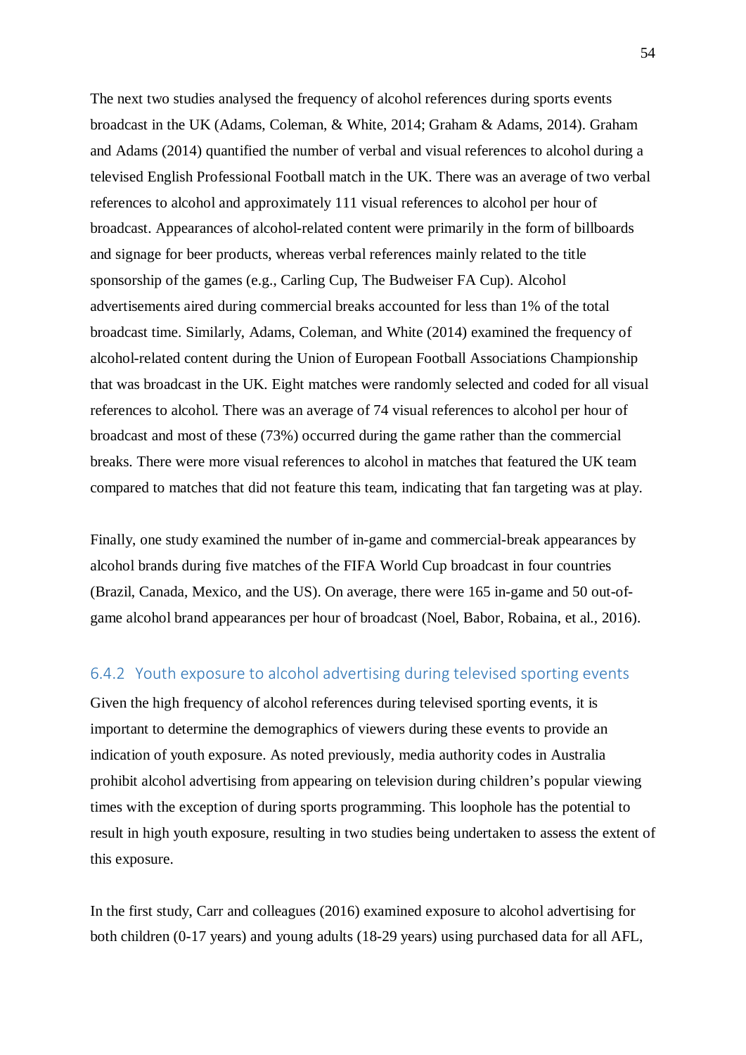The next two studies analysed the frequency of alcohol references during sports events broadcast in the UK (Adams, Coleman, & White, 2014; Graham & Adams, 2014). Graham and Adams (2014) quantified the number of verbal and visual references to alcohol during a televised English Professional Football match in the UK. There was an average of two verbal references to alcohol and approximately 111 visual references to alcohol per hour of broadcast. Appearances of alcohol-related content were primarily in the form of billboards and signage for beer products, whereas verbal references mainly related to the title sponsorship of the games (e.g., Carling Cup, The Budweiser FA Cup). Alcohol advertisements aired during commercial breaks accounted for less than 1% of the total broadcast time. Similarly, Adams, Coleman, and White (2014) examined the frequency of alcohol-related content during the Union of European Football Associations Championship that was broadcast in the UK. Eight matches were randomly selected and coded for all visual references to alcohol. There was an average of 74 visual references to alcohol per hour of broadcast and most of these (73%) occurred during the game rather than the commercial breaks. There were more visual references to alcohol in matches that featured the UK team compared to matches that did not feature this team, indicating that fan targeting was at play.

Finally, one study examined the number of in-game and commercial-break appearances by alcohol brands during five matches of the FIFA World Cup broadcast in four countries (Brazil, Canada, Mexico, and the US). On average, there were 165 in-game and 50 out-of-game alcohol brand appearances per hour of broadcast (Noel, Babor, Robaina, et al., 2016).

### 6.4.2 Youth exposure to alcohol advertising during televised sporting events

Given the high frequency of alcohol references during televised sporting events, it is important to determine the demographics of viewers during these events to provide an indication of youth exposure. As noted previously, media authority codes in Australia prohibit alcohol advertising from appearing on television during children's popular viewing times with the exception of during sports programming. This loophole has the potential to result in high youth exposure, resulting in two studies being undertaken to assess the extent of this exposure.

In the first study, Carr and colleagues (2016) examined exposure to alcohol advertising for both children (0-17 years) and young adults (18-29 years) using purchased data for all AFL,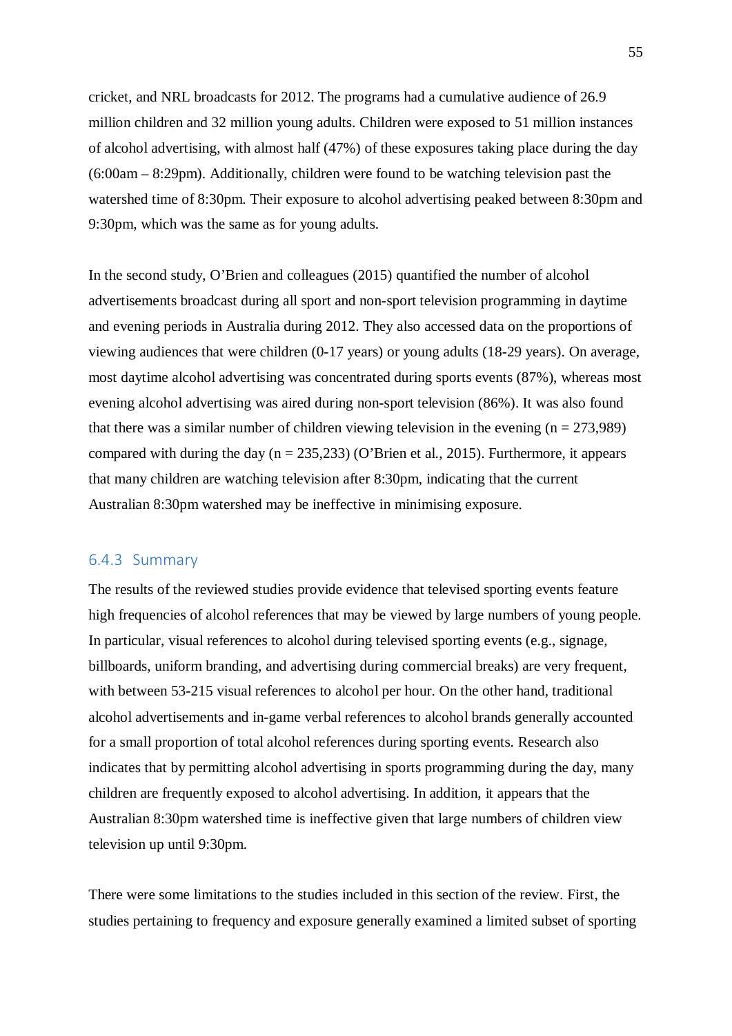cricket, and NRL broadcasts for 2012. The programs had a cumulative audience of 26.9 million children and 32 million young adults. Children were exposed to 51 million instances of alcohol advertising, with almost half (47%) of these exposures taking place during the day (6:00am – 8:29pm). Additionally, children were found to be watching television past the watershed time of 8:30pm. Their exposure to alcohol advertising peaked between 8:30pm and 9:30pm, which was the same as for young adults.

In the second study, O'Brien and colleagues (2015) quantified the number of alcohol advertisements broadcast during all sport and non-sport television programming in daytime and evening periods in Australia during 2012. They also accessed data on the proportions of viewing audiences that were children (0-17 years) or young adults (18-29 years). On average, most daytime alcohol advertising was concentrated during sports events (87%), whereas most evening alcohol advertising was aired during non-sport television (86%). It was also found that there was a similar number of children viewing television in the evening (n = 273,989) compared with during the day (n = 235,233) (O'Brien et al., 2015). Furthermore, it appears that many children are watching television after 8:30pm, indicating that the current Australian 8:30pm watershed may be ineffective in minimising exposure.

### 6.4.3 Summary

The results of the reviewed studies provide evidence that televised sporting events feature high frequencies of alcohol references that may be viewed by large numbers of young people. In particular, visual references to alcohol during televised sporting events (e.g., signage, billboards, uniform branding, and advertising during commercial breaks) are very frequent, with between 53-215 visual references to alcohol per hour. On the other hand, traditional alcohol advertisements and in-game verbal references to alcohol brands generally accounted for a small proportion of total alcohol references during sporting events. Research also indicates that by permitting alcohol advertising in sports programming during the day, many children are frequently exposed to alcohol advertising. In addition, it appears that the Australian 8:30pm watershed time is ineffective given that large numbers of children view television up until 9:30pm.

There were some limitations to the studies included in this section of the review. First, the studies pertaining to frequency and exposure generally examined a limited subset of sporting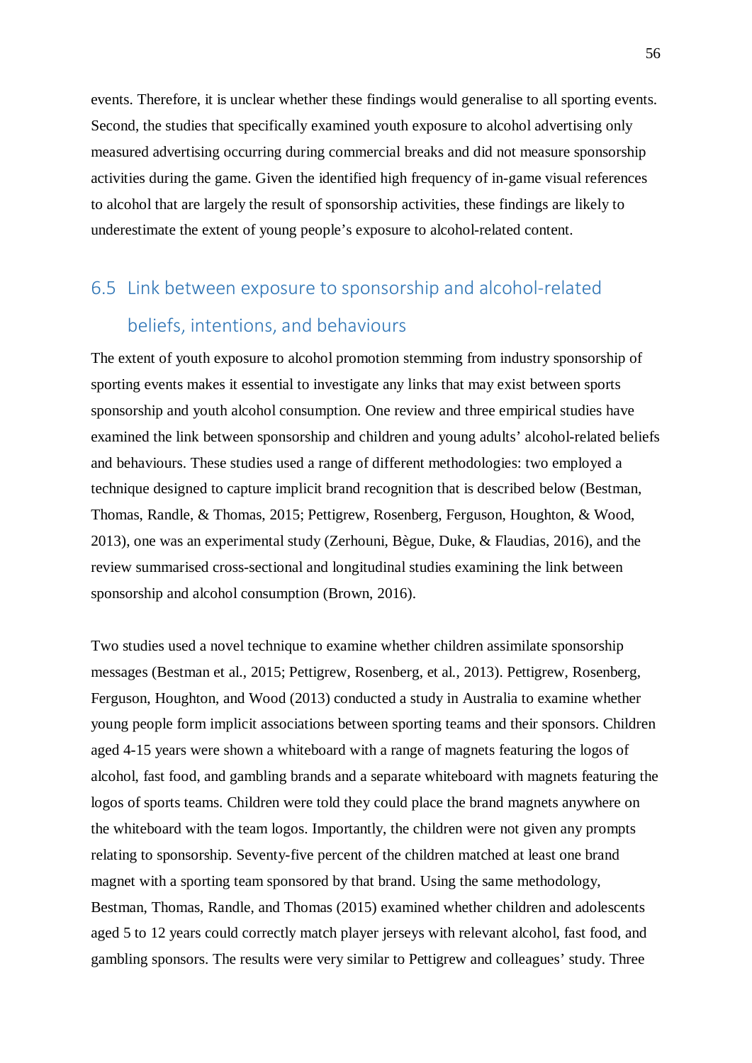events. Therefore, it is unclear whether these findings would generalise to all sporting events. Second, the studies that specifically examined youth exposure to alcohol advertising only measured advertising occurring during commercial breaks and did not measure sponsorship activities during the game. Given the identified high frequency of in-game visual references to alcohol that are largely the result of sponsorship activities, these findings are likely to underestimate the extent of young people's exposure to alcohol-related content.

## 6.5 Link between exposure to sponsorship and alcohol-related beliefs, intentions, and behaviours

The extent of youth exposure to alcohol promotion stemming from industry sponsorship of sporting events makes it essential to investigate any links that may exist between sports sponsorship and youth alcohol consumption. One review and three empirical studies have examined the link between sponsorship and children and young adults' alcohol-related beliefs and behaviours. These studies used a range of different methodologies: two employed a technique designed to capture implicit brand recognition that is described below (Bestman, Thomas, Randle, & Thomas, 2015; Pettigrew, Rosenberg, Ferguson, Houghton, & Wood, 2013), one was an experimental study (Zerhouni, Bègue, Duke, & Flaudias, 2016), and the review summarised cross-sectional and longitudinal studies examining the link between sponsorship and alcohol consumption (Brown, 2016).

Two studies used a novel technique to examine whether children assimilate sponsorship messages (Bestman et al., 2015; Pettigrew, Rosenberg, et al., 2013). Pettigrew, Rosenberg, Ferguson, Houghton, and Wood (2013) conducted a study in Australia to examine whether young people form implicit associations between sporting teams and their sponsors. Children aged 4-15 years were shown a whiteboard with a range of magnets featuring the logos of alcohol, fast food, and gambling brands and a separate whiteboard with magnets featuring the logos of sports teams. Children were told they could place the brand magnets anywhere on the whiteboard with the team logos. Importantly, the children were not given any prompts relating to sponsorship. Seventy-five percent of the children matched at least one brand magnet with a sporting team sponsored by that brand. Using the same methodology, Bestman, Thomas, Randle, and Thomas (2015) examined whether children and adolescents aged 5 to 12 years could correctly match player jerseys with relevant alcohol, fast food, and gambling sponsors. The results were very similar to Pettigrew and colleagues' study. Three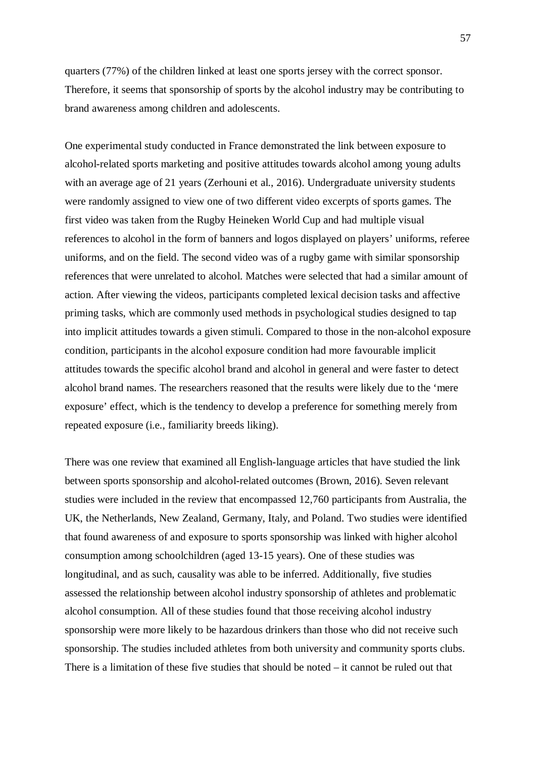quarters (77%) of the children linked at least one sports jersey with the correct sponsor. Therefore, it seems that sponsorship of sports by the alcohol industry may be contributing to brand awareness among children and adolescents.

One experimental study conducted in France demonstrated the link between exposure to alcohol-related sports marketing and positive attitudes towards alcohol among young adults with an average age of 21 years (Zerhouni et al., 2016). Undergraduate university students were randomly assigned to view one of two different video excerpts of sports games. The first video was taken from the Rugby Heineken World Cup and had multiple visual references to alcohol in the form of banners and logos displayed on players' uniforms, referee uniforms, and on the field. The second video was of a rugby game with similar sponsorship references that were unrelated to alcohol. Matches were selected that had a similar amount of action. After viewing the videos, participants completed lexical decision tasks and affective priming tasks, which are commonly used methods in psychological studies designed to tap into implicit attitudes towards a given stimuli. Compared to those in the non-alcohol exposure condition, participants in the alcohol exposure condition had more favourable implicit attitudes towards the specific alcohol brand and alcohol in general and were faster to detect alcohol brand names. The researchers reasoned that the results were likely due to the 'mere exposure' effect, which is the tendency to develop a preference for something merely from repeated exposure (i.e., familiarity breeds liking).

There was one review that examined all English-language articles that have studied the link between sports sponsorship and alcohol-related outcomes (Brown, 2016). Seven relevant studies were included in the review that encompassed 12,760 participants from Australia, the UK, the Netherlands, New Zealand, Germany, Italy, and Poland. Two studies were identified that found awareness of and exposure to sports sponsorship was linked with higher alcohol consumption among schoolchildren (aged 13-15 years). One of these studies was longitudinal, and as such, causality was able to be inferred. Additionally, five studies assessed the relationship between alcohol industry sponsorship of athletes and problematic alcohol consumption. All of these studies found that those receiving alcohol industry sponsorship were more likely to be hazardous drinkers than those who did not receive such sponsorship. The studies included athletes from both university and community sports clubs. There is a limitation of these five studies that should be noted – it cannot be ruled out that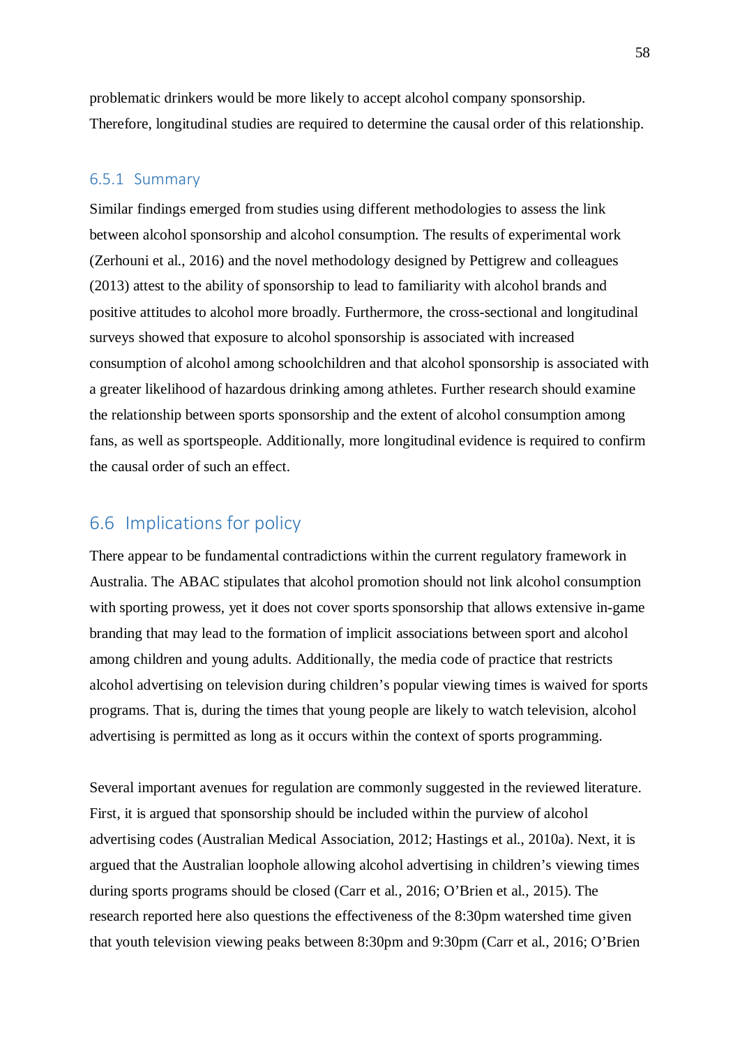problematic drinkers would be more likely to accept alcohol company sponsorship. Therefore, longitudinal studies are required to determine the causal order of this relationship.

### 6.5.1 Summary

Similar findings emerged from studies using different methodologies to assess the link between alcohol sponsorship and alcohol consumption. The results of experimental work (Zerhouni et al., 2016) and the novel methodology designed by Pettigrew and colleagues (2013) attest to the ability of sponsorship to lead to familiarity with alcohol brands and positive attitudes to alcohol more broadly. Furthermore, the cross-sectional and longitudinal surveys showed that exposure to alcohol sponsorship is associated with increased consumption of alcohol among schoolchildren and that alcohol sponsorship is associated with a greater likelihood of hazardous drinking among athletes. Further research should examine the relationship between sports sponsorship and the extent of alcohol consumption among fans, as well as sportspeople. Additionally, more longitudinal evidence is required to confirm the causal order of such an effect.

## 6.6 Implications for policy

There appear to be fundamental contradictions within the current regulatory framework in Australia. The ABAC stipulates that alcohol promotion should not link alcohol consumption with sporting prowess, yet it does not cover sports sponsorship that allows extensive in-game branding that may lead to the formation of implicit associations between sport and alcohol among children and young adults. Additionally, the media code of practice that restricts alcohol advertising on television during children's popular viewing times is waived for sports programs. That is, during the times that young people are likely to watch television, alcohol advertising is permitted as long as it occurs within the context of sports programming.

Several important avenues for regulation are commonly suggested in the reviewed literature. First, it is argued that sponsorship should be included within the purview of alcohol advertising codes (Australian Medical Association, 2012; Hastings et al., 2010a). Next, it is argued that the Australian loophole allowing alcohol advertising in children's viewing times during sports programs should be closed (Carr et al., 2016; O'Brien et al., 2015). The research reported here also questions the effectiveness of the 8:30pm watershed time given that youth television viewing peaks between 8:30pm and 9:30pm (Carr et al., 2016; O'Brien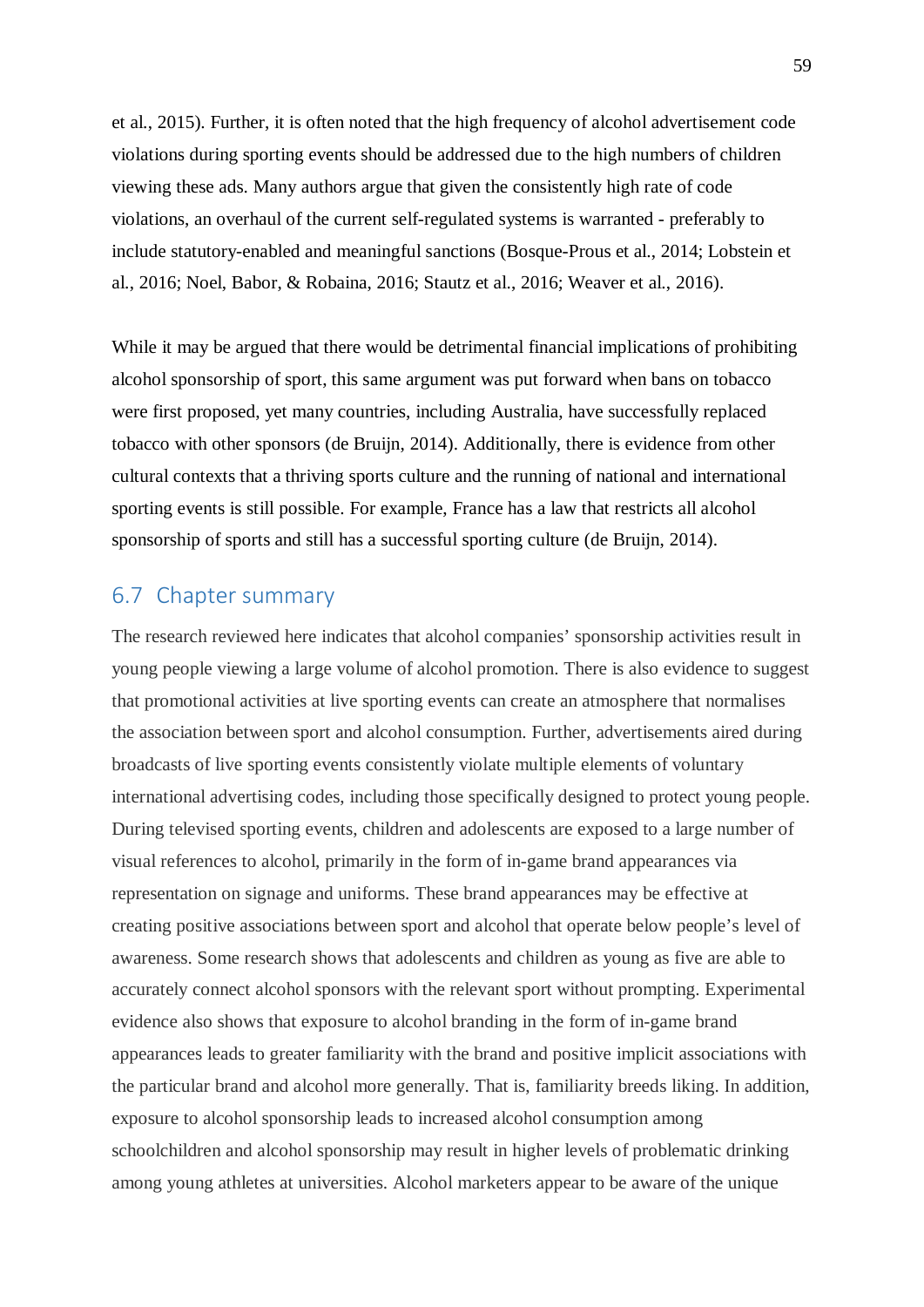et al., 2015). Further, it is often noted that the high frequency of alcohol advertisement code violations during sporting events should be addressed due to the high numbers of children viewing these ads. Many authors argue that given the consistently high rate of code violations, an overhaul of the current self-regulated systems is warranted - preferably to include statutory-enabled and meaningful sanctions (Bosque-Prous et al., 2014; Lobstein et al., 2016; Noel, Babor, & Robaina, 2016; Stautz et al., 2016; Weaver et al., 2016).

While it may be argued that there would be detrimental financial implications of prohibiting alcohol sponsorship of sport, this same argument was put forward when bans on tobacco were first proposed, yet many countries, including Australia, have successfully replaced tobacco with other sponsors (de Bruijn, 2014). Additionally, there is evidence from other cultural contexts that a thriving sports culture and the running of national and international sporting events is still possible. For example, France has a law that restricts all alcohol sponsorship of sports and still has a successful sporting culture (de Bruijn, 2014).

## 6.7 Chapter summary

The research reviewed here indicates that alcohol companies' sponsorship activities result in young people viewing a large volume of alcohol promotion. There is also evidence to suggest that promotional activities at live sporting events can create an atmosphere that normalises the association between sport and alcohol consumption. Further, advertisements aired during broadcasts of live sporting events consistently violate multiple elements of voluntary international advertising codes, including those specifically designed to protect young people. During televised sporting events, children and adolescents are exposed to a large number of visual references to alcohol, primarily in the form of in-game brand appearances via representation on signage and uniforms. These brand appearances may be effective at creating positive associations between sport and alcohol that operate below people's level of awareness. Some research shows that adolescents and children as young as five are able to accurately connect alcohol sponsors with the relevant sport without prompting. Experimental evidence also shows that exposure to alcohol branding in the form of in-game brand appearances leads to greater familiarity with the brand and positive implicit associations with the particular brand and alcohol more generally. That is, familiarity breeds liking. In addition, exposure to alcohol sponsorship leads to increased alcohol consumption among schoolchildren and alcohol sponsorship may result in higher levels of problematic drinking among young athletes at universities. Alcohol marketers appear to be aware of the unique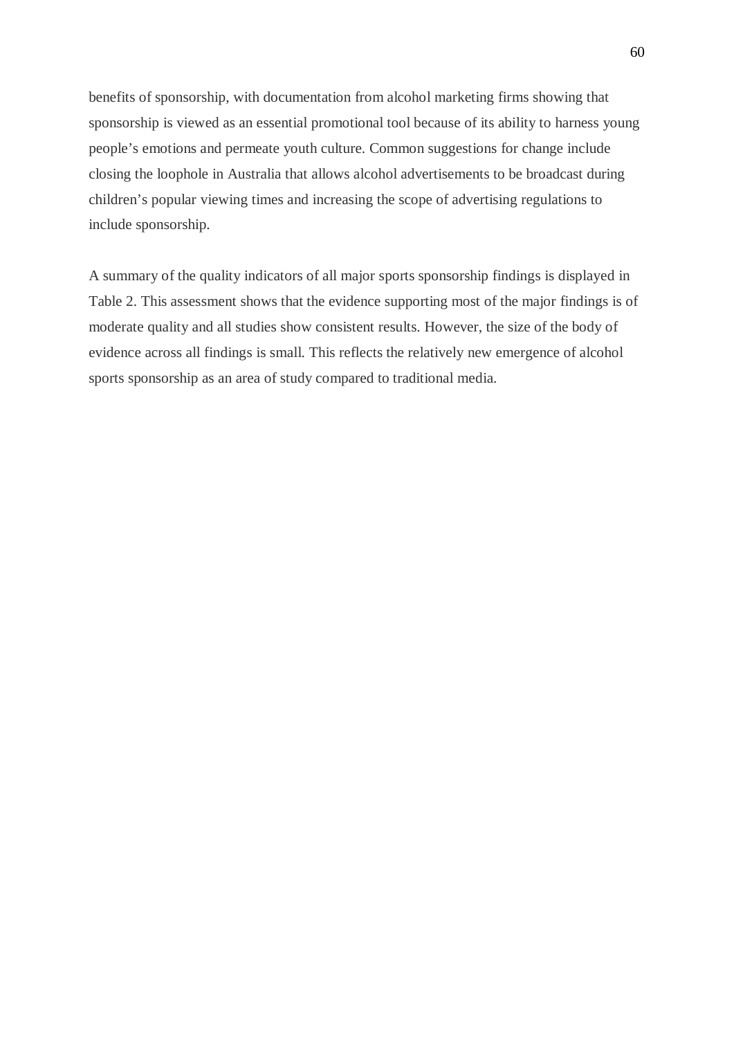benefits of sponsorship, with documentation from alcohol marketing firms showing that sponsorship is viewed as an essential promotional tool because of its ability to harness young people's emotions and permeate youth culture. Common suggestions for change include closing the loophole in Australia that allows alcohol advertisements to be broadcast during children's popular viewing times and increasing the scope of advertising regulations to include sponsorship.

A summary of the quality indicators of all major sports sponsorship findings is displayed in Table 2. This assessment shows that the evidence supporting most of the major findings is of moderate quality and all studies show consistent results. However, the size of the body of evidence across all findings is small. This reflects the relatively new emergence of alcohol sports sponsorship as an area of study compared to traditional media.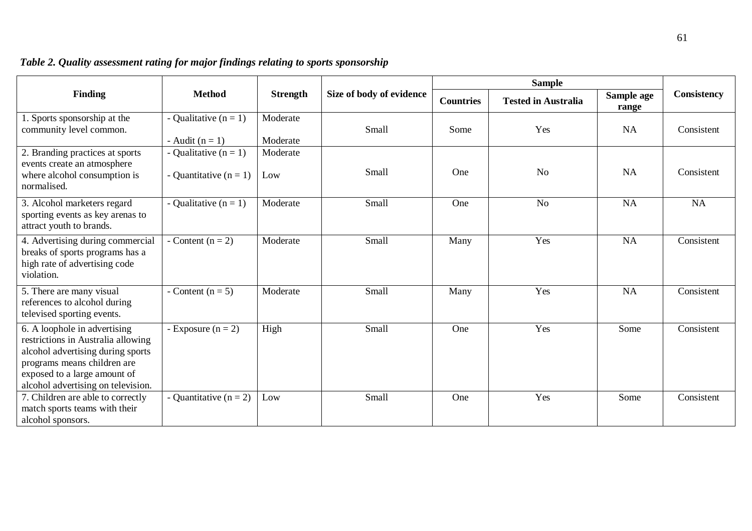*Table 2. Quality assessment rating for major findings relating to sports sponsorship*

| Finding | Method | Strength | Size of body of evidence | Sample | | | Consistency |
|---|---|---|---|---|---|---|---|
| | | | | Countries | Tested in Australia | Sample age range | |
| 1. Sports sponsorship at the community level common. | - Qualitative (n = 1)<br>- Audit (n = 1) | Moderate<br>Moderate | Small | Some | Yes | NA | Consistent |
| 2. Branding practices at sports events create an atmosphere where alcohol consumption is normalised. | - Qualitative (n = 1)<br>- Quantitative (n = 1) | Moderate<br>Low | Small | One | No | NA | Consistent |
| 3. Alcohol marketers regard sporting events as key arenas to attract youth to brands. | - Qualitative (n = 1) | Moderate | Small | One | No | NA | NA |
| 4. Advertising during commercial breaks of sports programs has a high rate of advertising code violation. | - Content (n = 2) | Moderate | Small | Many | Yes | NA | Consistent |
| 5. There are many visual references to alcohol during televised sporting events. | - Content (n = 5) | Moderate | Small | Many | Yes | NA | Consistent |
| 6. A loophole in advertising restrictions in Australia allowing alcohol advertising during sports programs means children are exposed to a large amount of alcohol advertising on television. | - Exposure (n = 2) | High | Small | One | Yes | Some | Consistent |
| 7. Children are able to correctly match sports teams with their alcohol sponsors. | - Quantitative (n = 2) | Low | Small | One | Yes | Some | Consistent |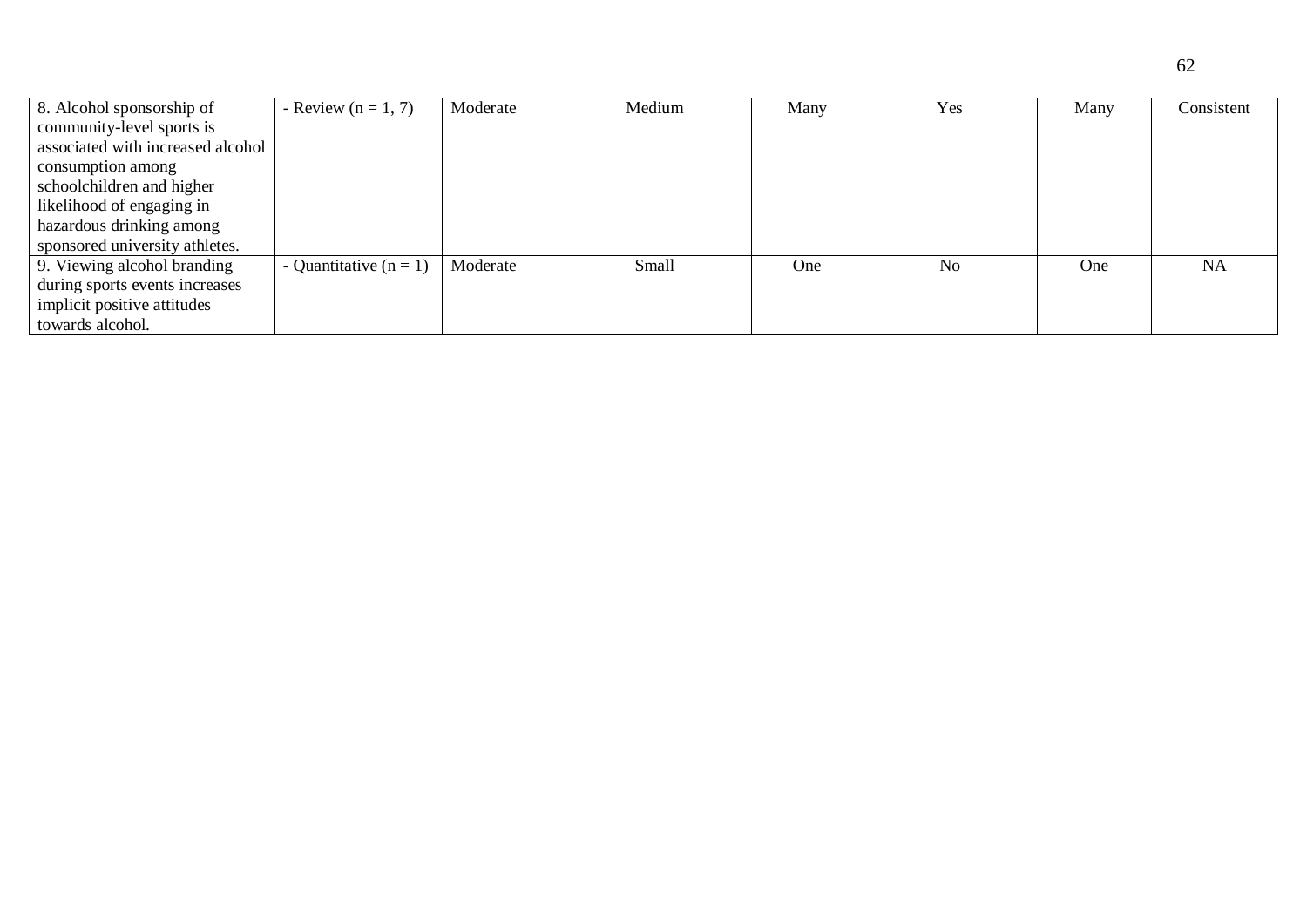| | | | | | | | |
|---|---|---|---|---|---|---|---|
| 8. Alcohol sponsorship of community-level sports is associated with increased alcohol consumption among schoolchildren and higher likelihood of engaging in hazardous drinking among sponsored university athletes. | - Review (n = 1, 7) | Moderate | Medium | Many | Yes | Many | Consistent |
| 9. Viewing alcohol branding during sports events increases implicit positive attitudes towards alcohol. | - Quantitative (n = 1) | Moderate | Small | One | No | One | NA |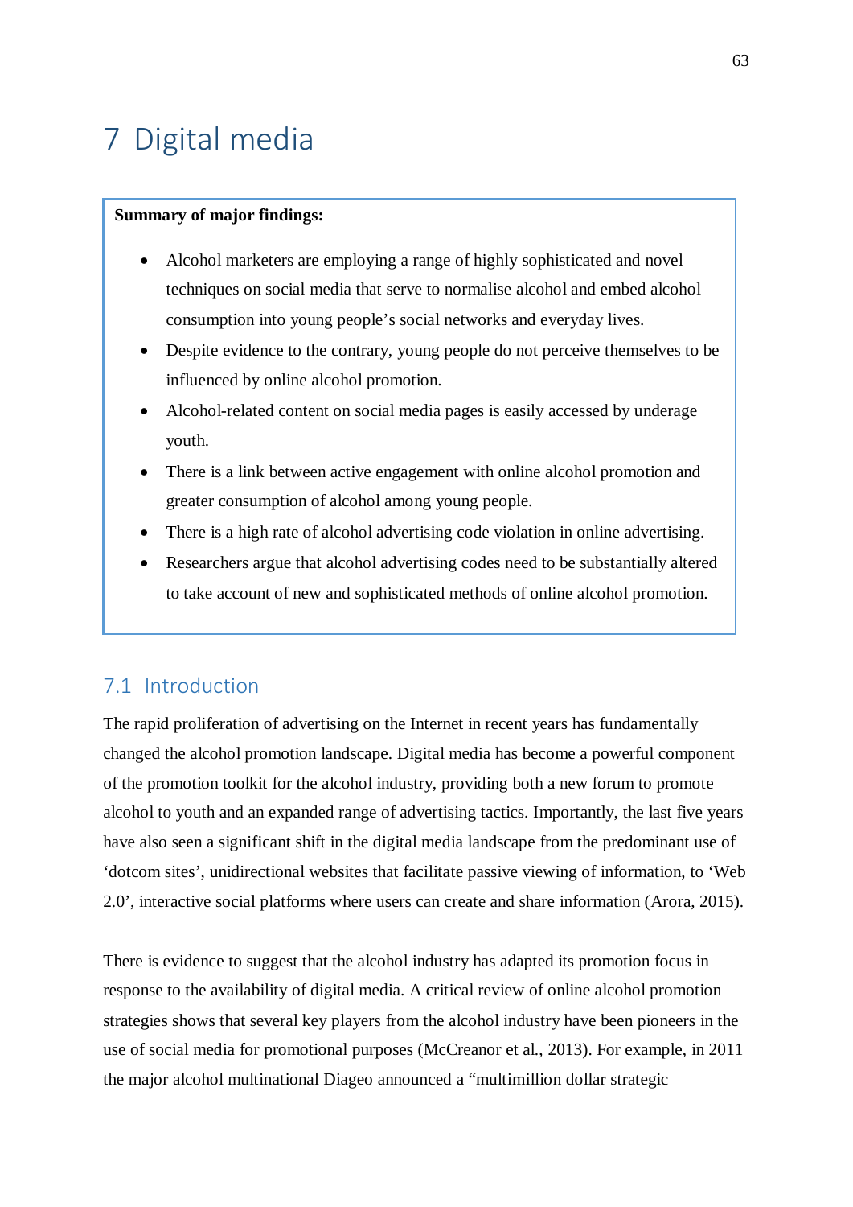# 7 Digital media

**Summary of major findings:**

- Alcohol marketers are employing a range of highly sophisticated and novel techniques on social media that serve to normalise alcohol and embed alcohol consumption into young people's social networks and everyday lives.
- Despite evidence to the contrary, young people do not perceive themselves to be influenced by online alcohol promotion.
- Alcohol-related content on social media pages is easily accessed by underage youth.
- There is a link between active engagement with online alcohol promotion and greater consumption of alcohol among young people.
- There is a high rate of alcohol advertising code violation in online advertising.
- Researchers argue that alcohol advertising codes need to be substantially altered to take account of new and sophisticated methods of online alcohol promotion.

## 7.1 Introduction

The rapid proliferation of advertising on the Internet in recent years has fundamentally changed the alcohol promotion landscape. Digital media has become a powerful component of the promotion toolkit for the alcohol industry, providing both a new forum to promote alcohol to youth and an expanded range of advertising tactics. Importantly, the last five years have also seen a significant shift in the digital media landscape from the predominant use of 'dotcom sites', unidirectional websites that facilitate passive viewing of information, to 'Web 2.0', interactive social platforms where users can create and share information (Arora, 2015).

There is evidence to suggest that the alcohol industry has adapted its promotion focus in response to the availability of digital media. A critical review of online alcohol promotion strategies shows that several key players from the alcohol industry have been pioneers in the use of social media for promotional purposes (McCreanor et al., 2013). For example, in 2011 the major alcohol multinational Diageo announced a "multimillion dollar strategic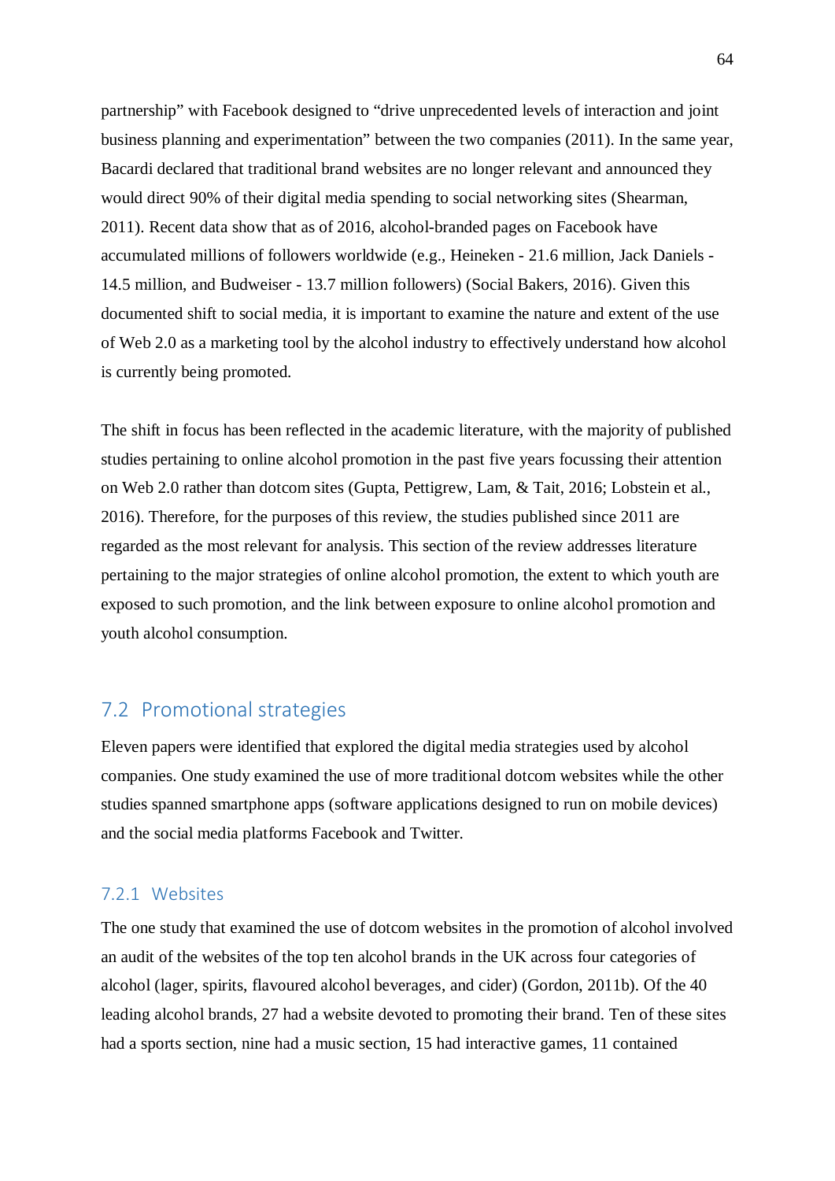partnership" with Facebook designed to "drive unprecedented levels of interaction and joint business planning and experimentation" between the two companies (2011). In the same year, Bacardi declared that traditional brand websites are no longer relevant and announced they would direct 90% of their digital media spending to social networking sites (Shearman, 2011). Recent data show that as of 2016, alcohol-branded pages on Facebook have accumulated millions of followers worldwide (e.g., Heineken - 21.6 million, Jack Daniels - 14.5 million, and Budweiser - 13.7 million followers) (Social Bakers, 2016). Given this documented shift to social media, it is important to examine the nature and extent of the use of Web 2.0 as a marketing tool by the alcohol industry to effectively understand how alcohol is currently being promoted.

The shift in focus has been reflected in the academic literature, with the majority of published studies pertaining to online alcohol promotion in the past five years focussing their attention on Web 2.0 rather than dotcom sites (Gupta, Pettigrew, Lam, & Tait, 2016; Lobstein et al., 2016). Therefore, for the purposes of this review, the studies published since 2011 are regarded as the most relevant for analysis. This section of the review addresses literature pertaining to the major strategies of online alcohol promotion, the extent to which youth are exposed to such promotion, and the link between exposure to online alcohol promotion and youth alcohol consumption.

## 7.2 Promotional strategies

Eleven papers were identified that explored the digital media strategies used by alcohol companies. One study examined the use of more traditional dotcom websites while the other studies spanned smartphone apps (software applications designed to run on mobile devices) and the social media platforms Facebook and Twitter.

### 7.2.1 Websites

The one study that examined the use of dotcom websites in the promotion of alcohol involved an audit of the websites of the top ten alcohol brands in the UK across four categories of alcohol (lager, spirits, flavoured alcohol beverages, and cider) (Gordon, 2011b). Of the 40 leading alcohol brands, 27 had a website devoted to promoting their brand. Ten of these sites had a sports section, nine had a music section, 15 had interactive games, 11 contained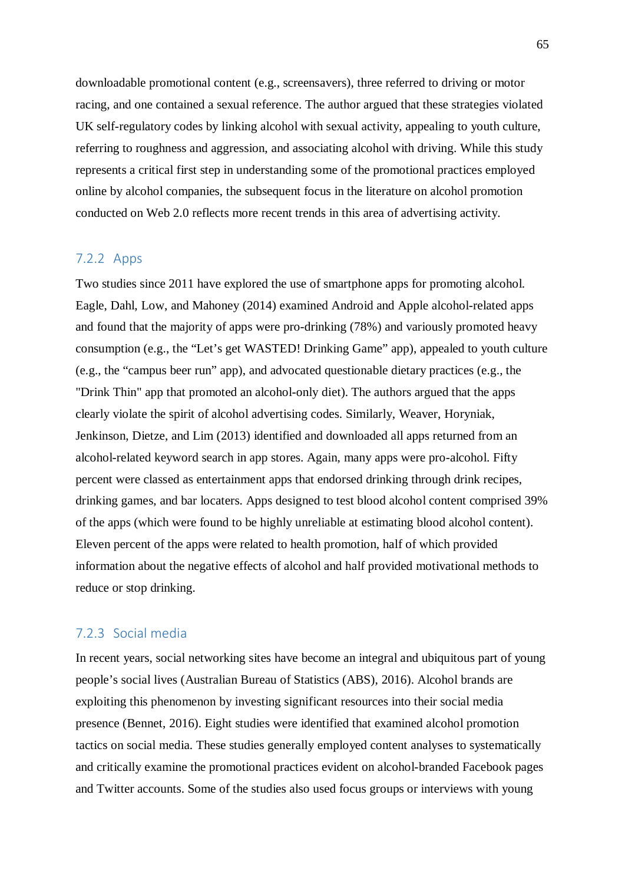downloadable promotional content (e.g., screensavers), three referred to driving or motor racing, and one contained a sexual reference. The author argued that these strategies violated UK self-regulatory codes by linking alcohol with sexual activity, appealing to youth culture, referring to roughness and aggression, and associating alcohol with driving. While this study represents a critical first step in understanding some of the promotional practices employed online by alcohol companies, the subsequent focus in the literature on alcohol promotion conducted on Web 2.0 reflects more recent trends in this area of advertising activity.

### 7.2.2 Apps

Two studies since 2011 have explored the use of smartphone apps for promoting alcohol. Eagle, Dahl, Low, and Mahoney (2014) examined Android and Apple alcohol-related apps and found that the majority of apps were pro-drinking (78%) and variously promoted heavy consumption (e.g., the "Let's get WASTED! Drinking Game" app), appealed to youth culture (e.g., the "campus beer run" app), and advocated questionable dietary practices (e.g., the "Drink Thin" app that promoted an alcohol-only diet). The authors argued that the apps clearly violate the spirit of alcohol advertising codes. Similarly, Weaver, Horyniak, Jenkinson, Dietze, and Lim (2013) identified and downloaded all apps returned from an alcohol-related keyword search in app stores. Again, many apps were pro-alcohol. Fifty percent were classed as entertainment apps that endorsed drinking through drink recipes, drinking games, and bar locaters. Apps designed to test blood alcohol content comprised 39% of the apps (which were found to be highly unreliable at estimating blood alcohol content). Eleven percent of the apps were related to health promotion, half of which provided information about the negative effects of alcohol and half provided motivational methods to reduce or stop drinking.

### 7.2.3 Social media

In recent years, social networking sites have become an integral and ubiquitous part of young people's social lives (Australian Bureau of Statistics (ABS), 2016). Alcohol brands are exploiting this phenomenon by investing significant resources into their social media presence (Bennet, 2016). Eight studies were identified that examined alcohol promotion tactics on social media. These studies generally employed content analyses to systematically and critically examine the promotional practices evident on alcohol-branded Facebook pages and Twitter accounts. Some of the studies also used focus groups or interviews with young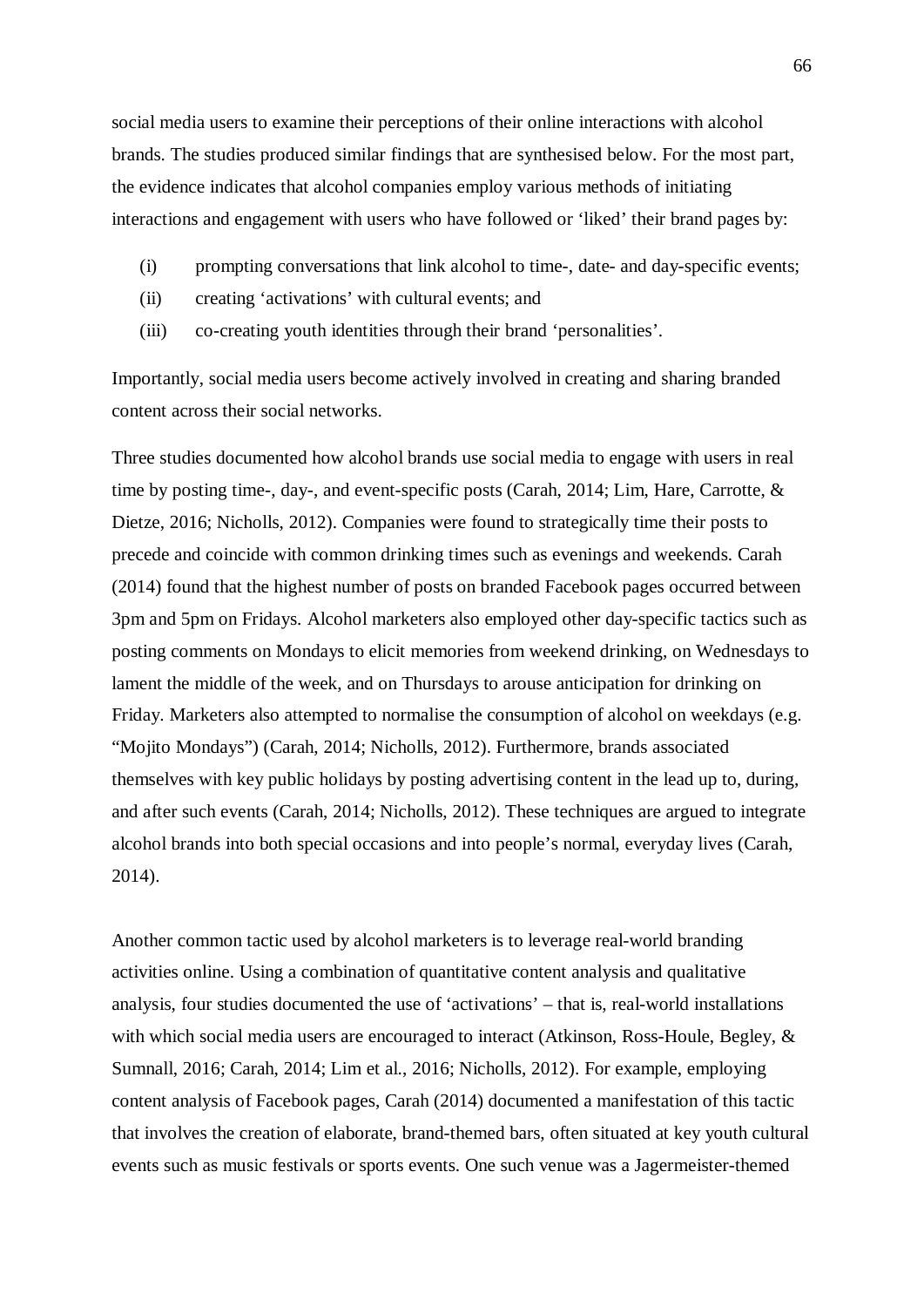social media users to examine their perceptions of their online interactions with alcohol brands. The studies produced similar findings that are synthesised below. For the most part, the evidence indicates that alcohol companies employ various methods of initiating interactions and engagement with users who have followed or 'liked' their brand pages by:

(i) prompting conversations that link alcohol to time-, date- and day-specific events;
(ii) creating 'activations' with cultural events; and
(iii) co-creating youth identities through their brand 'personalities'.

Importantly, social media users become actively involved in creating and sharing branded content across their social networks.

Three studies documented how alcohol brands use social media to engage with users in real time by posting time-, day-, and event-specific posts (Carah, 2014; Lim, Hare, Carrotte, & Dietze, 2016; Nicholls, 2012). Companies were found to strategically time their posts to precede and coincide with common drinking times such as evenings and weekends. Carah (2014) found that the highest number of posts on branded Facebook pages occurred between 3pm and 5pm on Fridays. Alcohol marketers also employed other day-specific tactics such as posting comments on Mondays to elicit memories from weekend drinking, on Wednesdays to lament the middle of the week, and on Thursdays to arouse anticipation for drinking on Friday. Marketers also attempted to normalise the consumption of alcohol on weekdays (e.g. "Mojito Mondays") (Carah, 2014; Nicholls, 2012). Furthermore, brands associated themselves with key public holidays by posting advertising content in the lead up to, during, and after such events (Carah, 2014; Nicholls, 2012). These techniques are argued to integrate alcohol brands into both special occasions and into people's normal, everyday lives (Carah, 2014).

Another common tactic used by alcohol marketers is to leverage real-world branding activities online. Using a combination of quantitative content analysis and qualitative analysis, four studies documented the use of 'activations' – that is, real-world installations with which social media users are encouraged to interact (Atkinson, Ross-Houle, Begley, & Sumnall, 2016; Carah, 2014; Lim et al., 2016; Nicholls, 2012). For example, employing content analysis of Facebook pages, Carah (2014) documented a manifestation of this tactic that involves the creation of elaborate, brand-themed bars, often situated at key youth cultural events such as music festivals or sports events. One such venue was a Jagermeister-themed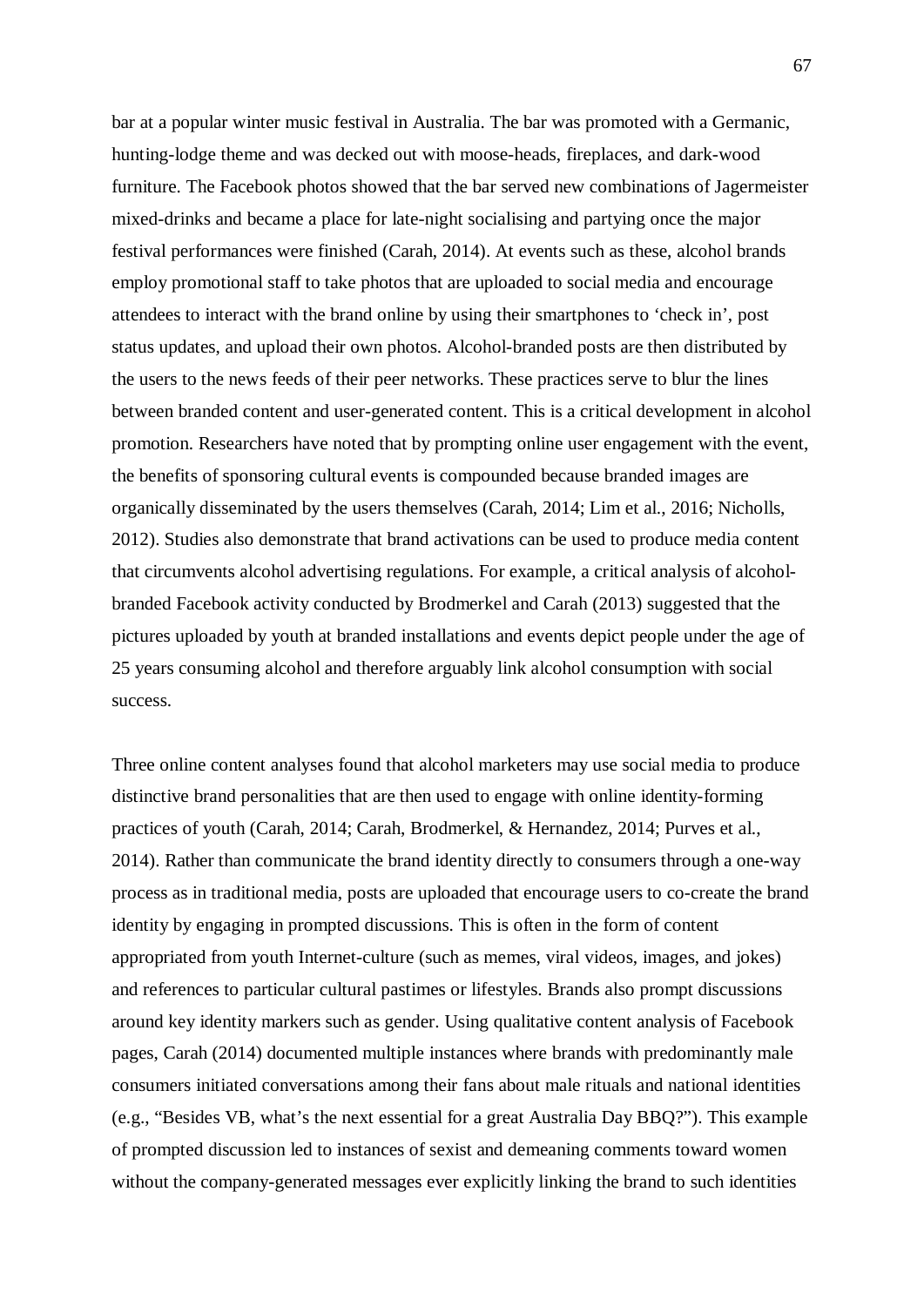bar at a popular winter music festival in Australia. The bar was promoted with a Germanic, hunting-lodge theme and was decked out with moose-heads, fireplaces, and dark-wood furniture. The Facebook photos showed that the bar served new combinations of Jagermeister mixed-drinks and became a place for late-night socialising and partying once the major festival performances were finished (Carah, 2014). At events such as these, alcohol brands employ promotional staff to take photos that are uploaded to social media and encourage attendees to interact with the brand online by using their smartphones to 'check in', post status updates, and upload their own photos. Alcohol-branded posts are then distributed by the users to the news feeds of their peer networks. These practices serve to blur the lines between branded content and user-generated content. This is a critical development in alcohol promotion. Researchers have noted that by prompting online user engagement with the event, the benefits of sponsoring cultural events is compounded because branded images are organically disseminated by the users themselves (Carah, 2014; Lim et al., 2016; Nicholls, 2012). Studies also demonstrate that brand activations can be used to produce media content that circumvents alcohol advertising regulations. For example, a critical analysis of alcohol-branded Facebook activity conducted by Brodmerkel and Carah (2013) suggested that the pictures uploaded by youth at branded installations and events depict people under the age of 25 years consuming alcohol and therefore arguably link alcohol consumption with social success.

Three online content analyses found that alcohol marketers may use social media to produce distinctive brand personalities that are then used to engage with online identity-forming practices of youth (Carah, 2014; Carah, Brodmerkel, & Hernandez, 2014; Purves et al., 2014). Rather than communicate the brand identity directly to consumers through a one-way process as in traditional media, posts are uploaded that encourage users to co-create the brand identity by engaging in prompted discussions. This is often in the form of content appropriated from youth Internet-culture (such as memes, viral videos, images, and jokes) and references to particular cultural pastimes or lifestyles. Brands also prompt discussions around key identity markers such as gender. Using qualitative content analysis of Facebook pages, Carah (2014) documented multiple instances where brands with predominantly male consumers initiated conversations among their fans about male rituals and national identities (e.g., "Besides VB, what's the next essential for a great Australia Day BBQ?"). This example of prompted discussion led to instances of sexist and demeaning comments toward women without the company-generated messages ever explicitly linking the brand to such identities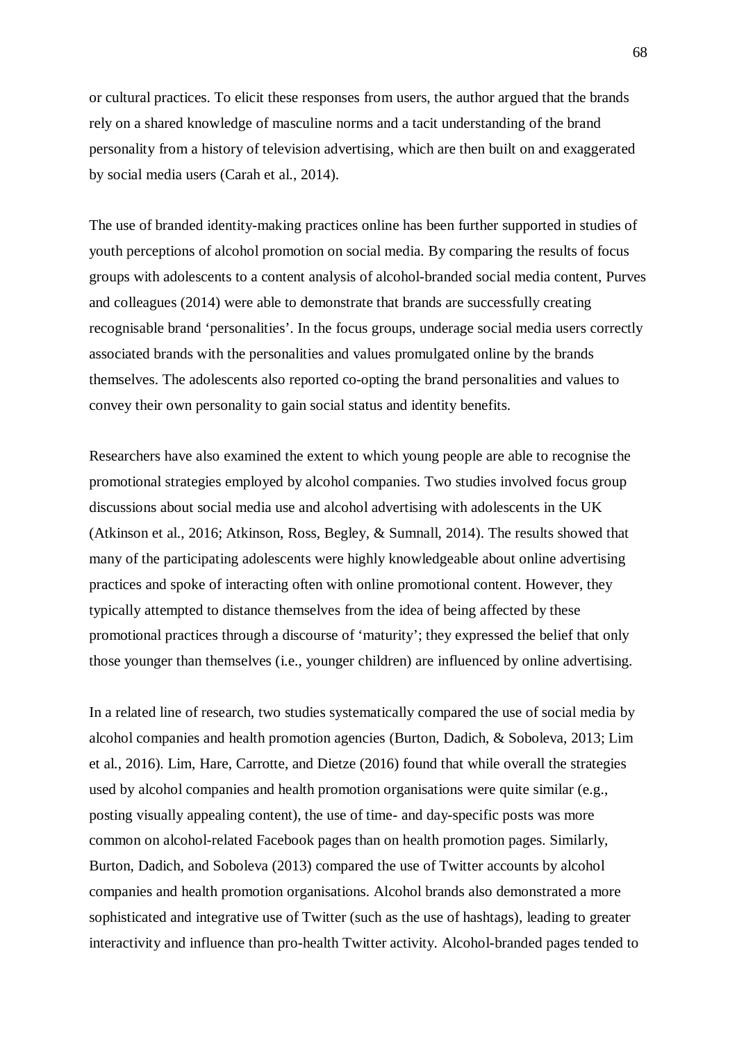or cultural practices. To elicit these responses from users, the author argued that the brands rely on a shared knowledge of masculine norms and a tacit understanding of the brand personality from a history of television advertising, which are then built on and exaggerated by social media users (Carah et al., 2014).

The use of branded identity-making practices online has been further supported in studies of youth perceptions of alcohol promotion on social media. By comparing the results of focus groups with adolescents to a content analysis of alcohol-branded social media content, Purves and colleagues (2014) were able to demonstrate that brands are successfully creating recognisable brand 'personalities'. In the focus groups, underage social media users correctly associated brands with the personalities and values promulgated online by the brands themselves. The adolescents also reported co-opting the brand personalities and values to convey their own personality to gain social status and identity benefits.

Researchers have also examined the extent to which young people are able to recognise the promotional strategies employed by alcohol companies. Two studies involved focus group discussions about social media use and alcohol advertising with adolescents in the UK (Atkinson et al., 2016; Atkinson, Ross, Begley, & Sumnall, 2014). The results showed that many of the participating adolescents were highly knowledgeable about online advertising practices and spoke of interacting often with online promotional content. However, they typically attempted to distance themselves from the idea of being affected by these promotional practices through a discourse of 'maturity'; they expressed the belief that only those younger than themselves (i.e., younger children) are influenced by online advertising.

In a related line of research, two studies systematically compared the use of social media by alcohol companies and health promotion agencies (Burton, Dadich, & Soboleva, 2013; Lim et al., 2016). Lim, Hare, Carrotte, and Dietze (2016) found that while overall the strategies used by alcohol companies and health promotion organisations were quite similar (e.g., posting visually appealing content), the use of time- and day-specific posts was more common on alcohol-related Facebook pages than on health promotion pages. Similarly, Burton, Dadich, and Soboleva (2013) compared the use of Twitter accounts by alcohol companies and health promotion organisations. Alcohol brands also demonstrated a more sophisticated and integrative use of Twitter (such as the use of hashtags), leading to greater interactivity and influence than pro-health Twitter activity. Alcohol-branded pages tended to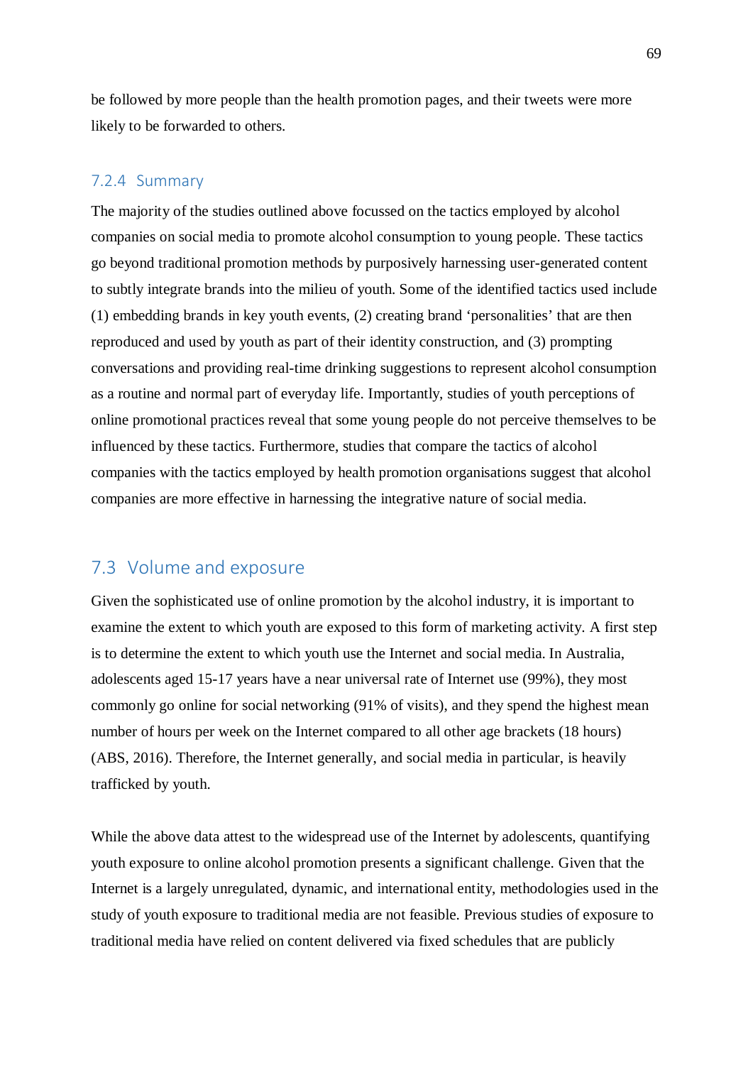be followed by more people than the health promotion pages, and their tweets were more likely to be forwarded to others.

### 7.2.4 Summary

The majority of the studies outlined above focussed on the tactics employed by alcohol companies on social media to promote alcohol consumption to young people. These tactics go beyond traditional promotion methods by purposively harnessing user-generated content to subtly integrate brands into the milieu of youth. Some of the identified tactics used include (1) embedding brands in key youth events, (2) creating brand 'personalities' that are then reproduced and used by youth as part of their identity construction, and (3) prompting conversations and providing real-time drinking suggestions to represent alcohol consumption as a routine and normal part of everyday life. Importantly, studies of youth perceptions of online promotional practices reveal that some young people do not perceive themselves to be influenced by these tactics. Furthermore, studies that compare the tactics of alcohol companies with the tactics employed by health promotion organisations suggest that alcohol companies are more effective in harnessing the integrative nature of social media.

## 7.3 Volume and exposure

Given the sophisticated use of online promotion by the alcohol industry, it is important to examine the extent to which youth are exposed to this form of marketing activity. A first step is to determine the extent to which youth use the Internet and social media. In Australia, adolescents aged 15-17 years have a near universal rate of Internet use (99%), they most commonly go online for social networking (91% of visits), and they spend the highest mean number of hours per week on the Internet compared to all other age brackets (18 hours) (ABS, 2016). Therefore, the Internet generally, and social media in particular, is heavily trafficked by youth.

While the above data attest to the widespread use of the Internet by adolescents, quantifying youth exposure to online alcohol promotion presents a significant challenge. Given that the Internet is a largely unregulated, dynamic, and international entity, methodologies used in the study of youth exposure to traditional media are not feasible. Previous studies of exposure to traditional media have relied on content delivered via fixed schedules that are publicly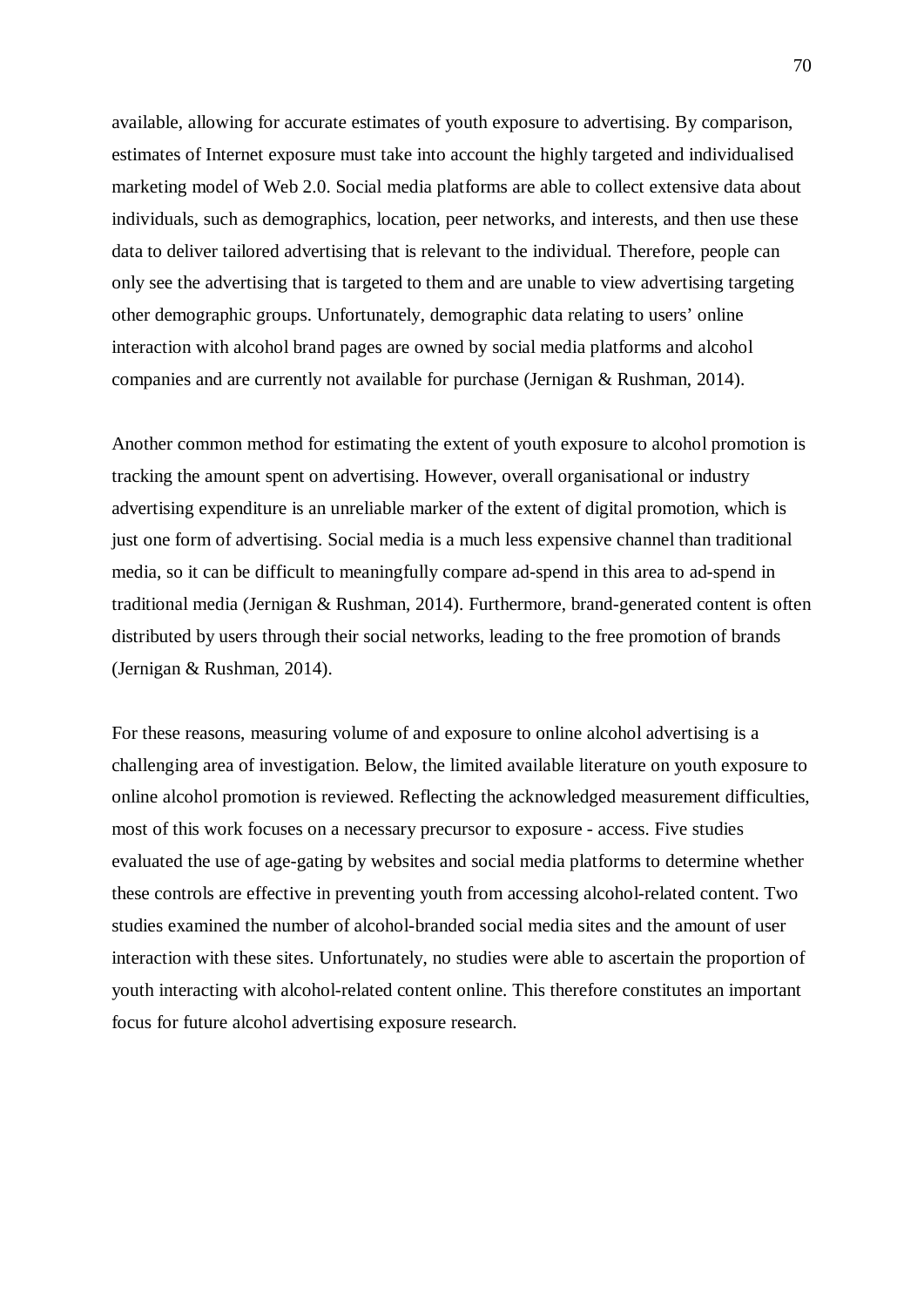available, allowing for accurate estimates of youth exposure to advertising. By comparison, estimates of Internet exposure must take into account the highly targeted and individualised marketing model of Web 2.0. Social media platforms are able to collect extensive data about individuals, such as demographics, location, peer networks, and interests, and then use these data to deliver tailored advertising that is relevant to the individual. Therefore, people can only see the advertising that is targeted to them and are unable to view advertising targeting other demographic groups. Unfortunately, demographic data relating to users' online interaction with alcohol brand pages are owned by social media platforms and alcohol companies and are currently not available for purchase (Jernigan & Rushman, 2014).

Another common method for estimating the extent of youth exposure to alcohol promotion is tracking the amount spent on advertising. However, overall organisational or industry advertising expenditure is an unreliable marker of the extent of digital promotion, which is just one form of advertising. Social media is a much less expensive channel than traditional media, so it can be difficult to meaningfully compare ad-spend in this area to ad-spend in traditional media (Jernigan & Rushman, 2014). Furthermore, brand-generated content is often distributed by users through their social networks, leading to the free promotion of brands (Jernigan & Rushman, 2014).

For these reasons, measuring volume of and exposure to online alcohol advertising is a challenging area of investigation. Below, the limited available literature on youth exposure to online alcohol promotion is reviewed. Reflecting the acknowledged measurement difficulties, most of this work focuses on a necessary precursor to exposure - access. Five studies evaluated the use of age-gating by websites and social media platforms to determine whether these controls are effective in preventing youth from accessing alcohol-related content. Two studies examined the number of alcohol-branded social media sites and the amount of user interaction with these sites. Unfortunately, no studies were able to ascertain the proportion of youth interacting with alcohol-related content online. This therefore constitutes an important focus for future alcohol advertising exposure research.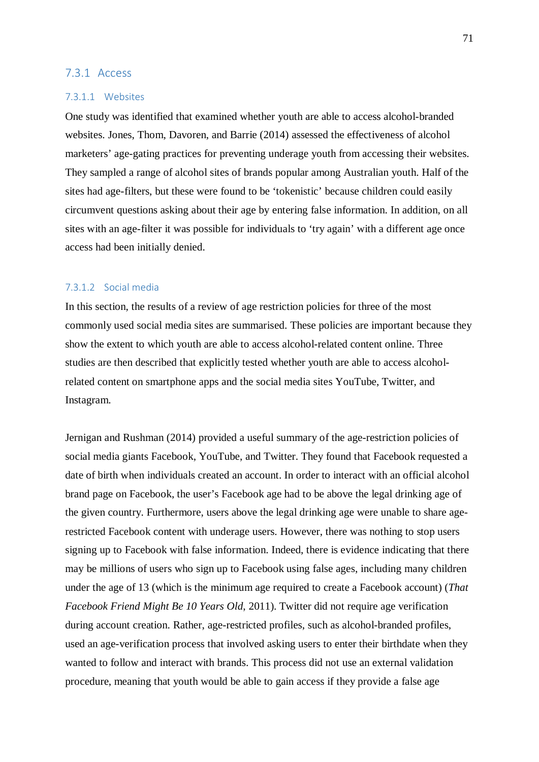### 7.3.1 Access

#### 7.3.1.1 Websites

One study was identified that examined whether youth are able to access alcohol-branded websites. Jones, Thom, Davoren, and Barrie (2014) assessed the effectiveness of alcohol marketers' age-gating practices for preventing underage youth from accessing their websites. They sampled a range of alcohol sites of brands popular among Australian youth. Half of the sites had age-filters, but these were found to be 'tokenistic' because children could easily circumvent questions asking about their age by entering false information. In addition, on all sites with an age-filter it was possible for individuals to 'try again' with a different age once access had been initially denied.

#### 7.3.1.2 Social media

In this section, the results of a review of age restriction policies for three of the most commonly used social media sites are summarised. These policies are important because they show the extent to which youth are able to access alcohol-related content online. Three studies are then described that explicitly tested whether youth are able to access alcohol-related content on smartphone apps and the social media sites YouTube, Twitter, and Instagram.

Jernigan and Rushman (2014) provided a useful summary of the age-restriction policies of social media giants Facebook, YouTube, and Twitter. They found that Facebook requested a date of birth when individuals created an account. In order to interact with an official alcohol brand page on Facebook, the user's Facebook age had to be above the legal drinking age of the given country. Furthermore, users above the legal drinking age were unable to share age-restricted Facebook content with underage users. However, there was nothing to stop users signing up to Facebook with false information. Indeed, there is evidence indicating that there may be millions of users who sign up to Facebook using false ages, including many children under the age of 13 (which is the minimum age required to create a Facebook account) (*That Facebook Friend Might Be 10 Years Old*, 2011). Twitter did not require age verification during account creation. Rather, age-restricted profiles, such as alcohol-branded profiles, used an age-verification process that involved asking users to enter their birthdate when they wanted to follow and interact with brands. This process did not use an external validation procedure, meaning that youth would be able to gain access if they provide a false age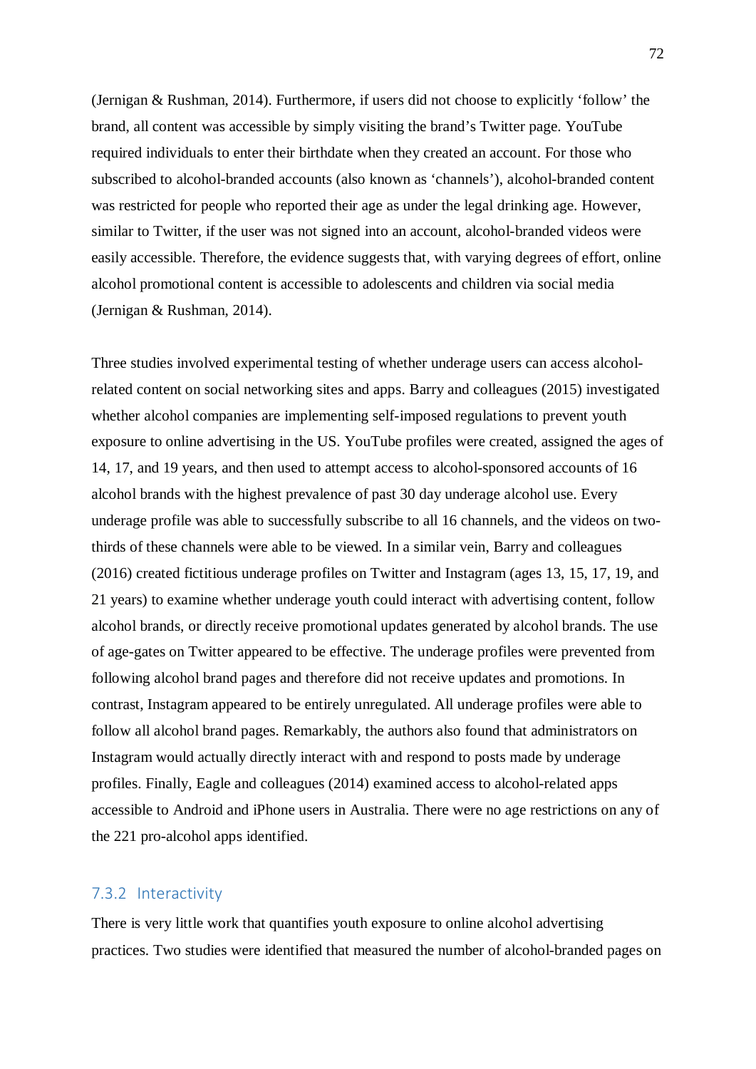(Jernigan & Rushman, 2014). Furthermore, if users did not choose to explicitly 'follow' the brand, all content was accessible by simply visiting the brand's Twitter page. YouTube required individuals to enter their birthdate when they created an account. For those who subscribed to alcohol-branded accounts (also known as 'channels'), alcohol-branded content was restricted for people who reported their age as under the legal drinking age. However, similar to Twitter, if the user was not signed into an account, alcohol-branded videos were easily accessible. Therefore, the evidence suggests that, with varying degrees of effort, online alcohol promotional content is accessible to adolescents and children via social media (Jernigan & Rushman, 2014).

Three studies involved experimental testing of whether underage users can access alcohol-related content on social networking sites and apps. Barry and colleagues (2015) investigated whether alcohol companies are implementing self-imposed regulations to prevent youth exposure to online advertising in the US. YouTube profiles were created, assigned the ages of 14, 17, and 19 years, and then used to attempt access to alcohol-sponsored accounts of 16 alcohol brands with the highest prevalence of past 30 day underage alcohol use. Every underage profile was able to successfully subscribe to all 16 channels, and the videos on two-thirds of these channels were able to be viewed. In a similar vein, Barry and colleagues (2016) created fictitious underage profiles on Twitter and Instagram (ages 13, 15, 17, 19, and 21 years) to examine whether underage youth could interact with advertising content, follow alcohol brands, or directly receive promotional updates generated by alcohol brands. The use of age-gates on Twitter appeared to be effective. The underage profiles were prevented from following alcohol brand pages and therefore did not receive updates and promotions. In contrast, Instagram appeared to be entirely unregulated. All underage profiles were able to follow all alcohol brand pages. Remarkably, the authors also found that administrators on Instagram would actually directly interact with and respond to posts made by underage profiles. Finally, Eagle and colleagues (2014) examined access to alcohol-related apps accessible to Android and iPhone users in Australia. There were no age restrictions on any of the 221 pro-alcohol apps identified.

### 7.3.2 Interactivity

There is very little work that quantifies youth exposure to online alcohol advertising practices. Two studies were identified that measured the number of alcohol-branded pages on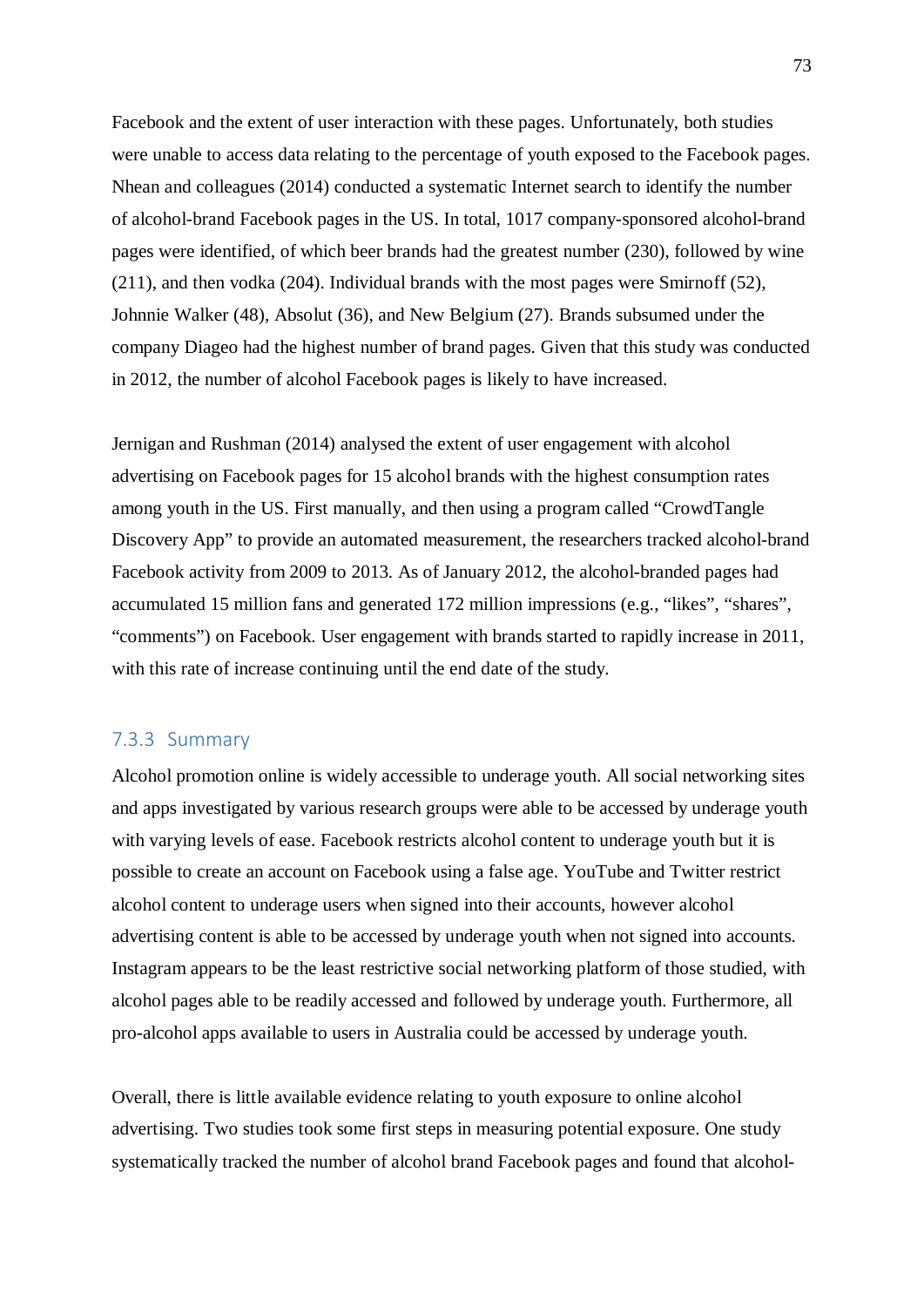Facebook and the extent of user interaction with these pages. Unfortunately, both studies were unable to access data relating to the percentage of youth exposed to the Facebook pages. Nhean and colleagues (2014) conducted a systematic Internet search to identify the number of alcohol-brand Facebook pages in the US. In total, 1017 company-sponsored alcohol-brand pages were identified, of which beer brands had the greatest number (230), followed by wine (211), and then vodka (204). Individual brands with the most pages were Smirnoff (52), Johnnie Walker (48), Absolut (36), and New Belgium (27). Brands subsumed under the company Diageo had the highest number of brand pages. Given that this study was conducted in 2012, the number of alcohol Facebook pages is likely to have increased.

Jernigan and Rushman (2014) analysed the extent of user engagement with alcohol advertising on Facebook pages for 15 alcohol brands with the highest consumption rates among youth in the US. First manually, and then using a program called "CrowdTangle Discovery App" to provide an automated measurement, the researchers tracked alcohol-brand Facebook activity from 2009 to 2013. As of January 2012, the alcohol-branded pages had accumulated 15 million fans and generated 172 million impressions (e.g., "likes", "shares", "comments") on Facebook. User engagement with brands started to rapidly increase in 2011, with this rate of increase continuing until the end date of the study.

### 7.3.3 Summary

Alcohol promotion online is widely accessible to underage youth. All social networking sites and apps investigated by various research groups were able to be accessed by underage youth with varying levels of ease. Facebook restricts alcohol content to underage youth but it is possible to create an account on Facebook using a false age. YouTube and Twitter restrict alcohol content to underage users when signed into their accounts, however alcohol advertising content is able to be accessed by underage youth when not signed into accounts. Instagram appears to be the least restrictive social networking platform of those studied, with alcohol pages able to be readily accessed and followed by underage youth. Furthermore, all pro-alcohol apps available to users in Australia could be accessed by underage youth.

Overall, there is little available evidence relating to youth exposure to online alcohol advertising. Two studies took some first steps in measuring potential exposure. One study systematically tracked the number of alcohol brand Facebook pages and found that alcohol-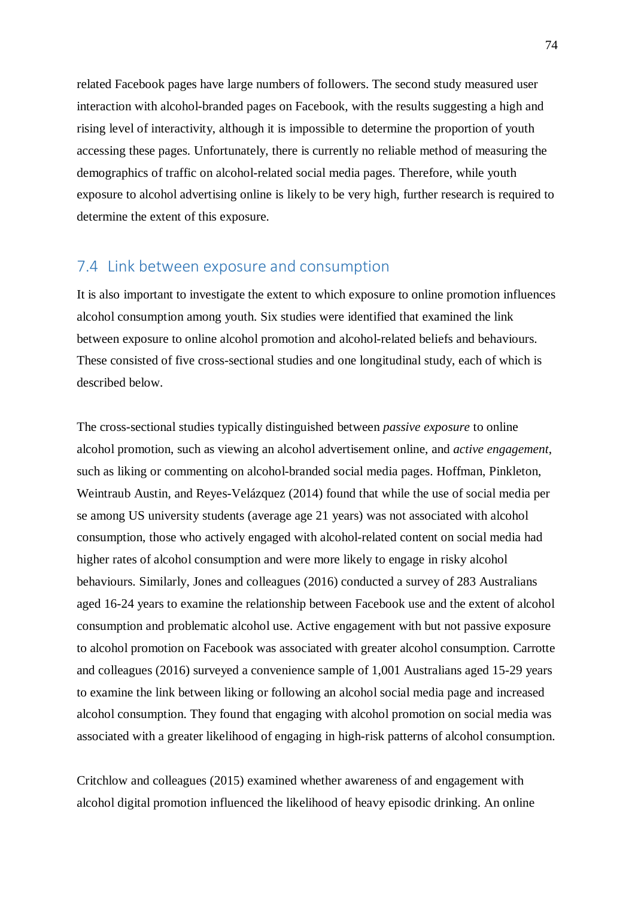related Facebook pages have large numbers of followers. The second study measured user interaction with alcohol-branded pages on Facebook, with the results suggesting a high and rising level of interactivity, although it is impossible to determine the proportion of youth accessing these pages. Unfortunately, there is currently no reliable method of measuring the demographics of traffic on alcohol-related social media pages. Therefore, while youth exposure to alcohol advertising online is likely to be very high, further research is required to determine the extent of this exposure.

## 7.4 Link between exposure and consumption

It is also important to investigate the extent to which exposure to online promotion influences alcohol consumption among youth. Six studies were identified that examined the link between exposure to online alcohol promotion and alcohol-related beliefs and behaviours. These consisted of five cross-sectional studies and one longitudinal study, each of which is described below.

The cross-sectional studies typically distinguished between *passive exposure* to online alcohol promotion, such as viewing an alcohol advertisement online, and *active engagement*, such as liking or commenting on alcohol-branded social media pages. Hoffman, Pinkleton, Weintraub Austin, and Reyes-Velázquez (2014) found that while the use of social media per se among US university students (average age 21 years) was not associated with alcohol consumption, those who actively engaged with alcohol-related content on social media had higher rates of alcohol consumption and were more likely to engage in risky alcohol behaviours. Similarly, Jones and colleagues (2016) conducted a survey of 283 Australians aged 16-24 years to examine the relationship between Facebook use and the extent of alcohol consumption and problematic alcohol use. Active engagement with but not passive exposure to alcohol promotion on Facebook was associated with greater alcohol consumption. Carrotte and colleagues (2016) surveyed a convenience sample of 1,001 Australians aged 15-29 years to examine the link between liking or following an alcohol social media page and increased alcohol consumption. They found that engaging with alcohol promotion on social media was associated with a greater likelihood of engaging in high-risk patterns of alcohol consumption.

Critchlow and colleagues (2015) examined whether awareness of and engagement with alcohol digital promotion influenced the likelihood of heavy episodic drinking. An online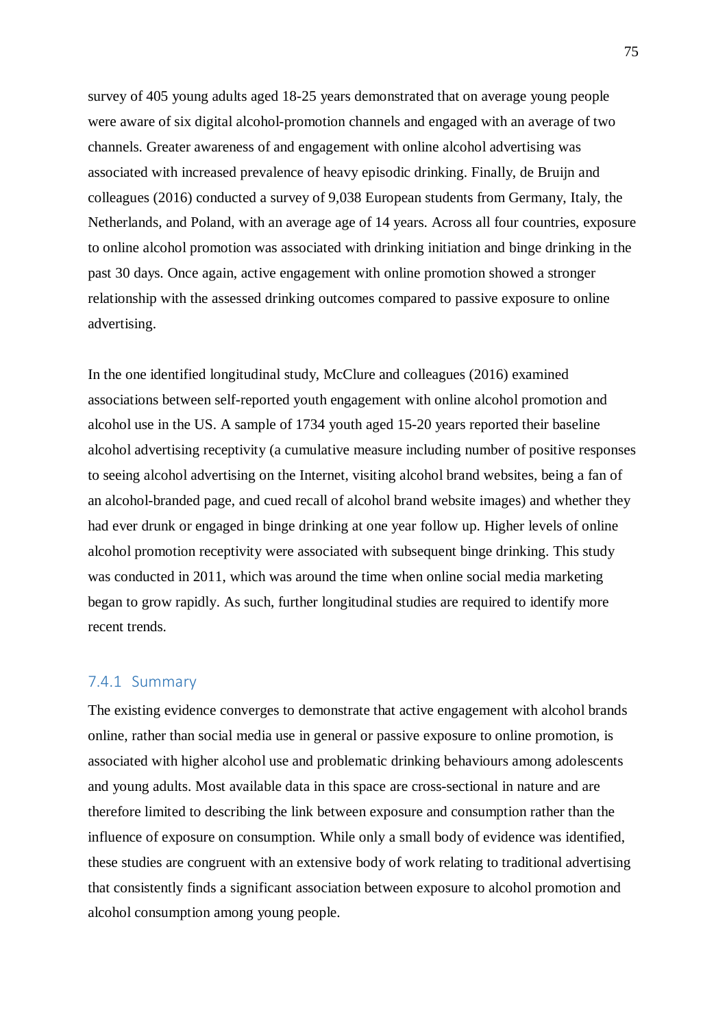survey of 405 young adults aged 18-25 years demonstrated that on average young people were aware of six digital alcohol-promotion channels and engaged with an average of two channels. Greater awareness of and engagement with online alcohol advertising was associated with increased prevalence of heavy episodic drinking. Finally, de Bruijn and colleagues (2016) conducted a survey of 9,038 European students from Germany, Italy, the Netherlands, and Poland, with an average age of 14 years. Across all four countries, exposure to online alcohol promotion was associated with drinking initiation and binge drinking in the past 30 days. Once again, active engagement with online promotion showed a stronger relationship with the assessed drinking outcomes compared to passive exposure to online advertising.

In the one identified longitudinal study, McClure and colleagues (2016) examined associations between self-reported youth engagement with online alcohol promotion and alcohol use in the US. A sample of 1734 youth aged 15-20 years reported their baseline alcohol advertising receptivity (a cumulative measure including number of positive responses to seeing alcohol advertising on the Internet, visiting alcohol brand websites, being a fan of an alcohol-branded page, and cued recall of alcohol brand website images) and whether they had ever drunk or engaged in binge drinking at one year follow up. Higher levels of online alcohol promotion receptivity were associated with subsequent binge drinking. This study was conducted in 2011, which was around the time when online social media marketing began to grow rapidly. As such, further longitudinal studies are required to identify more recent trends.

### 7.4.1 Summary

The existing evidence converges to demonstrate that active engagement with alcohol brands online, rather than social media use in general or passive exposure to online promotion, is associated with higher alcohol use and problematic drinking behaviours among adolescents and young adults. Most available data in this space are cross-sectional in nature and are therefore limited to describing the link between exposure and consumption rather than the influence of exposure on consumption. While only a small body of evidence was identified, these studies are congruent with an extensive body of work relating to traditional advertising that consistently finds a significant association between exposure to alcohol promotion and alcohol consumption among young people.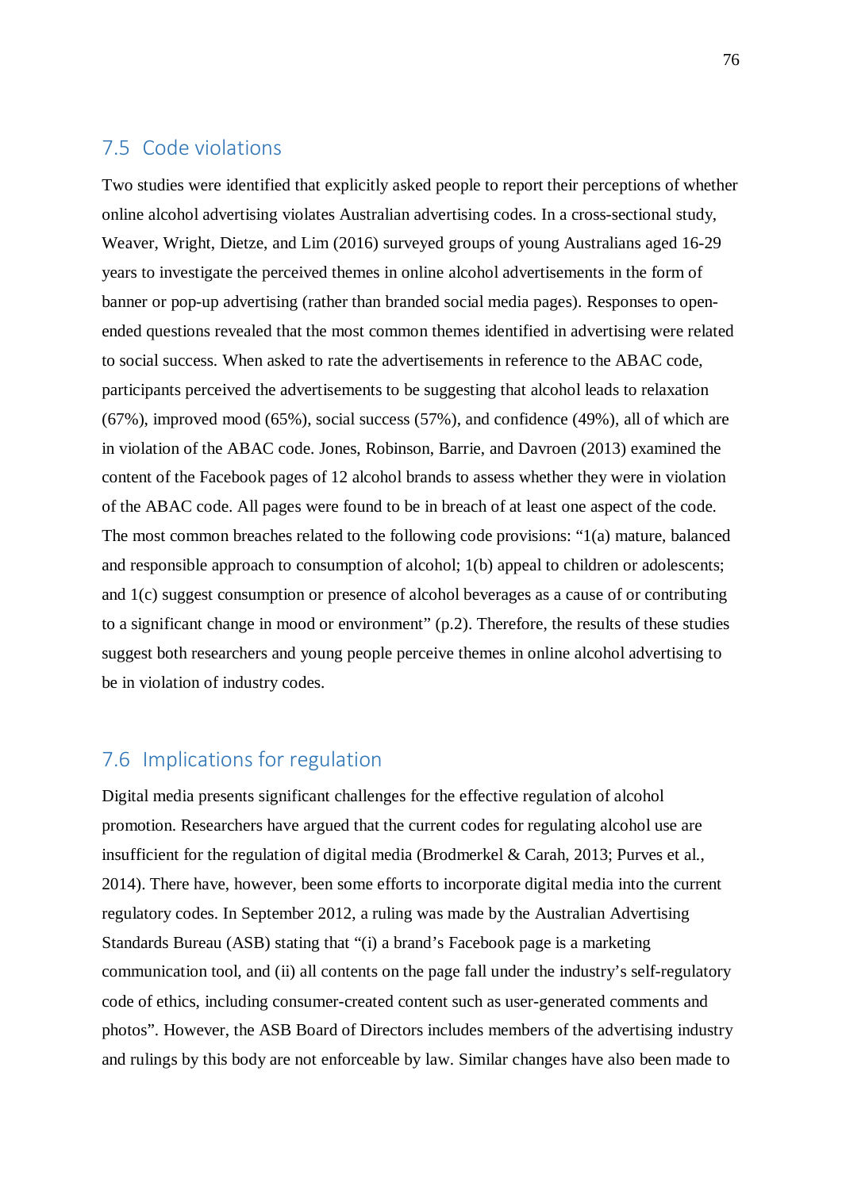## 7.5 Code violations

Two studies were identified that explicitly asked people to report their perceptions of whether online alcohol advertising violates Australian advertising codes. In a cross-sectional study, Weaver, Wright, Dietze, and Lim (2016) surveyed groups of young Australians aged 16-29 years to investigate the perceived themes in online alcohol advertisements in the form of banner or pop-up advertising (rather than branded social media pages). Responses to open-ended questions revealed that the most common themes identified in advertising were related to social success. When asked to rate the advertisements in reference to the ABAC code, participants perceived the advertisements to be suggesting that alcohol leads to relaxation (67%), improved mood (65%), social success (57%), and confidence (49%), all of which are in violation of the ABAC code. Jones, Robinson, Barrie, and Davroen (2013) examined the content of the Facebook pages of 12 alcohol brands to assess whether they were in violation of the ABAC code. All pages were found to be in breach of at least one aspect of the code. The most common breaches related to the following code provisions: "1(a) mature, balanced and responsible approach to consumption of alcohol; 1(b) appeal to children or adolescents; and 1(c) suggest consumption or presence of alcohol beverages as a cause of or contributing to a significant change in mood or environment" (p.2). Therefore, the results of these studies suggest both researchers and young people perceive themes in online alcohol advertising to be in violation of industry codes.

## 7.6 Implications for regulation

Digital media presents significant challenges for the effective regulation of alcohol promotion. Researchers have argued that the current codes for regulating alcohol use are insufficient for the regulation of digital media (Brodmerkel & Carah, 2013; Purves et al., 2014). There have, however, been some efforts to incorporate digital media into the current regulatory codes. In September 2012, a ruling was made by the Australian Advertising Standards Bureau (ASB) stating that "(i) a brand's Facebook page is a marketing communication tool, and (ii) all contents on the page fall under the industry's self-regulatory code of ethics, including consumer-created content such as user-generated comments and photos". However, the ASB Board of Directors includes members of the advertising industry and rulings by this body are not enforceable by law. Similar changes have also been made to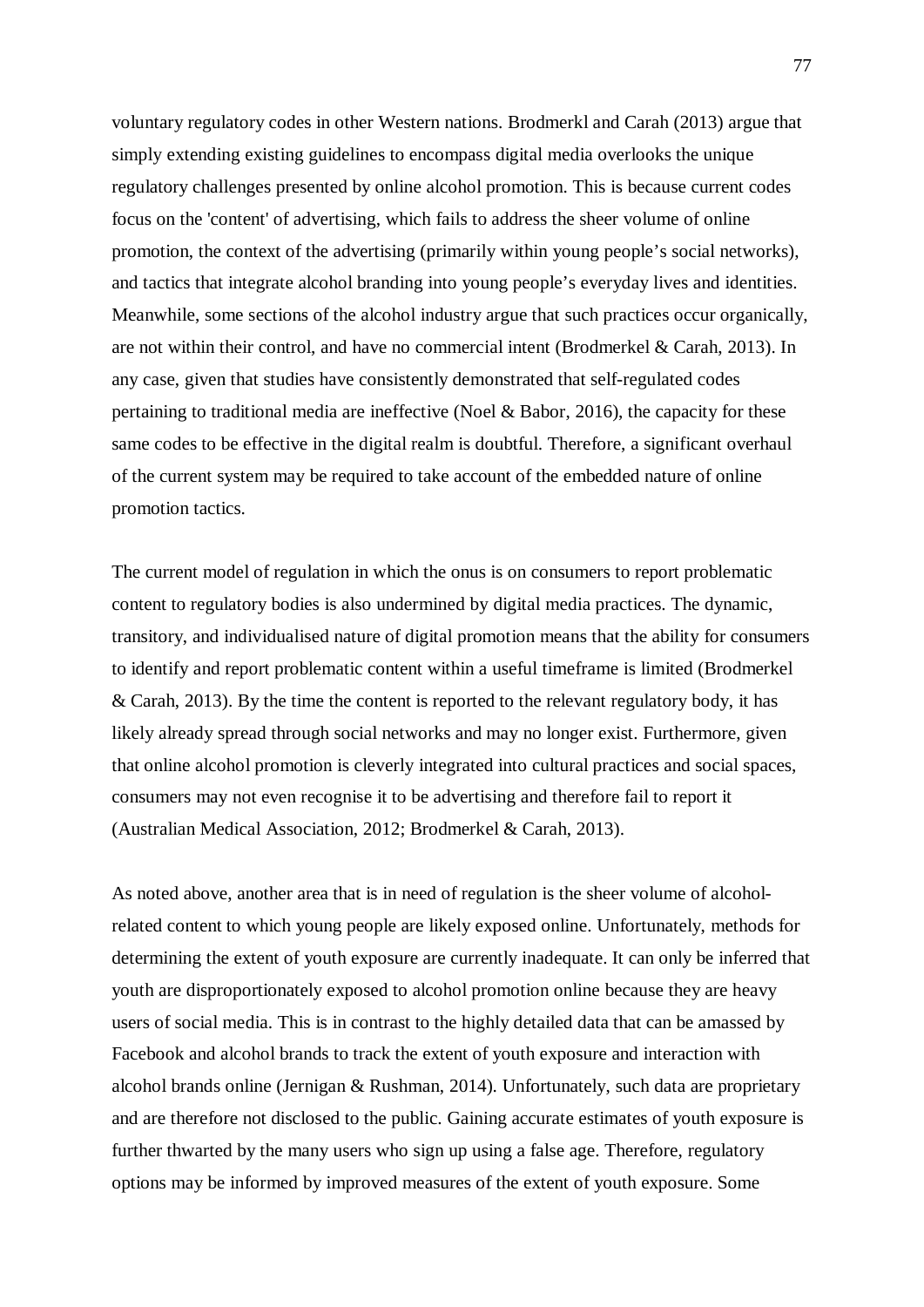voluntary regulatory codes in other Western nations. Brodmerkl and Carah (2013) argue that simply extending existing guidelines to encompass digital media overlooks the unique regulatory challenges presented by online alcohol promotion. This is because current codes focus on the 'content' of advertising, which fails to address the sheer volume of online promotion, the context of the advertising (primarily within young people's social networks), and tactics that integrate alcohol branding into young people's everyday lives and identities. Meanwhile, some sections of the alcohol industry argue that such practices occur organically, are not within their control, and have no commercial intent (Brodmerkel & Carah, 2013). In any case, given that studies have consistently demonstrated that self-regulated codes pertaining to traditional media are ineffective (Noel & Babor, 2016), the capacity for these same codes to be effective in the digital realm is doubtful. Therefore, a significant overhaul of the current system may be required to take account of the embedded nature of online promotion tactics.

The current model of regulation in which the onus is on consumers to report problematic content to regulatory bodies is also undermined by digital media practices. The dynamic, transitory, and individualised nature of digital promotion means that the ability for consumers to identify and report problematic content within a useful timeframe is limited (Brodmerkel & Carah, 2013). By the time the content is reported to the relevant regulatory body, it has likely already spread through social networks and may no longer exist. Furthermore, given that online alcohol promotion is cleverly integrated into cultural practices and social spaces, consumers may not even recognise it to be advertising and therefore fail to report it (Australian Medical Association, 2012; Brodmerkel & Carah, 2013).

As noted above, another area that is in need of regulation is the sheer volume of alcohol-related content to which young people are likely exposed online. Unfortunately, methods for determining the extent of youth exposure are currently inadequate. It can only be inferred that youth are disproportionately exposed to alcohol promotion online because they are heavy users of social media. This is in contrast to the highly detailed data that can be amassed by Facebook and alcohol brands to track the extent of youth exposure and interaction with alcohol brands online (Jernigan & Rushman, 2014). Unfortunately, such data are proprietary and are therefore not disclosed to the public. Gaining accurate estimates of youth exposure is further thwarted by the many users who sign up using a false age. Therefore, regulatory options may be informed by improved measures of the extent of youth exposure. Some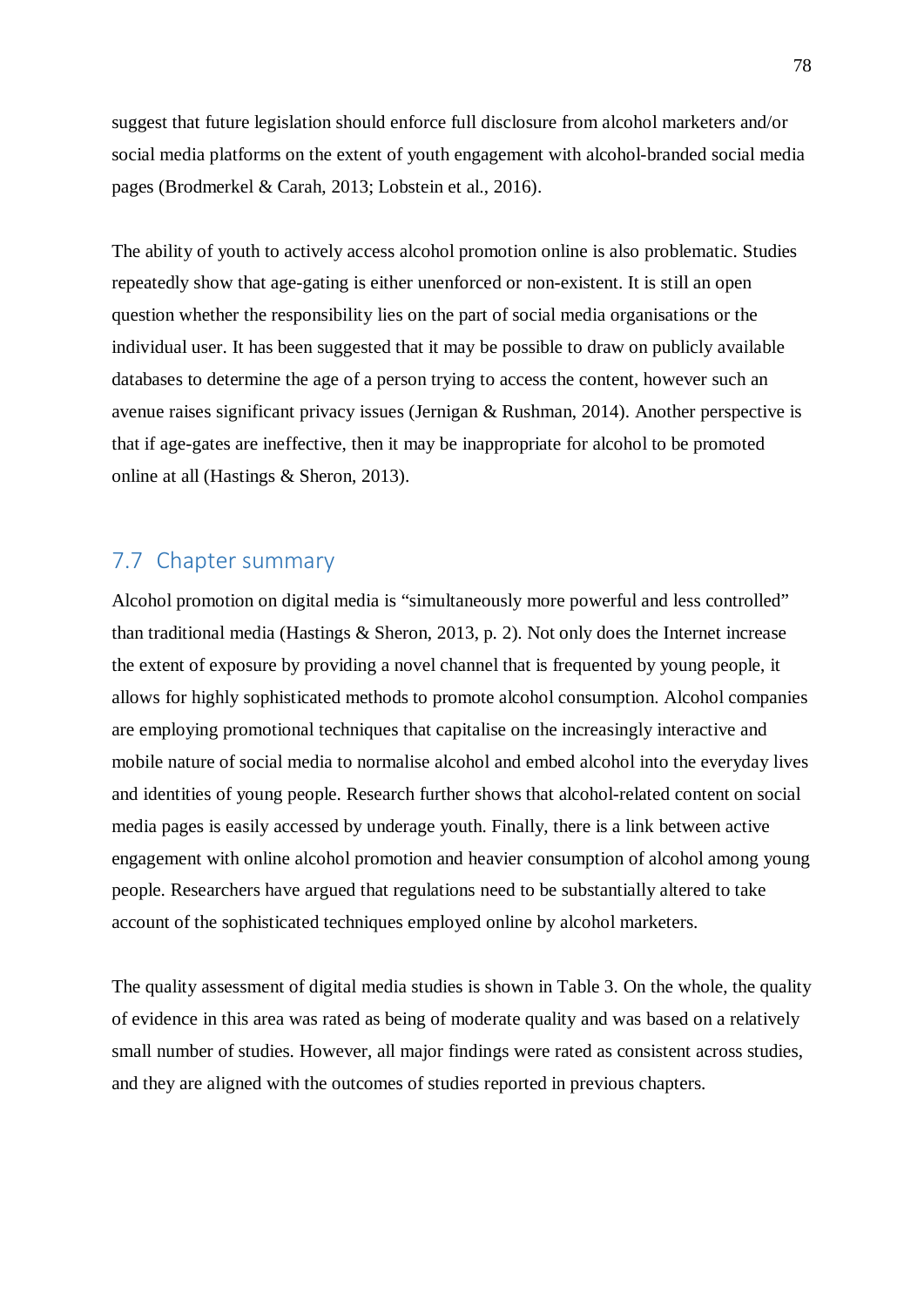suggest that future legislation should enforce full disclosure from alcohol marketers and/or social media platforms on the extent of youth engagement with alcohol-branded social media pages (Brodmerkel & Carah, 2013; Lobstein et al., 2016).

The ability of youth to actively access alcohol promotion online is also problematic. Studies repeatedly show that age-gating is either unenforced or non-existent. It is still an open question whether the responsibility lies on the part of social media organisations or the individual user. It has been suggested that it may be possible to draw on publicly available databases to determine the age of a person trying to access the content, however such an avenue raises significant privacy issues (Jernigan & Rushman, 2014). Another perspective is that if age-gates are ineffective, then it may be inappropriate for alcohol to be promoted online at all (Hastings & Sheron, 2013).

## 7.7 Chapter summary

Alcohol promotion on digital media is "simultaneously more powerful and less controlled" than traditional media (Hastings & Sheron, 2013, p. 2). Not only does the Internet increase the extent of exposure by providing a novel channel that is frequented by young people, it allows for highly sophisticated methods to promote alcohol consumption. Alcohol companies are employing promotional techniques that capitalise on the increasingly interactive and mobile nature of social media to normalise alcohol and embed alcohol into the everyday lives and identities of young people. Research further shows that alcohol-related content on social media pages is easily accessed by underage youth. Finally, there is a link between active engagement with online alcohol promotion and heavier consumption of alcohol among young people. Researchers have argued that regulations need to be substantially altered to take account of the sophisticated techniques employed online by alcohol marketers.

The quality assessment of digital media studies is shown in Table 3. On the whole, the quality of evidence in this area was rated as being of moderate quality and was based on a relatively small number of studies. However, all major findings were rated as consistent across studies, and they are aligned with the outcomes of studies reported in previous chapters.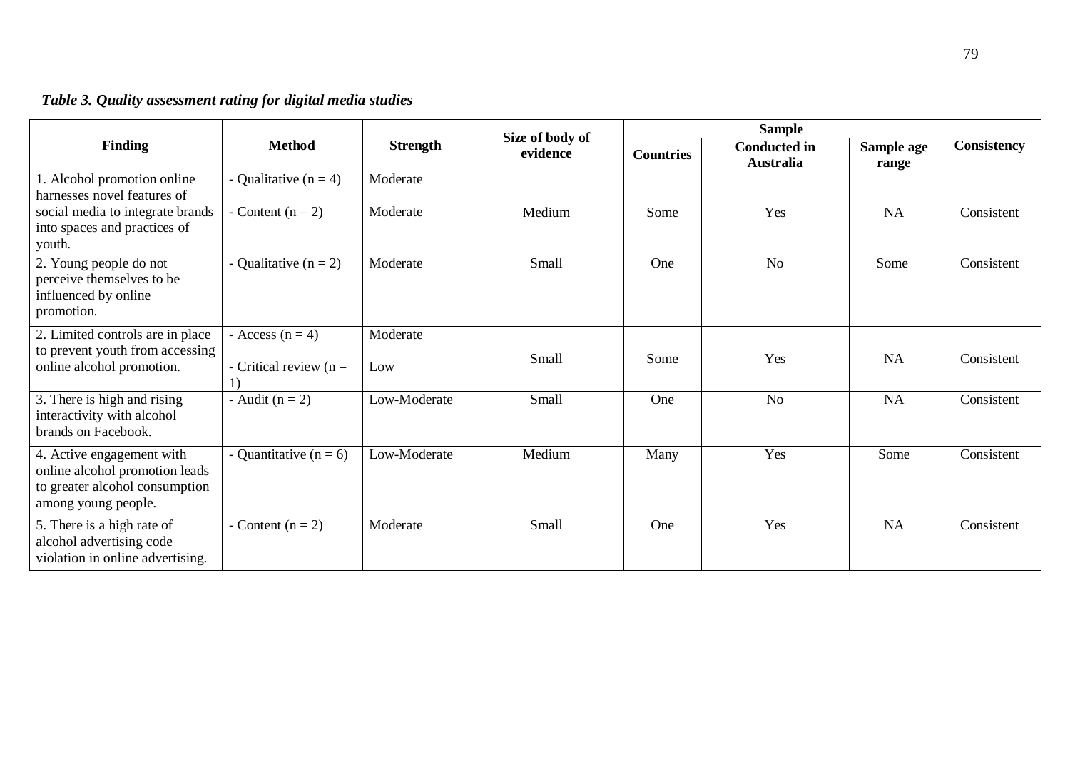*Table 3. Quality assessment rating for digital media studies*

| Finding | Method | Strength | Size of body of evidence | Sample | | | Consistency |
|---|---|---|---|---|---|---|---|
| | | | | Countries | Conducted in Australia | Sample age range | |
| 1. Alcohol promotion online harnesses novel features of social media to integrate brands into spaces and practices of youth. | - Qualitative (n = 4)<br>- Content (n = 2) | Moderate<br>Moderate | Medium | Some | Yes | NA | Consistent |
| 2. Young people do not perceive themselves to be influenced by online promotion. | - Qualitative (n = 2) | Moderate | Small | One | No | Some | Consistent |
| 2. Limited controls are in place to prevent youth from accessing online alcohol promotion. | - Access (n = 4)<br>- Critical review (n = 1) | Moderate<br>Low | Small | Some | Yes | NA | Consistent |
| 3. There is high and rising interactivity with alcohol brands on Facebook. | - Audit (n = 2) | Low-Moderate | Small | One | No | NA | Consistent |
| 4. Active engagement with online alcohol promotion leads to greater alcohol consumption among young people. | - Quantitative (n = 6) | Low-Moderate | Medium | Many | Yes | Some | Consistent |
| 5. There is a high rate of alcohol advertising code violation in online advertising. | - Content (n = 2) | Moderate | Small | One | Yes | NA | Consistent |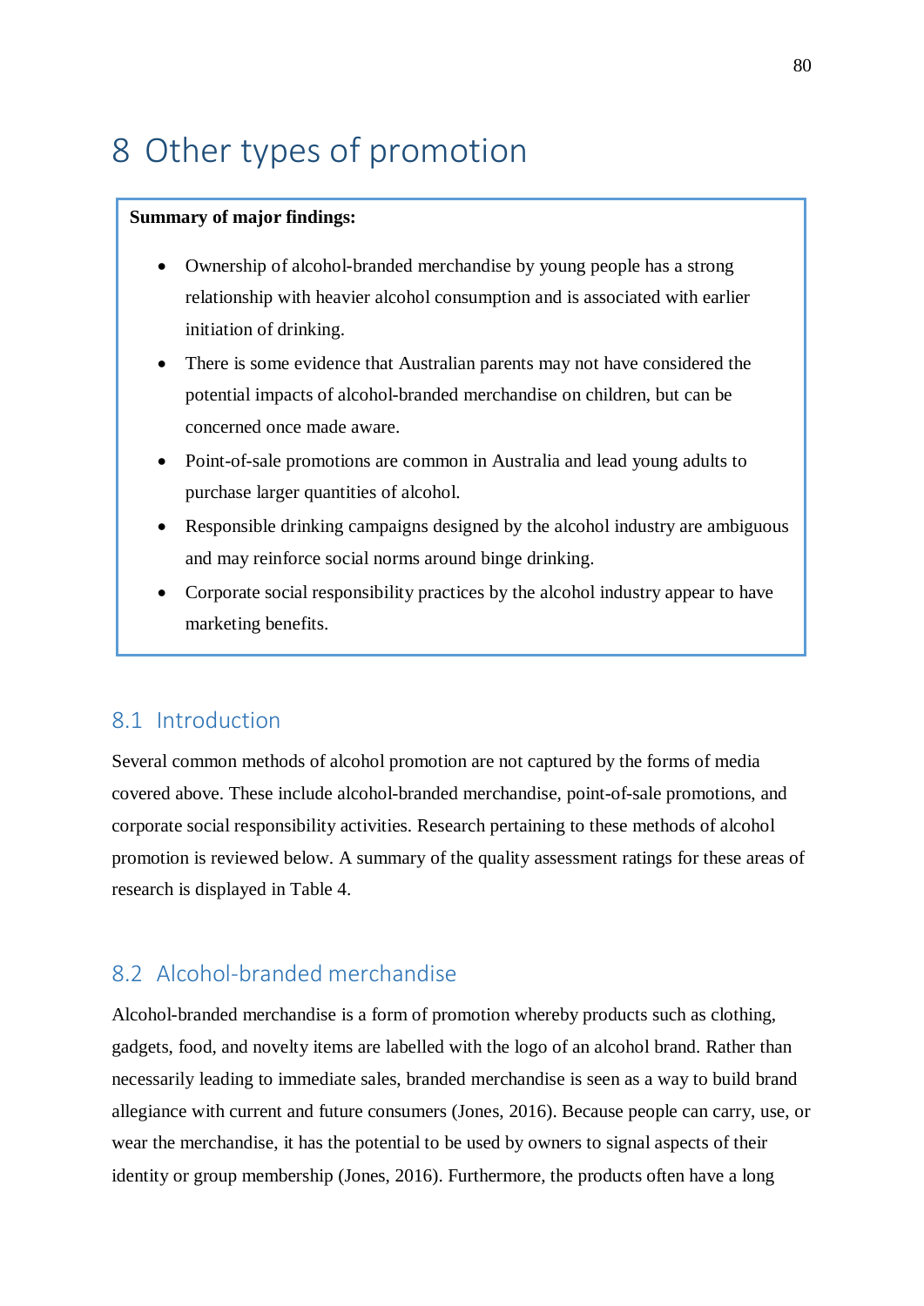# 8 Other types of promotion

**Summary of major findings:**

- Ownership of alcohol-branded merchandise by young people has a strong relationship with heavier alcohol consumption and is associated with earlier initiation of drinking.
- There is some evidence that Australian parents may not have considered the potential impacts of alcohol-branded merchandise on children, but can be concerned once made aware.
- Point-of-sale promotions are common in Australia and lead young adults to purchase larger quantities of alcohol.
- Responsible drinking campaigns designed by the alcohol industry are ambiguous and may reinforce social norms around binge drinking.
- Corporate social responsibility practices by the alcohol industry appear to have marketing benefits.

## 8.1 Introduction

Several common methods of alcohol promotion are not captured by the forms of media covered above. These include alcohol-branded merchandise, point-of-sale promotions, and corporate social responsibility activities. Research pertaining to these methods of alcohol promotion is reviewed below. A summary of the quality assessment ratings for these areas of research is displayed in Table 4.

## 8.2 Alcohol-branded merchandise

Alcohol-branded merchandise is a form of promotion whereby products such as clothing, gadgets, food, and novelty items are labelled with the logo of an alcohol brand. Rather than necessarily leading to immediate sales, branded merchandise is seen as a way to build brand allegiance with current and future consumers (Jones, 2016). Because people can carry, use, or wear the merchandise, it has the potential to be used by owners to signal aspects of their identity or group membership (Jones, 2016). Furthermore, the products often have a long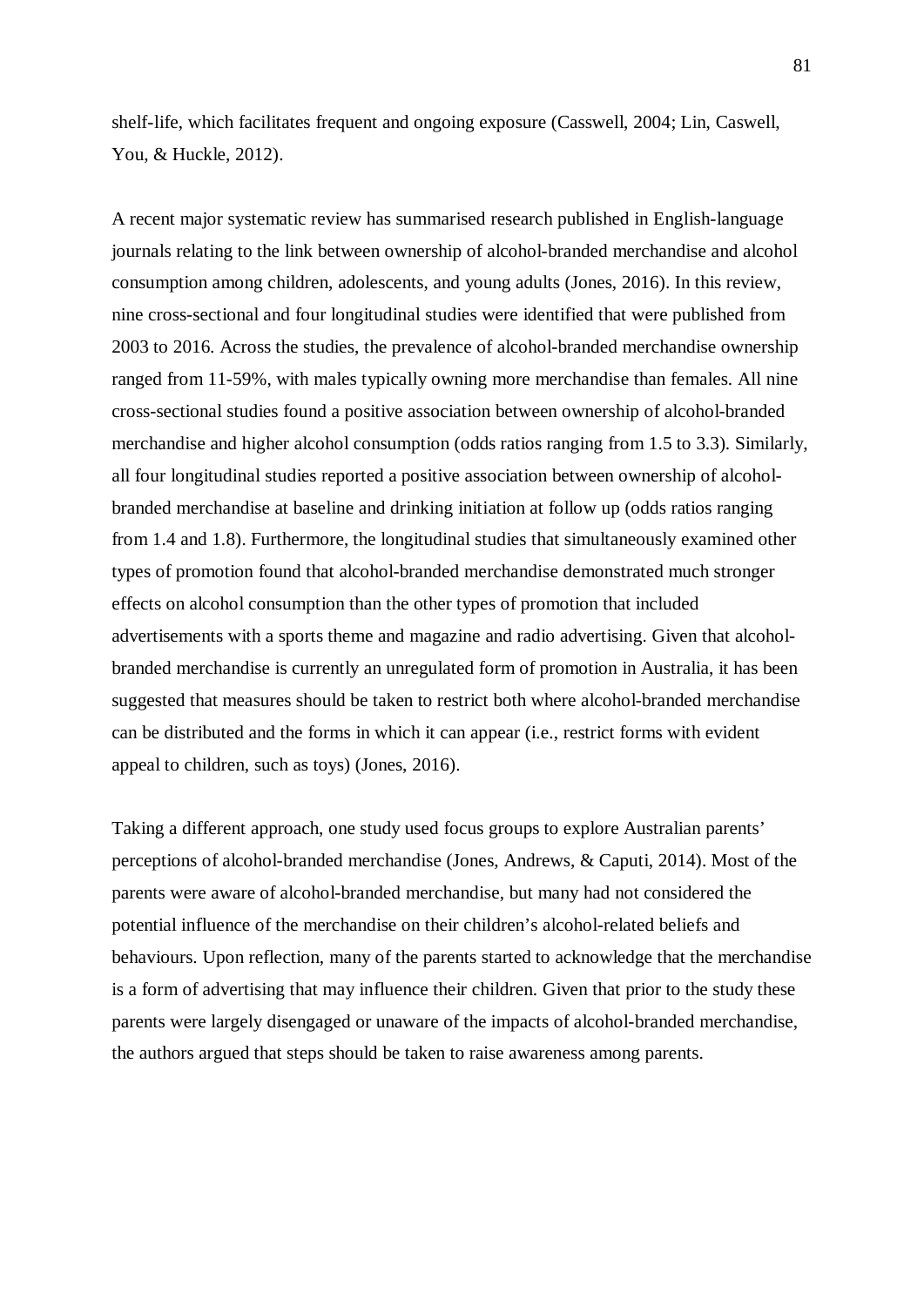shelf-life, which facilitates frequent and ongoing exposure (Casswell, 2004; Lin, Caswell, You, & Huckle, 2012).

A recent major systematic review has summarised research published in English-language journals relating to the link between ownership of alcohol-branded merchandise and alcohol consumption among children, adolescents, and young adults (Jones, 2016). In this review, nine cross-sectional and four longitudinal studies were identified that were published from 2003 to 2016. Across the studies, the prevalence of alcohol-branded merchandise ownership ranged from 11-59%, with males typically owning more merchandise than females. All nine cross-sectional studies found a positive association between ownership of alcohol-branded merchandise and higher alcohol consumption (odds ratios ranging from 1.5 to 3.3). Similarly, all four longitudinal studies reported a positive association between ownership of alcohol-branded merchandise at baseline and drinking initiation at follow up (odds ratios ranging from 1.4 and 1.8). Furthermore, the longitudinal studies that simultaneously examined other types of promotion found that alcohol-branded merchandise demonstrated much stronger effects on alcohol consumption than the other types of promotion that included advertisements with a sports theme and magazine and radio advertising. Given that alcohol-branded merchandise is currently an unregulated form of promotion in Australia, it has been suggested that measures should be taken to restrict both where alcohol-branded merchandise can be distributed and the forms in which it can appear (i.e., restrict forms with evident appeal to children, such as toys) (Jones, 2016).

Taking a different approach, one study used focus groups to explore Australian parents' perceptions of alcohol-branded merchandise (Jones, Andrews, & Caputi, 2014). Most of the parents were aware of alcohol-branded merchandise, but many had not considered the potential influence of the merchandise on their children's alcohol-related beliefs and behaviours. Upon reflection, many of the parents started to acknowledge that the merchandise is a form of advertising that may influence their children. Given that prior to the study these parents were largely disengaged or unaware of the impacts of alcohol-branded merchandise, the authors argued that steps should be taken to raise awareness among parents.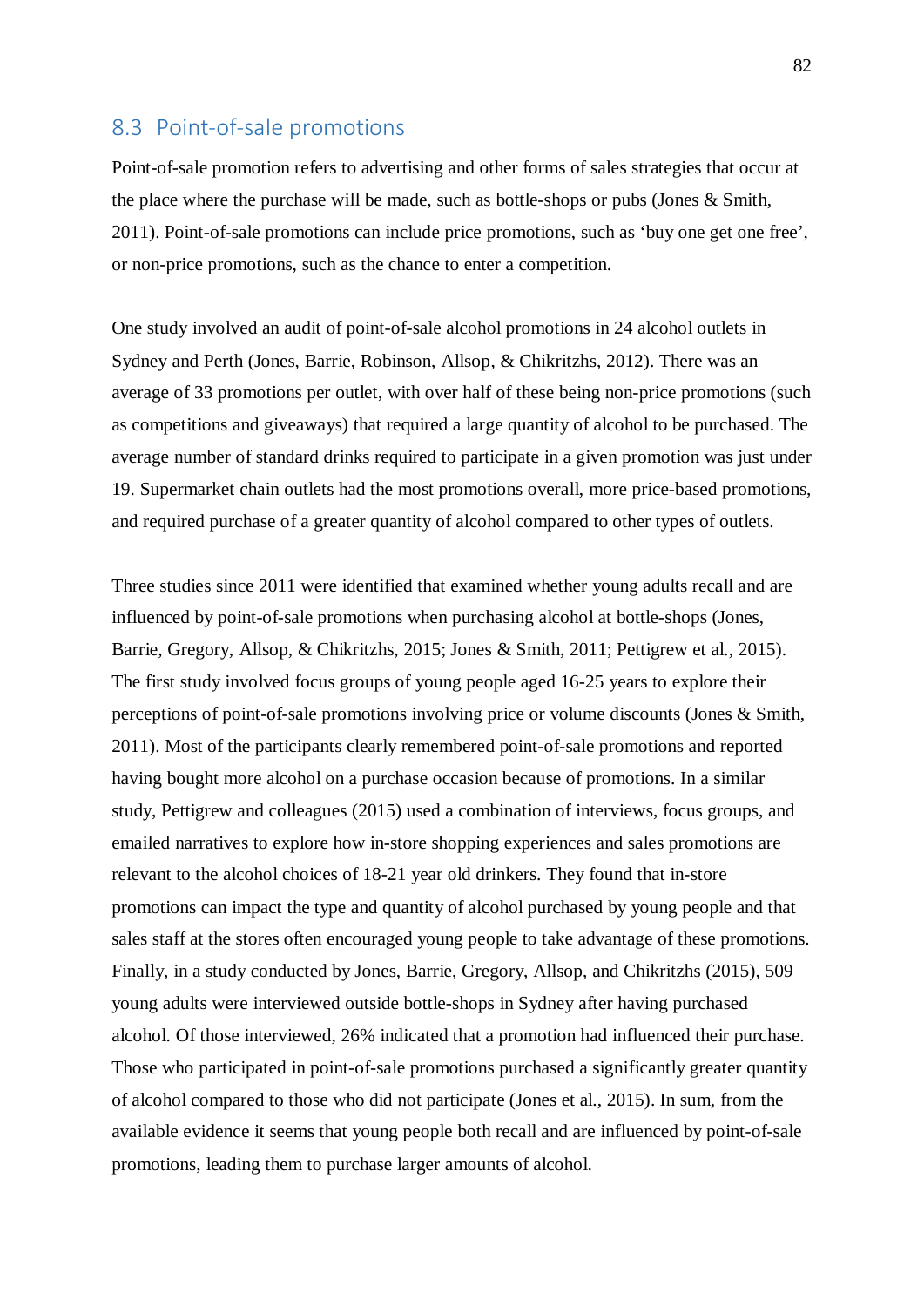## 8.3 Point-of-sale promotions

Point-of-sale promotion refers to advertising and other forms of sales strategies that occur at the place where the purchase will be made, such as bottle-shops or pubs (Jones & Smith, 2011). Point-of-sale promotions can include price promotions, such as 'buy one get one free', or non-price promotions, such as the chance to enter a competition.

One study involved an audit of point-of-sale alcohol promotions in 24 alcohol outlets in Sydney and Perth (Jones, Barrie, Robinson, Allsop, & Chikritzhs, 2012). There was an average of 33 promotions per outlet, with over half of these being non-price promotions (such as competitions and giveaways) that required a large quantity of alcohol to be purchased. The average number of standard drinks required to participate in a given promotion was just under 19. Supermarket chain outlets had the most promotions overall, more price-based promotions, and required purchase of a greater quantity of alcohol compared to other types of outlets.

Three studies since 2011 were identified that examined whether young adults recall and are influenced by point-of-sale promotions when purchasing alcohol at bottle-shops (Jones, Barrie, Gregory, Allsop, & Chikritzhs, 2015; Jones & Smith, 2011; Pettigrew et al., 2015). The first study involved focus groups of young people aged 16-25 years to explore their perceptions of point-of-sale promotions involving price or volume discounts (Jones & Smith, 2011). Most of the participants clearly remembered point-of-sale promotions and reported having bought more alcohol on a purchase occasion because of promotions. In a similar study, Pettigrew and colleagues (2015) used a combination of interviews, focus groups, and emailed narratives to explore how in-store shopping experiences and sales promotions are relevant to the alcohol choices of 18-21 year old drinkers. They found that in-store promotions can impact the type and quantity of alcohol purchased by young people and that sales staff at the stores often encouraged young people to take advantage of these promotions. Finally, in a study conducted by Jones, Barrie, Gregory, Allsop, and Chikritzhs (2015), 509 young adults were interviewed outside bottle-shops in Sydney after having purchased alcohol. Of those interviewed, 26% indicated that a promotion had influenced their purchase. Those who participated in point-of-sale promotions purchased a significantly greater quantity of alcohol compared to those who did not participate (Jones et al., 2015). In sum, from the available evidence it seems that young people both recall and are influenced by point-of-sale promotions, leading them to purchase larger amounts of alcohol.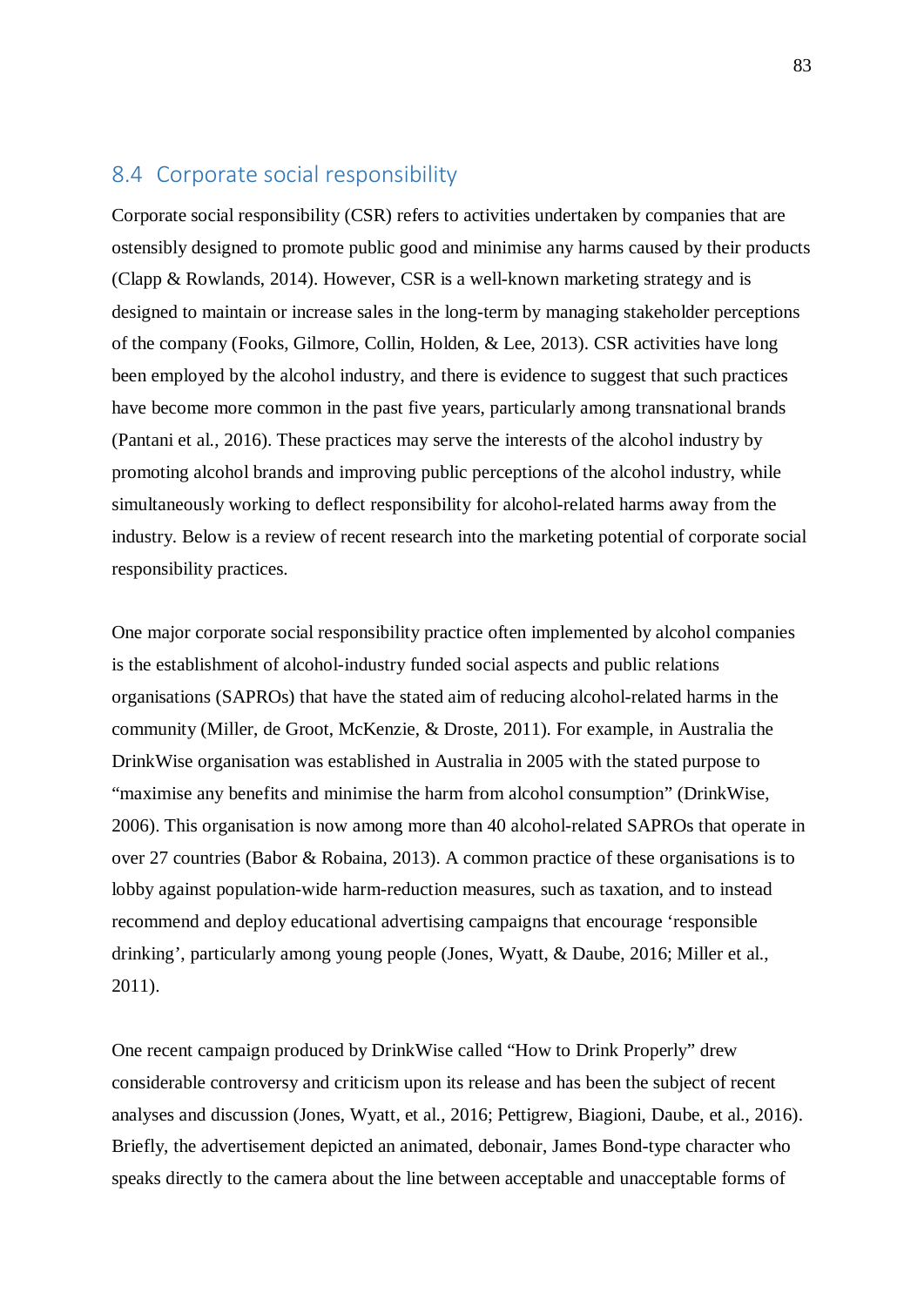## 8.4 Corporate social responsibility

Corporate social responsibility (CSR) refers to activities undertaken by companies that are ostensibly designed to promote public good and minimise any harms caused by their products (Clapp & Rowlands, 2014). However, CSR is a well-known marketing strategy and is designed to maintain or increase sales in the long-term by managing stakeholder perceptions of the company (Fooks, Gilmore, Collin, Holden, & Lee, 2013). CSR activities have long been employed by the alcohol industry, and there is evidence to suggest that such practices have become more common in the past five years, particularly among transnational brands (Pantani et al., 2016). These practices may serve the interests of the alcohol industry by promoting alcohol brands and improving public perceptions of the alcohol industry, while simultaneously working to deflect responsibility for alcohol-related harms away from the industry. Below is a review of recent research into the marketing potential of corporate social responsibility practices.

One major corporate social responsibility practice often implemented by alcohol companies is the establishment of alcohol-industry funded social aspects and public relations organisations (SAPROs) that have the stated aim of reducing alcohol-related harms in the community (Miller, de Groot, McKenzie, & Droste, 2011). For example, in Australia the DrinkWise organisation was established in Australia in 2005 with the stated purpose to “maximise any benefits and minimise the harm from alcohol consumption” (DrinkWise, 2006). This organisation is now among more than 40 alcohol-related SAPROs that operate in over 27 countries (Babor & Robaina, 2013). A common practice of these organisations is to lobby against population-wide harm-reduction measures, such as taxation, and to instead recommend and deploy educational advertising campaigns that encourage ‘responsible drinking’, particularly among young people (Jones, Wyatt, & Daube, 2016; Miller et al., 2011).

One recent campaign produced by DrinkWise called “How to Drink Properly” drew considerable controversy and criticism upon its release and has been the subject of recent analyses and discussion (Jones, Wyatt, et al., 2016; Pettigrew, Biagioni, Daube, et al., 2016). Briefly, the advertisement depicted an animated, debonair, James Bond-type character who speaks directly to the camera about the line between acceptable and unacceptable forms of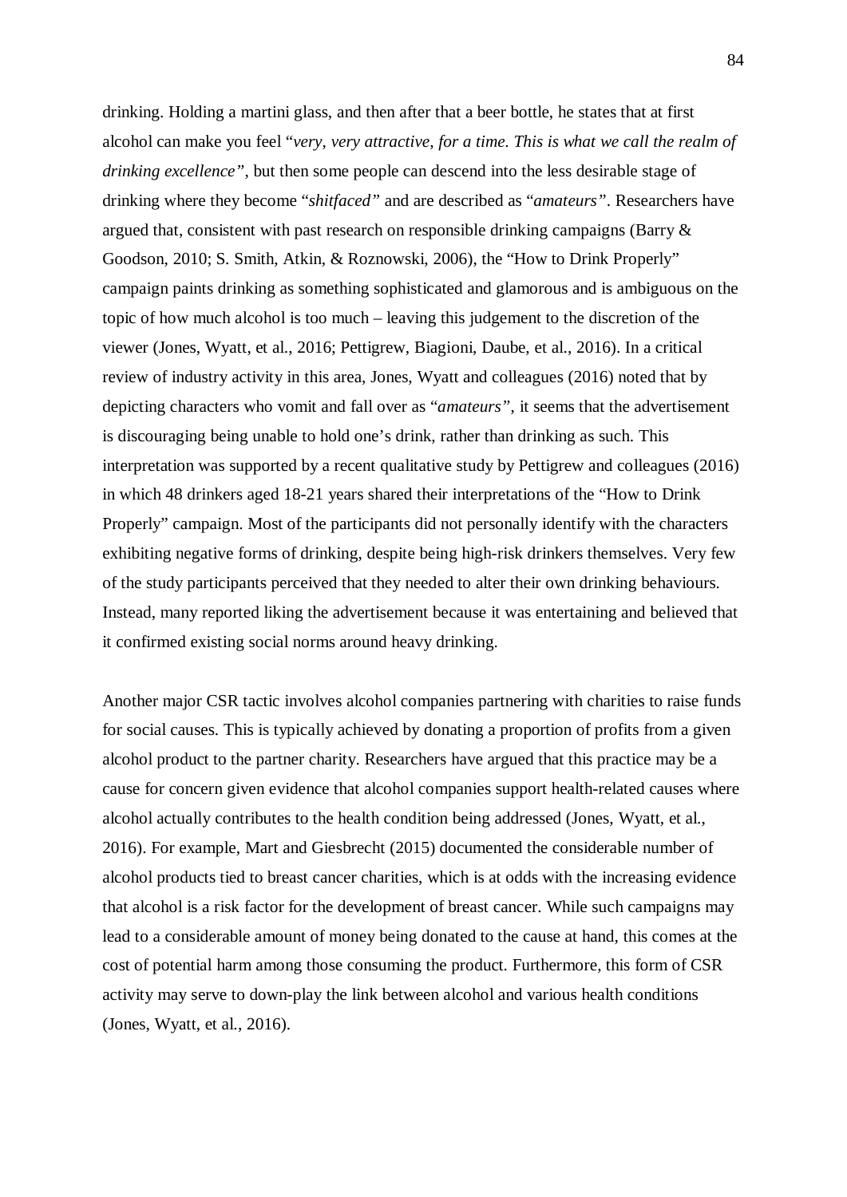drinking. Holding a martini glass, and then after that a beer bottle, he states that at first alcohol can make you feel "*very, very attractive, for a time. This is what we call the realm of drinking excellence*", but then some people can descend into the less desirable stage of drinking where they become "*shitfaced*" and are described as "*amateurs*". Researchers have argued that, consistent with past research on responsible drinking campaigns (Barry & Goodson, 2010; S. Smith, Atkin, & Roznowski, 2006), the "How to Drink Properly" campaign paints drinking as something sophisticated and glamorous and is ambiguous on the topic of how much alcohol is too much – leaving this judgement to the discretion of the viewer (Jones, Wyatt, et al., 2016; Pettigrew, Biagioni, Daube, et al., 2016). In a critical review of industry activity in this area, Jones, Wyatt and colleagues (2016) noted that by depicting characters who vomit and fall over as "*amateurs*", it seems that the advertisement is discouraging being unable to hold one's drink, rather than drinking as such. This interpretation was supported by a recent qualitative study by Pettigrew and colleagues (2016) in which 48 drinkers aged 18-21 years shared their interpretations of the "How to Drink Properly" campaign. Most of the participants did not personally identify with the characters exhibiting negative forms of drinking, despite being high-risk drinkers themselves. Very few of the study participants perceived that they needed to alter their own drinking behaviours. Instead, many reported liking the advertisement because it was entertaining and believed that it confirmed existing social norms around heavy drinking.

Another major CSR tactic involves alcohol companies partnering with charities to raise funds for social causes. This is typically achieved by donating a proportion of profits from a given alcohol product to the partner charity. Researchers have argued that this practice may be a cause for concern given evidence that alcohol companies support health-related causes where alcohol actually contributes to the health condition being addressed (Jones, Wyatt, et al., 2016). For example, Mart and Giesbrecht (2015) documented the considerable number of alcohol products tied to breast cancer charities, which is at odds with the increasing evidence that alcohol is a risk factor for the development of breast cancer. While such campaigns may lead to a considerable amount of money being donated to the cause at hand, this comes at the cost of potential harm among those consuming the product. Furthermore, this form of CSR activity may serve to down-play the link between alcohol and various health conditions (Jones, Wyatt, et al., 2016).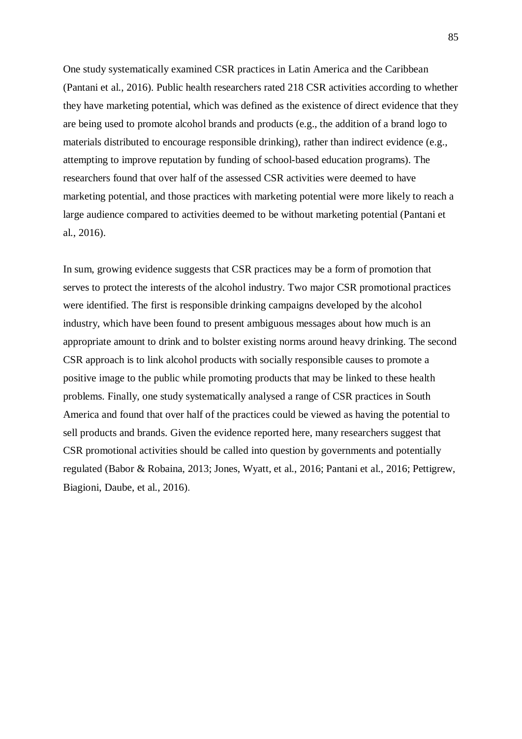One study systematically examined CSR practices in Latin America and the Caribbean (Pantani et al., 2016). Public health researchers rated 218 CSR activities according to whether they have marketing potential, which was defined as the existence of direct evidence that they are being used to promote alcohol brands and products (e.g., the addition of a brand logo to materials distributed to encourage responsible drinking), rather than indirect evidence (e.g., attempting to improve reputation by funding of school-based education programs). The researchers found that over half of the assessed CSR activities were deemed to have marketing potential, and those practices with marketing potential were more likely to reach a large audience compared to activities deemed to be without marketing potential (Pantani et al., 2016).

In sum, growing evidence suggests that CSR practices may be a form of promotion that serves to protect the interests of the alcohol industry. Two major CSR promotional practices were identified. The first is responsible drinking campaigns developed by the alcohol industry, which have been found to present ambiguous messages about how much is an appropriate amount to drink and to bolster existing norms around heavy drinking. The second CSR approach is to link alcohol products with socially responsible causes to promote a positive image to the public while promoting products that may be linked to these health problems. Finally, one study systematically analysed a range of CSR practices in South America and found that over half of the practices could be viewed as having the potential to sell products and brands. Given the evidence reported here, many researchers suggest that CSR promotional activities should be called into question by governments and potentially regulated (Babor & Robaina, 2013; Jones, Wyatt, et al., 2016; Pantani et al., 2016; Pettigrew, Biagioni, Daube, et al., 2016).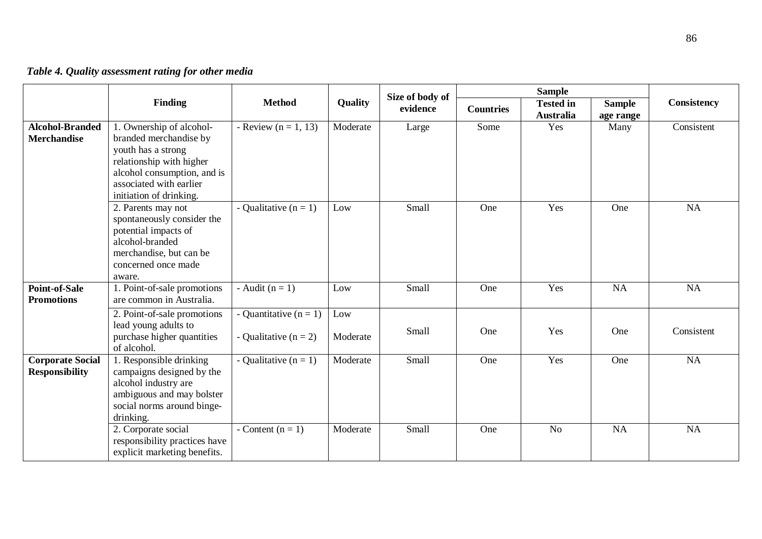*Table 4. Quality assessment rating for other media*

| | Finding | Method | Quality | Size of body of evidence | Sample | | | Consistency |
|---|---|---|---|---|---|---|---|---|
| | | | | | Countries | Tested in Australia | Sample age range | |
| **Alcohol-Branded Merchandise** | 1. Ownership of alcohol-branded merchandise by youth has a strong relationship with higher alcohol consumption, and is associated with earlier initiation of drinking. | - Review (n = 1, 13) | Moderate | Large | Some | Yes | Many | Consistent |
| | 2. Parents may not spontaneously consider the potential impacts of alcohol-branded merchandise, but can be concerned once made aware. | - Qualitative (n = 1) | Low | Small | One | Yes | One | NA |
| **Point-of-Sale Promotions** | 1. Point-of-sale promotions are common in Australia. | - Audit (n = 1) | Low | Small | One | Yes | NA | NA |
| | 2. Point-of-sale promotions lead young adults to purchase higher quantities of alcohol. | - Quantitative (n = 1)<br>- Qualitative (n = 2) | Low<br>Moderate | Small | One | Yes | One | Consistent |
| **Corporate Social Responsibility** | 1. Responsible drinking campaigns designed by the alcohol industry are ambiguous and may bolster social norms around binge-drinking. | - Qualitative (n = 1) | Moderate | Small | One | Yes | One | NA |
| | 2. Corporate social responsibility practices have explicit marketing benefits. | - Content (n = 1) | Moderate | Small | One | No | NA | NA |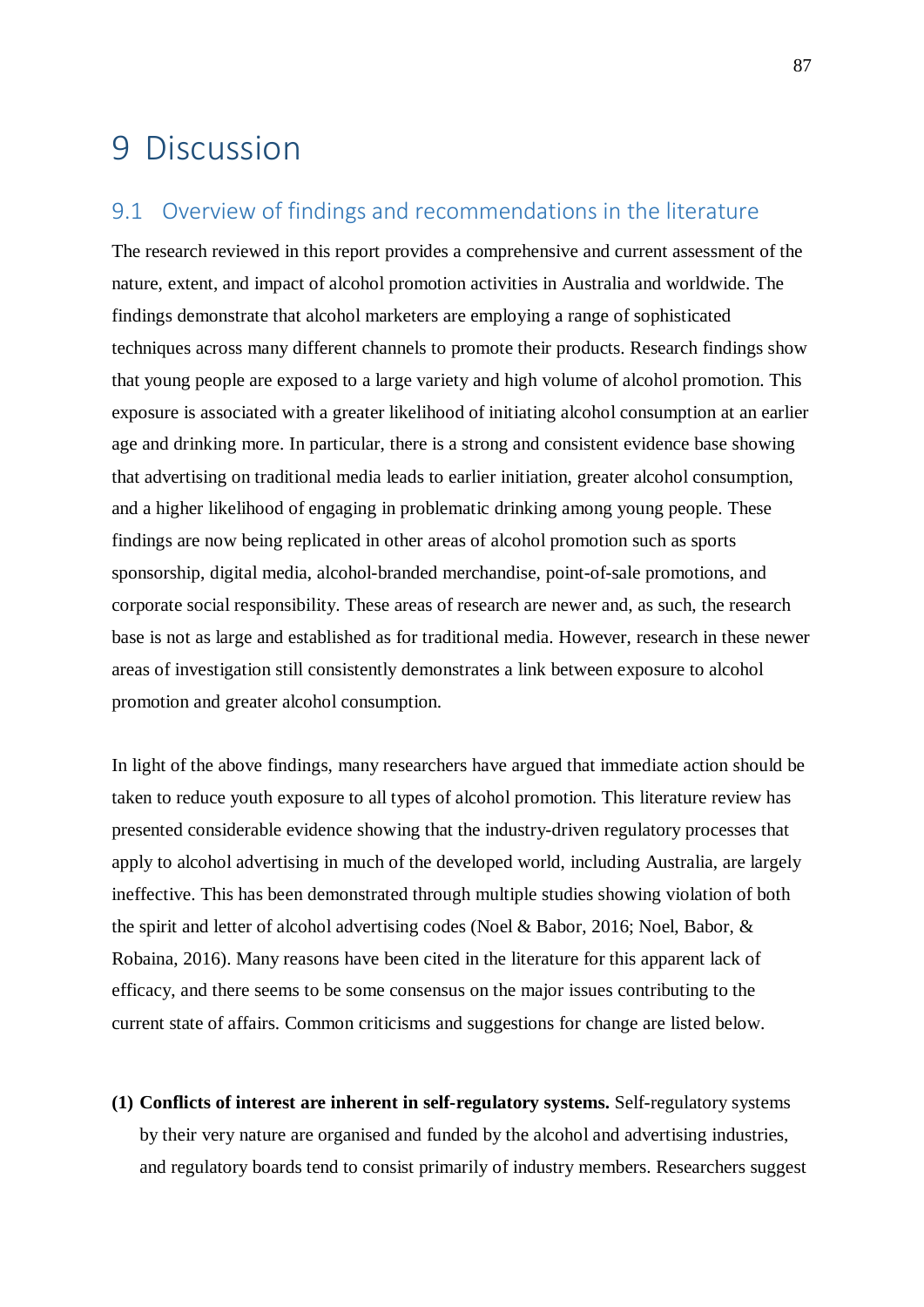# 9 Discussion

## 9.1 Overview of findings and recommendations in the literature

The research reviewed in this report provides a comprehensive and current assessment of the nature, extent, and impact of alcohol promotion activities in Australia and worldwide. The findings demonstrate that alcohol marketers are employing a range of sophisticated techniques across many different channels to promote their products. Research findings show that young people are exposed to a large variety and high volume of alcohol promotion. This exposure is associated with a greater likelihood of initiating alcohol consumption at an earlier age and drinking more. In particular, there is a strong and consistent evidence base showing that advertising on traditional media leads to earlier initiation, greater alcohol consumption, and a higher likelihood of engaging in problematic drinking among young people. These findings are now being replicated in other areas of alcohol promotion such as sports sponsorship, digital media, alcohol-branded merchandise, point-of-sale promotions, and corporate social responsibility. These areas of research are newer and, as such, the research base is not as large and established as for traditional media. However, research in these newer areas of investigation still consistently demonstrates a link between exposure to alcohol promotion and greater alcohol consumption.

In light of the above findings, many researchers have argued that immediate action should be taken to reduce youth exposure to all types of alcohol promotion. This literature review has presented considerable evidence showing that the industry-driven regulatory processes that apply to alcohol advertising in much of the developed world, including Australia, are largely ineffective. This has been demonstrated through multiple studies showing violation of both the spirit and letter of alcohol advertising codes (Noel & Babor, 2016; Noel, Babor, & Robaina, 2016). Many reasons have been cited in the literature for this apparent lack of efficacy, and there seems to be some consensus on the major issues contributing to the current state of affairs. Common criticisms and suggestions for change are listed below.

**(1) Conflicts of interest are inherent in self-regulatory systems.** Self-regulatory systems by their very nature are organised and funded by the alcohol and advertising industries, and regulatory boards tend to consist primarily of industry members. Researchers suggest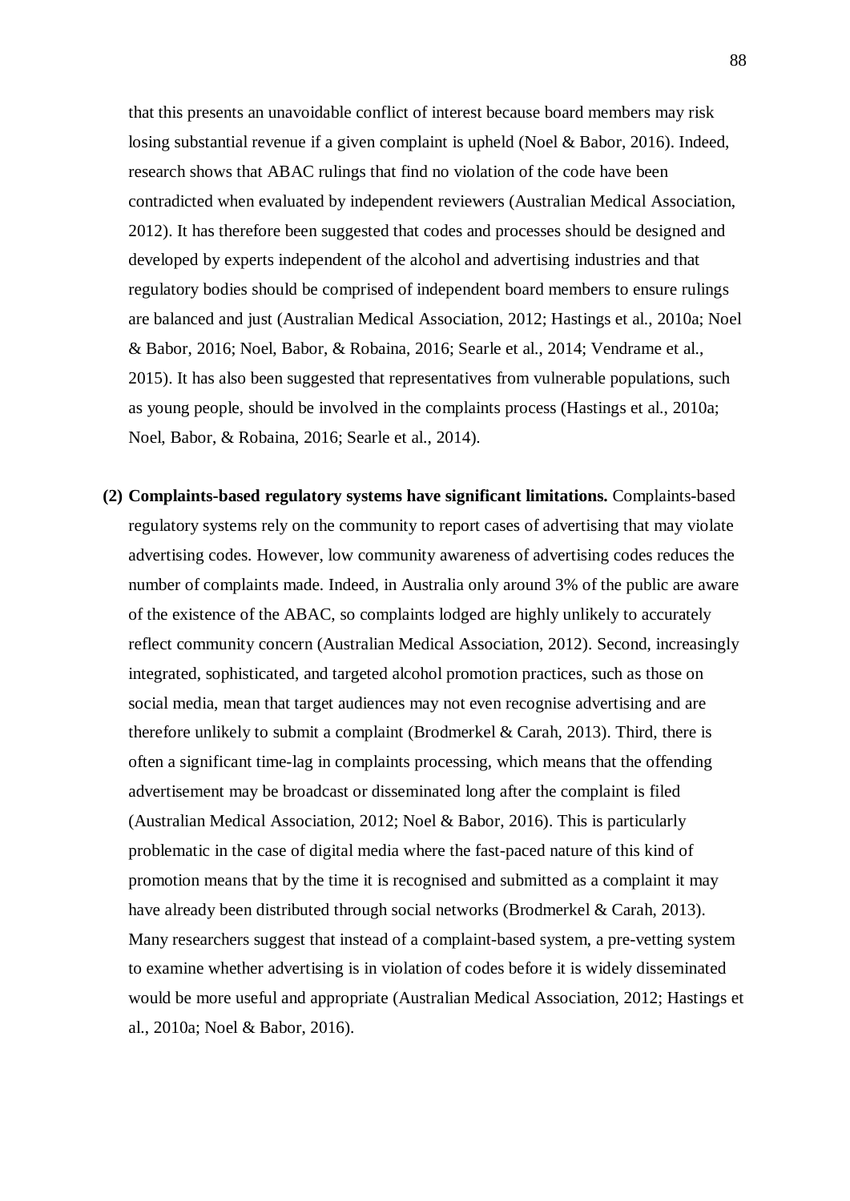that this presents an unavoidable conflict of interest because board members may risk losing substantial revenue if a given complaint is upheld (Noel & Babor, 2016). Indeed, research shows that ABAC rulings that find no violation of the code have been contradicted when evaluated by independent reviewers (Australian Medical Association, 2012). It has therefore been suggested that codes and processes should be designed and developed by experts independent of the alcohol and advertising industries and that regulatory bodies should be comprised of independent board members to ensure rulings are balanced and just (Australian Medical Association, 2012; Hastings et al., 2010a; Noel & Babor, 2016; Noel, Babor, & Robaina, 2016; Searle et al., 2014; Vendrame et al., 2015). It has also been suggested that representatives from vulnerable populations, such as young people, should be involved in the complaints process (Hastings et al., 2010a; Noel, Babor, & Robaina, 2016; Searle et al., 2014).

**(2) Complaints-based regulatory systems have significant limitations.** Complaints-based regulatory systems rely on the community to report cases of advertising that may violate advertising codes. However, low community awareness of advertising codes reduces the number of complaints made. Indeed, in Australia only around 3% of the public are aware of the existence of the ABAC, so complaints lodged are highly unlikely to accurately reflect community concern (Australian Medical Association, 2012). Second, increasingly integrated, sophisticated, and targeted alcohol promotion practices, such as those on social media, mean that target audiences may not even recognise advertising and are therefore unlikely to submit a complaint (Brodmerkel & Carah, 2013). Third, there is often a significant time-lag in complaints processing, which means that the offending advertisement may be broadcast or disseminated long after the complaint is filed (Australian Medical Association, 2012; Noel & Babor, 2016). This is particularly problematic in the case of digital media where the fast-paced nature of this kind of promotion means that by the time it is recognised and submitted as a complaint it may have already been distributed through social networks (Brodmerkel & Carah, 2013). Many researchers suggest that instead of a complaint-based system, a pre-vetting system to examine whether advertising is in violation of codes before it is widely disseminated would be more useful and appropriate (Australian Medical Association, 2012; Hastings et al., 2010a; Noel & Babor, 2016).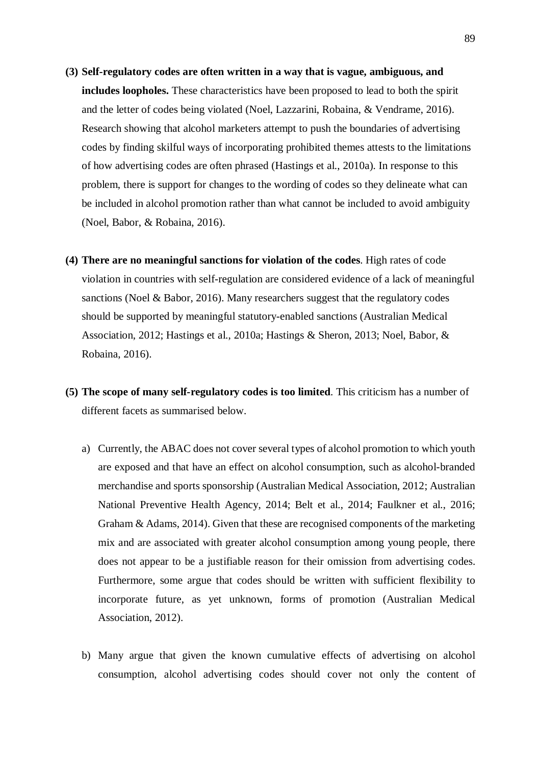**(3) Self-regulatory codes are often written in a way that is vague, ambiguous, and includes loopholes.** These characteristics have been proposed to lead to both the spirit and the letter of codes being violated (Noel, Lazzarini, Robaina, & Vendrame, 2016). Research showing that alcohol marketers attempt to push the boundaries of advertising codes by finding skilful ways of incorporating prohibited themes attests to the limitations of how advertising codes are often phrased (Hastings et al., 2010a). In response to this problem, there is support for changes to the wording of codes so they delineate what can be included in alcohol promotion rather than what cannot be included to avoid ambiguity (Noel, Babor, & Robaina, 2016).

**(4) There are no meaningful sanctions for violation of the codes**. High rates of code violation in countries with self-regulation are considered evidence of a lack of meaningful sanctions (Noel & Babor, 2016). Many researchers suggest that the regulatory codes should be supported by meaningful statutory-enabled sanctions (Australian Medical Association, 2012; Hastings et al., 2010a; Hastings & Sheron, 2013; Noel, Babor, & Robaina, 2016).

**(5) The scope of many self-regulatory codes is too limited**. This criticism has a number of different facets as summarised below.

a) Currently, the ABAC does not cover several types of alcohol promotion to which youth are exposed and that have an effect on alcohol consumption, such as alcohol-branded merchandise and sports sponsorship (Australian Medical Association, 2012; Australian National Preventive Health Agency, 2014; Belt et al., 2014; Faulkner et al., 2016; Graham & Adams, 2014). Given that these are recognised components of the marketing mix and are associated with greater alcohol consumption among young people, there does not appear to be a justifiable reason for their omission from advertising codes. Furthermore, some argue that codes should be written with sufficient flexibility to incorporate future, as yet unknown, forms of promotion (Australian Medical Association, 2012).

b) Many argue that given the known cumulative effects of advertising on alcohol consumption, alcohol advertising codes should cover not only the content of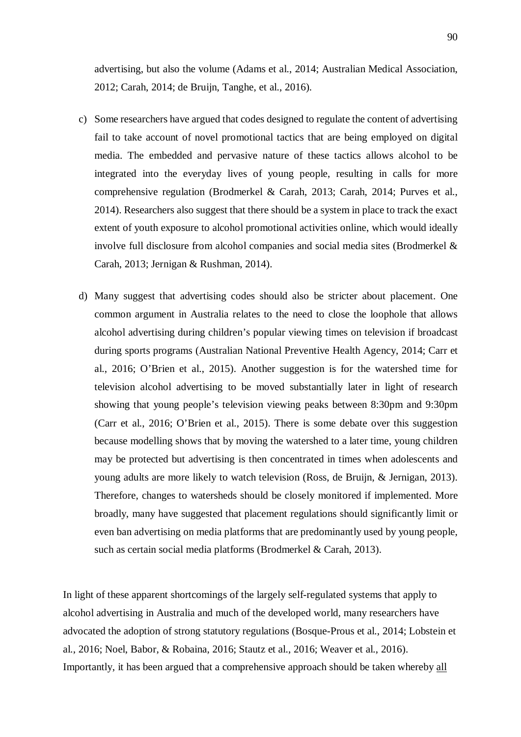advertising, but also the volume (Adams et al., 2014; Australian Medical Association, 2012; Carah, 2014; de Bruijn, Tanghe, et al., 2016).

c) Some researchers have argued that codes designed to regulate the content of advertising fail to take account of novel promotional tactics that are being employed on digital media. The embedded and pervasive nature of these tactics allows alcohol to be integrated into the everyday lives of young people, resulting in calls for more comprehensive regulation (Brodmerkel & Carah, 2013; Carah, 2014; Purves et al., 2014). Researchers also suggest that there should be a system in place to track the exact extent of youth exposure to alcohol promotional activities online, which would ideally involve full disclosure from alcohol companies and social media sites (Brodmerkel & Carah, 2013; Jernigan & Rushman, 2014).

d) Many suggest that advertising codes should also be stricter about placement. One common argument in Australia relates to the need to close the loophole that allows alcohol advertising during children's popular viewing times on television if broadcast during sports programs (Australian National Preventive Health Agency, 2014; Carr et al., 2016; O'Brien et al., 2015). Another suggestion is for the watershed time for television alcohol advertising to be moved substantially later in light of research showing that young people's television viewing peaks between 8:30pm and 9:30pm (Carr et al., 2016; O'Brien et al., 2015). There is some debate over this suggestion because modelling shows that by moving the watershed to a later time, young children may be protected but advertising is then concentrated in times when adolescents and young adults are more likely to watch television (Ross, de Bruijn, & Jernigan, 2013). Therefore, changes to watersheds should be closely monitored if implemented. More broadly, many have suggested that placement regulations should significantly limit or even ban advertising on media platforms that are predominantly used by young people, such as certain social media platforms (Brodmerkel & Carah, 2013).

In light of these apparent shortcomings of the largely self-regulated systems that apply to alcohol advertising in Australia and much of the developed world, many researchers have advocated the adoption of strong statutory regulations (Bosque-Prous et al., 2014; Lobstein et al., 2016; Noel, Babor, & Robaina, 2016; Stautz et al., 2016; Weaver et al., 2016). Importantly, it has been argued that a comprehensive approach should be taken whereby <u>all</u>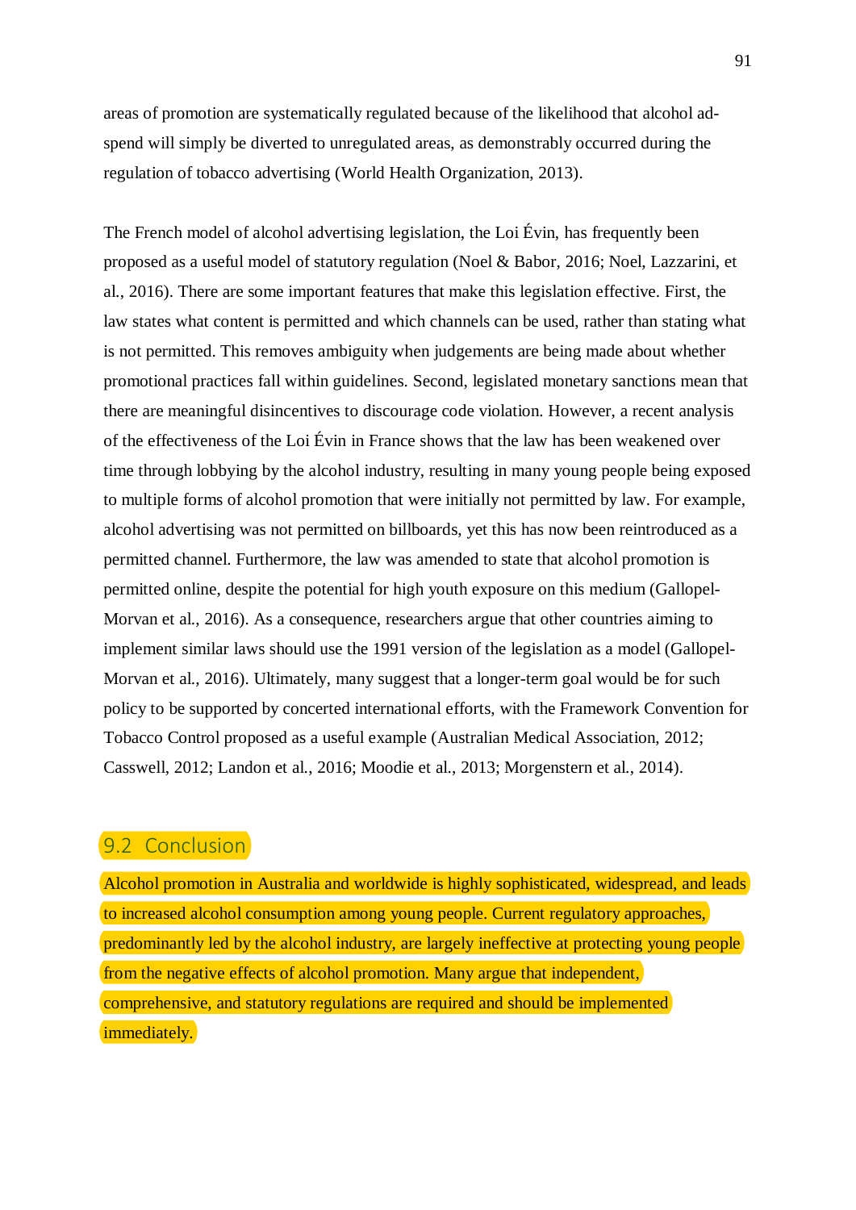areas of promotion are systematically regulated because of the likelihood that alcohol ad-spend will simply be diverted to unregulated areas, as demonstrably occurred during the regulation of tobacco advertising (World Health Organization, 2013).

The French model of alcohol advertising legislation, the Loi Évin, has frequently been proposed as a useful model of statutory regulation (Noel & Babor, 2016; Noel, Lazzarini, et al., 2016). There are some important features that make this legislation effective. First, the law states what content is permitted and which channels can be used, rather than stating what is not permitted. This removes ambiguity when judgements are being made about whether promotional practices fall within guidelines. Second, legislated monetary sanctions mean that there are meaningful disincentives to discourage code violation. However, a recent analysis of the effectiveness of the Loi Évin in France shows that the law has been weakened over time through lobbying by the alcohol industry, resulting in many young people being exposed to multiple forms of alcohol promotion that were initially not permitted by law. For example, alcohol advertising was not permitted on billboards, yet this has now been reintroduced as a permitted channel. Furthermore, the law was amended to state that alcohol promotion is permitted online, despite the potential for high youth exposure on this medium (Gallopel-Morvan et al., 2016). As a consequence, researchers argue that other countries aiming to implement similar laws should use the 1991 version of the legislation as a model (Gallopel-Morvan et al., 2016). Ultimately, many suggest that a longer-term goal would be for such policy to be supported by concerted international efforts, with the Framework Convention for Tobacco Control proposed as a useful example (Australian Medical Association, 2012; Casswell, 2012; Landon et al., 2016; Moodie et al., 2013; Morgenstern et al., 2014).

## 9.2 Conclusion

Alcohol promotion in Australia and worldwide is highly sophisticated, widespread, and leads to increased alcohol consumption among young people. Current regulatory approaches, predominantly led by the alcohol industry, are largely ineffective at protecting young people from the negative effects of alcohol promotion. Many argue that independent, comprehensive, and statutory regulations are required and should be implemented immediately.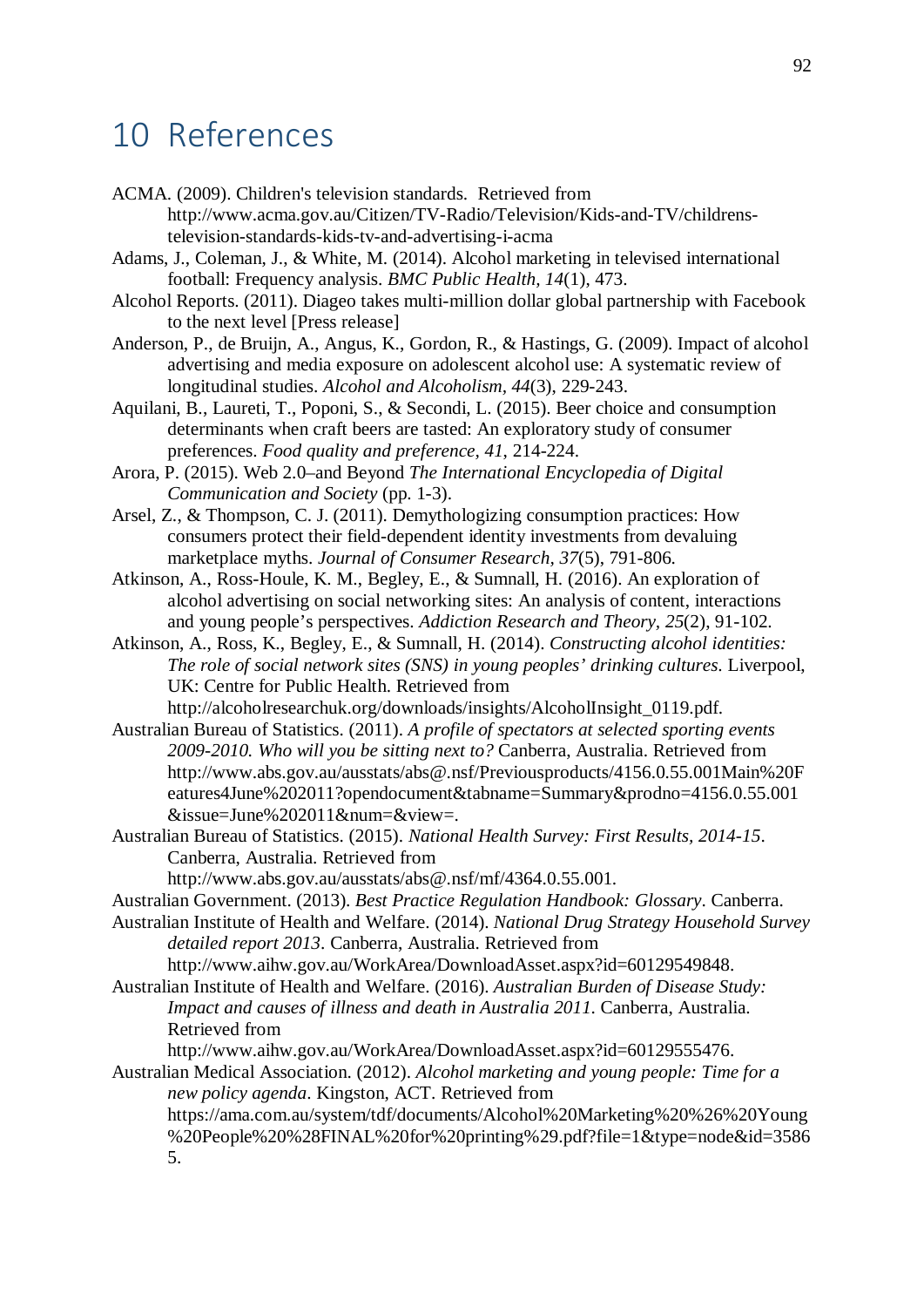# 10 References

ACMA. (2009). Children's television standards. Retrieved from http://www.acma.gov.au/Citizen/TV-Radio/Television/Kids-and-TV/childrens-television-standards-kids-tv-and-advertising-i-acma

Adams, J., Coleman, J., & White, M. (2014). Alcohol marketing in televised international football: Frequency analysis. *BMC Public Health, 14*(1), 473.

Alcohol Reports. (2011). Diageo takes multi-million dollar global partnership with Facebook to the next level [Press release]

Anderson, P., de Bruijn, A., Angus, K., Gordon, R., & Hastings, G. (2009). Impact of alcohol advertising and media exposure on adolescent alcohol use: A systematic review of longitudinal studies. *Alcohol and Alcoholism, 44*(3), 229-243.

Aquilani, B., Laureti, T., Poponi, S., & Secondi, L. (2015). Beer choice and consumption determinants when craft beers are tasted: An exploratory study of consumer preferences. *Food quality and preference, 41*, 214-224.

Arora, P. (2015). Web 2.0–and Beyond *The International Encyclopedia of Digital Communication and Society* (pp. 1-3).

Arsel, Z., & Thompson, C. J. (2011). Demythologizing consumption practices: How consumers protect their field-dependent identity investments from devaluing marketplace myths. *Journal of Consumer Research, 37*(5), 791-806.

Atkinson, A., Ross-Houle, K. M., Begley, E., & Sumnall, H. (2016). An exploration of alcohol advertising on social networking sites: An analysis of content, interactions and young people's perspectives. *Addiction Research and Theory, 25*(2), 91-102.

Atkinson, A., Ross, K., Begley, E., & Sumnall, H. (2014). *Constructing alcohol identities: The role of social network sites (SNS) in young peoples' drinking cultures*. Liverpool, UK: Centre for Public Health. Retrieved from http://alcoholresearchuk.org/downloads/insights/AlcoholInsight_0119.pdf.

Australian Bureau of Statistics. (2011). *A profile of spectators at selected sporting events 2009-2010. Who will you be sitting next to?* Canberra, Australia. Retrieved from http://www.abs.gov.au/ausstats/abs@.nsf/Previousproducts/4156.0.55.001Main%20Features4June%202011?opendocument&tabname=Summary&prodno=4156.0.55.001&issue=June%202011&num=&view=.

Australian Bureau of Statistics. (2015). *National Health Survey: First Results, 2014-15*. Canberra, Australia. Retrieved from http://www.abs.gov.au/ausstats/abs@.nsf/mf/4364.0.55.001.

Australian Government. (2013). *Best Practice Regulation Handbook: Glossary*. Canberra.

Australian Institute of Health and Welfare. (2014). *National Drug Strategy Household Survey detailed report 2013*. Canberra, Australia. Retrieved from http://www.aihw.gov.au/WorkArea/DownloadAsset.aspx?id=60129549848.

Australian Institute of Health and Welfare. (2016). *Australian Burden of Disease Study: Impact and causes of illness and death in Australia 2011*. Canberra, Australia. Retrieved from http://www.aihw.gov.au/WorkArea/DownloadAsset.aspx?id=60129555476.

Australian Medical Association. (2012). *Alcohol marketing and young people: Time for a new policy agenda*. Kingston, ACT. Retrieved from https://ama.com.au/system/tdf/documents/Alcohol%20Marketing%20%26%20Young%20People%20%28FINAL%20for%20printing%29.pdf?file=1&type=node&id=35865.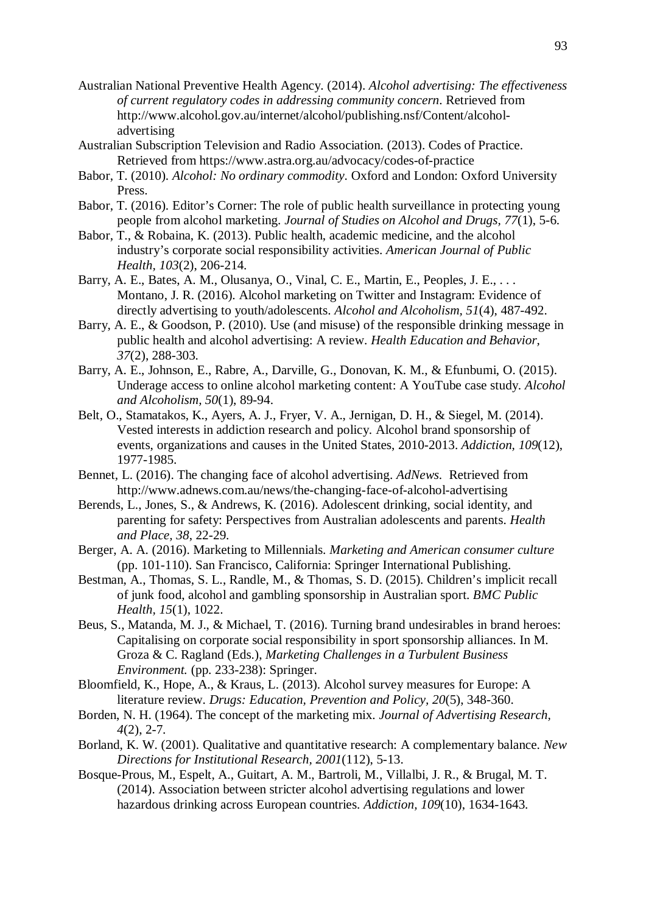Australian National Preventive Health Agency. (2014). *Alcohol advertising: The effectiveness of current regulatory codes in addressing community concern*. Retrieved from http://www.alcohol.gov.au/internet/alcohol/publishing.nsf/Content/alcohol-advertising

Australian Subscription Television and Radio Association. (2013). Codes of Practice. Retrieved from https://www.astra.org.au/advocacy/codes-of-practice

Babor, T. (2010). *Alcohol: No ordinary commodity*. Oxford and London: Oxford University Press.

Babor, T. (2016). Editor's Corner: The role of public health surveillance in protecting young people from alcohol marketing. *Journal of Studies on Alcohol and Drugs, 77*(1), 5-6.

Babor, T., & Robaina, K. (2013). Public health, academic medicine, and the alcohol industry's corporate social responsibility activities. *American Journal of Public Health, 103*(2), 206-214.

Barry, A. E., Bates, A. M., Olusanya, O., Vinal, C. E., Martin, E., Peoples, J. E., . . . Montano, J. R. (2016). Alcohol marketing on Twitter and Instagram: Evidence of directly advertising to youth/adolescents. *Alcohol and Alcoholism, 51*(4), 487-492.

Barry, A. E., & Goodson, P. (2010). Use (and misuse) of the responsible drinking message in public health and alcohol advertising: A review. *Health Education and Behavior, 37*(2), 288-303.

Barry, A. E., Johnson, E., Rabre, A., Darville, G., Donovan, K. M., & Efunbumi, O. (2015). Underage access to online alcohol marketing content: A YouTube case study. *Alcohol and Alcoholism, 50*(1), 89-94.

Belt, O., Stamatakos, K., Ayers, A. J., Fryer, V. A., Jernigan, D. H., & Siegel, M. (2014). Vested interests in addiction research and policy. Alcohol brand sponsorship of events, organizations and causes in the United States, 2010-2013. *Addiction, 109*(12), 1977-1985.

Bennet, L. (2016). The changing face of alcohol advertising. *AdNews.* Retrieved from http://www.adnews.com.au/news/the-changing-face-of-alcohol-advertising

Berends, L., Jones, S., & Andrews, K. (2016). Adolescent drinking, social identity, and parenting for safety: Perspectives from Australian adolescents and parents. *Health and Place, 38*, 22-29.

Berger, A. A. (2016). Marketing to Millennials. *Marketing and American consumer culture* (pp. 101-110). San Francisco, California: Springer International Publishing.

Bestman, A., Thomas, S. L., Randle, M., & Thomas, S. D. (2015). Children's implicit recall of junk food, alcohol and gambling sponsorship in Australian sport. *BMC Public Health, 15*(1), 1022.

Beus, S., Matanda, M. J., & Michael, T. (2016). Turning brand undesirables in brand heroes: Capitalising on corporate social responsibility in sport sponsorship alliances. In M. Groza & C. Ragland (Eds.), *Marketing Challenges in a Turbulent Business Environment.* (pp. 233-238): Springer.

Bloomfield, K., Hope, A., & Kraus, L. (2013). Alcohol survey measures for Europe: A literature review. *Drugs: Education, Prevention and Policy, 20*(5), 348-360.

Borden, N. H. (1964). The concept of the marketing mix. *Journal of Advertising Research, 4*(2), 2-7.

Borland, K. W. (2001). Qualitative and quantitative research: A complementary balance. *New Directions for Institutional Research, 2001*(112), 5-13.

Bosque-Prous, M., Espelt, A., Guitart, A. M., Bartroli, M., Villalbi, J. R., & Brugal, M. T. (2014). Association between stricter alcohol advertising regulations and lower hazardous drinking across European countries. *Addiction, 109*(10), 1634-1643.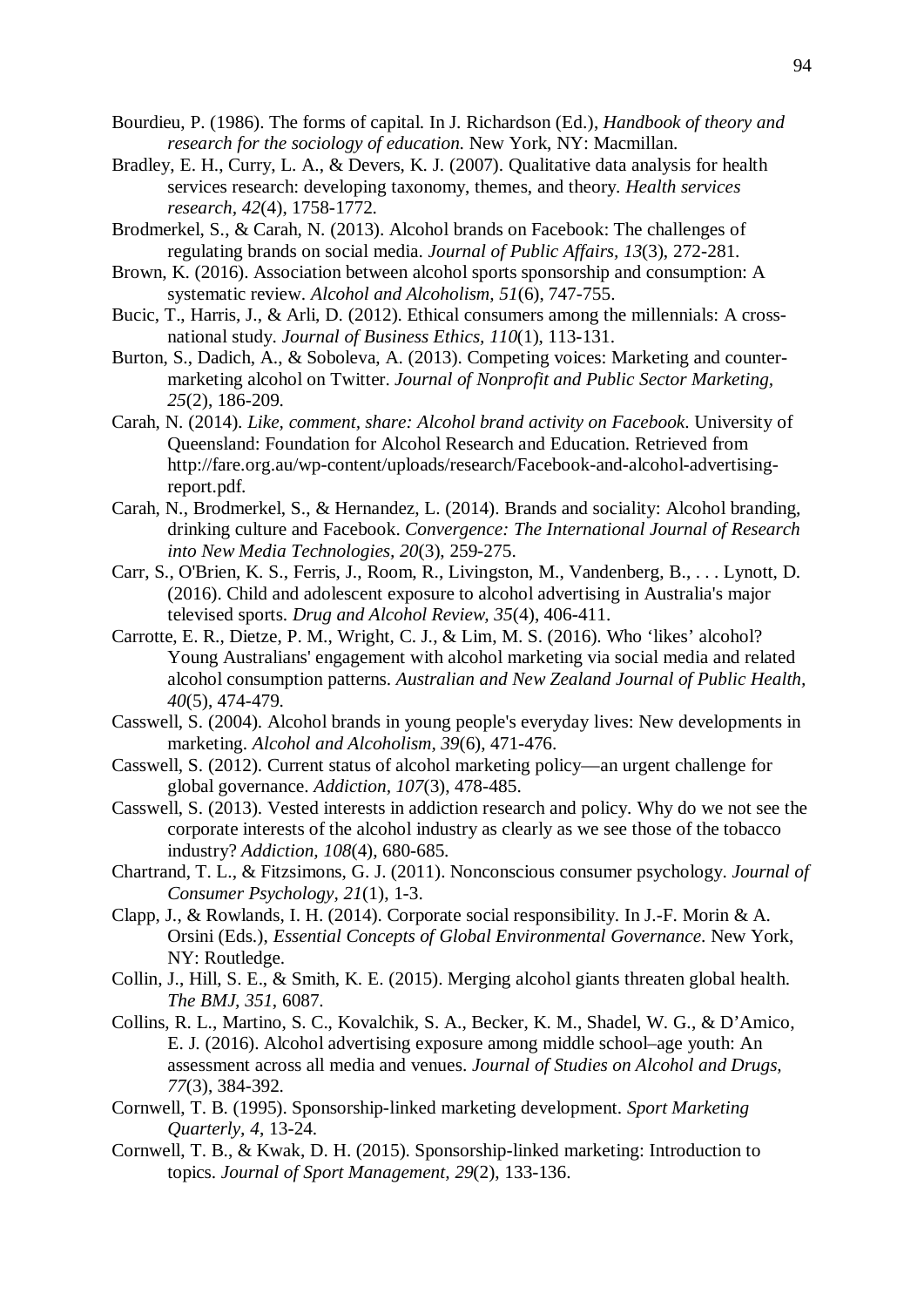Bourdieu, P. (1986). The forms of capital. In J. Richardson (Ed.), *Handbook of theory and research for the sociology of education*. New York, NY: Macmillan.

Bradley, E. H., Curry, L. A., & Devers, K. J. (2007). Qualitative data analysis for health services research: developing taxonomy, themes, and theory. *Health services research, 42*(4), 1758-1772.

Brodmerkel, S., & Carah, N. (2013). Alcohol brands on Facebook: The challenges of regulating brands on social media. *Journal of Public Affairs, 13*(3), 272-281.

Brown, K. (2016). Association between alcohol sports sponsorship and consumption: A systematic review. *Alcohol and Alcoholism, 51*(6), 747-755.

Bucic, T., Harris, J., & Arli, D. (2012). Ethical consumers among the millennials: A cross-national study. *Journal of Business Ethics, 110*(1), 113-131.

Burton, S., Dadich, A., & Soboleva, A. (2013). Competing voices: Marketing and counter-marketing alcohol on Twitter. *Journal of Nonprofit and Public Sector Marketing, 25*(2), 186-209.

Carah, N. (2014). *Like, comment, share: Alcohol brand activity on Facebook*. University of Queensland: Foundation for Alcohol Research and Education. Retrieved from http://fare.org.au/wp-content/uploads/research/Facebook-and-alcohol-advertising-report.pdf.

Carah, N., Brodmerkel, S., & Hernandez, L. (2014). Brands and sociality: Alcohol branding, drinking culture and Facebook. *Convergence: The International Journal of Research into New Media Technologies, 20*(3), 259-275.

Carr, S., O'Brien, K. S., Ferris, J., Room, R., Livingston, M., Vandenberg, B., . . . Lynott, D. (2016). Child and adolescent exposure to alcohol advertising in Australia's major televised sports. *Drug and Alcohol Review, 35*(4), 406-411.

Carrotte, E. R., Dietze, P. M., Wright, C. J., & Lim, M. S. (2016). Who 'likes' alcohol? Young Australians' engagement with alcohol marketing via social media and related alcohol consumption patterns. *Australian and New Zealand Journal of Public Health, 40*(5), 474-479.

Casswell, S. (2004). Alcohol brands in young people's everyday lives: New developments in marketing. *Alcohol and Alcoholism, 39*(6), 471-476.

Casswell, S. (2012). Current status of alcohol marketing policy—an urgent challenge for global governance. *Addiction, 107*(3), 478-485.

Casswell, S. (2013). Vested interests in addiction research and policy. Why do we not see the corporate interests of the alcohol industry as clearly as we see those of the tobacco industry? *Addiction, 108*(4), 680-685.

Chartrand, T. L., & Fitzsimons, G. J. (2011). Nonconscious consumer psychology. *Journal of Consumer Psychology, 21*(1), 1-3.

Clapp, J., & Rowlands, I. H. (2014). Corporate social responsibility. In J.-F. Morin & A. Orsini (Eds.), *Essential Concepts of Global Environmental Governance*. New York, NY: Routledge.

Collin, J., Hill, S. E., & Smith, K. E. (2015). Merging alcohol giants threaten global health. *The BMJ, 351*, 6087.

Collins, R. L., Martino, S. C., Kovalchik, S. A., Becker, K. M., Shadel, W. G., & D'Amico, E. J. (2016). Alcohol advertising exposure among middle school–age youth: An assessment across all media and venues. *Journal of Studies on Alcohol and Drugs, 77*(3), 384-392.

Cornwell, T. B. (1995). Sponsorship-linked marketing development. *Sport Marketing Quarterly, 4*, 13-24.

Cornwell, T. B., & Kwak, D. H. (2015). Sponsorship-linked marketing: Introduction to topics. *Journal of Sport Management, 29*(2), 133-136.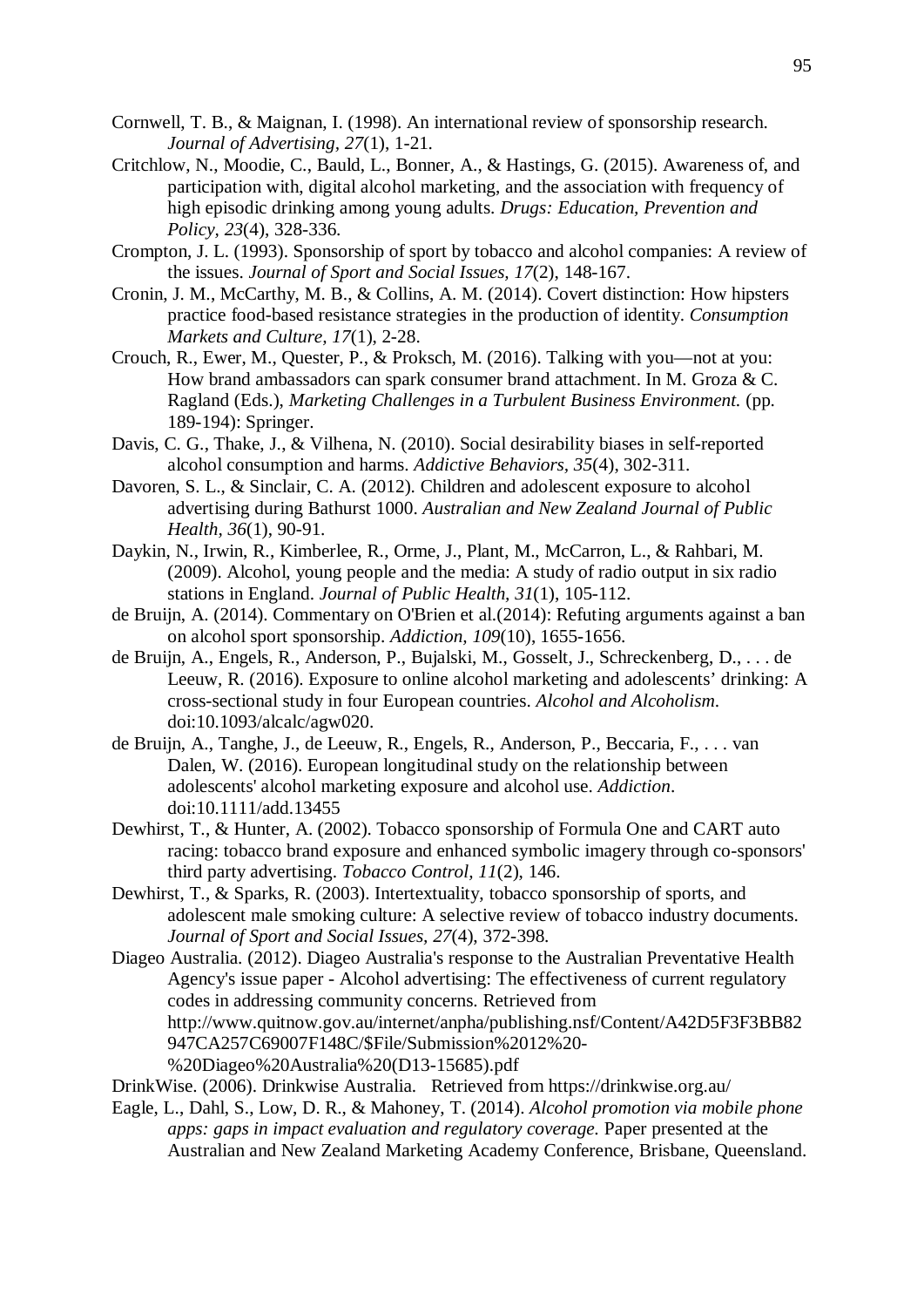Cornwell, T. B., & Maignan, I. (1998). An international review of sponsorship research. *Journal of Advertising, 27*(1), 1-21.

Critchlow, N., Moodie, C., Bauld, L., Bonner, A., & Hastings, G. (2015). Awareness of, and participation with, digital alcohol marketing, and the association with frequency of high episodic drinking among young adults. *Drugs: Education, Prevention and Policy, 23*(4), 328-336.

Crompton, J. L. (1993). Sponsorship of sport by tobacco and alcohol companies: A review of the issues. *Journal of Sport and Social Issues, 17*(2), 148-167.

Cronin, J. M., McCarthy, M. B., & Collins, A. M. (2014). Covert distinction: How hipsters practice food-based resistance strategies in the production of identity. *Consumption Markets and Culture, 17*(1), 2-28.

Crouch, R., Ewer, M., Quester, P., & Proksch, M. (2016). Talking with you—not at you: How brand ambassadors can spark consumer brand attachment. In M. Groza & C. Ragland (Eds.), *Marketing Challenges in a Turbulent Business Environment.* (pp. 189-194): Springer.

Davis, C. G., Thake, J., & Vilhena, N. (2010). Social desirability biases in self-reported alcohol consumption and harms. *Addictive Behaviors, 35*(4), 302-311.

Davoren, S. L., & Sinclair, C. A. (2012). Children and adolescent exposure to alcohol advertising during Bathurst 1000. *Australian and New Zealand Journal of Public Health, 36*(1), 90-91.

Daykin, N., Irwin, R., Kimberlee, R., Orme, J., Plant, M., McCarron, L., & Rahbari, M. (2009). Alcohol, young people and the media: A study of radio output in six radio stations in England. *Journal of Public Health, 31*(1), 105-112.

de Bruijn, A. (2014). Commentary on O'Brien et al.(2014): Refuting arguments against a ban on alcohol sport sponsorship. *Addiction, 109*(10), 1655-1656.

de Bruijn, A., Engels, R., Anderson, P., Bujalski, M., Gosselt, J., Schreckenberg, D., . . . de Leeuw, R. (2016). Exposure to online alcohol marketing and adolescents' drinking: A cross-sectional study in four European countries. *Alcohol and Alcoholism*. doi:10.1093/alcalc/agw020.

de Bruijn, A., Tanghe, J., de Leeuw, R., Engels, R., Anderson, P., Beccaria, F., . . . van Dalen, W. (2016). European longitudinal study on the relationship between adolescents' alcohol marketing exposure and alcohol use. *Addiction*. doi:10.1111/add.13455

Dewhirst, T., & Hunter, A. (2002). Tobacco sponsorship of Formula One and CART auto racing: tobacco brand exposure and enhanced symbolic imagery through co-sponsors' third party advertising. *Tobacco Control, 11*(2), 146.

Dewhirst, T., & Sparks, R. (2003). Intertextuality, tobacco sponsorship of sports, and adolescent male smoking culture: A selective review of tobacco industry documents. *Journal of Sport and Social Issues, 27*(4), 372-398.

Diageo Australia. (2012). Diageo Australia's response to the Australian Preventative Health Agency's issue paper - Alcohol advertising: The effectiveness of current regulatory codes in addressing community concerns. Retrieved from http://www.quitnow.gov.au/internet/anpha/publishing.nsf/Content/A42D5F3F3BB82947CA257C69007F148C/$File/Submission%2012%20-%20Diageo%20Australia%20(D13-15685).pdf

DrinkWise. (2006). Drinkwise Australia. Retrieved from https://drinkwise.org.au/

Eagle, L., Dahl, S., Low, D. R., & Mahoney, T. (2014). *Alcohol promotion via mobile phone apps: gaps in impact evaluation and regulatory coverage.* Paper presented at the Australian and New Zealand Marketing Academy Conference, Brisbane, Queensland.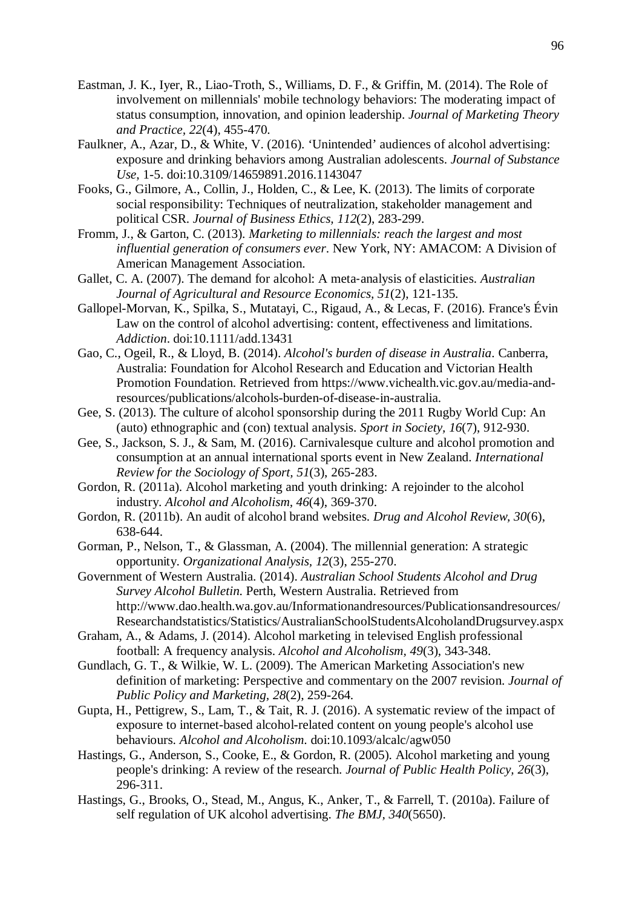Eastman, J. K., Iyer, R., Liao-Troth, S., Williams, D. F., & Griffin, M. (2014). The Role of involvement on millennials' mobile technology behaviors: The moderating impact of status consumption, innovation, and opinion leadership. *Journal of Marketing Theory and Practice, 22*(4), 455-470.

Faulkner, A., Azar, D., & White, V. (2016). 'Unintended' audiences of alcohol advertising: exposure and drinking behaviors among Australian adolescents. *Journal of Substance Use*, 1-5. doi:10.3109/14659891.2016.1143047

Fooks, G., Gilmore, A., Collin, J., Holden, C., & Lee, K. (2013). The limits of corporate social responsibility: Techniques of neutralization, stakeholder management and political CSR. *Journal of Business Ethics, 112*(2), 283-299.

Fromm, J., & Garton, C. (2013). *Marketing to millennials: reach the largest and most influential generation of consumers ever*. New York, NY: AMACOM: A Division of American Management Association.

Gallet, C. A. (2007). The demand for alcohol: A meta‐analysis of elasticities. *Australian Journal of Agricultural and Resource Economics, 51*(2), 121-135.

Gallopel-Morvan, K., Spilka, S., Mutatayi, C., Rigaud, A., & Lecas, F. (2016). France's Évin Law on the control of alcohol advertising: content, effectiveness and limitations. *Addiction*. doi:10.1111/add.13431

Gao, C., Ogeil, R., & Lloyd, B. (2014). *Alcohol's burden of disease in Australia*. Canberra, Australia: Foundation for Alcohol Research and Education and Victorian Health Promotion Foundation. Retrieved from https://www.vichealth.vic.gov.au/media-and-resources/publications/alcohols-burden-of-disease-in-australia.

Gee, S. (2013). The culture of alcohol sponsorship during the 2011 Rugby World Cup: An (auto) ethnographic and (con) textual analysis. *Sport in Society, 16*(7), 912-930.

Gee, S., Jackson, S. J., & Sam, M. (2016). Carnivalesque culture and alcohol promotion and consumption at an annual international sports event in New Zealand. *International Review for the Sociology of Sport, 51*(3), 265-283.

Gordon, R. (2011a). Alcohol marketing and youth drinking: A rejoinder to the alcohol industry. *Alcohol and Alcoholism, 46*(4), 369-370.

Gordon, R. (2011b). An audit of alcohol brand websites. *Drug and Alcohol Review, 30*(6), 638-644.

Gorman, P., Nelson, T., & Glassman, A. (2004). The millennial generation: A strategic opportunity. *Organizational Analysis, 12*(3), 255-270.

Government of Western Australia. (2014). *Australian School Students Alcohol and Drug Survey Alcohol Bulletin*. Perth, Western Australia. Retrieved from http://www.dao.health.wa.gov.au/Informationandresources/Publicationsandresources/Researchandstatistics/Statistics/AustralianSchoolStudentsAlcoholandDrugsurvey.aspx

Graham, A., & Adams, J. (2014). Alcohol marketing in televised English professional football: A frequency analysis. *Alcohol and Alcoholism, 49*(3), 343-348.

Gundlach, G. T., & Wilkie, W. L. (2009). The American Marketing Association's new definition of marketing: Perspective and commentary on the 2007 revision. *Journal of Public Policy and Marketing, 28*(2), 259-264.

Gupta, H., Pettigrew, S., Lam, T., & Tait, R. J. (2016). A systematic review of the impact of exposure to internet-based alcohol-related content on young people's alcohol use behaviours. *Alcohol and Alcoholism*. doi:10.1093/alcalc/agw050

Hastings, G., Anderson, S., Cooke, E., & Gordon, R. (2005). Alcohol marketing and young people's drinking: A review of the research. *Journal of Public Health Policy, 26*(3), 296-311.

Hastings, G., Brooks, O., Stead, M., Angus, K., Anker, T., & Farrell, T. (2010a). Failure of self regulation of UK alcohol advertising. *The BMJ, 340*(5650).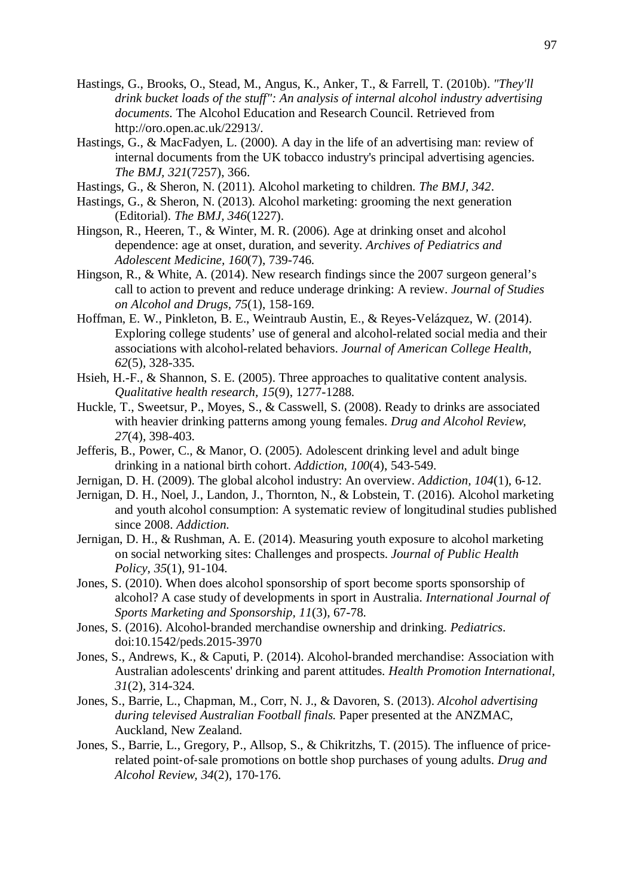Hastings, G., Brooks, O., Stead, M., Angus, K., Anker, T., & Farrell, T. (2010b). *"They'll drink bucket loads of the stuff": An analysis of internal alcohol industry advertising documents.* The Alcohol Education and Research Council. Retrieved from http://oro.open.ac.uk/22913/.

Hastings, G., & MacFadyen, L. (2000). A day in the life of an advertising man: review of internal documents from the UK tobacco industry's principal advertising agencies. *The BMJ, 321*(7257), 366.

Hastings, G., & Sheron, N. (2011). Alcohol marketing to children. *The BMJ, 342*.

Hastings, G., & Sheron, N. (2013). Alcohol marketing: grooming the next generation (Editorial). *The BMJ, 346*(1227).

Hingson, R., Heeren, T., & Winter, M. R. (2006). Age at drinking onset and alcohol dependence: age at onset, duration, and severity. *Archives of Pediatrics and Adolescent Medicine, 160*(7), 739-746.

Hingson, R., & White, A. (2014). New research findings since the 2007 surgeon general's call to action to prevent and reduce underage drinking: A review. *Journal of Studies on Alcohol and Drugs, 75*(1), 158-169.

Hoffman, E. W., Pinkleton, B. E., Weintraub Austin, E., & Reyes-Velázquez, W. (2014). Exploring college students' use of general and alcohol-related social media and their associations with alcohol-related behaviors. *Journal of American College Health, 62*(5), 328-335.

Hsieh, H.-F., & Shannon, S. E. (2005). Three approaches to qualitative content analysis. *Qualitative health research, 15*(9), 1277-1288.

Huckle, T., Sweetsur, P., Moyes, S., & Casswell, S. (2008). Ready to drinks are associated with heavier drinking patterns among young females. *Drug and Alcohol Review, 27*(4), 398-403.

Jefferis, B., Power, C., & Manor, O. (2005). Adolescent drinking level and adult binge drinking in a national birth cohort. *Addiction, 100*(4), 543-549.

Jernigan, D. H. (2009). The global alcohol industry: An overview. *Addiction, 104*(1), 6-12.

Jernigan, D. H., Noel, J., Landon, J., Thornton, N., & Lobstein, T. (2016). Alcohol marketing and youth alcohol consumption: A systematic review of longitudinal studies published since 2008. *Addiction*.

Jernigan, D. H., & Rushman, A. E. (2014). Measuring youth exposure to alcohol marketing on social networking sites: Challenges and prospects. *Journal of Public Health Policy, 35*(1), 91-104.

Jones, S. (2010). When does alcohol sponsorship of sport become sports sponsorship of alcohol? A case study of developments in sport in Australia. *International Journal of Sports Marketing and Sponsorship, 11*(3), 67-78.

Jones, S. (2016). Alcohol-branded merchandise ownership and drinking. *Pediatrics*. doi:10.1542/peds.2015-3970

Jones, S., Andrews, K., & Caputi, P. (2014). Alcohol-branded merchandise: Association with Australian adolescents' drinking and parent attitudes. *Health Promotion International, 31*(2), 314-324.

Jones, S., Barrie, L., Chapman, M., Corr, N. J., & Davoren, S. (2013). *Alcohol advertising during televised Australian Football finals.* Paper presented at the ANZMAC, Auckland, New Zealand.

Jones, S., Barrie, L., Gregory, P., Allsop, S., & Chikritzhs, T. (2015). The influence of price-related point-of-sale promotions on bottle shop purchases of young adults. *Drug and Alcohol Review, 34*(2), 170-176.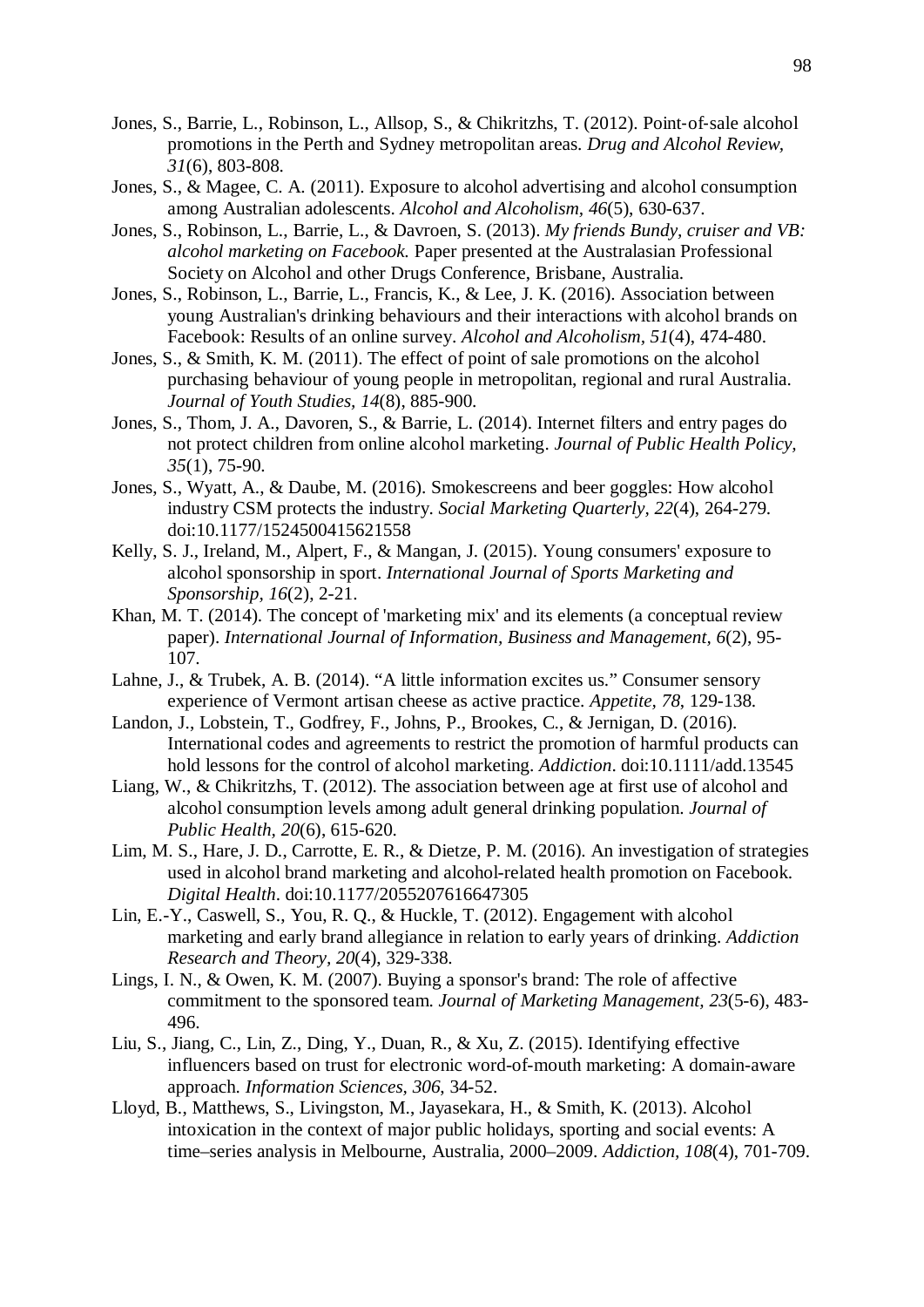Jones, S., Barrie, L., Robinson, L., Allsop, S., & Chikritzhs, T. (2012). Point-of-sale alcohol promotions in the Perth and Sydney metropolitan areas. *Drug and Alcohol Review, 31*(6), 803-808.

Jones, S., & Magee, C. A. (2011). Exposure to alcohol advertising and alcohol consumption among Australian adolescents. *Alcohol and Alcoholism, 46*(5), 630-637.

Jones, S., Robinson, L., Barrie, L., & Davroen, S. (2013). *My friends Bundy, cruiser and VB: alcohol marketing on Facebook.* Paper presented at the Australasian Professional Society on Alcohol and other Drugs Conference, Brisbane, Australia.

Jones, S., Robinson, L., Barrie, L., Francis, K., & Lee, J. K. (2016). Association between young Australian's drinking behaviours and their interactions with alcohol brands on Facebook: Results of an online survey. *Alcohol and Alcoholism, 51*(4), 474-480.

Jones, S., & Smith, K. M. (2011). The effect of point of sale promotions on the alcohol purchasing behaviour of young people in metropolitan, regional and rural Australia. *Journal of Youth Studies, 14*(8), 885-900.

Jones, S., Thom, J. A., Davoren, S., & Barrie, L. (2014). Internet filters and entry pages do not protect children from online alcohol marketing. *Journal of Public Health Policy, 35*(1), 75-90.

Jones, S., Wyatt, A., & Daube, M. (2016). Smokescreens and beer goggles: How alcohol industry CSM protects the industry. *Social Marketing Quarterly, 22*(4), 264-279. doi:10.1177/1524500415621558

Kelly, S. J., Ireland, M., Alpert, F., & Mangan, J. (2015). Young consumers' exposure to alcohol sponsorship in sport. *International Journal of Sports Marketing and Sponsorship, 16*(2), 2-21.

Khan, M. T. (2014). The concept of 'marketing mix' and its elements (a conceptual review paper). *International Journal of Information, Business and Management, 6*(2), 95-107.

Lahne, J., & Trubek, A. B. (2014). “A little information excites us.” Consumer sensory experience of Vermont artisan cheese as active practice. *Appetite, 78*, 129-138.

Landon, J., Lobstein, T., Godfrey, F., Johns, P., Brookes, C., & Jernigan, D. (2016). International codes and agreements to restrict the promotion of harmful products can hold lessons for the control of alcohol marketing. *Addiction*. doi:10.1111/add.13545

Liang, W., & Chikritzhs, T. (2012). The association between age at first use of alcohol and alcohol consumption levels among adult general drinking population. *Journal of Public Health, 20*(6), 615-620.

Lim, M. S., Hare, J. D., Carrotte, E. R., & Dietze, P. M. (2016). An investigation of strategies used in alcohol brand marketing and alcohol-related health promotion on Facebook. *Digital Health*. doi:10.1177/2055207616647305

Lin, E.-Y., Caswell, S., You, R. Q., & Huckle, T. (2012). Engagement with alcohol marketing and early brand allegiance in relation to early years of drinking. *Addiction Research and Theory, 20*(4), 329-338.

Lings, I. N., & Owen, K. M. (2007). Buying a sponsor's brand: The role of affective commitment to the sponsored team. *Journal of Marketing Management, 23*(5-6), 483-496.

Liu, S., Jiang, C., Lin, Z., Ding, Y., Duan, R., & Xu, Z. (2015). Identifying effective influencers based on trust for electronic word-of-mouth marketing: A domain-aware approach. *Information Sciences, 306*, 34-52.

Lloyd, B., Matthews, S., Livingston, M., Jayasekara, H., & Smith, K. (2013). Alcohol intoxication in the context of major public holidays, sporting and social events: A time–series analysis in Melbourne, Australia, 2000–2009. *Addiction, 108*(4), 701-709.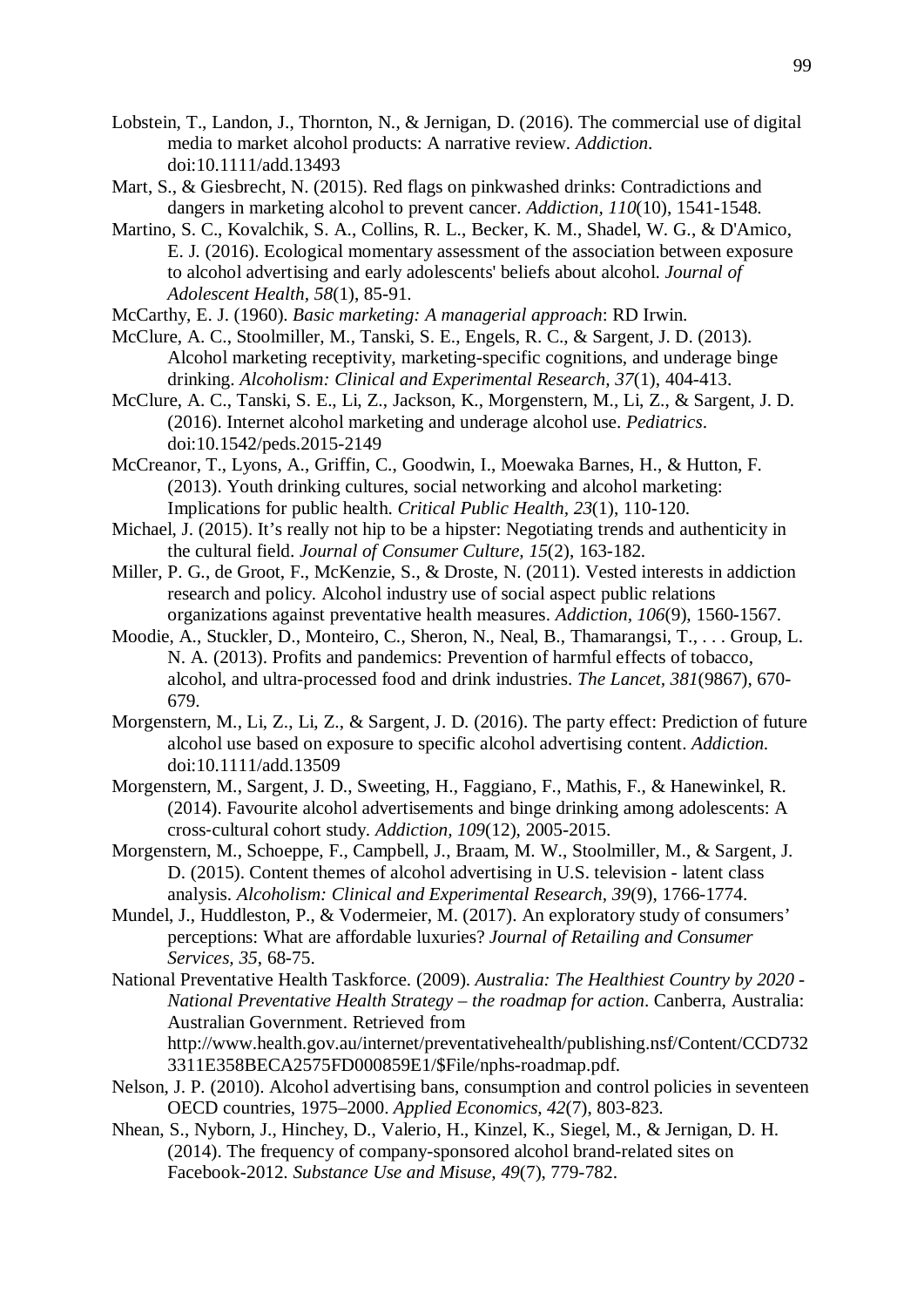Lobstein, T., Landon, J., Thornton, N., & Jernigan, D. (2016). The commercial use of digital media to market alcohol products: A narrative review. *Addiction*. doi:10.1111/add.13493

Mart, S., & Giesbrecht, N. (2015). Red flags on pinkwashed drinks: Contradictions and dangers in marketing alcohol to prevent cancer. *Addiction, 110*(10), 1541-1548.

Martino, S. C., Kovalchik, S. A., Collins, R. L., Becker, K. M., Shadel, W. G., & D'Amico, E. J. (2016). Ecological momentary assessment of the association between exposure to alcohol advertising and early adolescents' beliefs about alcohol. *Journal of Adolescent Health, 58*(1), 85-91.

McCarthy, E. J. (1960). *Basic marketing: A managerial approach*: RD Irwin.

McClure, A. C., Stoolmiller, M., Tanski, S. E., Engels, R. C., & Sargent, J. D. (2013). Alcohol marketing receptivity, marketing-specific cognitions, and underage binge drinking. *Alcoholism: Clinical and Experimental Research, 37*(1), 404-413.

McClure, A. C., Tanski, S. E., Li, Z., Jackson, K., Morgenstern, M., Li, Z., & Sargent, J. D. (2016). Internet alcohol marketing and underage alcohol use. *Pediatrics*. doi:10.1542/peds.2015-2149

McCreanor, T., Lyons, A., Griffin, C., Goodwin, I., Moewaka Barnes, H., & Hutton, F. (2013). Youth drinking cultures, social networking and alcohol marketing: Implications for public health. *Critical Public Health, 23*(1), 110-120.

Michael, J. (2015). It's really not hip to be a hipster: Negotiating trends and authenticity in the cultural field. *Journal of Consumer Culture, 15*(2), 163-182.

Miller, P. G., de Groot, F., McKenzie, S., & Droste, N. (2011). Vested interests in addiction research and policy. Alcohol industry use of social aspect public relations organizations against preventative health measures. *Addiction, 106*(9), 1560-1567.

Moodie, A., Stuckler, D., Monteiro, C., Sheron, N., Neal, B., Thamarangsi, T., . . . Group, L. N. A. (2013). Profits and pandemics: Prevention of harmful effects of tobacco, alcohol, and ultra-processed food and drink industries. *The Lancet, 381*(9867), 670-679.

Morgenstern, M., Li, Z., Li, Z., & Sargent, J. D. (2016). The party effect: Prediction of future alcohol use based on exposure to specific alcohol advertising content. *Addiction*. doi:10.1111/add.13509

Morgenstern, M., Sargent, J. D., Sweeting, H., Faggiano, F., Mathis, F., & Hanewinkel, R. (2014). Favourite alcohol advertisements and binge drinking among adolescents: A cross-cultural cohort study. *Addiction, 109*(12), 2005-2015.

Morgenstern, M., Schoeppe, F., Campbell, J., Braam, M. W., Stoolmiller, M., & Sargent, J. D. (2015). Content themes of alcohol advertising in U.S. television - latent class analysis. *Alcoholism: Clinical and Experimental Research, 39*(9), 1766-1774.

Mundel, J., Huddleston, P., & Vodermeier, M. (2017). An exploratory study of consumers' perceptions: What are affordable luxuries? *Journal of Retailing and Consumer Services, 35*, 68-75.

National Preventative Health Taskforce. (2009). *Australia: The Healthiest Country by 2020 - National Preventative Health Strategy – the roadmap for action*. Canberra, Australia: Australian Government. Retrieved from http://www.health.gov.au/internet/preventativehealth/publishing.nsf/Content/CCD7323311E358BECA2575FD000859E1/$File/nphs-roadmap.pdf.

Nelson, J. P. (2010). Alcohol advertising bans, consumption and control policies in seventeen OECD countries, 1975–2000. *Applied Economics, 42*(7), 803-823.

Nhean, S., Nyborn, J., Hinchey, D., Valerio, H., Kinzel, K., Siegel, M., & Jernigan, D. H. (2014). The frequency of company-sponsored alcohol brand-related sites on Facebook-2012. *Substance Use and Misuse, 49*(7), 779-782.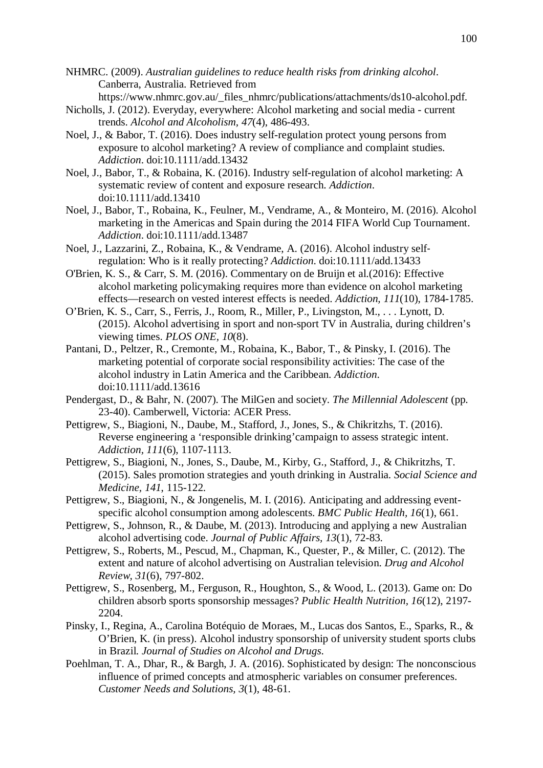NHMRC. (2009). *Australian guidelines to reduce health risks from drinking alcohol*. Canberra, Australia. Retrieved from https://www.nhmrc.gov.au/_files_nhmrc/publications/attachments/ds10-alcohol.pdf.

Nicholls, J. (2012). Everyday, everywhere: Alcohol marketing and social media - current trends. *Alcohol and Alcoholism, 47*(4), 486-493.

Noel, J., & Babor, T. (2016). Does industry self-regulation protect young persons from exposure to alcohol marketing? A review of compliance and complaint studies. *Addiction*. doi:10.1111/add.13432

Noel, J., Babor, T., & Robaina, K. (2016). Industry self-regulation of alcohol marketing: A systematic review of content and exposure research. *Addiction*. doi:10.1111/add.13410

Noel, J., Babor, T., Robaina, K., Feulner, M., Vendrame, A., & Monteiro, M. (2016). Alcohol marketing in the Americas and Spain during the 2014 FIFA World Cup Tournament. *Addiction*. doi:10.1111/add.13487

Noel, J., Lazzarini, Z., Robaina, K., & Vendrame, A. (2016). Alcohol industry self-regulation: Who is it really protecting? *Addiction*. doi:10.1111/add.13433

O'Brien, K. S., & Carr, S. M. (2016). Commentary on de Bruijn et al.(2016): Effective alcohol marketing policymaking requires more than evidence on alcohol marketing effects—research on vested interest effects is needed. *Addiction, 111*(10), 1784-1785.

O'Brien, K. S., Carr, S., Ferris, J., Room, R., Miller, P., Livingston, M., . . . Lynott, D. (2015). Alcohol advertising in sport and non-sport TV in Australia, during children's viewing times. *PLOS ONE, 10*(8).

Pantani, D., Peltzer, R., Cremonte, M., Robaina, K., Babor, T., & Pinsky, I. (2016). The marketing potential of corporate social responsibility activities: The case of the alcohol industry in Latin America and the Caribbean. *Addiction*. doi:10.1111/add.13616

Pendergast, D., & Bahr, N. (2007). The MilGen and society. *The Millennial Adolescent* (pp. 23-40). Camberwell, Victoria: ACER Press.

Pettigrew, S., Biagioni, N., Daube, M., Stafford, J., Jones, S., & Chikritzhs, T. (2016). Reverse engineering a 'responsible drinking'campaign to assess strategic intent. *Addiction, 111*(6), 1107-1113.

Pettigrew, S., Biagioni, N., Jones, S., Daube, M., Kirby, G., Stafford, J., & Chikritzhs, T. (2015). Sales promotion strategies and youth drinking in Australia. *Social Science and Medicine, 141*, 115-122.

Pettigrew, S., Biagioni, N., & Jongenelis, M. I. (2016). Anticipating and addressing event-specific alcohol consumption among adolescents. *BMC Public Health, 16*(1), 661.

Pettigrew, S., Johnson, R., & Daube, M. (2013). Introducing and applying a new Australian alcohol advertising code. *Journal of Public Affairs, 13*(1), 72-83.

Pettigrew, S., Roberts, M., Pescud, M., Chapman, K., Quester, P., & Miller, C. (2012). The extent and nature of alcohol advertising on Australian television. *Drug and Alcohol Review, 31*(6), 797-802.

Pettigrew, S., Rosenberg, M., Ferguson, R., Houghton, S., & Wood, L. (2013). Game on: Do children absorb sports sponsorship messages? *Public Health Nutrition, 16*(12), 2197-2204.

Pinsky, I., Regina, A., Carolina Botéquio de Moraes, M., Lucas dos Santos, E., Sparks, R., & O'Brien, K. (in press). Alcohol industry sponsorship of university student sports clubs in Brazil. *Journal of Studies on Alcohol and Drugs*.

Poehlman, T. A., Dhar, R., & Bargh, J. A. (2016). Sophisticated by design: The nonconscious influence of primed concepts and atmospheric variables on consumer preferences. *Customer Needs and Solutions, 3*(1), 48-61.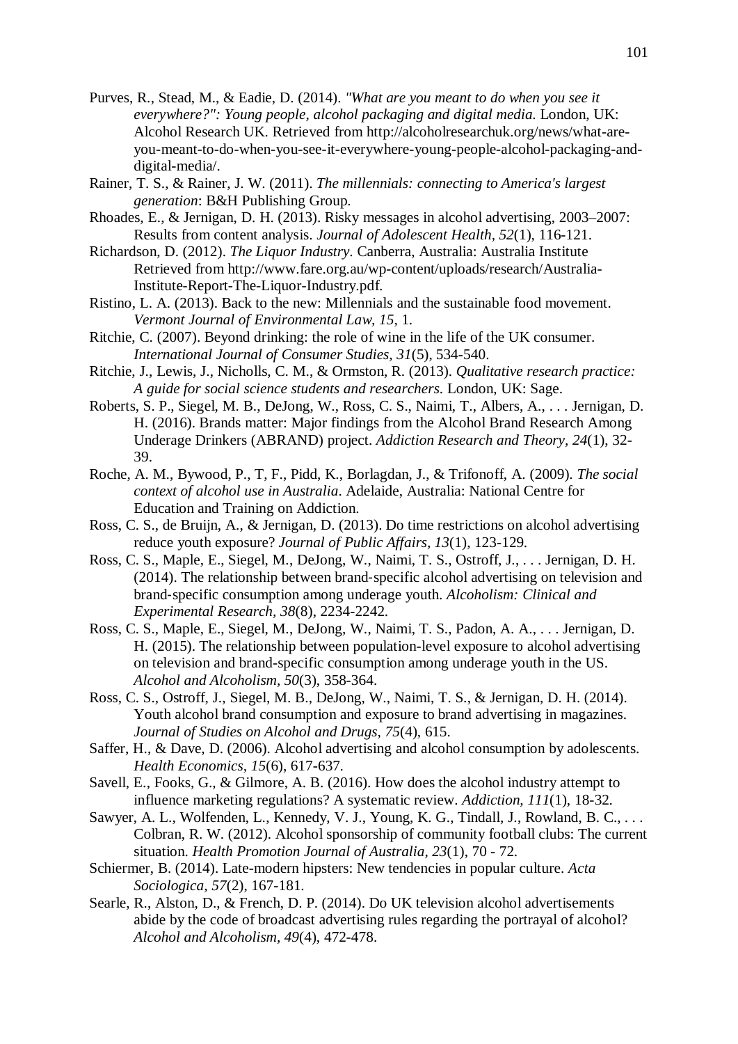Purves, R., Stead, M., & Eadie, D. (2014). *"What are you meant to do when you see it everywhere?": Young people, alcohol packaging and digital media*. London, UK: Alcohol Research UK. Retrieved from http://alcoholresearchuk.org/news/what-are-you-meant-to-do-when-you-see-it-everywhere-young-people-alcohol-packaging-and-digital-media/.

Rainer, T. S., & Rainer, J. W. (2011). *The millennials: connecting to America's largest generation*: B&H Publishing Group.

Rhoades, E., & Jernigan, D. H. (2013). Risky messages in alcohol advertising, 2003–2007: Results from content analysis. *Journal of Adolescent Health, 52*(1), 116-121.

Richardson, D. (2012). *The Liquor Industry*. Canberra, Australia: Australia Institute Retrieved from http://www.fare.org.au/wp-content/uploads/research/Australia-Institute-Report-The-Liquor-Industry.pdf.

Ristino, L. A. (2013). Back to the new: Millennials and the sustainable food movement. *Vermont Journal of Environmental Law, 15*, 1.

Ritchie, C. (2007). Beyond drinking: the role of wine in the life of the UK consumer. *International Journal of Consumer Studies, 31*(5), 534-540.

Ritchie, J., Lewis, J., Nicholls, C. M., & Ormston, R. (2013). *Qualitative research practice: A guide for social science students and researchers*. London, UK: Sage.

Roberts, S. P., Siegel, M. B., DeJong, W., Ross, C. S., Naimi, T., Albers, A., . . . Jernigan, D. H. (2016). Brands matter: Major findings from the Alcohol Brand Research Among Underage Drinkers (ABRAND) project. *Addiction Research and Theory, 24*(1), 32-39.

Roche, A. M., Bywood, P., T, F., Pidd, K., Borlagdan, J., & Trifonoff, A. (2009). *The social context of alcohol use in Australia*. Adelaide, Australia: National Centre for Education and Training on Addiction.

Ross, C. S., de Bruijn, A., & Jernigan, D. (2013). Do time restrictions on alcohol advertising reduce youth exposure? *Journal of Public Affairs, 13*(1), 123-129.

Ross, C. S., Maple, E., Siegel, M., DeJong, W., Naimi, T. S., Ostroff, J., . . . Jernigan, D. H. (2014). The relationship between brand‐specific alcohol advertising on television and brand‐specific consumption among underage youth. *Alcoholism: Clinical and Experimental Research, 38*(8), 2234-2242.

Ross, C. S., Maple, E., Siegel, M., DeJong, W., Naimi, T. S., Padon, A. A., . . . Jernigan, D. H. (2015). The relationship between population-level exposure to alcohol advertising on television and brand-specific consumption among underage youth in the US. *Alcohol and Alcoholism, 50*(3), 358-364.

Ross, C. S., Ostroff, J., Siegel, M. B., DeJong, W., Naimi, T. S., & Jernigan, D. H. (2014). Youth alcohol brand consumption and exposure to brand advertising in magazines. *Journal of Studies on Alcohol and Drugs, 75*(4), 615.

Saffer, H., & Dave, D. (2006). Alcohol advertising and alcohol consumption by adolescents. *Health Economics, 15*(6), 617-637.

Savell, E., Fooks, G., & Gilmore, A. B. (2016). How does the alcohol industry attempt to influence marketing regulations? A systematic review. *Addiction, 111*(1), 18-32.

Sawyer, A. L., Wolfenden, L., Kennedy, V. J., Young, K. G., Tindall, J., Rowland, B. C., . . . Colbran, R. W. (2012). Alcohol sponsorship of community football clubs: The current situation. *Health Promotion Journal of Australia, 23*(1), 70 - 72.

Schiermer, B. (2014). Late-modern hipsters: New tendencies in popular culture. *Acta Sociologica, 57*(2), 167-181.

Searle, R., Alston, D., & French, D. P. (2014). Do UK television alcohol advertisements abide by the code of broadcast advertising rules regarding the portrayal of alcohol? *Alcohol and Alcoholism, 49*(4), 472-478.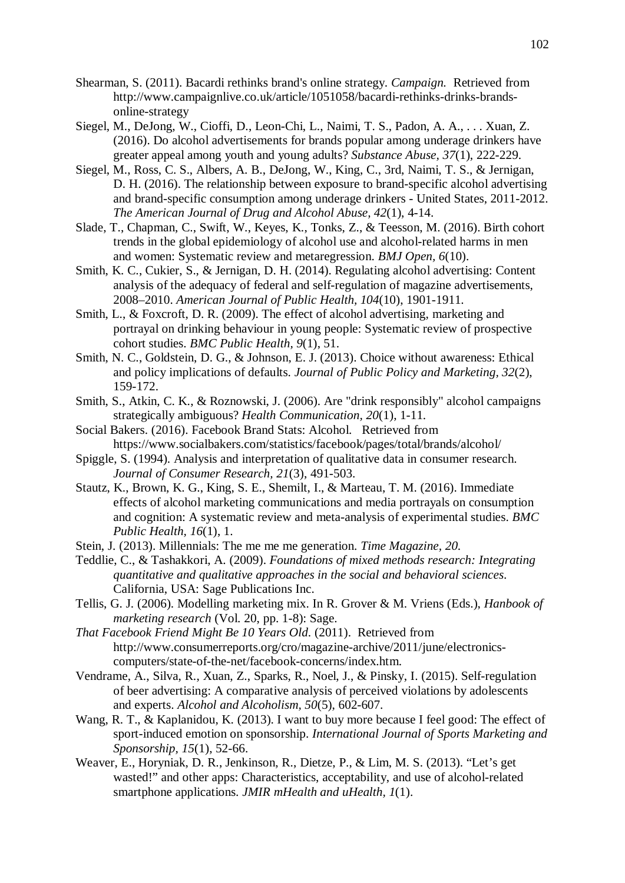Shearman, S. (2011). Bacardi rethinks brand's online strategy. *Campaign.* Retrieved from http://www.campaignlive.co.uk/article/1051058/bacardi-rethinks-drinks-brands-online-strategy

Siegel, M., DeJong, W., Cioffi, D., Leon-Chi, L., Naimi, T. S., Padon, A. A., . . . Xuan, Z. (2016). Do alcohol advertisements for brands popular among underage drinkers have greater appeal among youth and young adults? *Substance Abuse, 37*(1), 222-229.

Siegel, M., Ross, C. S., Albers, A. B., DeJong, W., King, C., 3rd, Naimi, T. S., & Jernigan, D. H. (2016). The relationship between exposure to brand-specific alcohol advertising and brand-specific consumption among underage drinkers - United States, 2011-2012. *The American Journal of Drug and Alcohol Abuse, 42*(1), 4-14.

Slade, T., Chapman, C., Swift, W., Keyes, K., Tonks, Z., & Teesson, M. (2016). Birth cohort trends in the global epidemiology of alcohol use and alcohol-related harms in men and women: Systematic review and metaregression. *BMJ Open, 6*(10).

Smith, K. C., Cukier, S., & Jernigan, D. H. (2014). Regulating alcohol advertising: Content analysis of the adequacy of federal and self-regulation of magazine advertisements, 2008–2010. *American Journal of Public Health, 104*(10), 1901-1911.

Smith, L., & Foxcroft, D. R. (2009). The effect of alcohol advertising, marketing and portrayal on drinking behaviour in young people: Systematic review of prospective cohort studies. *BMC Public Health, 9*(1), 51.

Smith, N. C., Goldstein, D. G., & Johnson, E. J. (2013). Choice without awareness: Ethical and policy implications of defaults. *Journal of Public Policy and Marketing, 32*(2), 159-172.

Smith, S., Atkin, C. K., & Roznowski, J. (2006). Are "drink responsibly" alcohol campaigns strategically ambiguous? *Health Communication, 20*(1), 1-11.

Social Bakers. (2016). Facebook Brand Stats: Alcohol. Retrieved from https://www.socialbakers.com/statistics/facebook/pages/total/brands/alcohol/

Spiggle, S. (1994). Analysis and interpretation of qualitative data in consumer research. *Journal of Consumer Research, 21*(3), 491-503.

Stautz, K., Brown, K. G., King, S. E., Shemilt, I., & Marteau, T. M. (2016). Immediate effects of alcohol marketing communications and media portrayals on consumption and cognition: A systematic review and meta-analysis of experimental studies. *BMC Public Health, 16*(1), 1.

Stein, J. (2013). Millennials: The me me me generation. *Time Magazine, 20*.

Teddlie, C., & Tashakkori, A. (2009). *Foundations of mixed methods research: Integrating quantitative and qualitative approaches in the social and behavioral sciences*. California, USA: Sage Publications Inc.

Tellis, G. J. (2006). Modelling marketing mix. In R. Grover & M. Vriens (Eds.), *Hanbook of marketing research* (Vol. 20, pp. 1-8): Sage.

*That Facebook Friend Might Be 10 Years Old*. (2011). Retrieved from http://www.consumerreports.org/cro/magazine-archive/2011/june/electronics-computers/state-of-the-net/facebook-concerns/index.htm.

Vendrame, A., Silva, R., Xuan, Z., Sparks, R., Noel, J., & Pinsky, I. (2015). Self-regulation of beer advertising: A comparative analysis of perceived violations by adolescents and experts. *Alcohol and Alcoholism, 50*(5), 602-607.

Wang, R. T., & Kaplanidou, K. (2013). I want to buy more because I feel good: The effect of sport-induced emotion on sponsorship. *International Journal of Sports Marketing and Sponsorship, 15*(1), 52-66.

Weaver, E., Horyniak, D. R., Jenkinson, R., Dietze, P., & Lim, M. S. (2013). "Let's get wasted!" and other apps: Characteristics, acceptability, and use of alcohol-related smartphone applications. *JMIR mHealth and uHealth, 1*(1).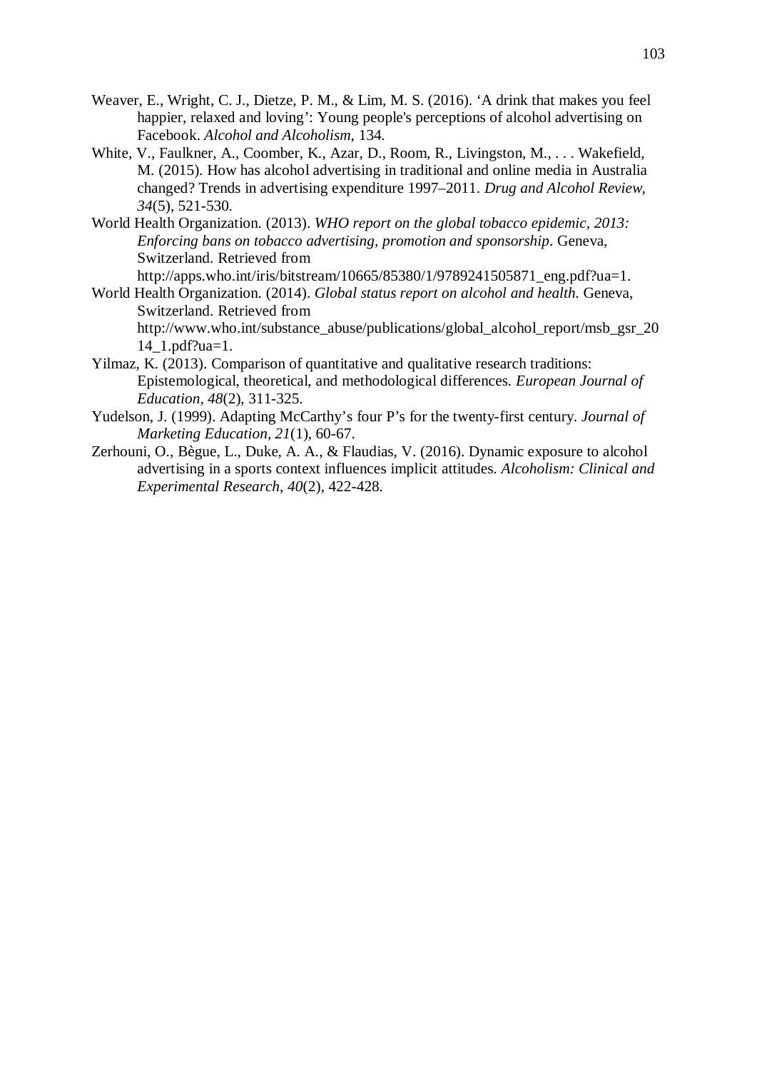Weaver, E., Wright, C. J., Dietze, P. M., & Lim, M. S. (2016). 'A drink that makes you feel happier, relaxed and loving': Young people's perceptions of alcohol advertising on Facebook. *Alcohol and Alcoholism*, 134.

White, V., Faulkner, A., Coomber, K., Azar, D., Room, R., Livingston, M., . . . Wakefield, M. (2015). How has alcohol advertising in traditional and online media in Australia changed? Trends in advertising expenditure 1997–2011. *Drug and Alcohol Review, 34*(5), 521-530.

World Health Organization. (2013). *WHO report on the global tobacco epidemic, 2013: Enforcing bans on tobacco advertising, promotion and sponsorship*. Geneva, Switzerland. Retrieved from http://apps.who.int/iris/bitstream/10665/85380/1/9789241505871_eng.pdf?ua=1.

World Health Organization. (2014). *Global status report on alcohol and health.* Geneva, Switzerland. Retrieved from http://www.who.int/substance_abuse/publications/global_alcohol_report/msb_gsr_2014_1.pdf?ua=1.

Yilmaz, K. (2013). Comparison of quantitative and qualitative research traditions: Epistemological, theoretical, and methodological differences. *European Journal of Education, 48*(2), 311-325.

Yudelson, J. (1999). Adapting McCarthy's four P's for the twenty-first century. *Journal of Marketing Education, 21*(1), 60-67.

Zerhouni, O., Bègue, L., Duke, A. A., & Flaudias, V. (2016). Dynamic exposure to alcohol advertising in a sports context influences implicit attitudes. *Alcoholism: Clinical and Experimental Research, 40*(2), 422-428.